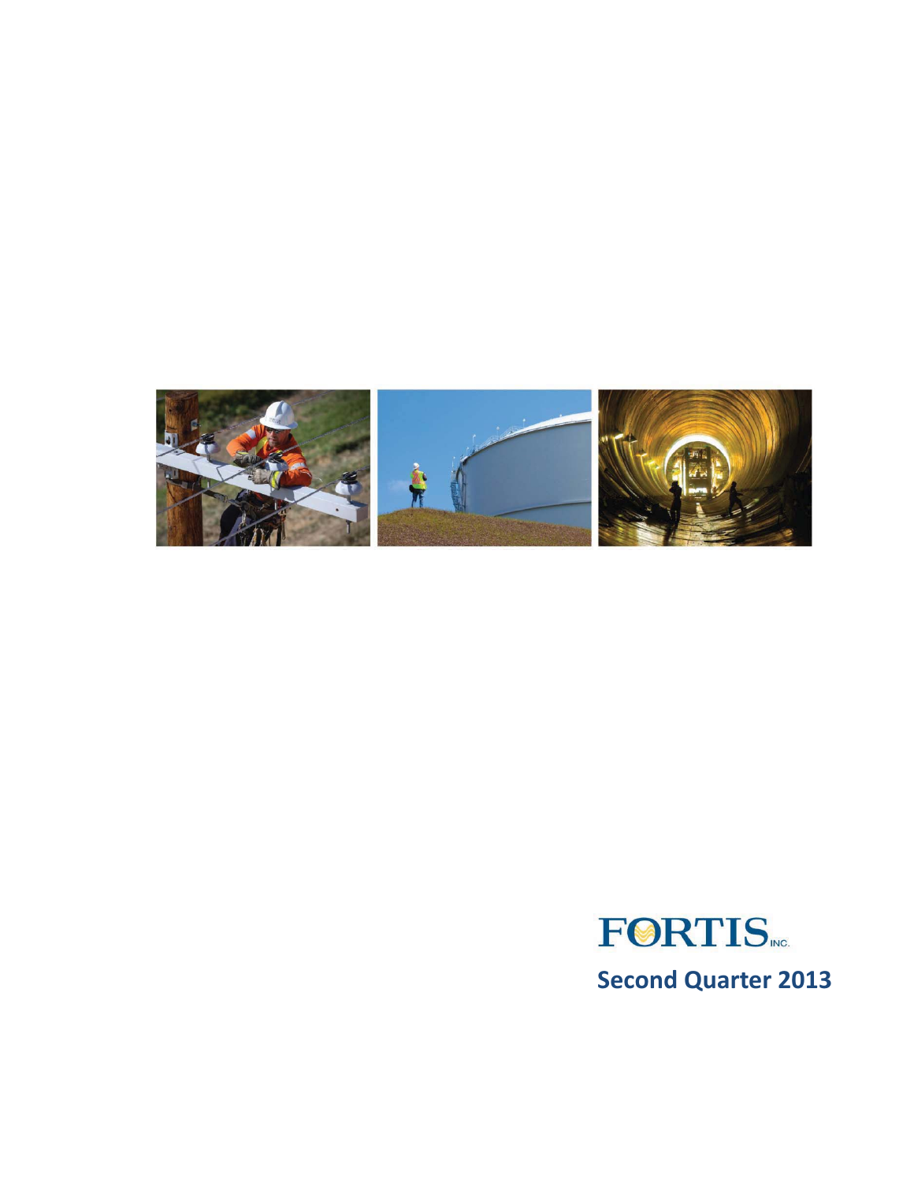FORTIS INC.

**Second Quarter 2013**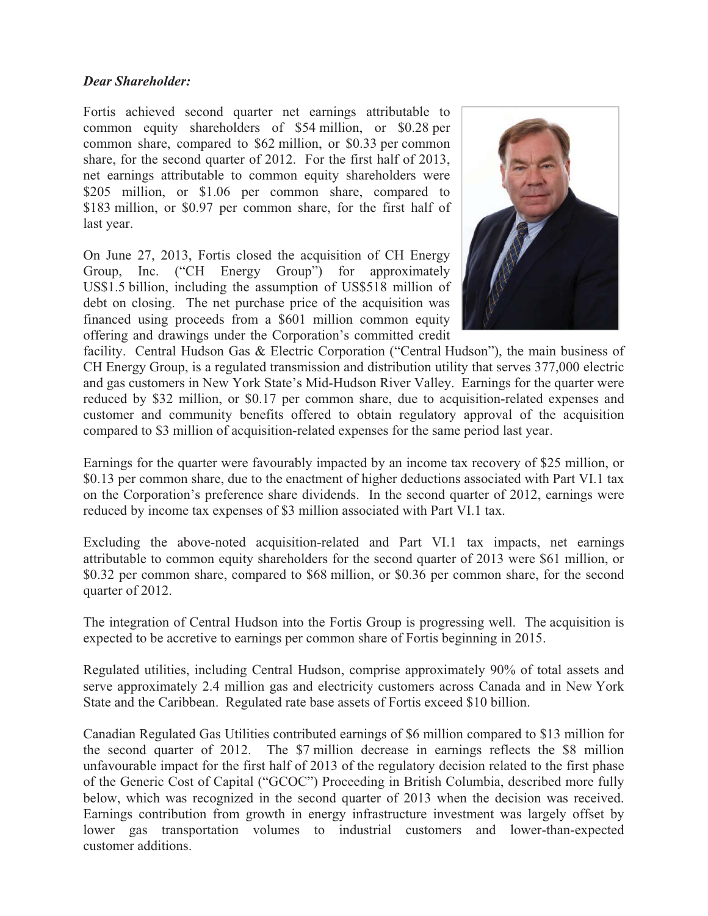***Dear Shareholder:***

Fortis achieved second quarter net earnings attributable to common equity shareholders of $54 million, or $0.28 per common share, compared to $62 million, or $0.33 per common share, for the second quarter of 2012. For the first half of 2013, net earnings attributable to common equity shareholders were $205 million, or $1.06 per common share, compared to $183 million, or $0.97 per common share, for the first half of last year.

On June 27, 2013, Fortis closed the acquisition of CH Energy Group, Inc. ("CH Energy Group") for approximately US$1.5 billion, including the assumption of US$518 million of debt on closing. The net purchase price of the acquisition was financed using proceeds from a $601 million common equity offering and drawings under the Corporation's committed credit facility. Central Hudson Gas & Electric Corporation ("Central Hudson"), the main business of CH Energy Group, is a regulated transmission and distribution utility that serves 377,000 electric and gas customers in New York State's Mid-Hudson River Valley. Earnings for the quarter were reduced by $32 million, or $0.17 per common share, due to acquisition-related expenses and customer and community benefits offered to obtain regulatory approval of the acquisition compared to $3 million of acquisition-related expenses for the same period last year.

Earnings for the quarter were favourably impacted by an income tax recovery of $25 million, or $0.13 per common share, due to the enactment of higher deductions associated with Part VI.1 tax on the Corporation's preference share dividends. In the second quarter of 2012, earnings were reduced by income tax expenses of $3 million associated with Part VI.1 tax.

Excluding the above-noted acquisition-related and Part VI.1 tax impacts, net earnings attributable to common equity shareholders for the second quarter of 2013 were $61 million, or $0.32 per common share, compared to $68 million, or $0.36 per common share, for the second quarter of 2012.

The integration of Central Hudson into the Fortis Group is progressing well. The acquisition is expected to be accretive to earnings per common share of Fortis beginning in 2015.

Regulated utilities, including Central Hudson, comprise approximately 90% of total assets and serve approximately 2.4 million gas and electricity customers across Canada and in New York State and the Caribbean. Regulated rate base assets of Fortis exceed $10 billion.

Canadian Regulated Gas Utilities contributed earnings of $6 million compared to $13 million for the second quarter of 2012. The $7 million decrease in earnings reflects the $8 million unfavourable impact for the first half of 2013 of the regulatory decision related to the first phase of the Generic Cost of Capital ("GCOC") Proceeding in British Columbia, described more fully below, which was recognized in the second quarter of 2013 when the decision was received. Earnings contribution from growth in energy infrastructure investment was largely offset by lower gas transportation volumes to industrial customers and lower-than-expected customer additions.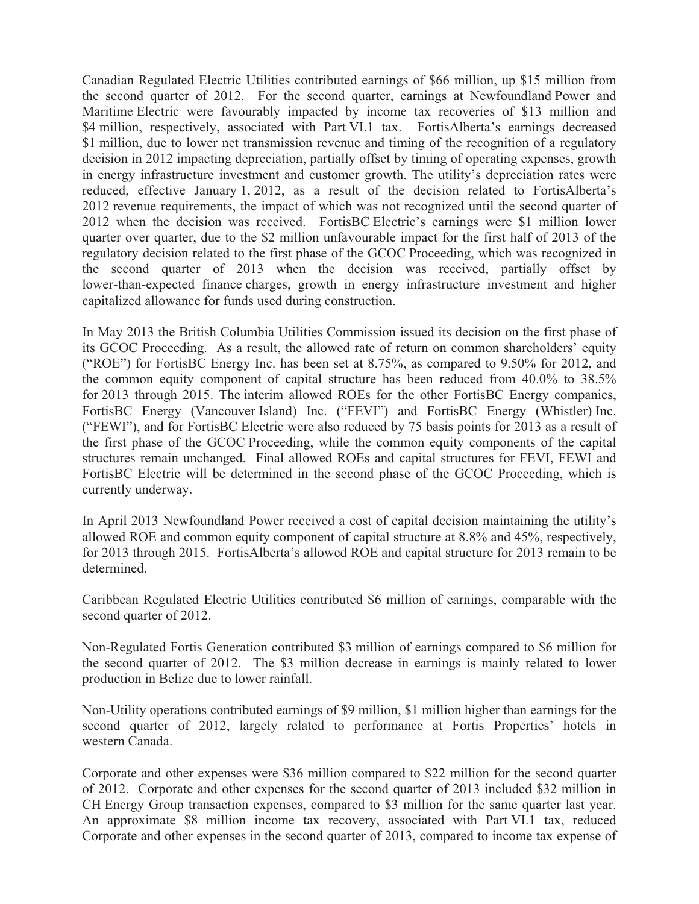Canadian Regulated Electric Utilities contributed earnings of $66 million, up $15 million from the second quarter of 2012. For the second quarter, earnings at Newfoundland Power and Maritime Electric were favourably impacted by income tax recoveries of $13 million and $4 million, respectively, associated with Part VI.1 tax. FortisAlberta's earnings decreased $1 million, due to lower net transmission revenue and timing of the recognition of a regulatory decision in 2012 impacting depreciation, partially offset by timing of operating expenses, growth in energy infrastructure investment and customer growth. The utility's depreciation rates were reduced, effective January 1, 2012, as a result of the decision related to FortisAlberta's 2012 revenue requirements, the impact of which was not recognized until the second quarter of 2012 when the decision was received. FortisBC Electric's earnings were $1 million lower quarter over quarter, due to the $2 million unfavourable impact for the first half of 2013 of the regulatory decision related to the first phase of the GCOC Proceeding, which was recognized in the second quarter of 2013 when the decision was received, partially offset by lower-than-expected finance charges, growth in energy infrastructure investment and higher capitalized allowance for funds used during construction.

In May 2013 the British Columbia Utilities Commission issued its decision on the first phase of its GCOC Proceeding. As a result, the allowed rate of return on common shareholders' equity ("ROE") for FortisBC Energy Inc. has been set at 8.75%, as compared to 9.50% for 2012, and the common equity component of capital structure has been reduced from 40.0% to 38.5% for 2013 through 2015. The interim allowed ROEs for the other FortisBC Energy companies, FortisBC Energy (Vancouver Island) Inc. ("FEVI") and FortisBC Energy (Whistler) Inc. ("FEWI"), and for FortisBC Electric were also reduced by 75 basis points for 2013 as a result of the first phase of the GCOC Proceeding, while the common equity components of the capital structures remain unchanged. Final allowed ROEs and capital structures for FEVI, FEWI and FortisBC Electric will be determined in the second phase of the GCOC Proceeding, which is currently underway.

In April 2013 Newfoundland Power received a cost of capital decision maintaining the utility's allowed ROE and common equity component of capital structure at 8.8% and 45%, respectively, for 2013 through 2015. FortisAlberta's allowed ROE and capital structure for 2013 remain to be determined.

Caribbean Regulated Electric Utilities contributed $6 million of earnings, comparable with the second quarter of 2012.

Non-Regulated Fortis Generation contributed $3 million of earnings compared to $6 million for the second quarter of 2012. The $3 million decrease in earnings is mainly related to lower production in Belize due to lower rainfall.

Non-Utility operations contributed earnings of $9 million, $1 million higher than earnings for the second quarter of 2012, largely related to performance at Fortis Properties' hotels in western Canada.

Corporate and other expenses were $36 million compared to $22 million for the second quarter of 2012. Corporate and other expenses for the second quarter of 2013 included $32 million in CH Energy Group transaction expenses, compared to $3 million for the same quarter last year. An approximate $8 million income tax recovery, associated with Part VI.1 tax, reduced Corporate and other expenses in the second quarter of 2013, compared to income tax expense of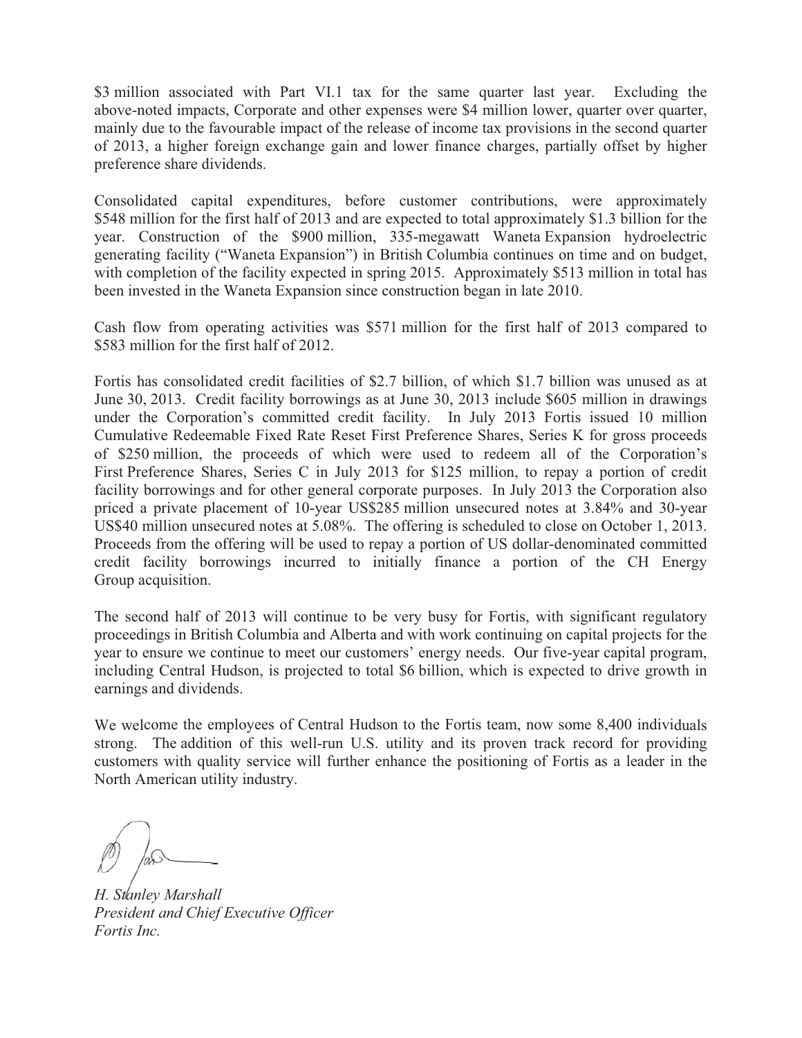$3 million associated with Part VI.1 tax for the same quarter last year. Excluding the above-noted impacts, Corporate and other expenses were $4 million lower, quarter over quarter, mainly due to the favourable impact of the release of income tax provisions in the second quarter of 2013, a higher foreign exchange gain and lower finance charges, partially offset by higher preference share dividends.

Consolidated capital expenditures, before customer contributions, were approximately $548 million for the first half of 2013 and are expected to total approximately $1.3 billion for the year. Construction of the $900 million, 335-megawatt Waneta Expansion hydroelectric generating facility ("Waneta Expansion") in British Columbia continues on time and on budget, with completion of the facility expected in spring 2015. Approximately $513 million in total has been invested in the Waneta Expansion since construction began in late 2010.

Cash flow from operating activities was $571 million for the first half of 2013 compared to $583 million for the first half of 2012.

Fortis has consolidated credit facilities of $2.7 billion, of which $1.7 billion was unused as at June 30, 2013. Credit facility borrowings as at June 30, 2013 include $605 million in drawings under the Corporation's committed credit facility. In July 2013 Fortis issued 10 million Cumulative Redeemable Fixed Rate Reset First Preference Shares, Series K for gross proceeds of $250 million, the proceeds of which were used to redeem all of the Corporation's First Preference Shares, Series C in July 2013 for $125 million, to repay a portion of credit facility borrowings and for other general corporate purposes. In July 2013 the Corporation also priced a private placement of 10-year US$285 million unsecured notes at 3.84% and 30-year US$40 million unsecured notes at 5.08%. The offering is scheduled to close on October 1, 2013. Proceeds from the offering will be used to repay a portion of US dollar-denominated committed credit facility borrowings incurred to initially finance a portion of the CH Energy Group acquisition.

The second half of 2013 will continue to be very busy for Fortis, with significant regulatory proceedings in British Columbia and Alberta and with work continuing on capital projects for the year to ensure we continue to meet our customers' energy needs. Our five-year capital program, including Central Hudson, is projected to total $6 billion, which is expected to drive growth in earnings and dividends.

We welcome the employees of Central Hudson to the Fortis team, now some 8,400 individuals strong. The addition of this well-run U.S. utility and its proven track record for providing customers with quality service will further enhance the positioning of Fortis as a leader in the North American utility industry.

*H. Stanley Marshall*
*President and Chief Executive Officer*
*Fortis Inc.*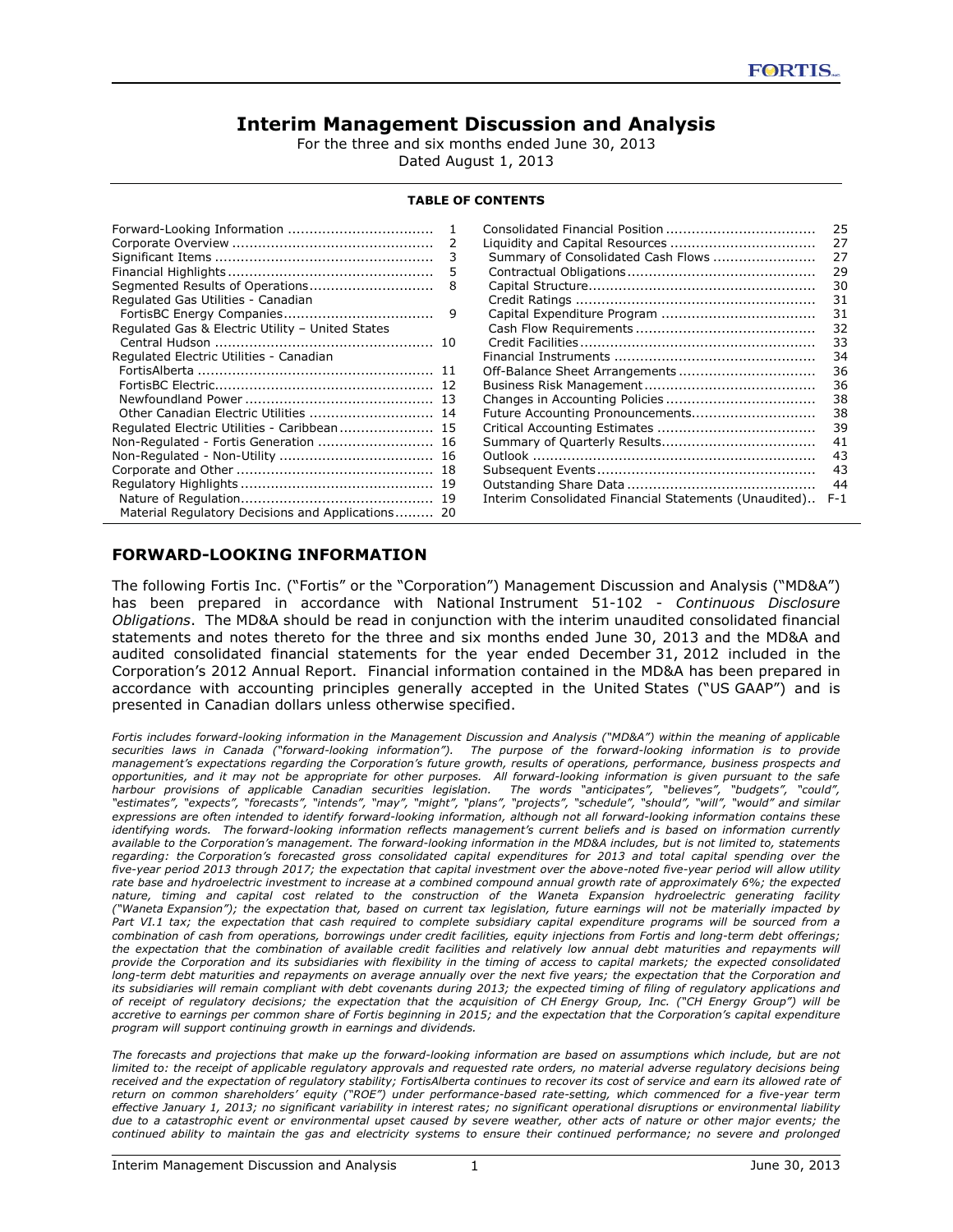# Interim Management Discussion and Analysis

For the three and six months ended June 30, 2013
Dated August 1, 2013

**TABLE OF CONTENTS**

| | | | |
|---|---|---|---|
| Forward-Looking Information | 1 | Consolidated Financial Position | 25 |
| Corporate Overview | 2 | Liquidity and Capital Resources | 27 |
| Significant Items | 3 | Summary of Consolidated Cash Flows | 27 |
| Financial Highlights | 5 | Contractual Obligations | 29 |
| Segmented Results of Operations | 8 | Capital Structure | 30 |
| Regulated Gas Utilities - Canadian FortisBC Energy Companies | 9 | Credit Ratings | 31 |
| Regulated Gas & Electric Utility – United States Central Hudson | 10 | Capital Expenditure Program | 31 |
| Regulated Electric Utilities - Canadian | | Cash Flow Requirements | 32 |
| FortisAlberta | 11 | Credit Facilities | 33 |
| FortisBC Electric | 12 | Financial Instruments | 34 |
| Newfoundland Power | 13 | Off-Balance Sheet Arrangements | 36 |
| Other Canadian Electric Utilities | 14 | Business Risk Management | 36 |
| Regulated Electric Utilities - Caribbean | 15 | Changes in Accounting Policies | 38 |
| Non-Regulated - Fortis Generation | 16 | Future Accounting Pronouncements | 38 |
| Non-Regulated - Non-Utility | 16 | Critical Accounting Estimates | 39 |
| Corporate and Other | 18 | Summary of Quarterly Results | 41 |
| Regulatory Highlights | 19 | Outlook | 43 |
| Nature of Regulation | 19 | Subsequent Events | 43 |
| Material Regulatory Decisions and Applications | 20 | Outstanding Share Data | 44 |
| | | Interim Consolidated Financial Statements (Unaudited) | F-1 |

## FORWARD-LOOKING INFORMATION

The following Fortis Inc. ("Fortis" or the "Corporation") Management Discussion and Analysis ("MD&A") has been prepared in accordance with National Instrument 51-102 - *Continuous Disclosure Obligations*. The MD&A should be read in conjunction with the interim unaudited consolidated financial statements and notes thereto for the three and six months ended June 30, 2013 and the MD&A and audited consolidated financial statements for the year ended December 31, 2012 included in the Corporation's 2012 Annual Report. Financial information contained in the MD&A has been prepared in accordance with accounting principles generally accepted in the United States ("US GAAP") and is presented in Canadian dollars unless otherwise specified.

*Fortis includes forward-looking information in the Management Discussion and Analysis ("MD&A") within the meaning of applicable securities laws in Canada ("forward-looking information"). The purpose of the forward-looking information is to provide management's expectations regarding the Corporation's future growth, results of operations, performance, business prospects and opportunities, and it may not be appropriate for other purposes. All forward-looking information is given pursuant to the safe harbour provisions of applicable Canadian securities legislation. The words "anticipates", "believes", "budgets", "could", "estimates", "expects", "forecasts", "intends", "may", "might", "plans", "projects", "schedule", "should", "will", "would" and similar expressions are often intended to identify forward-looking information, although not all forward-looking information contains these identifying words. The forward-looking information reflects management's current beliefs and is based on information currently available to the Corporation's management. The forward-looking information in the MD&A includes, but is not limited to, statements regarding: the Corporation's forecasted gross consolidated capital expenditures for 2013 and total capital spending over the five-year period 2013 through 2017; the expectation that capital investment over the above-noted five-year period will allow utility rate base and hydroelectric investment to increase at a combined compound annual growth rate of approximately 6%; the expected nature, timing and capital cost related to the construction of the Waneta Expansion hydroelectric generating facility ("Waneta Expansion"); the expectation that, based on current tax legislation, future earnings will not be materially impacted by Part VI.1 tax; the expectation that cash required to complete subsidiary capital expenditure programs will be sourced from a combination of cash from operations, borrowings under credit facilities, equity injections from Fortis and long-term debt offerings; the expectation that the combination of available credit facilities and relatively low annual debt maturities and repayments will provide the Corporation and its subsidiaries with flexibility in the timing of access to capital markets; the expected consolidated long-term debt maturities and repayments on average annually over the next five years; the expectation that the Corporation and its subsidiaries will remain compliant with debt covenants during 2013; the expected timing of filing of regulatory applications and of receipt of regulatory decisions; the expectation that the acquisition of CH Energy Group, Inc. ("CH Energy Group") will be accretive to earnings per common share of Fortis beginning in 2015; and the expectation that the Corporation's capital expenditure program will support continuing growth in earnings and dividends.*

*The forecasts and projections that make up the forward-looking information are based on assumptions which include, but are not limited to: the receipt of applicable regulatory approvals and requested rate orders, no material adverse regulatory decisions being received and the expectation of regulatory stability; FortisAlberta continues to recover its cost of service and earn its allowed rate of return on common shareholders' equity ("ROE") under performance-based rate-setting, which commenced for a five-year term effective January 1, 2013; no significant variability in interest rates; no significant operational disruptions or environmental liability due to a catastrophic event or environmental upset caused by severe weather, other acts of nature or other major events; the continued ability to maintain the gas and electricity systems to ensure their continued performance; no severe and prolonged*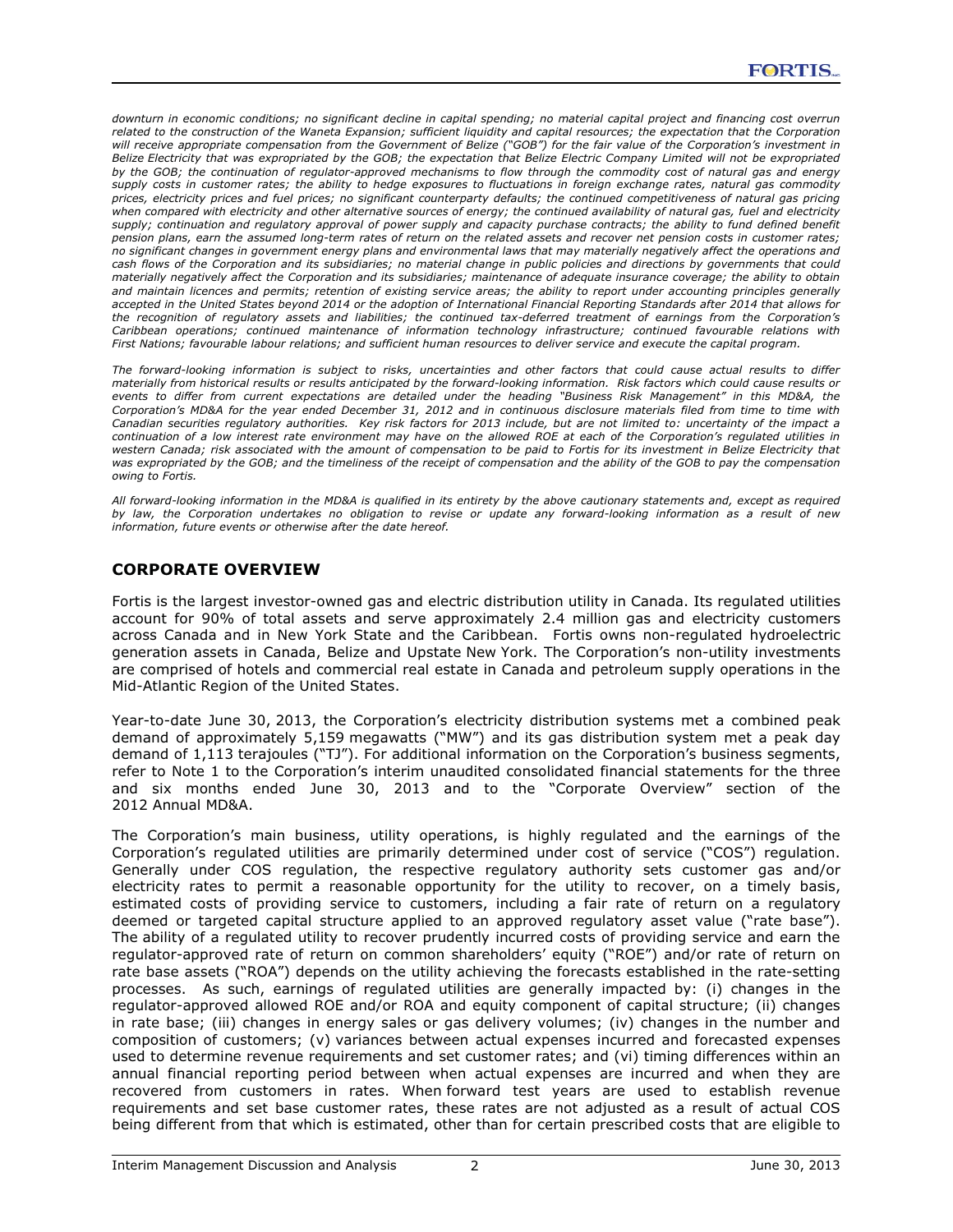*downturn in economic conditions; no significant decline in capital spending; no material capital project and financing cost overrun related to the construction of the Waneta Expansion; sufficient liquidity and capital resources; the expectation that the Corporation will receive appropriate compensation from the Government of Belize ("GOB") for the fair value of the Corporation's investment in Belize Electricity that was expropriated by the GOB; the expectation that Belize Electric Company Limited will not be expropriated by the GOB; the continuation of regulator-approved mechanisms to flow through the commodity cost of natural gas and energy supply costs in customer rates; the ability to hedge exposures to fluctuations in foreign exchange rates, natural gas commodity prices, electricity prices and fuel prices; no significant counterparty defaults; the continued competitiveness of natural gas pricing when compared with electricity and other alternative sources of energy; the continued availability of natural gas, fuel and electricity supply; continuation and regulatory approval of power supply and capacity purchase contracts; the ability to fund defined benefit pension plans, earn the assumed long-term rates of return on the related assets and recover net pension costs in customer rates; no significant changes in government energy plans and environmental laws that may materially negatively affect the operations and cash flows of the Corporation and its subsidiaries; no material change in public policies and directions by governments that could materially negatively affect the Corporation and its subsidiaries; maintenance of adequate insurance coverage; the ability to obtain and maintain licences and permits; retention of existing service areas; the ability to report under accounting principles generally accepted in the United States beyond 2014 or the adoption of International Financial Reporting Standards after 2014 that allows for the recognition of regulatory assets and liabilities; the continued tax-deferred treatment of earnings from the Corporation's Caribbean operations; continued maintenance of information technology infrastructure; continued favourable relations with First Nations; favourable labour relations; and sufficient human resources to deliver service and execute the capital program.*

*The forward-looking information is subject to risks, uncertainties and other factors that could cause actual results to differ materially from historical results or results anticipated by the forward-looking information. Risk factors which could cause results or events to differ from current expectations are detailed under the heading "Business Risk Management" in this MD&A, the Corporation's MD&A for the year ended December 31, 2012 and in continuous disclosure materials filed from time to time with Canadian securities regulatory authorities. Key risk factors for 2013 include, but are not limited to: uncertainty of the impact a continuation of a low interest rate environment may have on the allowed ROE at each of the Corporation's regulated utilities in western Canada; risk associated with the amount of compensation to be paid to Fortis for its investment in Belize Electricity that was expropriated by the GOB; and the timeliness of the receipt of compensation and the ability of the GOB to pay the compensation owing to Fortis.*

*All forward-looking information in the MD&A is qualified in its entirety by the above cautionary statements and, except as required by law, the Corporation undertakes no obligation to revise or update any forward-looking information as a result of new information, future events or otherwise after the date hereof.*

## CORPORATE OVERVIEW

Fortis is the largest investor-owned gas and electric distribution utility in Canada. Its regulated utilities account for 90% of total assets and serve approximately 2.4 million gas and electricity customers across Canada and in New York State and the Caribbean. Fortis owns non-regulated hydroelectric generation assets in Canada, Belize and Upstate New York. The Corporation's non-utility investments are comprised of hotels and commercial real estate in Canada and petroleum supply operations in the Mid-Atlantic Region of the United States.

Year-to-date June 30, 2013, the Corporation's electricity distribution systems met a combined peak demand of approximately 5,159 megawatts ("MW") and its gas distribution system met a peak day demand of 1,113 terajoules ("TJ"). For additional information on the Corporation's business segments, refer to Note 1 to the Corporation's interim unaudited consolidated financial statements for the three and six months ended June 30, 2013 and to the "Corporate Overview" section of the 2012 Annual MD&A.

The Corporation's main business, utility operations, is highly regulated and the earnings of the Corporation's regulated utilities are primarily determined under cost of service ("COS") regulation. Generally under COS regulation, the respective regulatory authority sets customer gas and/or electricity rates to permit a reasonable opportunity for the utility to recover, on a timely basis, estimated costs of providing service to customers, including a fair rate of return on a regulatory deemed or targeted capital structure applied to an approved regulatory asset value ("rate base"). The ability of a regulated utility to recover prudently incurred costs of providing service and earn the regulator-approved rate of return on common shareholders' equity ("ROE") and/or rate of return on rate base assets ("ROA") depends on the utility achieving the forecasts established in the rate-setting processes. As such, earnings of regulated utilities are generally impacted by: (i) changes in the regulator-approved allowed ROE and/or ROA and equity component of capital structure; (ii) changes in rate base; (iii) changes in energy sales or gas delivery volumes; (iv) changes in the number and composition of customers; (v) variances between actual expenses incurred and forecasted expenses used to determine revenue requirements and set customer rates; and (vi) timing differences within an annual financial reporting period between when actual expenses are incurred and when they are recovered from customers in rates. When forward test years are used to establish revenue requirements and set base customer rates, these rates are not adjusted as a result of actual COS being different from that which is estimated, other than for certain prescribed costs that are eligible to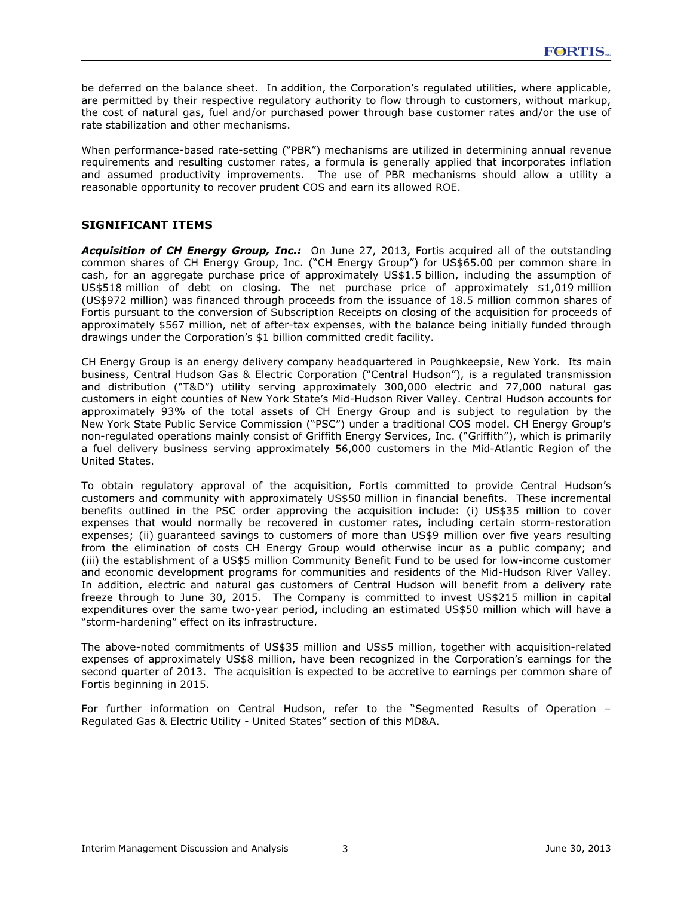be deferred on the balance sheet. In addition, the Corporation's regulated utilities, where applicable, are permitted by their respective regulatory authority to flow through to customers, without markup, the cost of natural gas, fuel and/or purchased power through base customer rates and/or the use of rate stabilization and other mechanisms.

When performance-based rate-setting ("PBR") mechanisms are utilized in determining annual revenue requirements and resulting customer rates, a formula is generally applied that incorporates inflation and assumed productivity improvements. The use of PBR mechanisms should allow a utility a reasonable opportunity to recover prudent COS and earn its allowed ROE.

## SIGNIFICANT ITEMS

***Acquisition of CH Energy Group, Inc.:*** On June 27, 2013, Fortis acquired all of the outstanding common shares of CH Energy Group, Inc. ("CH Energy Group") for US$65.00 per common share in cash, for an aggregate purchase price of approximately US$1.5 billion, including the assumption of US$518 million of debt on closing. The net purchase price of approximately $1,019 million (US$972 million) was financed through proceeds from the issuance of 18.5 million common shares of Fortis pursuant to the conversion of Subscription Receipts on closing of the acquisition for proceeds of approximately $567 million, net of after-tax expenses, with the balance being initially funded through drawings under the Corporation's $1 billion committed credit facility.

CH Energy Group is an energy delivery company headquartered in Poughkeepsie, New York. Its main business, Central Hudson Gas & Electric Corporation ("Central Hudson"), is a regulated transmission and distribution ("T&D") utility serving approximately 300,000 electric and 77,000 natural gas customers in eight counties of New York State's Mid-Hudson River Valley. Central Hudson accounts for approximately 93% of the total assets of CH Energy Group and is subject to regulation by the New York State Public Service Commission ("PSC") under a traditional COS model. CH Energy Group's non-regulated operations mainly consist of Griffith Energy Services, Inc. ("Griffith"), which is primarily a fuel delivery business serving approximately 56,000 customers in the Mid-Atlantic Region of the United States.

To obtain regulatory approval of the acquisition, Fortis committed to provide Central Hudson's customers and community with approximately US$50 million in financial benefits. These incremental benefits outlined in the PSC order approving the acquisition include: (i) US$35 million to cover expenses that would normally be recovered in customer rates, including certain storm-restoration expenses; (ii) guaranteed savings to customers of more than US$9 million over five years resulting from the elimination of costs CH Energy Group would otherwise incur as a public company; and (iii) the establishment of a US$5 million Community Benefit Fund to be used for low-income customer and economic development programs for communities and residents of the Mid-Hudson River Valley. In addition, electric and natural gas customers of Central Hudson will benefit from a delivery rate freeze through to June 30, 2015. The Company is committed to invest US$215 million in capital expenditures over the same two-year period, including an estimated US$50 million which will have a "storm-hardening" effect on its infrastructure.

The above-noted commitments of US$35 million and US$5 million, together with acquisition-related expenses of approximately US$8 million, have been recognized in the Corporation's earnings for the second quarter of 2013. The acquisition is expected to be accretive to earnings per common share of Fortis beginning in 2015.

For further information on Central Hudson, refer to the "Segmented Results of Operation – Regulated Gas & Electric Utility - United States" section of this MD&A.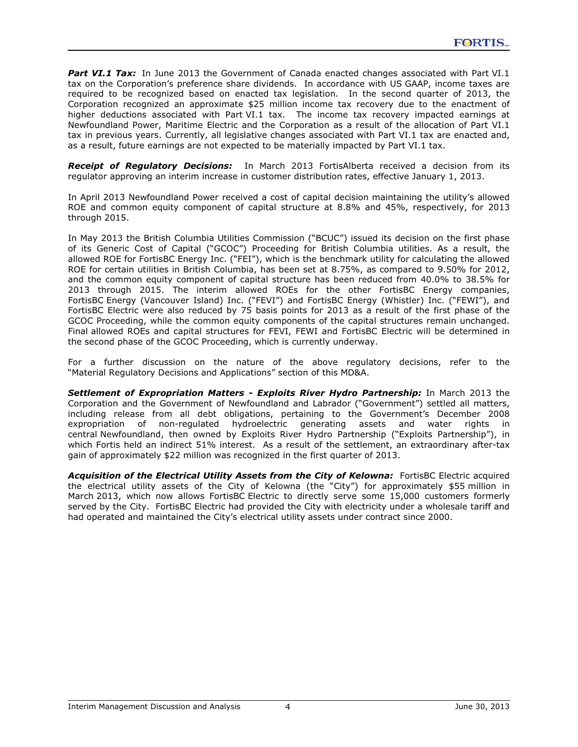***Part VI.1 Tax:*** In June 2013 the Government of Canada enacted changes associated with Part VI.1 tax on the Corporation's preference share dividends. In accordance with US GAAP, income taxes are required to be recognized based on enacted tax legislation. In the second quarter of 2013, the Corporation recognized an approximate $25 million income tax recovery due to the enactment of higher deductions associated with Part VI.1 tax. The income tax recovery impacted earnings at Newfoundland Power, Maritime Electric and the Corporation as a result of the allocation of Part VI.1 tax in previous years. Currently, all legislative changes associated with Part VI.1 tax are enacted and, as a result, future earnings are not expected to be materially impacted by Part VI.1 tax.

***Receipt of Regulatory Decisions:*** In March 2013 FortisAlberta received a decision from its regulator approving an interim increase in customer distribution rates, effective January 1, 2013.

In April 2013 Newfoundland Power received a cost of capital decision maintaining the utility's allowed ROE and common equity component of capital structure at 8.8% and 45%, respectively, for 2013 through 2015.

In May 2013 the British Columbia Utilities Commission ("BCUC") issued its decision on the first phase of its Generic Cost of Capital ("GCOC") Proceeding for British Columbia utilities. As a result, the allowed ROE for FortisBC Energy Inc. ("FEI"), which is the benchmark utility for calculating the allowed ROE for certain utilities in British Columbia, has been set at 8.75%, as compared to 9.50% for 2012, and the common equity component of capital structure has been reduced from 40.0% to 38.5% for 2013 through 2015. The interim allowed ROEs for the other FortisBC Energy companies, FortisBC Energy (Vancouver Island) Inc. ("FEVI") and FortisBC Energy (Whistler) Inc. ("FEWI"), and FortisBC Electric were also reduced by 75 basis points for 2013 as a result of the first phase of the GCOC Proceeding, while the common equity components of the capital structures remain unchanged. Final allowed ROEs and capital structures for FEVI, FEWI and FortisBC Electric will be determined in the second phase of the GCOC Proceeding, which is currently underway.

For a further discussion on the nature of the above regulatory decisions, refer to the "Material Regulatory Decisions and Applications" section of this MD&A.

***Settlement of Expropriation Matters - Exploits River Hydro Partnership:*** In March 2013 the Corporation and the Government of Newfoundland and Labrador ("Government") settled all matters, including release from all debt obligations, pertaining to the Government's December 2008 expropriation of non-regulated hydroelectric generating assets and water rights in central Newfoundland, then owned by Exploits River Hydro Partnership ("Exploits Partnership"), in which Fortis held an indirect 51% interest. As a result of the settlement, an extraordinary after-tax gain of approximately $22 million was recognized in the first quarter of 2013.

***Acquisition of the Electrical Utility Assets from the City of Kelowna:*** FortisBC Electric acquired the electrical utility assets of the City of Kelowna (the "City") for approximately $55 million in March 2013, which now allows FortisBC Electric to directly serve some 15,000 customers formerly served by the City. FortisBC Electric had provided the City with electricity under a wholesale tariff and had operated and maintained the City's electrical utility assets under contract since 2000.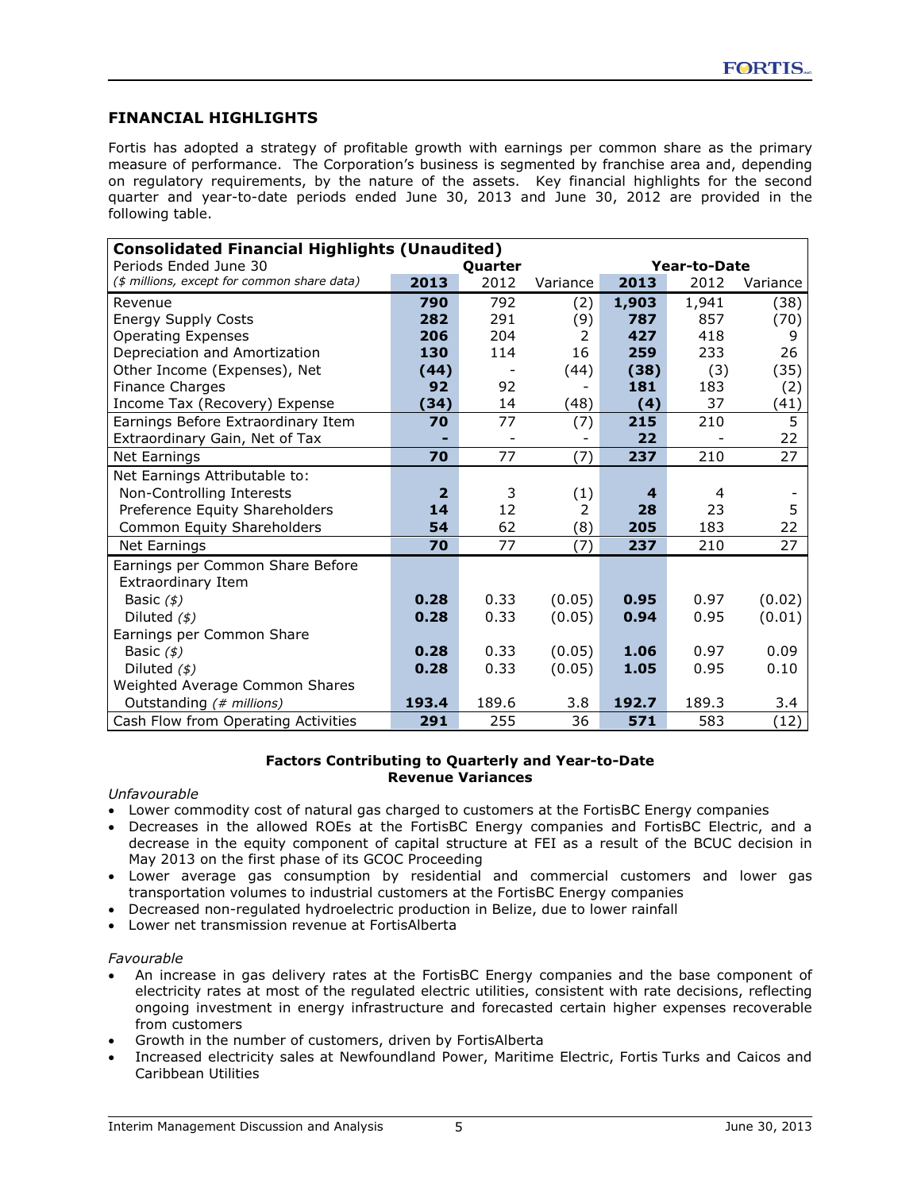## FINANCIAL HIGHLIGHTS

Fortis has adopted a strategy of profitable growth with earnings per common share as the primary measure of performance. The Corporation's business is segmented by franchise area and, depending on regulatory requirements, by the nature of the assets. Key financial highlights for the second quarter and year-to-date periods ended June 30, 2013 and June 30, 2012 are provided in the following table.

| **Consolidated Financial Highlights (Unaudited)** | | | | | | |
|---|---|---|---|---|---|---|
| Periods Ended June 30 | **Quarter** | | | **Year-to-Date** | | |
| *($ millions, except for common share data)* | **2013** | 2012 | Variance | **2013** | 2012 | Variance |
| Revenue | **790** | 792 | (2) | **1,903** | 1,941 | (38) |
| Energy Supply Costs | **282** | 291 | (9) | **787** | 857 | (70) |
| Operating Expenses | **206** | 204 | 2 | **427** | 418 | 9 |
| Depreciation and Amortization | **130** | 114 | 16 | **259** | 233 | 26 |
| Other Income (Expenses), Net | **(44)** | - | (44) | **(38)** | (3) | (35) |
| Finance Charges | **92** | 92 | - | **181** | 183 | (2) |
| Income Tax (Recovery) Expense | **(34)** | 14 | (48) | **(4)** | 37 | (41) |
| Earnings Before Extraordinary Item | **70** | 77 | (7) | **215** | 210 | 5 |
| Extraordinary Gain, Net of Tax | **-** | - | - | **22** | - | 22 |
| Net Earnings | **70** | 77 | (7) | **237** | 210 | 27 |
| Net Earnings Attributable to: | | | | | | |
| Non-Controlling Interests | **2** | 3 | (1) | **4** | 4 | - |
| Preference Equity Shareholders | **14** | 12 | 2 | **28** | 23 | 5 |
| Common Equity Shareholders | **54** | 62 | (8) | **205** | 183 | 22 |
| Net Earnings | **70** | 77 | (7) | **237** | 210 | 27 |
| Earnings per Common Share Before Extraordinary Item | | | | | | |
| Basic *($)* | **0.28** | 0.33 | (0.05) | **0.95** | 0.97 | (0.02) |
| Diluted *($)* | **0.28** | 0.33 | (0.05) | **0.94** | 0.95 | (0.01) |
| Earnings per Common Share | | | | | | |
| Basic *($)* | **0.28** | 0.33 | (0.05) | **1.06** | 0.97 | 0.09 |
| Diluted *($)* | **0.28** | 0.33 | (0.05) | **1.05** | 0.95 | 0.10 |
| Weighted Average Common Shares Outstanding *(# millions)* | **193.4** | 189.6 | 3.8 | **192.7** | 189.3 | 3.4 |
| Cash Flow from Operating Activities | **291** | 255 | 36 | **571** | 583 | (12) |

**Factors Contributing to Quarterly and Year-to-Date Revenue Variances**

*Unfavourable*

- Lower commodity cost of natural gas charged to customers at the FortisBC Energy companies
- Decreases in the allowed ROEs at the FortisBC Energy companies and FortisBC Electric, and a decrease in the equity component of capital structure at FEI as a result of the BCUC decision in May 2013 on the first phase of its GCOC Proceeding
- Lower average gas consumption by residential and commercial customers and lower gas transportation volumes to industrial customers at the FortisBC Energy companies
- Decreased non-regulated hydroelectric production in Belize, due to lower rainfall
- Lower net transmission revenue at FortisAlberta

*Favourable*

- An increase in gas delivery rates at the FortisBC Energy companies and the base component of electricity rates at most of the regulated electric utilities, consistent with rate decisions, reflecting ongoing investment in energy infrastructure and forecasted certain higher expenses recoverable from customers
- Growth in the number of customers, driven by FortisAlberta
- Increased electricity sales at Newfoundland Power, Maritime Electric, Fortis Turks and Caicos and Caribbean Utilities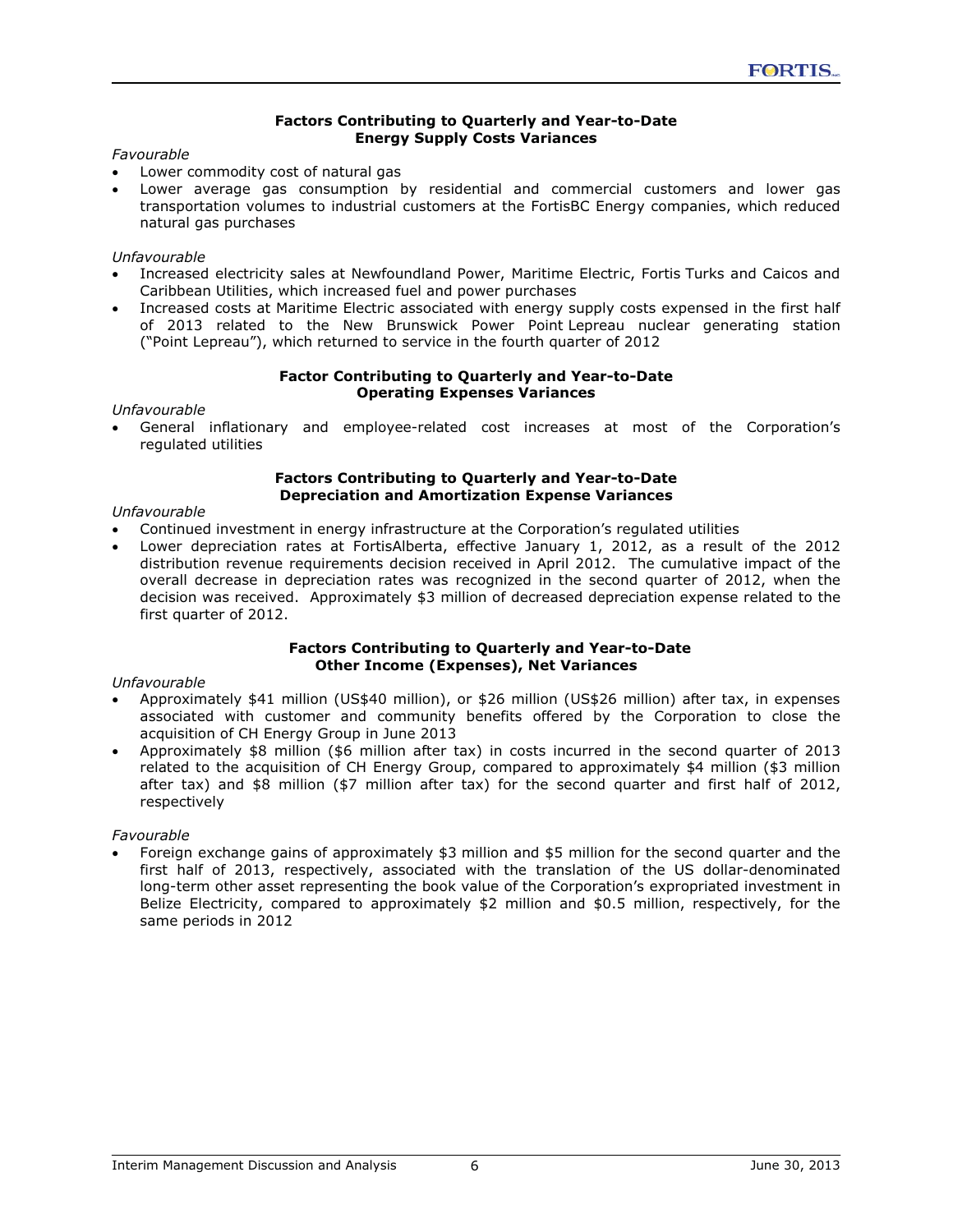### Factors Contributing to Quarterly and Year-to-Date Energy Supply Costs Variances

*Favourable*

- Lower commodity cost of natural gas
- Lower average gas consumption by residential and commercial customers and lower gas transportation volumes to industrial customers at the FortisBC Energy companies, which reduced natural gas purchases

*Unfavourable*

- Increased electricity sales at Newfoundland Power, Maritime Electric, Fortis Turks and Caicos and Caribbean Utilities, which increased fuel and power purchases
- Increased costs at Maritime Electric associated with energy supply costs expensed in the first half of 2013 related to the New Brunswick Power Point Lepreau nuclear generating station ("Point Lepreau"), which returned to service in the fourth quarter of 2012

### Factor Contributing to Quarterly and Year-to-Date Operating Expenses Variances

*Unfavourable*

- General inflationary and employee-related cost increases at most of the Corporation's regulated utilities

### Factors Contributing to Quarterly and Year-to-Date Depreciation and Amortization Expense Variances

*Unfavourable*

- Continued investment in energy infrastructure at the Corporation's regulated utilities
- Lower depreciation rates at FortisAlberta, effective January 1, 2012, as a result of the 2012 distribution revenue requirements decision received in April 2012. The cumulative impact of the overall decrease in depreciation rates was recognized in the second quarter of 2012, when the decision was received. Approximately $3 million of decreased depreciation expense related to the first quarter of 2012.

### Factors Contributing to Quarterly and Year-to-Date Other Income (Expenses), Net Variances

*Unfavourable*

- Approximately $41 million (US$40 million), or $26 million (US$26 million) after tax, in expenses associated with customer and community benefits offered by the Corporation to close the acquisition of CH Energy Group in June 2013
- Approximately $8 million ($6 million after tax) in costs incurred in the second quarter of 2013 related to the acquisition of CH Energy Group, compared to approximately $4 million ($3 million after tax) and $8 million ($7 million after tax) for the second quarter and first half of 2012, respectively

*Favourable*

- Foreign exchange gains of approximately $3 million and $5 million for the second quarter and the first half of 2013, respectively, associated with the translation of the US dollar-denominated long-term other asset representing the book value of the Corporation's expropriated investment in Belize Electricity, compared to approximately $2 million and $0.5 million, respectively, for the same periods in 2012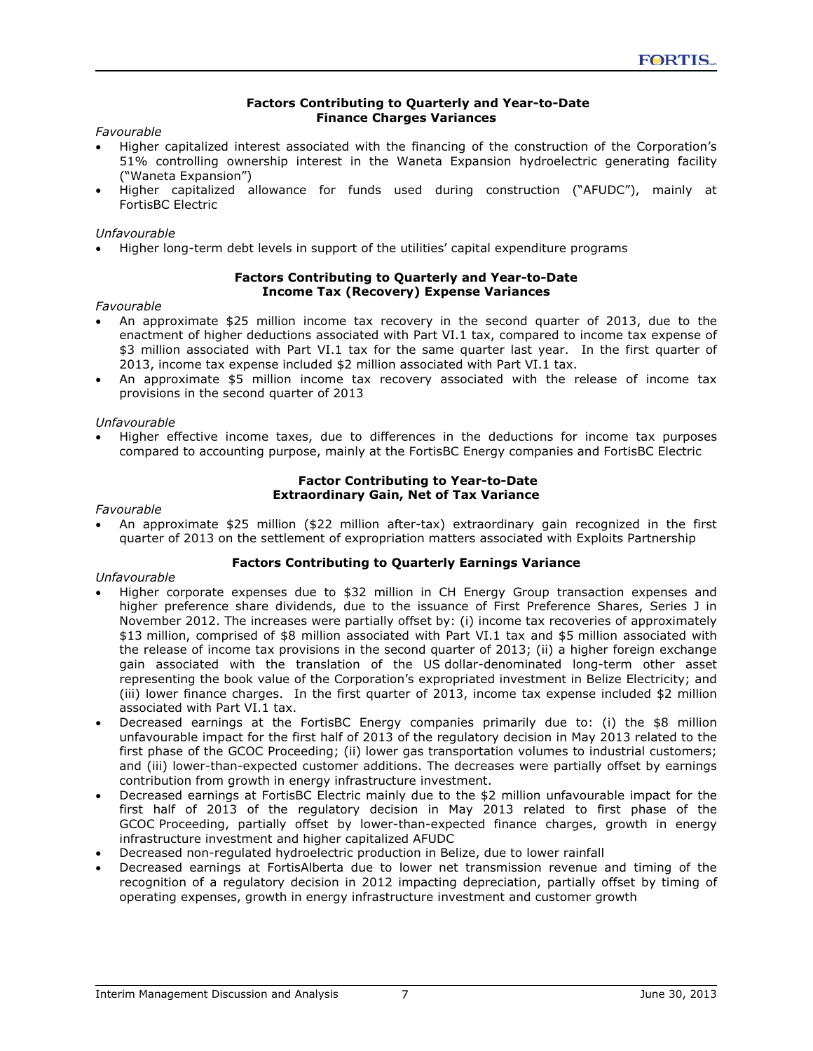#### Factors Contributing to Quarterly and Year-to-Date Finance Charges Variances

*Favourable*

- Higher capitalized interest associated with the financing of the construction of the Corporation's 51% controlling ownership interest in the Waneta Expansion hydroelectric generating facility ("Waneta Expansion")
- Higher capitalized allowance for funds used during construction ("AFUDC"), mainly at FortisBC Electric

*Unfavourable*

- Higher long-term debt levels in support of the utilities' capital expenditure programs

#### Factors Contributing to Quarterly and Year-to-Date Income Tax (Recovery) Expense Variances

*Favourable*

- An approximate $25 million income tax recovery in the second quarter of 2013, due to the enactment of higher deductions associated with Part VI.1 tax, compared to income tax expense of $3 million associated with Part VI.1 tax for the same quarter last year. In the first quarter of 2013, income tax expense included $2 million associated with Part VI.1 tax.
- An approximate $5 million income tax recovery associated with the release of income tax provisions in the second quarter of 2013

*Unfavourable*

- Higher effective income taxes, due to differences in the deductions for income tax purposes compared to accounting purpose, mainly at the FortisBC Energy companies and FortisBC Electric

#### Factor Contributing to Year-to-Date Extraordinary Gain, Net of Tax Variance

*Favourable*

- An approximate $25 million ($22 million after-tax) extraordinary gain recognized in the first quarter of 2013 on the settlement of expropriation matters associated with Exploits Partnership

#### Factors Contributing to Quarterly Earnings Variance

*Unfavourable*

- Higher corporate expenses due to $32 million in CH Energy Group transaction expenses and higher preference share dividends, due to the issuance of First Preference Shares, Series J in November 2012. The increases were partially offset by: (i) income tax recoveries of approximately $13 million, comprised of $8 million associated with Part VI.1 tax and $5 million associated with the release of income tax provisions in the second quarter of 2013; (ii) a higher foreign exchange gain associated with the translation of the US dollar-denominated long-term other asset representing the book value of the Corporation's expropriated investment in Belize Electricity; and (iii) lower finance charges. In the first quarter of 2013, income tax expense included $2 million associated with Part VI.1 tax.
- Decreased earnings at the FortisBC Energy companies primarily due to: (i) the $8 million unfavourable impact for the first half of 2013 of the regulatory decision in May 2013 related to the first phase of the GCOC Proceeding; (ii) lower gas transportation volumes to industrial customers; and (iii) lower-than-expected customer additions. The decreases were partially offset by earnings contribution from growth in energy infrastructure investment.
- Decreased earnings at FortisBC Electric mainly due to the $2 million unfavourable impact for the first half of 2013 of the regulatory decision in May 2013 related to first phase of the GCOC Proceeding, partially offset by lower-than-expected finance charges, growth in energy infrastructure investment and higher capitalized AFUDC
- Decreased non-regulated hydroelectric production in Belize, due to lower rainfall
- Decreased earnings at FortisAlberta due to lower net transmission revenue and timing of the recognition of a regulatory decision in 2012 impacting depreciation, partially offset by timing of operating expenses, growth in energy infrastructure investment and customer growth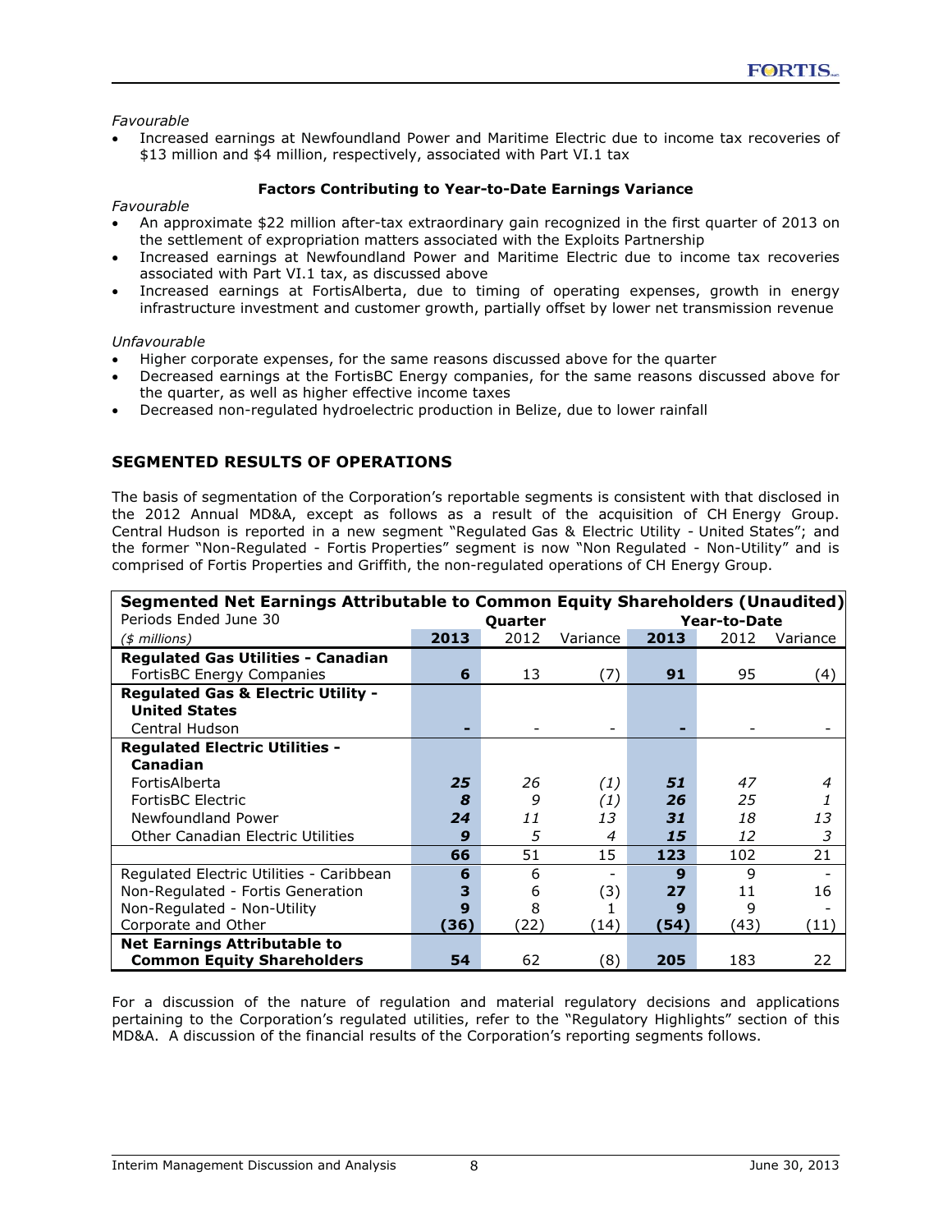*Favourable*

- Increased earnings at Newfoundland Power and Maritime Electric due to income tax recoveries of $13 million and $4 million, respectively, associated with Part VI.1 tax

**Factors Contributing to Year-to-Date Earnings Variance**

*Favourable*

- An approximate $22 million after-tax extraordinary gain recognized in the first quarter of 2013 on the settlement of expropriation matters associated with the Exploits Partnership
- Increased earnings at Newfoundland Power and Maritime Electric due to income tax recoveries associated with Part VI.1 tax, as discussed above
- Increased earnings at FortisAlberta, due to timing of operating expenses, growth in energy infrastructure investment and customer growth, partially offset by lower net transmission revenue

*Unfavourable*

- Higher corporate expenses, for the same reasons discussed above for the quarter
- Decreased earnings at the FortisBC Energy companies, for the same reasons discussed above for the quarter, as well as higher effective income taxes
- Decreased non-regulated hydroelectric production in Belize, due to lower rainfall

## SEGMENTED RESULTS OF OPERATIONS

The basis of segmentation of the Corporation's reportable segments is consistent with that disclosed in the 2012 Annual MD&A, except as follows as a result of the acquisition of CH Energy Group. Central Hudson is reported in a new segment "Regulated Gas & Electric Utility - United States"; and the former "Non-Regulated - Fortis Properties" segment is now "Non Regulated - Non-Utility" and is comprised of Fortis Properties and Griffith, the non-regulated operations of CH Energy Group.

| **Segmented Net Earnings Attributable to Common Equity Shareholders (Unaudited)** | | | | | | |
|---|---|---|---|---|---|---|
| Periods Ended June 30 | **Quarter** | | | **Year-to-Date** | | |
| *($ millions)* | **2013** | 2012 | Variance | **2013** | 2012 | Variance |
| **Regulated Gas Utilities - Canadian** | | | | | | |
| FortisBC Energy Companies | **6** | 13 | (7) | **91** | 95 | (4) |
| **Regulated Gas & Electric Utility - United States** | | | | | | |
| Central Hudson | **-** | - | - | **-** | - | - |
| **Regulated Electric Utilities - Canadian** | | | | | | |
| FortisAlberta | ***25*** | *26* | *(1)* | ***51*** | *47* | *4* |
| FortisBC Electric | ***8*** | *9* | *(1)* | ***26*** | *25* | *1* |
| Newfoundland Power | ***24*** | *11* | *13* | ***31*** | *18* | *13* |
| Other Canadian Electric Utilities | ***9*** | *5* | *4* | ***15*** | *12* | *3* |
| | **66** | 51 | 15 | **123** | 102 | 21 |
| Regulated Electric Utilities - Caribbean | **6** | 6 | - | **9** | 9 | - |
| Non-Regulated - Fortis Generation | **3** | 6 | (3) | **27** | 11 | 16 |
| Non-Regulated - Non-Utility | **9** | 8 | 1 | **9** | 9 | - |
| Corporate and Other | **(36)** | (22) | (14) | **(54)** | (43) | (11) |
| **Net Earnings Attributable to Common Equity Shareholders** | **54** | 62 | (8) | **205** | 183 | 22 |

For a discussion of the nature of regulation and material regulatory decisions and applications pertaining to the Corporation's regulated utilities, refer to the "Regulatory Highlights" section of this MD&A. A discussion of the financial results of the Corporation's reporting segments follows.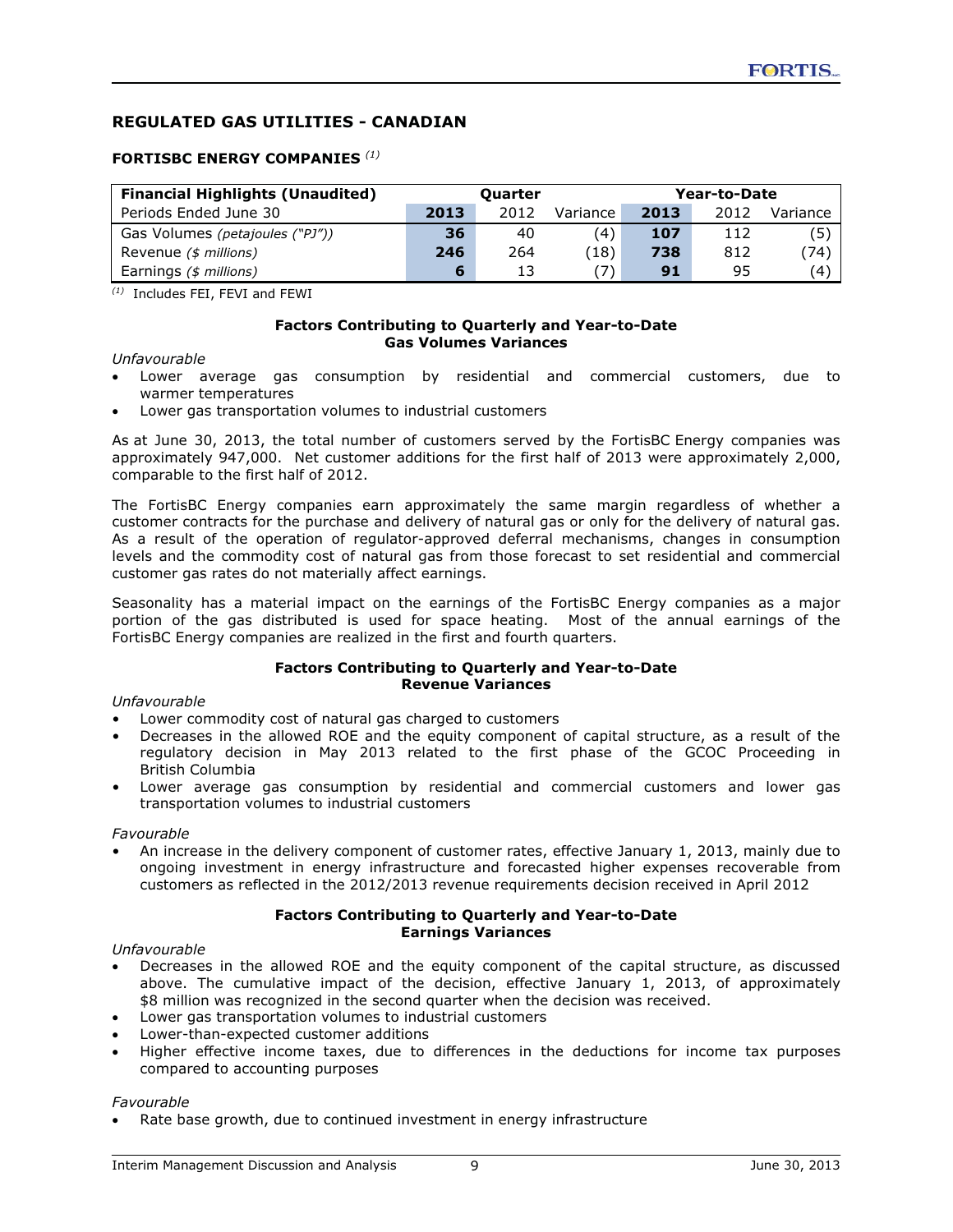## REGULATED GAS UTILITIES - CANADIAN

### FORTISBC ENERGY COMPANIES [(1)]

| Financial Highlights (Unaudited) | Quarter | | | Year-to-Date | | |
|---|---|---|---|---|---|---|
| Periods Ended June 30 | **2013** | 2012 | Variance | **2013** | 2012 | Variance |
| Gas Volumes *(petajoules ("PJ"))* | **36** | 40 | (4) | **107** | 112 | (5) |
| Revenue *($ millions)* | **246** | 264 | (18) | **738** | 812 | (74) |
| Earnings *($ millions)* | **6** | 13 | (7) | **91** | 95 | (4) |

[(1)] Includes FEI, FEVI and FEWI

**Factors Contributing to Quarterly and Year-to-Date Gas Volumes Variances**

*Unfavourable*

- Lower average gas consumption by residential and commercial customers, due to warmer temperatures
- Lower gas transportation volumes to industrial customers

As at June 30, 2013, the total number of customers served by the FortisBC Energy companies was approximately 947,000. Net customer additions for the first half of 2013 were approximately 2,000, comparable to the first half of 2012.

The FortisBC Energy companies earn approximately the same margin regardless of whether a customer contracts for the purchase and delivery of natural gas or only for the delivery of natural gas. As a result of the operation of regulator-approved deferral mechanisms, changes in consumption levels and the commodity cost of natural gas from those forecast to set residential and commercial customer gas rates do not materially affect earnings.

Seasonality has a material impact on the earnings of the FortisBC Energy companies as a major portion of the gas distributed is used for space heating. Most of the annual earnings of the FortisBC Energy companies are realized in the first and fourth quarters.

**Factors Contributing to Quarterly and Year-to-Date Revenue Variances**

*Unfavourable*

- Lower commodity cost of natural gas charged to customers
- Decreases in the allowed ROE and the equity component of capital structure, as a result of the regulatory decision in May 2013 related to the first phase of the GCOC Proceeding in British Columbia
- Lower average gas consumption by residential and commercial customers and lower gas transportation volumes to industrial customers

*Favourable*

- An increase in the delivery component of customer rates, effective January 1, 2013, mainly due to ongoing investment in energy infrastructure and forecasted higher expenses recoverable from customers as reflected in the 2012/2013 revenue requirements decision received in April 2012

**Factors Contributing to Quarterly and Year-to-Date Earnings Variances**

*Unfavourable*

- Decreases in the allowed ROE and the equity component of the capital structure, as discussed above. The cumulative impact of the decision, effective January 1, 2013, of approximately $8 million was recognized in the second quarter when the decision was received.
- Lower gas transportation volumes to industrial customers
- Lower-than-expected customer additions
- Higher effective income taxes, due to differences in the deductions for income tax purposes compared to accounting purposes

*Favourable*

- Rate base growth, due to continued investment in energy infrastructure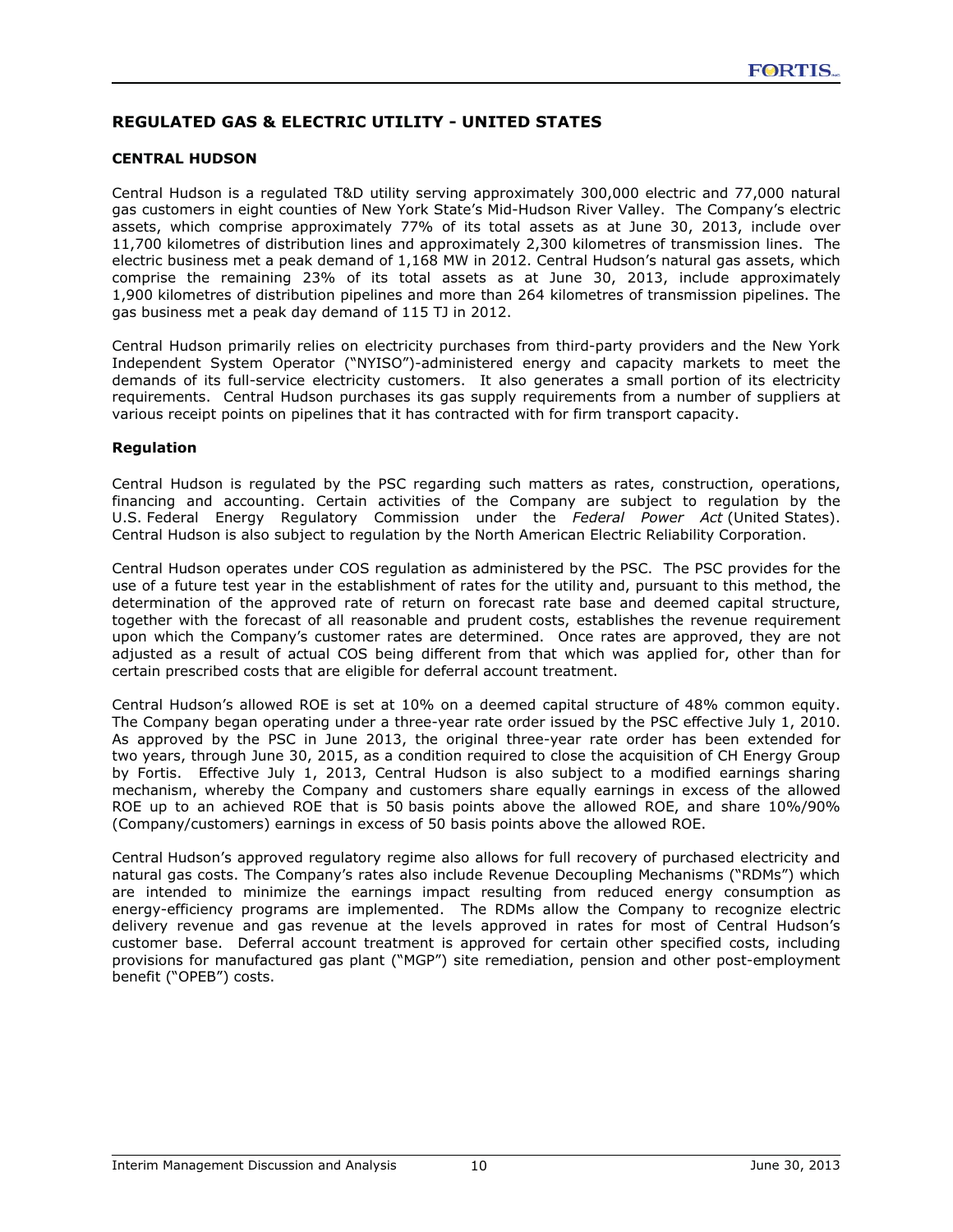## REGULATED GAS & ELECTRIC UTILITY - UNITED STATES

### CENTRAL HUDSON

Central Hudson is a regulated T&D utility serving approximately 300,000 electric and 77,000 natural gas customers in eight counties of New York State's Mid-Hudson River Valley. The Company's electric assets, which comprise approximately 77% of its total assets as at June 30, 2013, include over 11,700 kilometres of distribution lines and approximately 2,300 kilometres of transmission lines. The electric business met a peak demand of 1,168 MW in 2012. Central Hudson's natural gas assets, which comprise the remaining 23% of its total assets as at June 30, 2013, include approximately 1,900 kilometres of distribution pipelines and more than 264 kilometres of transmission pipelines. The gas business met a peak day demand of 115 TJ in 2012.

Central Hudson primarily relies on electricity purchases from third-party providers and the New York Independent System Operator ("NYISO")-administered energy and capacity markets to meet the demands of its full-service electricity customers. It also generates a small portion of its electricity requirements. Central Hudson purchases its gas supply requirements from a number of suppliers at various receipt points on pipelines that it has contracted with for firm transport capacity.

#### Regulation

Central Hudson is regulated by the PSC regarding such matters as rates, construction, operations, financing and accounting. Certain activities of the Company are subject to regulation by the U.S. Federal Energy Regulatory Commission under the *Federal Power Act* (United States). Central Hudson is also subject to regulation by the North American Electric Reliability Corporation.

Central Hudson operates under COS regulation as administered by the PSC. The PSC provides for the use of a future test year in the establishment of rates for the utility and, pursuant to this method, the determination of the approved rate of return on forecast rate base and deemed capital structure, together with the forecast of all reasonable and prudent costs, establishes the revenue requirement upon which the Company's customer rates are determined. Once rates are approved, they are not adjusted as a result of actual COS being different from that which was applied for, other than for certain prescribed costs that are eligible for deferral account treatment.

Central Hudson's allowed ROE is set at 10% on a deemed capital structure of 48% common equity. The Company began operating under a three-year rate order issued by the PSC effective July 1, 2010. As approved by the PSC in June 2013, the original three-year rate order has been extended for two years, through June 30, 2015, as a condition required to close the acquisition of CH Energy Group by Fortis. Effective July 1, 2013, Central Hudson is also subject to a modified earnings sharing mechanism, whereby the Company and customers share equally earnings in excess of the allowed ROE up to an achieved ROE that is 50 basis points above the allowed ROE, and share 10%/90% (Company/customers) earnings in excess of 50 basis points above the allowed ROE.

Central Hudson's approved regulatory regime also allows for full recovery of purchased electricity and natural gas costs. The Company's rates also include Revenue Decoupling Mechanisms ("RDMs") which are intended to minimize the earnings impact resulting from reduced energy consumption as energy-efficiency programs are implemented. The RDMs allow the Company to recognize electric delivery revenue and gas revenue at the levels approved in rates for most of Central Hudson's customer base. Deferral account treatment is approved for certain other specified costs, including provisions for manufactured gas plant ("MGP") site remediation, pension and other post-employment benefit ("OPEB") costs.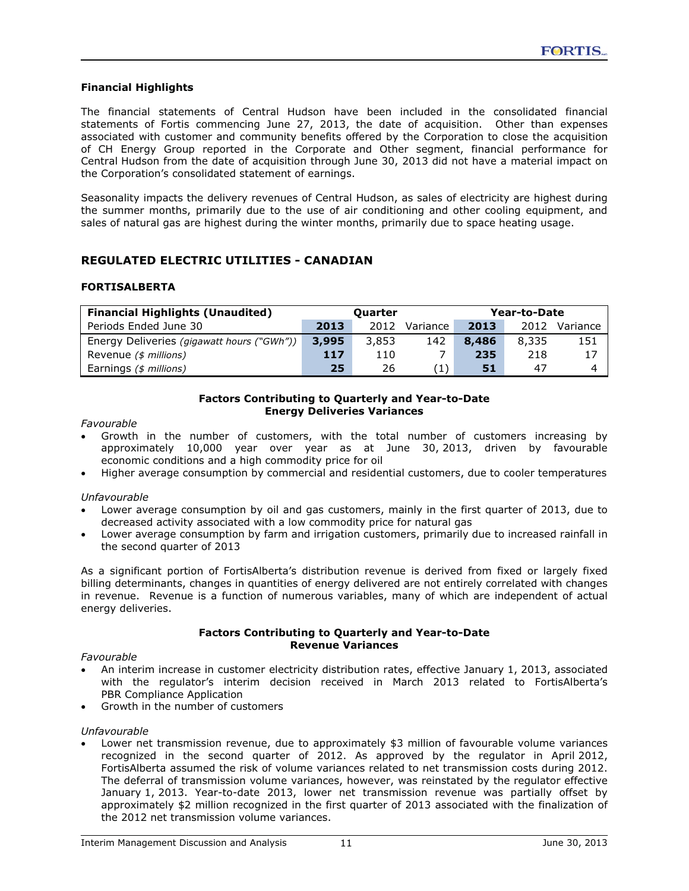### Financial Highlights

The financial statements of Central Hudson have been included in the consolidated financial statements of Fortis commencing June 27, 2013, the date of acquisition. Other than expenses associated with customer and community benefits offered by the Corporation to close the acquisition of CH Energy Group reported in the Corporate and Other segment, financial performance for Central Hudson from the date of acquisition through June 30, 2013 did not have a material impact on the Corporation's consolidated statement of earnings.

Seasonality impacts the delivery revenues of Central Hudson, as sales of electricity are highest during the summer months, primarily due to the use of air conditioning and other cooling equipment, and sales of natural gas are highest during the winter months, primarily due to space heating usage.

## REGULATED ELECTRIC UTILITIES - CANADIAN

### FORTISALBERTA

| **Financial Highlights (Unaudited)** | **Quarter** | | | **Year-to-Date** | | |
|---|---|---|---|---|---|---|
| Periods Ended June 30 | **2013** | 2012 | Variance | **2013** | 2012 | Variance |
| Energy Deliveries *(gigawatt hours ("GWh"))* | **3,995** | 3,853 | 142 | **8,486** | 8,335 | 151 |
| Revenue *($ millions)* | **117** | 110 | 7 | **235** | 218 | 17 |
| Earnings *($ millions)* | **25** | 26 | (1) | **51** | 47 | 4 |

**Factors Contributing to Quarterly and Year-to-Date Energy Deliveries Variances**

*Favourable*

- Growth in the number of customers, with the total number of customers increasing by approximately 10,000 year over year as at June 30, 2013, driven by favourable economic conditions and a high commodity price for oil
- Higher average consumption by commercial and residential customers, due to cooler temperatures

*Unfavourable*

- Lower average consumption by oil and gas customers, mainly in the first quarter of 2013, due to decreased activity associated with a low commodity price for natural gas
- Lower average consumption by farm and irrigation customers, primarily due to increased rainfall in the second quarter of 2013

As a significant portion of FortisAlberta's distribution revenue is derived from fixed or largely fixed billing determinants, changes in quantities of energy delivered are not entirely correlated with changes in revenue. Revenue is a function of numerous variables, many of which are independent of actual energy deliveries.

**Factors Contributing to Quarterly and Year-to-Date Revenue Variances**

*Favourable*

- An interim increase in customer electricity distribution rates, effective January 1, 2013, associated with the regulator's interim decision received in March 2013 related to FortisAlberta's PBR Compliance Application
- Growth in the number of customers

*Unfavourable*

- Lower net transmission revenue, due to approximately $3 million of favourable volume variances recognized in the second quarter of 2012. As approved by the regulator in April 2012, FortisAlberta assumed the risk of volume variances related to net transmission costs during 2012. The deferral of transmission volume variances, however, was reinstated by the regulator effective January 1, 2013. Year-to-date 2013, lower net transmission revenue was partially offset by approximately $2 million recognized in the first quarter of 2013 associated with the finalization of the 2012 net transmission volume variances.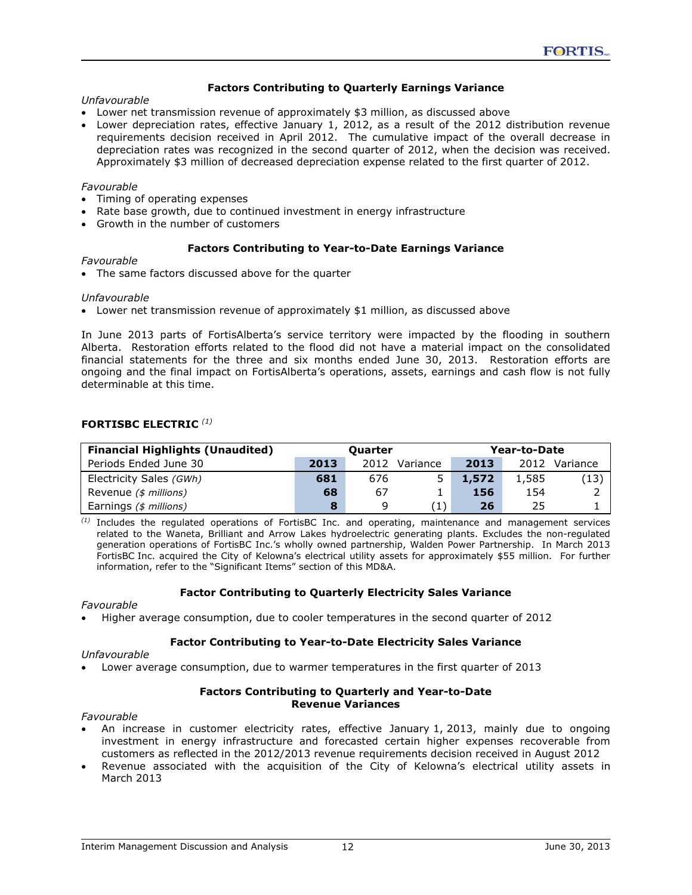### Factors Contributing to Quarterly Earnings Variance

*Unfavourable*

- Lower net transmission revenue of approximately $3 million, as discussed above
- Lower depreciation rates, effective January 1, 2012, as a result of the 2012 distribution revenue requirements decision received in April 2012. The cumulative impact of the overall decrease in depreciation rates was recognized in the second quarter of 2012, when the decision was received. Approximately $3 million of decreased depreciation expense related to the first quarter of 2012.

*Favourable*

- Timing of operating expenses
- Rate base growth, due to continued investment in energy infrastructure
- Growth in the number of customers

### Factors Contributing to Year-to-Date Earnings Variance

*Favourable*

- The same factors discussed above for the quarter

*Unfavourable*

- Lower net transmission revenue of approximately $1 million, as discussed above

In June 2013 parts of FortisAlberta's service territory were impacted by the flooding in southern Alberta. Restoration efforts related to the flood did not have a material impact on the consolidated financial statements for the three and six months ended June 30, 2013. Restoration efforts are ongoing and the final impact on FortisAlberta's operations, assets, earnings and cash flow is not fully determinable at this time.

## FORTISBC ELECTRIC [(1)]

| Financial Highlights (Unaudited) | Quarter | | | Year-to-Date | | |
|---|---|---|---|---|---|---|
| Periods Ended June 30 | **2013** | 2012 | Variance | **2013** | 2012 | Variance |
| Electricity Sales *(GWh)* | **681** | 676 | 5 | **1,572** | 1,585 | (13) |
| Revenue *($ millions)* | **68** | 67 | 1 | **156** | 154 | 2 |
| Earnings *($ millions)* | **8** | 9 | (1) | **26** | 25 | 1 |

[(1)] Includes the regulated operations of FortisBC Inc. and operating, maintenance and management services related to the Waneta, Brilliant and Arrow Lakes hydroelectric generating plants. Excludes the non-regulated generation operations of FortisBC Inc.'s wholly owned partnership, Walden Power Partnership. In March 2013 FortisBC Inc. acquired the City of Kelowna's electrical utility assets for approximately $55 million. For further information, refer to the "Significant Items" section of this MD&A.

### Factor Contributing to Quarterly Electricity Sales Variance

*Favourable*

- Higher average consumption, due to cooler temperatures in the second quarter of 2012

### Factor Contributing to Year-to-Date Electricity Sales Variance

*Unfavourable*

- Lower average consumption, due to warmer temperatures in the first quarter of 2013

### Factors Contributing to Quarterly and Year-to-Date Revenue Variances

*Favourable*

- An increase in customer electricity rates, effective January 1, 2013, mainly due to ongoing investment in energy infrastructure and forecasted certain higher expenses recoverable from customers as reflected in the 2012/2013 revenue requirements decision received in August 2012
- Revenue associated with the acquisition of the City of Kelowna's electrical utility assets in March 2013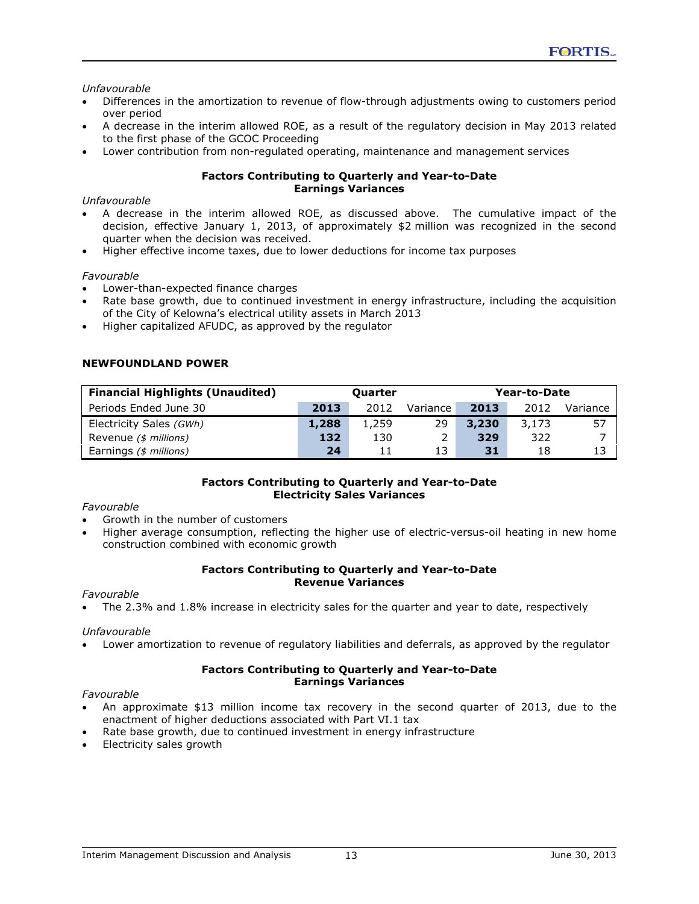*Unfavourable*

- Differences in the amortization to revenue of flow-through adjustments owing to customers period over period
- A decrease in the interim allowed ROE, as a result of the regulatory decision in May 2013 related to the first phase of the GCOC Proceeding
- Lower contribution from non-regulated operating, maintenance and management services

**Factors Contributing to Quarterly and Year-to-Date Earnings Variances**

*Unfavourable*

- A decrease in the interim allowed ROE, as discussed above. The cumulative impact of the decision, effective January 1, 2013, of approximately $2 million was recognized in the second quarter when the decision was received.
- Higher effective income taxes, due to lower deductions for income tax purposes

*Favourable*

- Lower-than-expected finance charges
- Rate base growth, due to continued investment in energy infrastructure, including the acquisition of the City of Kelowna's electrical utility assets in March 2013
- Higher capitalized AFUDC, as approved by the regulator

## NEWFOUNDLAND POWER

| Financial Highlights (Unaudited) | Quarter | | | Year-to-Date | | |
|---|---|---|---|---|---|---|
| Periods Ended June 30 | **2013** | 2012 | Variance | **2013** | 2012 | Variance |
| Electricity Sales *(GWh)* | **1,288** | 1,259 | 29 | **3,230** | 3,173 | 57 |
| Revenue *($ millions)* | **132** | 130 | 2 | **329** | 322 | 7 |
| Earnings *($ millions)* | **24** | 11 | 13 | **31** | 18 | 13 |

**Factors Contributing to Quarterly and Year-to-Date Electricity Sales Variances**

*Favourable*

- Growth in the number of customers
- Higher average consumption, reflecting the higher use of electric-versus-oil heating in new home construction combined with economic growth

**Factors Contributing to Quarterly and Year-to-Date Revenue Variances**

*Favourable*

- The 2.3% and 1.8% increase in electricity sales for the quarter and year to date, respectively

*Unfavourable*

- Lower amortization to revenue of regulatory liabilities and deferrals, as approved by the regulator

**Factors Contributing to Quarterly and Year-to-Date Earnings Variances**

*Favourable*

- An approximate $13 million income tax recovery in the second quarter of 2013, due to the enactment of higher deductions associated with Part VI.1 tax
- Rate base growth, due to continued investment in energy infrastructure
- Electricity sales growth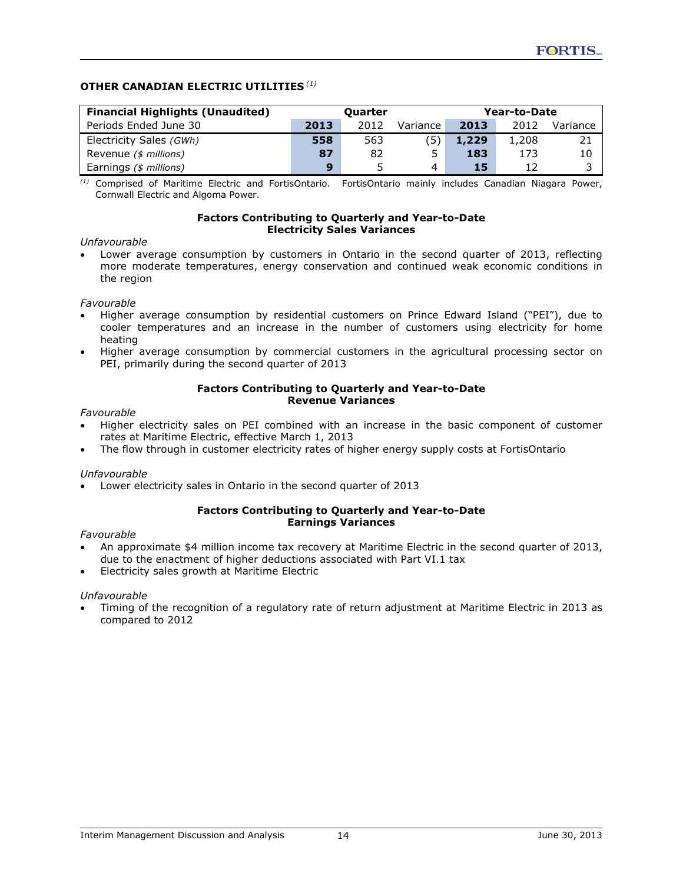## OTHER CANADIAN ELECTRIC UTILITIES [(1)]

| Financial Highlights (Unaudited) | Quarter | | | Year-to-Date | | |
|---|---|---|---|---|---|---|
| Periods Ended June 30 | **2013** | 2012 | Variance | **2013** | 2012 | Variance |
| Electricity Sales *(GWh)* | **558** | 563 | (5) | **1,229** | 1,208 | 21 |
| Revenue *($ millions)* | **87** | 82 | 5 | **183** | 173 | 10 |
| Earnings *($ millions)* | **9** | 5 | 4 | **15** | 12 | 3 |

[(1)] Comprised of Maritime Electric and FortisOntario. FortisOntario mainly includes Canadian Niagara Power, Cornwall Electric and Algoma Power.

**Factors Contributing to Quarterly and Year-to-Date Electricity Sales Variances**

*Unfavourable*

- Lower average consumption by customers in Ontario in the second quarter of 2013, reflecting more moderate temperatures, energy conservation and continued weak economic conditions in the region

*Favourable*

- Higher average consumption by residential customers on Prince Edward Island ("PEI"), due to cooler temperatures and an increase in the number of customers using electricity for home heating
- Higher average consumption by commercial customers in the agricultural processing sector on PEI, primarily during the second quarter of 2013

**Factors Contributing to Quarterly and Year-to-Date Revenue Variances**

*Favourable*

- Higher electricity sales on PEI combined with an increase in the basic component of customer rates at Maritime Electric, effective March 1, 2013
- The flow through in customer electricity rates of higher energy supply costs at FortisOntario

*Unfavourable*

- Lower electricity sales in Ontario in the second quarter of 2013

**Factors Contributing to Quarterly and Year-to-Date Earnings Variances**

*Favourable*

- An approximate $4 million income tax recovery at Maritime Electric in the second quarter of 2013, due to the enactment of higher deductions associated with Part VI.1 tax
- Electricity sales growth at Maritime Electric

*Unfavourable*

- Timing of the recognition of a regulatory rate of return adjustment at Maritime Electric in 2013 as compared to 2012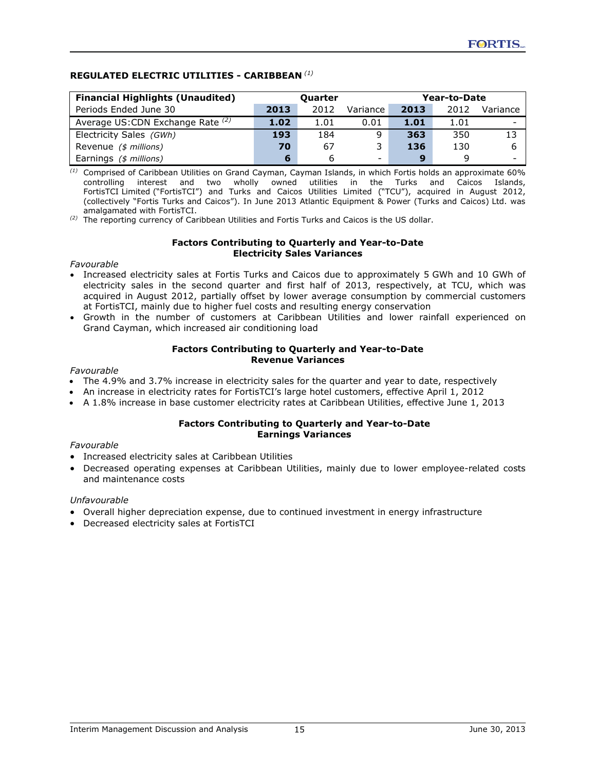## REGULATED ELECTRIC UTILITIES - CARIBBEAN [(1)]

| Financial Highlights (Unaudited) | Quarter | | | Year-to-Date | | |
|---|---|---|---|---|---|---|
| Periods Ended June 30 | **2013** | 2012 | Variance | **2013** | 2012 | Variance |
| Average US:CDN Exchange Rate [(2)] | **1.02** | 1.01 | 0.01 | **1.01** | 1.01 | - |
| Electricity Sales *(GWh)* | **193** | 184 | 9 | **363** | 350 | 13 |
| Revenue *($ millions)* | **70** | 67 | 3 | **136** | 130 | 6 |
| Earnings *($ millions)* | **6** | 6 | - | **9** | 9 | - |

(1) Comprised of Caribbean Utilities on Grand Cayman, Cayman Islands, in which Fortis holds an approximate 60% controlling interest and two wholly owned utilities in the Turks and Caicos Islands, FortisTCI Limited ("FortisTCI") and Turks and Caicos Utilities Limited ("TCU"), acquired in August 2012, (collectively "Fortis Turks and Caicos"). In June 2013 Atlantic Equipment & Power (Turks and Caicos) Ltd. was amalgamated with FortisTCI.

(2) The reporting currency of Caribbean Utilities and Fortis Turks and Caicos is the US dollar.

**Factors Contributing to Quarterly and Year-to-Date Electricity Sales Variances**

*Favourable*

- Increased electricity sales at Fortis Turks and Caicos due to approximately 5 GWh and 10 GWh of electricity sales in the second quarter and first half of 2013, respectively, at TCU, which was acquired in August 2012, partially offset by lower average consumption by commercial customers at FortisTCI, mainly due to higher fuel costs and resulting energy conservation
- Growth in the number of customers at Caribbean Utilities and lower rainfall experienced on Grand Cayman, which increased air conditioning load

**Factors Contributing to Quarterly and Year-to-Date Revenue Variances**

*Favourable*

- The 4.9% and 3.7% increase in electricity sales for the quarter and year to date, respectively
- An increase in electricity rates for FortisTCI's large hotel customers, effective April 1, 2012
- A 1.8% increase in base customer electricity rates at Caribbean Utilities, effective June 1, 2013

**Factors Contributing to Quarterly and Year-to-Date Earnings Variances**

*Favourable*

- Increased electricity sales at Caribbean Utilities
- Decreased operating expenses at Caribbean Utilities, mainly due to lower employee-related costs and maintenance costs

*Unfavourable*

- Overall higher depreciation expense, due to continued investment in energy infrastructure
- Decreased electricity sales at FortisTCI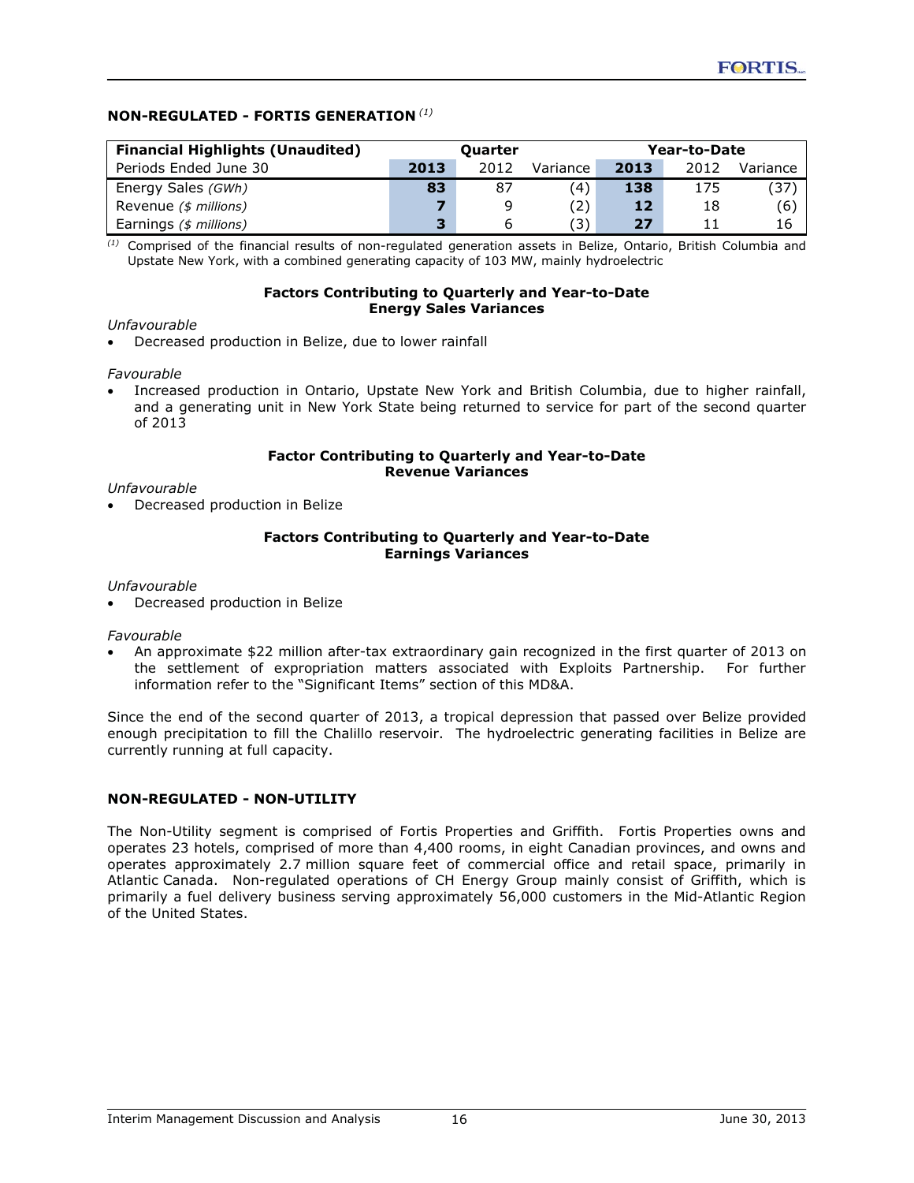### NON-REGULATED - FORTIS GENERATION [(1)]

| Financial Highlights (Unaudited) | Quarter | | | Year-to-Date | | |
|---|---|---|---|---|---|---|
| Periods Ended June 30 | **2013** | 2012 | Variance | **2013** | 2012 | Variance |
| Energy Sales *(GWh)* | **83** | 87 | (4) | **138** | 175 | (37) |
| Revenue *($ millions)* | **7** | 9 | (2) | **12** | 18 | (6) |
| Earnings *($ millions)* | **3** | 6 | (3) | **27** | 11 | 16 |

[(1)] Comprised of the financial results of non-regulated generation assets in Belize, Ontario, British Columbia and Upstate New York, with a combined generating capacity of 103 MW, mainly hydroelectric

**Factors Contributing to Quarterly and Year-to-Date Energy Sales Variances**

*Unfavourable*

- Decreased production in Belize, due to lower rainfall

*Favourable*

- Increased production in Ontario, Upstate New York and British Columbia, due to higher rainfall, and a generating unit in New York State being returned to service for part of the second quarter of 2013

**Factor Contributing to Quarterly and Year-to-Date Revenue Variances**

*Unfavourable*

- Decreased production in Belize

**Factors Contributing to Quarterly and Year-to-Date Earnings Variances**

*Unfavourable*

- Decreased production in Belize

*Favourable*

- An approximate $22 million after-tax extraordinary gain recognized in the first quarter of 2013 on the settlement of expropriation matters associated with Exploits Partnership. For further information refer to the "Significant Items" section of this MD&A.

Since the end of the second quarter of 2013, a tropical depression that passed over Belize provided enough precipitation to fill the Chalillo reservoir. The hydroelectric generating facilities in Belize are currently running at full capacity.

### NON-REGULATED - NON-UTILITY

The Non-Utility segment is comprised of Fortis Properties and Griffith. Fortis Properties owns and operates 23 hotels, comprised of more than 4,400 rooms, in eight Canadian provinces, and owns and operates approximately 2.7 million square feet of commercial office and retail space, primarily in Atlantic Canada. Non-regulated operations of CH Energy Group mainly consist of Griffith, which is primarily a fuel delivery business serving approximately 56,000 customers in the Mid-Atlantic Region of the United States.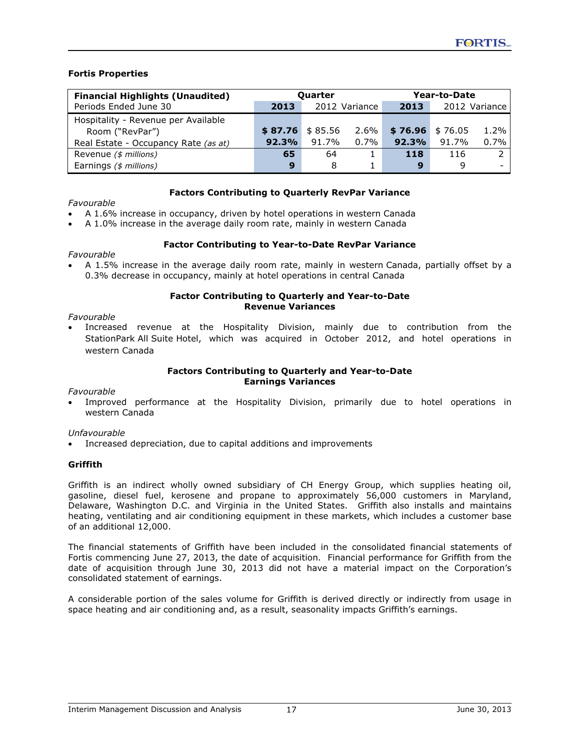### Fortis Properties

| Financial Highlights (Unaudited) | Quarter | | | Year-to-Date | | |
|---|---|---|---|---|---|---|
| Periods Ended June 30 | **2013** | 2012 | Variance | **2013** | 2012 | Variance |
| Hospitality - Revenue per Available Room ("RevPar") | **$ 87.76** | $ 85.56 | 2.6% | **$ 76.96** | $ 76.05 | 1.2% |
| Real Estate - Occupancy Rate *(as at)* | **92.3%** | 91.7% | 0.7% | **92.3%** | 91.7% | 0.7% |
| Revenue *($ millions)* | **65** | 64 | 1 | **118** | 116 | 2 |
| Earnings *($ millions)* | **9** | 8 | 1 | **9** | 9 | - |

**Factors Contributing to Quarterly RevPar Variance**

*Favourable*

- A 1.6% increase in occupancy, driven by hotel operations in western Canada
- A 1.0% increase in the average daily room rate, mainly in western Canada

**Factor Contributing to Year-to-Date RevPar Variance**

*Favourable*

- A 1.5% increase in the average daily room rate, mainly in western Canada, partially offset by a 0.3% decrease in occupancy, mainly at hotel operations in central Canada

**Factor Contributing to Quarterly and Year-to-Date Revenue Variances**

*Favourable*

- Increased revenue at the Hospitality Division, mainly due to contribution from the StationPark All Suite Hotel, which was acquired in October 2012, and hotel operations in western Canada

**Factors Contributing to Quarterly and Year-to-Date Earnings Variances**

*Favourable*

- Improved performance at the Hospitality Division, primarily due to hotel operations in western Canada

*Unfavourable*

- Increased depreciation, due to capital additions and improvements

### Griffith

Griffith is an indirect wholly owned subsidiary of CH Energy Group, which supplies heating oil, gasoline, diesel fuel, kerosene and propane to approximately 56,000 customers in Maryland, Delaware, Washington D.C. and Virginia in the United States. Griffith also installs and maintains heating, ventilating and air conditioning equipment in these markets, which includes a customer base of an additional 12,000.

The financial statements of Griffith have been included in the consolidated financial statements of Fortis commencing June 27, 2013, the date of acquisition. Financial performance for Griffith from the date of acquisition through June 30, 2013 did not have a material impact on the Corporation's consolidated statement of earnings.

A considerable portion of the sales volume for Griffith is derived directly or indirectly from usage in space heating and air conditioning and, as a result, seasonality impacts Griffith's earnings.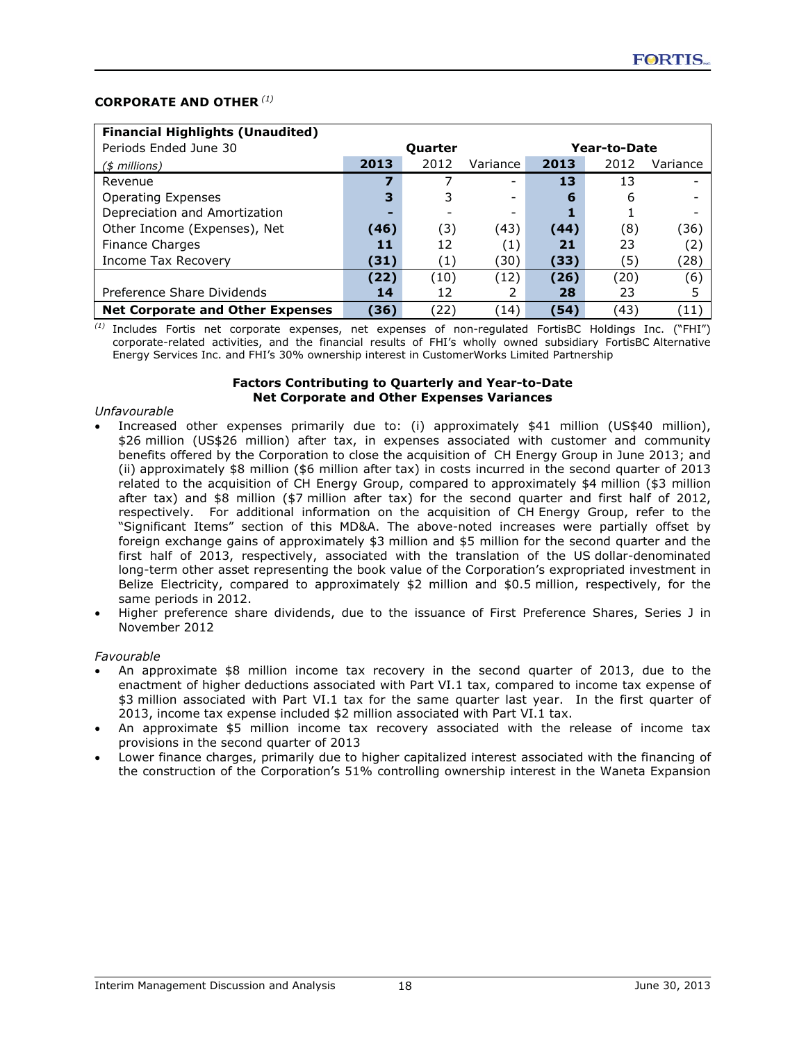## CORPORATE AND OTHER [(1)]

| Financial Highlights (Unaudited) | | | | | | |
|---|---|---|---|---|---|---|
| Periods Ended June 30 | Quarter | | | Year-to-Date | | |
| *($ millions)* | **2013** | 2012 | Variance | **2013** | 2012 | Variance |
| Revenue | **7** | 7 | - | **13** | 13 | - |
| Operating Expenses | **3** | 3 | - | **6** | 6 | - |
| Depreciation and Amortization | **-** | - | - | **1** | 1 | - |
| Other Income (Expenses), Net | **(46)** | (3) | (43) | **(44)** | (8) | (36) |
| Finance Charges | **11** | 12 | (1) | **21** | 23 | (2) |
| Income Tax Recovery | **(31)** | (1) | (30) | **(33)** | (5) | (28) |
| | **(22)** | (10) | (12) | **(26)** | (20) | (6) |
| Preference Share Dividends | **14** | 12 | 2 | **28** | 23 | 5 |
| **Net Corporate and Other Expenses** | **(36)** | (22) | (14) | **(54)** | (43) | (11) |

[(1)] Includes Fortis net corporate expenses, net expenses of non-regulated FortisBC Holdings Inc. ("FHI") corporate-related activities, and the financial results of FHI's wholly owned subsidiary FortisBC Alternative Energy Services Inc. and FHI's 30% ownership interest in CustomerWorks Limited Partnership

**Factors Contributing to Quarterly and Year-to-Date Net Corporate and Other Expenses Variances**

*Unfavourable*

- Increased other expenses primarily due to: (i) approximately $41 million (US$40 million), $26 million (US$26 million) after tax, in expenses associated with customer and community benefits offered by the Corporation to close the acquisition of CH Energy Group in June 2013; and (ii) approximately $8 million ($6 million after tax) in costs incurred in the second quarter of 2013 related to the acquisition of CH Energy Group, compared to approximately $4 million ($3 million after tax) and $8 million ($7 million after tax) for the second quarter and first half of 2012, respectively. For additional information on the acquisition of CH Energy Group, refer to the "Significant Items" section of this MD&A. The above-noted increases were partially offset by foreign exchange gains of approximately $3 million and $5 million for the second quarter and the first half of 2013, respectively, associated with the translation of the US dollar-denominated long-term other asset representing the book value of the Corporation's expropriated investment in Belize Electricity, compared to approximately $2 million and $0.5 million, respectively, for the same periods in 2012.
- Higher preference share dividends, due to the issuance of First Preference Shares, Series J in November 2012

*Favourable*

- An approximate $8 million income tax recovery in the second quarter of 2013, due to the enactment of higher deductions associated with Part VI.1 tax, compared to income tax expense of $3 million associated with Part VI.1 tax for the same quarter last year. In the first quarter of 2013, income tax expense included $2 million associated with Part VI.1 tax.
- An approximate $5 million income tax recovery associated with the release of income tax provisions in the second quarter of 2013
- Lower finance charges, primarily due to higher capitalized interest associated with the financing of the construction of the Corporation's 51% controlling ownership interest in the Waneta Expansion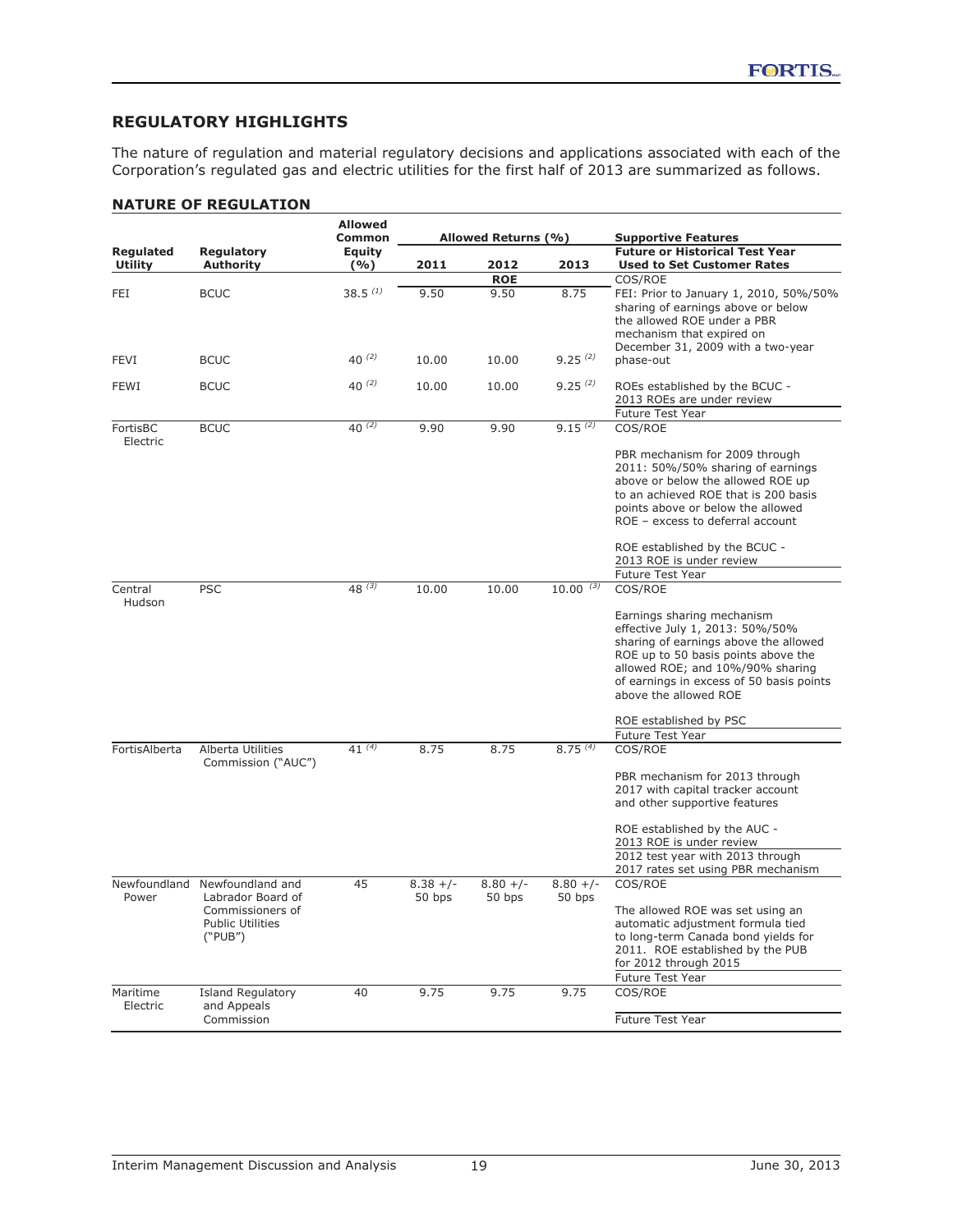## REGULATORY HIGHLIGHTS

The nature of regulation and material regulatory decisions and applications associated with each of the Corporation's regulated gas and electric utilities for the first half of 2013 are summarized as follows.

### NATURE OF REGULATION

| Regulated Utility | Regulatory Authority | Allowed Common Equity (%) | Allowed Returns (%) | | | Supportive Features |
|---|---|---|---|---|---|---|
| | | | 2011 | 2012 | 2013 | Future or Historical Test Year Used to Set Customer Rates |
| | | | | ROE | | |
| FEI | BCUC | 38.5 (1) | 9.50 | 9.50 | 8.75 | COS/ROE<br>FEI: Prior to January 1, 2010, 50%/50% sharing of earnings above or below the allowed ROE under a PBR mechanism that expired on December 31, 2009 with a two-year phase-out |
| FEVI | BCUC | 40 (2) | 10.00 | 10.00 | 9.25 (2) | |
| FEWI | BCUC | 40 (2) | 10.00 | 10.00 | 9.25 (2) | ROEs established by the BCUC - 2013 ROEs are under review<br>Future Test Year |
| FortisBC Electric | BCUC | 40 (2) | 9.90 | 9.90 | 9.15 (2) | COS/ROE<br>PBR mechanism for 2009 through 2011: 50%/50% sharing of earnings above or below the allowed ROE up to an achieved ROE that is 200 basis points above or below the allowed ROE – excess to deferral account<br>ROE established by the BCUC - 2013 ROE is under review<br>Future Test Year |
| Central Hudson | PSC | 48 (3) | 10.00 | 10.00 | 10.00 (3) | COS/ROE<br>Earnings sharing mechanism effective July 1, 2013: 50%/50% sharing of earnings above the allowed ROE up to 50 basis points above the allowed ROE; and 10%/90% sharing of earnings in excess of 50 basis points above the allowed ROE<br>ROE established by PSC<br>Future Test Year |
| FortisAlberta | Alberta Utilities Commission ("AUC") | 41 (4) | 8.75 | 8.75 | 8.75 (4) | COS/ROE<br>PBR mechanism for 2013 through 2017 with capital tracker account and other supportive features<br>ROE established by the AUC - 2013 ROE is under review<br>2012 test year with 2013 through 2017 rates set using PBR mechanism |
| Newfoundland Power | Newfoundland and Labrador Board of Commissioners of Public Utilities ("PUB") | 45 | 8.38 +/- 50 bps | 8.80 +/- 50 bps | 8.80 +/- 50 bps | COS/ROE<br>The allowed ROE was set using an automatic adjustment formula tied to long-term Canada bond yields for 2011. ROE established by the PUB for 2012 through 2015<br>Future Test Year |
| Maritime Electric | Island Regulatory and Appeals Commission | 40 | 9.75 | 9.75 | 9.75 | COS/ROE<br>Future Test Year |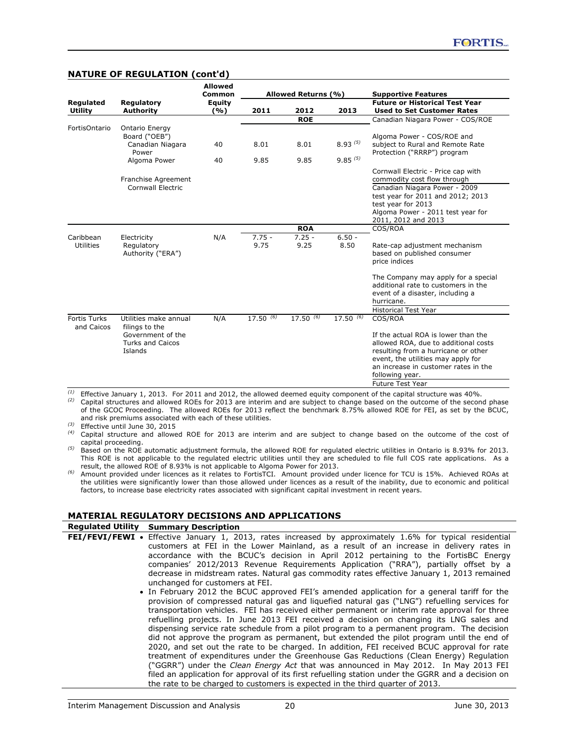## NATURE OF REGULATION (cont'd)

| Regulated Utility | Regulatory Authority | Allowed Common Equity (%) | Allowed Returns (%) | | | Supportive Features |
|---|---|---|---|---|---|---|
| | | | 2011 | 2012 | 2013 | Future or Historical Test Year Used to Set Customer Rates |
| | | | | ROE | | Canadian Niagara Power - COS/ROE |
| FortisOntario | Ontario Energy Board ("OEB") | | | | | Algoma Power - COS/ROE and subject to Rural and Remote Rate Protection ("RRRP") program |
| | Canadian Niagara Power | 40 | 8.01 | 8.01 | 8.93 [(5)] | |
| | Algoma Power | 40 | 9.85 | 9.85 | 9.85 [(5)] | |
| | Franchise Agreement | | | | | Cornwall Electric - Price cap with commodity cost flow through |
| | Cornwall Electric | | | | | Canadian Niagara Power - 2009 test year for 2011 and 2012; 2013 test year for 2013<br>Algoma Power - 2011 test year for 2011, 2012 and 2013 |
| | | | | ROA | | COS/ROA |
| Caribbean Utilities | Electricity Regulatory Authority ("ERA") | N/A | 7.75 - 9.75 | 7.25 - 9.25 | 6.50 - 8.50 | Rate-cap adjustment mechanism based on published consumer price indices<br><br>The Company may apply for a special additional rate to customers in the event of a disaster, including a hurricane. |
| | | | | | | Historical Test Year |
| Fortis Turks and Caicos | Utilities make annual filings to the Government of the Turks and Caicos Islands | N/A | 17.50 [(6)] | 17.50 [(6)] | 17.50 [(6)] | COS/ROA<br><br>If the actual ROA is lower than the allowed ROA, due to additional costs resulting from a hurricane or other event, the utilities may apply for an increase in customer rates in the following year. |
| | | | | | | Future Test Year |

(1) Effective January 1, 2013. For 2011 and 2012, the allowed deemed equity component of the capital structure was 40%.
(2) Capital structures and allowed ROEs for 2013 are interim and are subject to change based on the outcome of the second phase of the GCOC Proceeding. The allowed ROEs for 2013 reflect the benchmark 8.75% allowed ROE for FEI, as set by the BCUC, and risk premiums associated with each of these utilities.
(3) Effective until June 30, 2015
(4) Capital structure and allowed ROE for 2013 are interim and are subject to change based on the outcome of the cost of capital proceeding.
(5) Based on the ROE automatic adjustment formula, the allowed ROE for regulated electric utilities in Ontario is 8.93% for 2013. This ROE is not applicable to the regulated electric utilities until they are scheduled to file full COS rate applications. As a result, the allowed ROE of 8.93% is not applicable to Algoma Power for 2013.
(6) Amount provided under licences as it relates to FortisTCI. Amount provided under licence for TCU is 15%. Achieved ROAs at the utilities were significantly lower than those allowed under licences as a result of the inability, due to economic and political factors, to increase base electricity rates associated with significant capital investment in recent years.

## MATERIAL REGULATORY DECISIONS AND APPLICATIONS

| Regulated Utility | Summary Description |
|---|---|
| FEI/FEVI/FEWI | • Effective January 1, 2013, rates increased by approximately 1.6% for typical residential customers at FEI in the Lower Mainland, as a result of an increase in delivery rates in accordance with the BCUC's decision in April 2012 pertaining to the FortisBC Energy companies' 2012/2013 Revenue Requirements Application ("RRA"), partially offset by a decrease in midstream rates. Natural gas commodity rates effective January 1, 2013 remained unchanged for customers at FEI.<br>• In February 2012 the BCUC approved FEI's amended application for a general tariff for the provision of compressed natural gas and liquefied natural gas ("LNG") refuelling services for transportation vehicles. FEI has received either permanent or interim rate approval for three refuelling projects. In June 2013 FEI received a decision on changing its LNG sales and dispensing service rate schedule from a pilot program to a permanent program. The decision did not approve the program as permanent, but extended the pilot program until the end of 2020, and set out the rate to be charged. In addition, FEI received BCUC approval for rate treatment of expenditures under the Greenhouse Gas Reductions (Clean Energy) Regulation ("GGRR") under the *Clean Energy Act* that was announced in May 2012. In May 2013 FEI filed an application for approval of its first refuelling station under the GGRR and a decision on the rate to be charged to customers is expected in the third quarter of 2013. |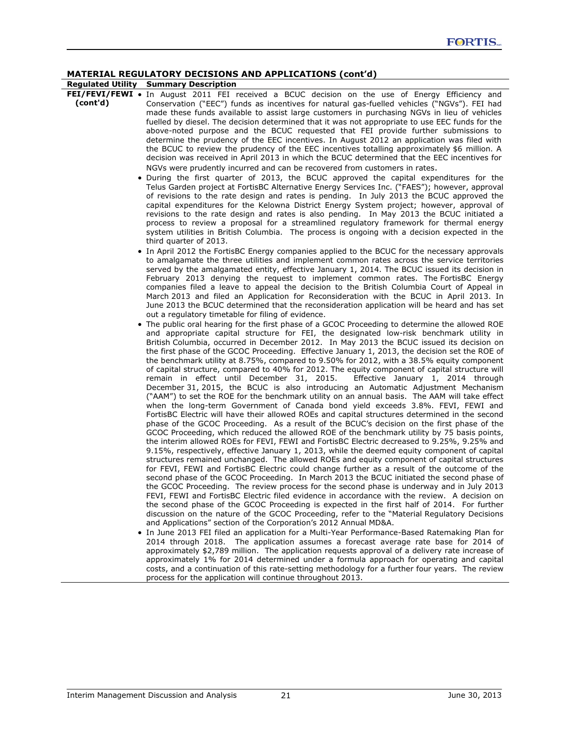## MATERIAL REGULATORY DECISIONS AND APPLICATIONS (cont'd)

| Regulated Utility | Summary Description |
|---|---|
| **FEI/FEVI/FEWI (cont'd)** | • In August 2011 FEI received a BCUC decision on the use of Energy Efficiency and Conservation ("EEC") funds as incentives for natural gas-fuelled vehicles ("NGVs"). FEI had made these funds available to assist large customers in purchasing NGVs in lieu of vehicles fuelled by diesel. The decision determined that it was not appropriate to use EEC funds for the above-noted purpose and the BCUC requested that FEI provide further submissions to determine the prudency of the EEC incentives. In August 2012 an application was filed with the BCUC to review the prudency of the EEC incentives totalling approximately $6 million. A decision was received in April 2013 in which the BCUC determined that the EEC incentives for NGVs were prudently incurred and can be recovered from customers in rates.<br>• During the first quarter of 2013, the BCUC approved the capital expenditures for the Telus Garden project at FortisBC Alternative Energy Services Inc. ("FAES"); however, approval of revisions to the rate design and rates is pending. In July 2013 the BCUC approved the capital expenditures for the Kelowna District Energy System project; however, approval of revisions to the rate design and rates is also pending. In May 2013 the BCUC initiated a process to review a proposal for a streamlined regulatory framework for thermal energy system utilities in British Columbia. The process is ongoing with a decision expected in the third quarter of 2013.<br>• In April 2012 the FortisBC Energy companies applied to the BCUC for the necessary approvals to amalgamate the three utilities and implement common rates across the service territories served by the amalgamated entity, effective January 1, 2014. The BCUC issued its decision in February 2013 denying the request to implement common rates. The FortisBC Energy companies filed a leave to appeal the decision to the British Columbia Court of Appeal in March 2013 and filed an Application for Reconsideration with the BCUC in April 2013. In June 2013 the BCUC determined that the reconsideration application will be heard and has set out a regulatory timetable for filing of evidence.<br>• The public oral hearing for the first phase of a GCOC Proceeding to determine the allowed ROE and appropriate capital structure for FEI, the designated low-risk benchmark utility in British Columbia, occurred in December 2012. In May 2013 the BCUC issued its decision on the first phase of the GCOC Proceeding. Effective January 1, 2013, the decision set the ROE of the benchmark utility at 8.75%, compared to 9.50% for 2012, with a 38.5% equity component of capital structure, compared to 40% for 2012. The equity component of capital structure will remain in effect until December 31, 2015. Effective January 1, 2014 through December 31, 2015, the BCUC is also introducing an Automatic Adjustment Mechanism ("AAM") to set the ROE for the benchmark utility on an annual basis. The AAM will take effect when the long-term Government of Canada bond yield exceeds 3.8%. FEVI, FEWI and FortisBC Electric will have their allowed ROEs and capital structures determined in the second phase of the GCOC Proceeding. As a result of the BCUC's decision on the first phase of the GCOC Proceeding, which reduced the allowed ROE of the benchmark utility by 75 basis points, the interim allowed ROEs for FEVI, FEWI and FortisBC Electric decreased to 9.25%, 9.25% and 9.15%, respectively, effective January 1, 2013, while the deemed equity component of capital structures remained unchanged. The allowed ROEs and equity component of capital structures for FEVI, FEWI and FortisBC Electric could change further as a result of the outcome of the second phase of the GCOC Proceeding. In March 2013 the BCUC initiated the second phase of the GCOC Proceeding. The review process for the second phase is underway and in July 2013 FEVI, FEWI and FortisBC Electric filed evidence in accordance with the review. A decision on the second phase of the GCOC Proceeding is expected in the first half of 2014. For further discussion on the nature of the GCOC Proceeding, refer to the "Material Regulatory Decisions and Applications" section of the Corporation's 2012 Annual MD&A.<br>• In June 2013 FEI filed an application for a Multi-Year Performance-Based Ratemaking Plan for 2014 through 2018. The application assumes a forecast average rate base for 2014 of approximately $2,789 million. The application requests approval of a delivery rate increase of approximately 1% for 2014 determined under a formula approach for operating and capital costs, and a continuation of this rate-setting methodology for a further four years. The review process for the application will continue throughout 2013. |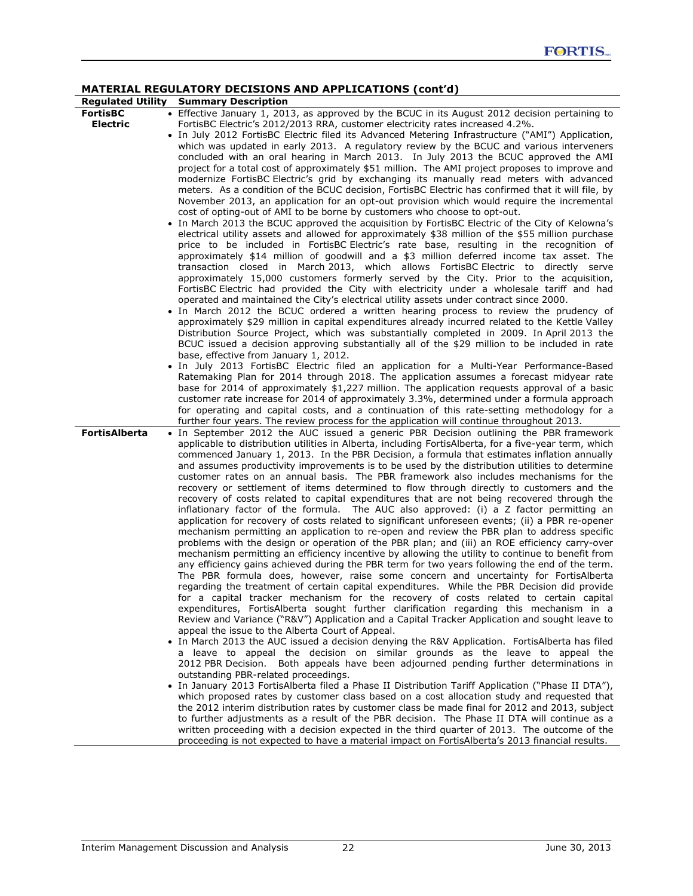## MATERIAL REGULATORY DECISIONS AND APPLICATIONS (cont'd)

| Regulated Utility | Summary Description |
|---|---|
| **FortisBC Electric** | • Effective January 1, 2013, as approved by the BCUC in its August 2012 decision pertaining to FortisBC Electric's 2012/2013 RRA, customer electricity rates increased 4.2%.<br>• In July 2012 FortisBC Electric filed its Advanced Metering Infrastructure ("AMI") Application, which was updated in early 2013. A regulatory review by the BCUC and various interveners concluded with an oral hearing in March 2013. In July 2013 the BCUC approved the AMI project for a total cost of approximately $51 million. The AMI project proposes to improve and modernize FortisBC Electric's grid by exchanging its manually read meters with advanced meters. As a condition of the BCUC decision, FortisBC Electric has confirmed that it will file, by November 2013, an application for an opt-out provision which would require the incremental cost of opting-out of AMI to be borne by customers who choose to opt-out.<br>• In March 2013 the BCUC approved the acquisition by FortisBC Electric of the City of Kelowna's electrical utility assets and allowed for approximately $38 million of the $55 million purchase price to be included in FortisBC Electric's rate base, resulting in the recognition of approximately $14 million of goodwill and a $3 million deferred income tax asset. The transaction closed in March 2013, which allows FortisBC Electric to directly serve approximately 15,000 customers formerly served by the City. Prior to the acquisition, FortisBC Electric had provided the City with electricity under a wholesale tariff and had operated and maintained the City's electrical utility assets under contract since 2000.<br>• In March 2012 the BCUC ordered a written hearing process to review the prudency of approximately $29 million in capital expenditures already incurred related to the Kettle Valley Distribution Source Project, which was substantially completed in 2009. In April 2013 the BCUC issued a decision approving substantially all of the $29 million to be included in rate base, effective from January 1, 2012.<br>• In July 2013 FortisBC Electric filed an application for a Multi-Year Performance-Based Ratemaking Plan for 2014 through 2018. The application assumes a forecast midyear rate base for 2014 of approximately $1,227 million. The application requests approval of a basic customer rate increase for 2014 of approximately 3.3%, determined under a formula approach for operating and capital costs, and a continuation of this rate-setting methodology for a further four years. The review process for the application will continue throughout 2013. |
| **FortisAlberta** | • In September 2012 the AUC issued a generic PBR Decision outlining the PBR framework applicable to distribution utilities in Alberta, including FortisAlberta, for a five-year term, which commenced January 1, 2013. In the PBR Decision, a formula that estimates inflation annually and assumes productivity improvements is to be used by the distribution utilities to determine customer rates on an annual basis. The PBR framework also includes mechanisms for the recovery or settlement of items determined to flow through directly to customers and the recovery of costs related to capital expenditures that are not being recovered through the inflationary factor of the formula. The AUC also approved: (i) a Z factor permitting an application for recovery of costs related to significant unforeseen events; (ii) a PBR re-opener mechanism permitting an application to re-open and review the PBR plan to address specific problems with the design or operation of the PBR plan; and (iii) an ROE efficiency carry-over mechanism permitting an efficiency incentive by allowing the utility to continue to benefit from any efficiency gains achieved during the PBR term for two years following the end of the term. The PBR formula does, however, raise some concern and uncertainty for FortisAlberta regarding the treatment of certain capital expenditures. While the PBR Decision did provide for a capital tracker mechanism for the recovery of costs related to certain capital expenditures, FortisAlberta sought further clarification regarding this mechanism in a Review and Variance ("R&V") Application and a Capital Tracker Application and sought leave to appeal the issue to the Alberta Court of Appeal.<br>• In March 2013 the AUC issued a decision denying the R&V Application. FortisAlberta has filed a leave to appeal the decision on similar grounds as the leave to appeal the 2012 PBR Decision. Both appeals have been adjourned pending further determinations in outstanding PBR-related proceedings.<br>• In January 2013 FortisAlberta filed a Phase II Distribution Tariff Application ("Phase II DTA"), which proposed rates by customer class based on a cost allocation study and requested that the 2012 interim distribution rates by customer class be made final for 2012 and 2013, subject to further adjustments as a result of the PBR decision. The Phase II DTA will continue as a written proceeding with a decision expected in the third quarter of 2013. The outcome of the proceeding is not expected to have a material impact on FortisAlberta's 2013 financial results. |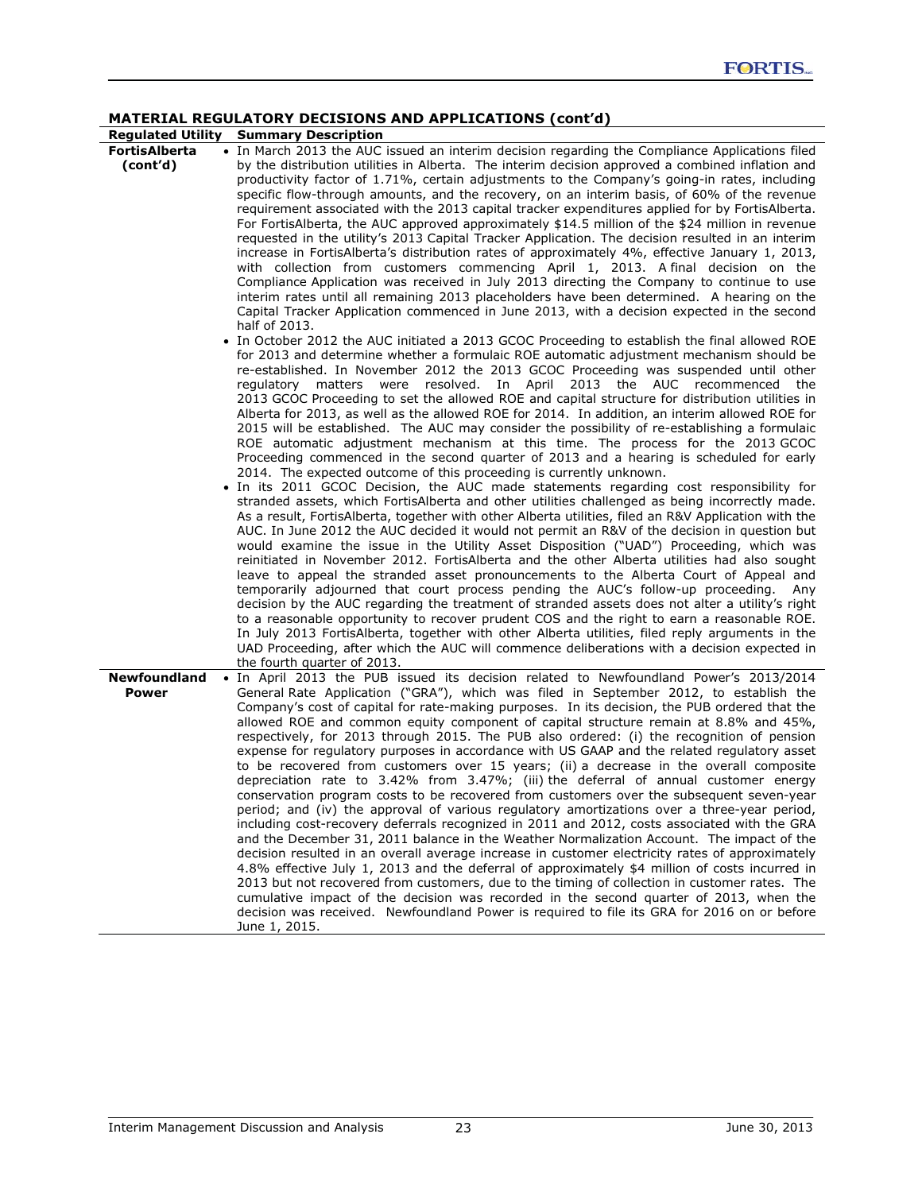## MATERIAL REGULATORY DECISIONS AND APPLICATIONS (cont'd)

| Regulated Utility | Summary Description |
|---|---|
| **FortisAlberta (cont'd)** | • In March 2013 the AUC issued an interim decision regarding the Compliance Applications filed by the distribution utilities in Alberta. The interim decision approved a combined inflation and productivity factor of 1.71%, certain adjustments to the Company's going-in rates, including specific flow-through amounts, and the recovery, on an interim basis, of 60% of the revenue requirement associated with the 2013 capital tracker expenditures applied for by FortisAlberta. For FortisAlberta, the AUC approved approximately \$14.5 million of the \$24 million in revenue requested in the utility's 2013 Capital Tracker Application. The decision resulted in an interim increase in FortisAlberta's distribution rates of approximately 4%, effective January 1, 2013, with collection from customers commencing April 1, 2013. A final decision on the Compliance Application was received in July 2013 directing the Company to continue to use interim rates until all remaining 2013 placeholders have been determined. A hearing on the Capital Tracker Application commenced in June 2013, with a decision expected in the second half of 2013.<br>• In October 2012 the AUC initiated a 2013 GCOC Proceeding to establish the final allowed ROE for 2013 and determine whether a formulaic ROE automatic adjustment mechanism should be re-established. In November 2012 the 2013 GCOC Proceeding was suspended until other regulatory matters were resolved. In April 2013 the AUC recommenced the 2013 GCOC Proceeding to set the allowed ROE and capital structure for distribution utilities in Alberta for 2013, as well as the allowed ROE for 2014. In addition, an interim allowed ROE for 2015 will be established. The AUC may consider the possibility of re-establishing a formulaic ROE automatic adjustment mechanism at this time. The process for the 2013 GCOC Proceeding commenced in the second quarter of 2013 and a hearing is scheduled for early 2014. The expected outcome of this proceeding is currently unknown.<br>• In its 2011 GCOC Decision, the AUC made statements regarding cost responsibility for stranded assets, which FortisAlberta and other utilities challenged as being incorrectly made. As a result, FortisAlberta, together with other Alberta utilities, filed an R&V Application with the AUC. In June 2012 the AUC decided it would not permit an R&V of the decision in question but would examine the issue in the Utility Asset Disposition ("UAD") Proceeding, which was reinitiated in November 2012. FortisAlberta and the other Alberta utilities had also sought leave to appeal the stranded asset pronouncements to the Alberta Court of Appeal and temporarily adjourned that court process pending the AUC's follow-up proceeding. Any decision by the AUC regarding the treatment of stranded assets does not alter a utility's right to a reasonable opportunity to recover prudent COS and the right to earn a reasonable ROE. In July 2013 FortisAlberta, together with other Alberta utilities, filed reply arguments in the UAD Proceeding, after which the AUC will commence deliberations with a decision expected in the fourth quarter of 2013. |
| **Newfoundland Power** | • In April 2013 the PUB issued its decision related to Newfoundland Power's 2013/2014 General Rate Application ("GRA"), which was filed in September 2012, to establish the Company's cost of capital for rate-making purposes. In its decision, the PUB ordered that the allowed ROE and common equity component of capital structure remain at 8.8% and 45%, respectively, for 2013 through 2015. The PUB also ordered: (i) the recognition of pension expense for regulatory purposes in accordance with US GAAP and the related regulatory asset to be recovered from customers over 15 years; (ii) a decrease in the overall composite depreciation rate to 3.42% from 3.47%; (iii) the deferral of annual customer energy conservation program costs to be recovered from customers over the subsequent seven-year period; and (iv) the approval of various regulatory amortizations over a three-year period, including cost-recovery deferrals recognized in 2011 and 2012, costs associated with the GRA and the December 31, 2011 balance in the Weather Normalization Account. The impact of the decision resulted in an overall average increase in customer electricity rates of approximately 4.8% effective July 1, 2013 and the deferral of approximately \$4 million of costs incurred in 2013 but not recovered from customers, due to the timing of collection in customer rates. The cumulative impact of the decision was recorded in the second quarter of 2013, when the decision was received. Newfoundland Power is required to file its GRA for 2016 on or before June 1, 2015. |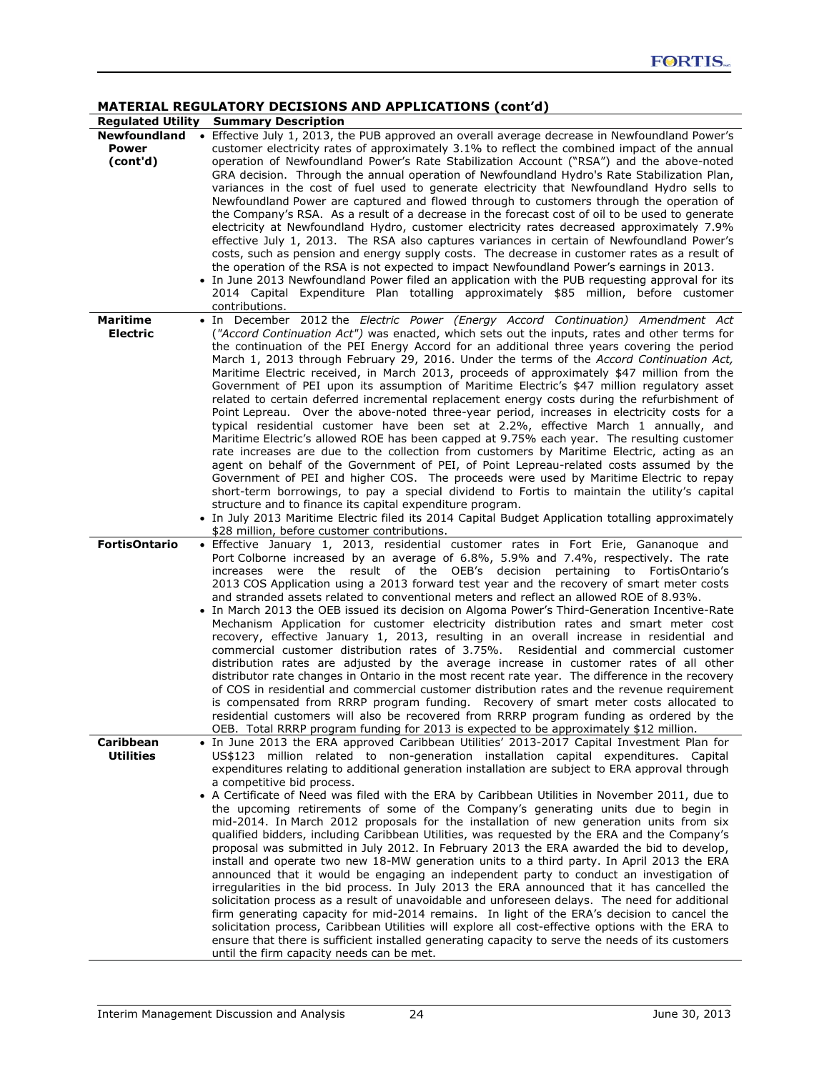## MATERIAL REGULATORY DECISIONS AND APPLICATIONS (cont'd)

| Regulated Utility | Summary Description |
|---|---|
| **Newfoundland Power (cont'd)** | • Effective July 1, 2013, the PUB approved an overall average decrease in Newfoundland Power's customer electricity rates of approximately 3.1% to reflect the combined impact of the annual operation of Newfoundland Power's Rate Stabilization Account ("RSA") and the above-noted GRA decision. Through the annual operation of Newfoundland Hydro's Rate Stabilization Plan, variances in the cost of fuel used to generate electricity that Newfoundland Hydro sells to Newfoundland Power are captured and flowed through to customers through the operation of the Company's RSA. As a result of a decrease in the forecast cost of oil to be used to generate electricity at Newfoundland Hydro, customer electricity rates decreased approximately 7.9% effective July 1, 2013. The RSA also captures variances in certain of Newfoundland Power's costs, such as pension and energy supply costs. The decrease in customer rates as a result of the operation of the RSA is not expected to impact Newfoundland Power's earnings in 2013.<br>• In June 2013 Newfoundland Power filed an application with the PUB requesting approval for its 2014 Capital Expenditure Plan totalling approximately $85 million, before customer contributions. |
| **Maritime Electric** | • In December 2012 the *Electric Power (Energy Accord Continuation) Amendment Act ("Accord Continuation Act")* was enacted, which sets out the inputs, rates and other terms for the continuation of the PEI Energy Accord for an additional three years covering the period March 1, 2013 through February 29, 2016. Under the terms of the *Accord Continuation Act,* Maritime Electric received, in March 2013, proceeds of approximately $47 million from the Government of PEI upon its assumption of Maritime Electric's $47 million regulatory asset related to certain deferred incremental replacement energy costs during the refurbishment of Point Lepreau. Over the above-noted three-year period, increases in electricity costs for a typical residential customer have been set at 2.2%, effective March 1 annually, and Maritime Electric's allowed ROE has been capped at 9.75% each year. The resulting customer rate increases are due to the collection from customers by Maritime Electric, acting as an agent on behalf of the Government of PEI, of Point Lepreau-related costs assumed by the Government of PEI and higher COS. The proceeds were used by Maritime Electric to repay short-term borrowings, to pay a special dividend to Fortis to maintain the utility's capital structure and to finance its capital expenditure program.<br>• In July 2013 Maritime Electric filed its 2014 Capital Budget Application totalling approximately $28 million, before customer contributions. |
| **FortisOntario** | • Effective January 1, 2013, residential customer rates in Fort Erie, Gananoque and Port Colborne increased by an average of 6.8%, 5.9% and 7.4%, respectively. The rate increases were the result of the OEB's decision pertaining to FortisOntario's 2013 COS Application using a 2013 forward test year and the recovery of smart meter costs and stranded assets related to conventional meters and reflect an allowed ROE of 8.93%.<br>• In March 2013 the OEB issued its decision on Algoma Power's Third-Generation Incentive-Rate Mechanism Application for customer electricity distribution rates and smart meter cost recovery, effective January 1, 2013, resulting in an overall increase in residential and commercial customer distribution rates of 3.75%. Residential and commercial customer distribution rates are adjusted by the average increase in customer rates of all other distributor rate changes in Ontario in the most recent rate year. The difference in the recovery of COS in residential and commercial customer distribution rates and the revenue requirement is compensated from RRRP program funding. Recovery of smart meter costs allocated to residential customers will also be recovered from RRRP program funding as ordered by the OEB. Total RRRP program funding for 2013 is expected to be approximately $12 million. |
| **Caribbean Utilities** | • In June 2013 the ERA approved Caribbean Utilities' 2013-2017 Capital Investment Plan for US$123 million related to non-generation installation capital expenditures. Capital expenditures relating to additional generation installation are subject to ERA approval through a competitive bid process.<br>• A Certificate of Need was filed with the ERA by Caribbean Utilities in November 2011, due to the upcoming retirements of some of the Company's generating units due to begin in mid-2014. In March 2012 proposals for the installation of new generation units from six qualified bidders, including Caribbean Utilities, was requested by the ERA and the Company's proposal was submitted in July 2012. In February 2013 the ERA awarded the bid to develop, install and operate two new 18-MW generation units to a third party. In April 2013 the ERA announced that it would be engaging an independent party to conduct an investigation of irregularities in the bid process. In July 2013 the ERA announced that it has cancelled the solicitation process as a result of unavoidable and unforeseen delays. The need for additional firm generating capacity for mid-2014 remains. In light of the ERA's decision to cancel the solicitation process, Caribbean Utilities will explore all cost-effective options with the ERA to ensure that there is sufficient installed generating capacity to serve the needs of its customers until the firm capacity needs can be met. |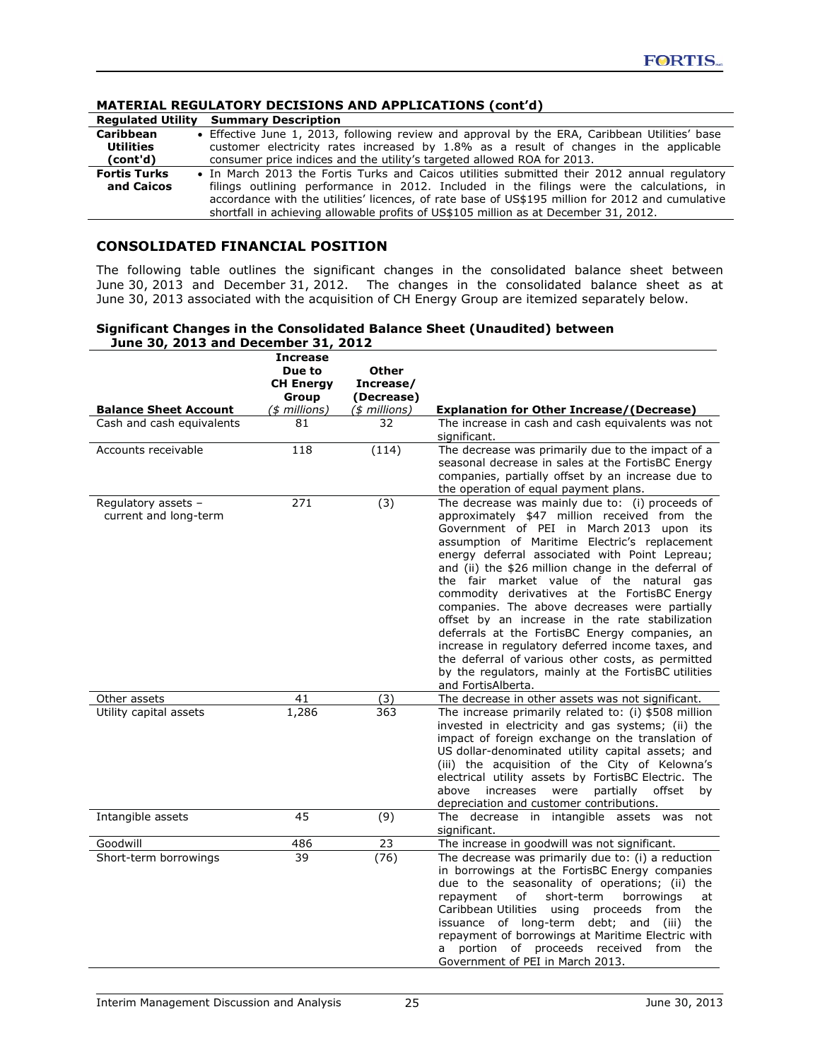### MATERIAL REGULATORY DECISIONS AND APPLICATIONS (cont'd)

| Regulated Utility | Summary Description |
|---|---|
| **Caribbean Utilities (cont'd)** | • Effective June 1, 2013, following review and approval by the ERA, Caribbean Utilities' base customer electricity rates increased by 1.8% as a result of changes in the applicable consumer price indices and the utility's targeted allowed ROA for 2013. |
| **Fortis Turks and Caicos** | • In March 2013 the Fortis Turks and Caicos utilities submitted their 2012 annual regulatory filings outlining performance in 2012. Included in the filings were the calculations, in accordance with the utilities' licences, of rate base of US$195 million for 2012 and cumulative shortfall in achieving allowable profits of US$105 million as at December 31, 2012. |

## CONSOLIDATED FINANCIAL POSITION

The following table outlines the significant changes in the consolidated balance sheet between June 30, 2013 and December 31, 2012. The changes in the consolidated balance sheet as at June 30, 2013 associated with the acquisition of CH Energy Group are itemized separately below.

**Significant Changes in the Consolidated Balance Sheet (Unaudited) between June 30, 2013 and December 31, 2012**

| Balance Sheet Account | Increase Due to CH Energy Group (*$ millions*) | Other Increase/ (Decrease) (*$ millions*) | Explanation for Other Increase/(Decrease) |
|---|---|---|---|
| Cash and cash equivalents | 81 | 32 | The increase in cash and cash equivalents was not significant. |
| Accounts receivable | 118 | (114) | The decrease was primarily due to the impact of a seasonal decrease in sales at the FortisBC Energy companies, partially offset by an increase due to the operation of equal payment plans. |
| Regulatory assets – current and long-term | 271 | (3) | The decrease was mainly due to: (i) proceeds of approximately $47 million received from the Government of PEI in March 2013 upon its assumption of Maritime Electric's replacement energy deferral associated with Point Lepreau; and (ii) the $26 million change in the deferral of the fair market value of the natural gas commodity derivatives at the FortisBC Energy companies. The above decreases were partially offset by an increase in the rate stabilization deferrals at the FortisBC Energy companies, an increase in regulatory deferred income taxes, and the deferral of various other costs, as permitted by the regulators, mainly at the FortisBC utilities and FortisAlberta. |
| Other assets | 41 | (3) | The decrease in other assets was not significant. |
| Utility capital assets | 1,286 | 363 | The increase primarily related to: (i) $508 million invested in electricity and gas systems; (ii) the impact of foreign exchange on the translation of US dollar-denominated utility capital assets; and (iii) the acquisition of the City of Kelowna's electrical utility assets by FortisBC Electric. The above increases were partially offset by depreciation and customer contributions. |
| Intangible assets | 45 | (9) | The decrease in intangible assets was not significant. |
| Goodwill | 486 | 23 | The increase in goodwill was not significant. |
| Short-term borrowings | 39 | (76) | The decrease was primarily due to: (i) a reduction in borrowings at the FortisBC Energy companies due to the seasonality of operations; (ii) the repayment of short-term borrowings at Caribbean Utilities using proceeds from the issuance of long-term debt; and (iii) the repayment of borrowings at Maritime Electric with a portion of proceeds received from the Government of PEI in March 2013. |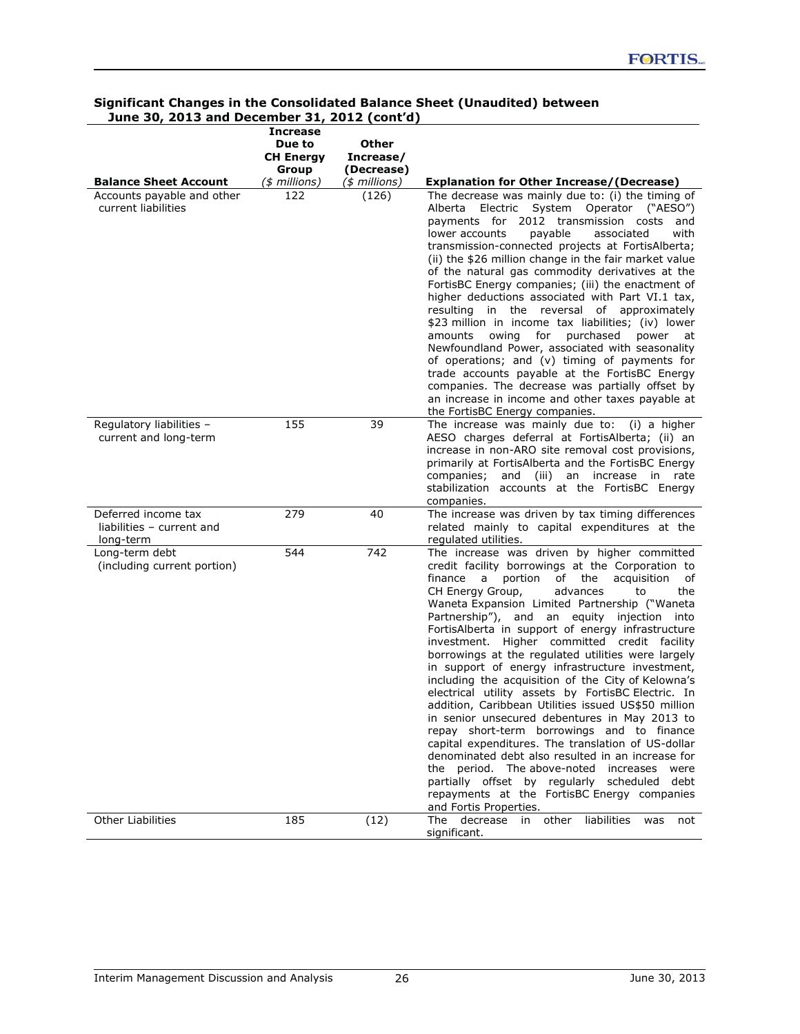**Significant Changes in the Consolidated Balance Sheet (Unaudited) between June 30, 2013 and December 31, 2012 (cont'd)**

| Balance Sheet Account | Increase Due to CH Energy Group *($ millions)* | Other Increase/ (Decrease) *($ millions)* | Explanation for Other Increase/(Decrease) |
|---|---|---|---|
| Accounts payable and other current liabilities | 122 | (126) | The decrease was mainly due to: (i) the timing of Alberta Electric System Operator ("AESO") payments for 2012 transmission costs and lower accounts payable associated with transmission-connected projects at FortisAlberta; (ii) the $26 million change in the fair market value of the natural gas commodity derivatives at the FortisBC Energy companies; (iii) the enactment of higher deductions associated with Part VI.1 tax, resulting in the reversal of approximately $23 million in income tax liabilities; (iv) lower amounts owing for purchased power at Newfoundland Power, associated with seasonality of operations; and (v) timing of payments for trade accounts payable at the FortisBC Energy companies. The decrease was partially offset by an increase in income and other taxes payable at the FortisBC Energy companies. |
| Regulatory liabilities – current and long-term | 155 | 39 | The increase was mainly due to: (i) a higher AESO charges deferral at FortisAlberta; (ii) an increase in non-ARO site removal cost provisions, primarily at FortisAlberta and the FortisBC Energy companies; and (iii) an increase in rate stabilization accounts at the FortisBC Energy companies. |
| Deferred income tax liabilities – current and long-term | 279 | 40 | The increase was driven by tax timing differences related mainly to capital expenditures at the regulated utilities. |
| Long-term debt (including current portion) | 544 | 742 | The increase was driven by higher committed credit facility borrowings at the Corporation to finance a portion of the acquisition of CH Energy Group, advances to the Waneta Expansion Limited Partnership ("Waneta Partnership"), and an equity injection into FortisAlberta in support of energy infrastructure investment. Higher committed credit facility borrowings at the regulated utilities were largely in support of energy infrastructure investment, including the acquisition of the City of Kelowna's electrical utility assets by FortisBC Electric. In addition, Caribbean Utilities issued US$50 million in senior unsecured debentures in May 2013 to repay short-term borrowings and to finance capital expenditures. The translation of US-dollar denominated debt also resulted in an increase for the period. The above-noted increases were partially offset by regularly scheduled debt repayments at the FortisBC Energy companies and Fortis Properties. |
| Other Liabilities | 185 | (12) | The decrease in other liabilities was not significant. |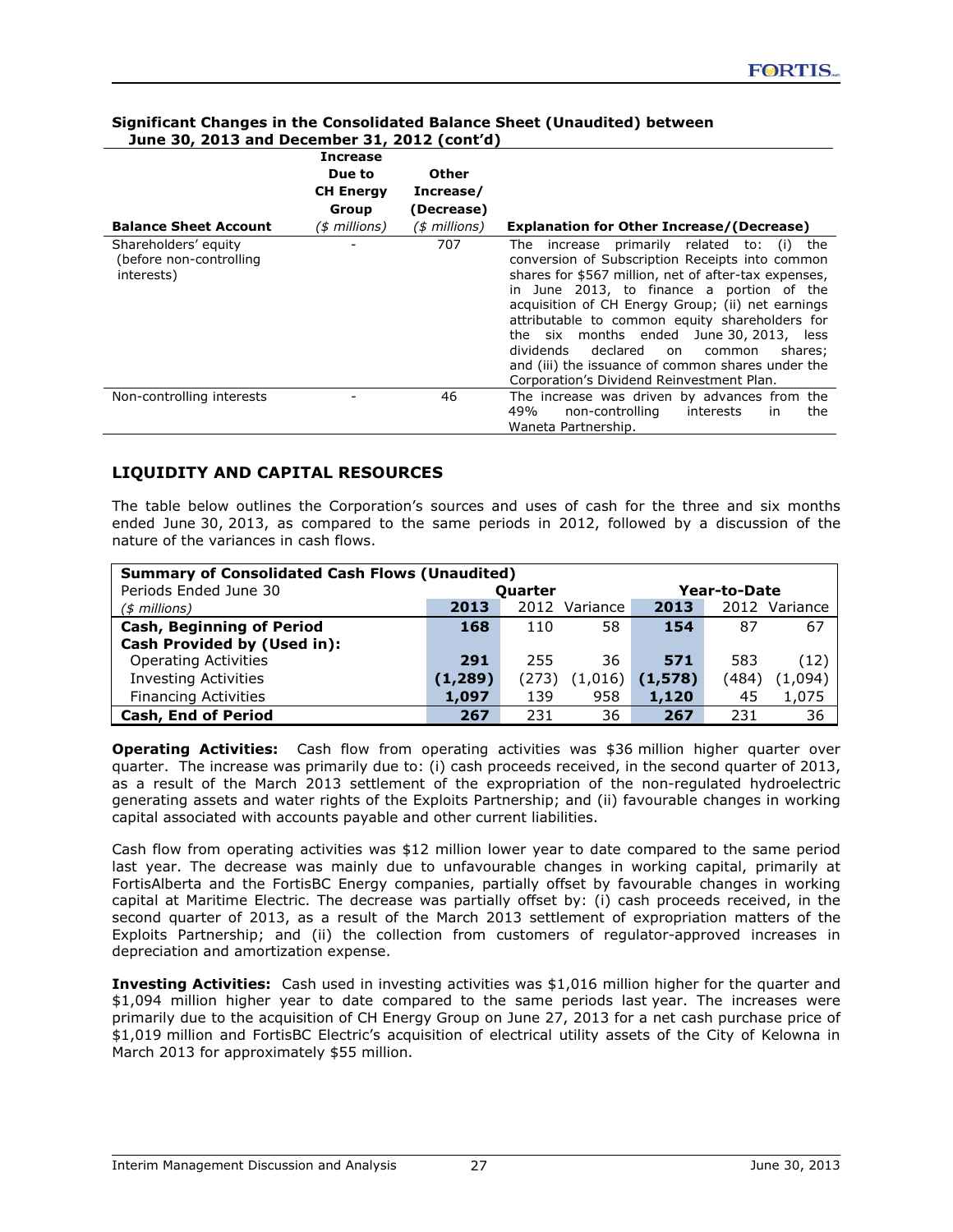**Significant Changes in the Consolidated Balance Sheet (Unaudited) between June 30, 2013 and December 31, 2012 (cont'd)**

| Balance Sheet Account | Increase Due to CH Energy Group *($ millions)* | Other Increase/ (Decrease) *($ millions)* | Explanation for Other Increase/(Decrease) |
|---|---|---|---|
| Shareholders' equity (before non-controlling interests) | - | 707 | The increase primarily related to: (i) the conversion of Subscription Receipts into common shares for $567 million, net of after-tax expenses, in June 2013, to finance a portion of the acquisition of CH Energy Group; (ii) net earnings attributable to common equity shareholders for the six months ended June 30, 2013, less dividends declared on common shares; and (iii) the issuance of common shares under the Corporation's Dividend Reinvestment Plan. |
| Non-controlling interests | - | 46 | The increase was driven by advances from the 49% non-controlling interests in the Waneta Partnership. |

## LIQUIDITY AND CAPITAL RESOURCES

The table below outlines the Corporation's sources and uses of cash for the three and six months ended June 30, 2013, as compared to the same periods in 2012, followed by a discussion of the nature of the variances in cash flows.

| **Summary of Consolidated Cash Flows (Unaudited)** | | | | | | |
|---|---|---|---|---|---|---|
| Periods Ended June 30 | Quarter | | | Year-to-Date | | |
| *($ millions)* | **2013** | 2012 | Variance | **2013** | 2012 | Variance |
| **Cash, Beginning of Period** | **168** | 110 | 58 | **154** | 87 | 67 |
| **Cash Provided by (Used in):** | | | | | | |
| Operating Activities | **291** | 255 | 36 | **571** | 583 | (12) |
| Investing Activities | **(1,289)** | (273) | (1,016) | **(1,578)** | (484) | (1,094) |
| Financing Activities | **1,097** | 139 | 958 | **1,120** | 45 | 1,075 |
| **Cash, End of Period** | **267** | 231 | 36 | **267** | 231 | 36 |

**Operating Activities:** Cash flow from operating activities was $36 million higher quarter over quarter. The increase was primarily due to: (i) cash proceeds received, in the second quarter of 2013, as a result of the March 2013 settlement of the expropriation of the non-regulated hydroelectric generating assets and water rights of the Exploits Partnership; and (ii) favourable changes in working capital associated with accounts payable and other current liabilities.

Cash flow from operating activities was $12 million lower year to date compared to the same period last year. The decrease was mainly due to unfavourable changes in working capital, primarily at FortisAlberta and the FortisBC Energy companies, partially offset by favourable changes in working capital at Maritime Electric. The decrease was partially offset by: (i) cash proceeds received, in the second quarter of 2013, as a result of the March 2013 settlement of expropriation matters of the Exploits Partnership; and (ii) the collection from customers of regulator-approved increases in depreciation and amortization expense.

**Investing Activities:** Cash used in investing activities was $1,016 million higher for the quarter and $1,094 million higher year to date compared to the same periods last year. The increases were primarily due to the acquisition of CH Energy Group on June 27, 2013 for a net cash purchase price of $1,019 million and FortisBC Electric's acquisition of electrical utility assets of the City of Kelowna in March 2013 for approximately $55 million.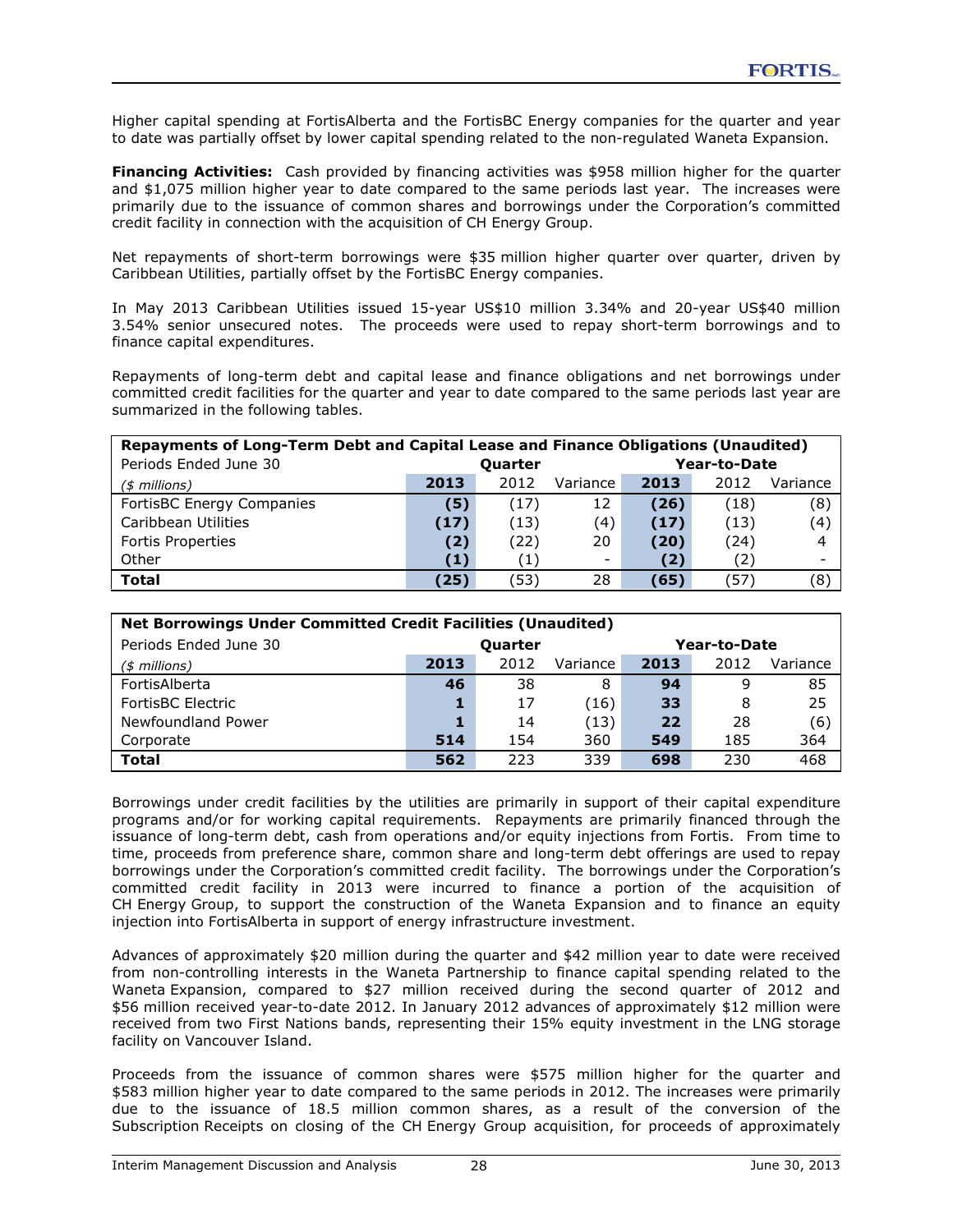Higher capital spending at FortisAlberta and the FortisBC Energy companies for the quarter and year to date was partially offset by lower capital spending related to the non-regulated Waneta Expansion.

**Financing Activities:** Cash provided by financing activities was $958 million higher for the quarter and $1,075 million higher year to date compared to the same periods last year. The increases were primarily due to the issuance of common shares and borrowings under the Corporation's committed credit facility in connection with the acquisition of CH Energy Group.

Net repayments of short-term borrowings were $35 million higher quarter over quarter, driven by Caribbean Utilities, partially offset by the FortisBC Energy companies.

In May 2013 Caribbean Utilities issued 15-year US$10 million 3.34% and 20-year US$40 million 3.54% senior unsecured notes. The proceeds were used to repay short-term borrowings and to finance capital expenditures.

Repayments of long-term debt and capital lease and finance obligations and net borrowings under committed credit facilities for the quarter and year to date compared to the same periods last year are summarized in the following tables.

| **Repayments of Long-Term Debt and Capital Lease and Finance Obligations (Unaudited)** | | | | | | |
|---|---|---|---|---|---|---|
| Periods Ended June 30 | **Quarter** | | | **Year-to-Date** | | |
| *($ millions)* | **2013** | 2012 | Variance | **2013** | 2012 | Variance |
| FortisBC Energy Companies | **(5)** | (17) | 12 | **(26)** | (18) | (8) |
| Caribbean Utilities | **(17)** | (13) | (4) | **(17)** | (13) | (4) |
| Fortis Properties | **(2)** | (22) | 20 | **(20)** | (24) | 4 |
| Other | **(1)** | (1) | - | **(2)** | (2) | - |
| **Total** | **(25)** | (53) | 28 | **(65)** | (57) | (8) |

| **Net Borrowings Under Committed Credit Facilities (Unaudited)** | | | | | | |
|---|---|---|---|---|---|---|
| Periods Ended June 30 | **Quarter** | | | **Year-to-Date** | | |
| *($ millions)* | **2013** | 2012 | Variance | **2013** | 2012 | Variance |
| FortisAlberta | **46** | 38 | 8 | **94** | 9 | 85 |
| FortisBC Electric | **1** | 17 | (16) | **33** | 8 | 25 |
| Newfoundland Power | **1** | 14 | (13) | **22** | 28 | (6) |
| Corporate | **514** | 154 | 360 | **549** | 185 | 364 |
| **Total** | **562** | 223 | 339 | **698** | 230 | 468 |

Borrowings under credit facilities by the utilities are primarily in support of their capital expenditure programs and/or for working capital requirements. Repayments are primarily financed through the issuance of long-term debt, cash from operations and/or equity injections from Fortis. From time to time, proceeds from preference share, common share and long-term debt offerings are used to repay borrowings under the Corporation's committed credit facility. The borrowings under the Corporation's committed credit facility in 2013 were incurred to finance a portion of the acquisition of CH Energy Group, to support the construction of the Waneta Expansion and to finance an equity injection into FortisAlberta in support of energy infrastructure investment.

Advances of approximately $20 million during the quarter and $42 million year to date were received from non-controlling interests in the Waneta Partnership to finance capital spending related to the Waneta Expansion, compared to $27 million received during the second quarter of 2012 and $56 million received year-to-date 2012. In January 2012 advances of approximately $12 million were received from two First Nations bands, representing their 15% equity investment in the LNG storage facility on Vancouver Island.

Proceeds from the issuance of common shares were $575 million higher for the quarter and $583 million higher year to date compared to the same periods in 2012. The increases were primarily due to the issuance of 18.5 million common shares, as a result of the conversion of the Subscription Receipts on closing of the CH Energy Group acquisition, for proceeds of approximately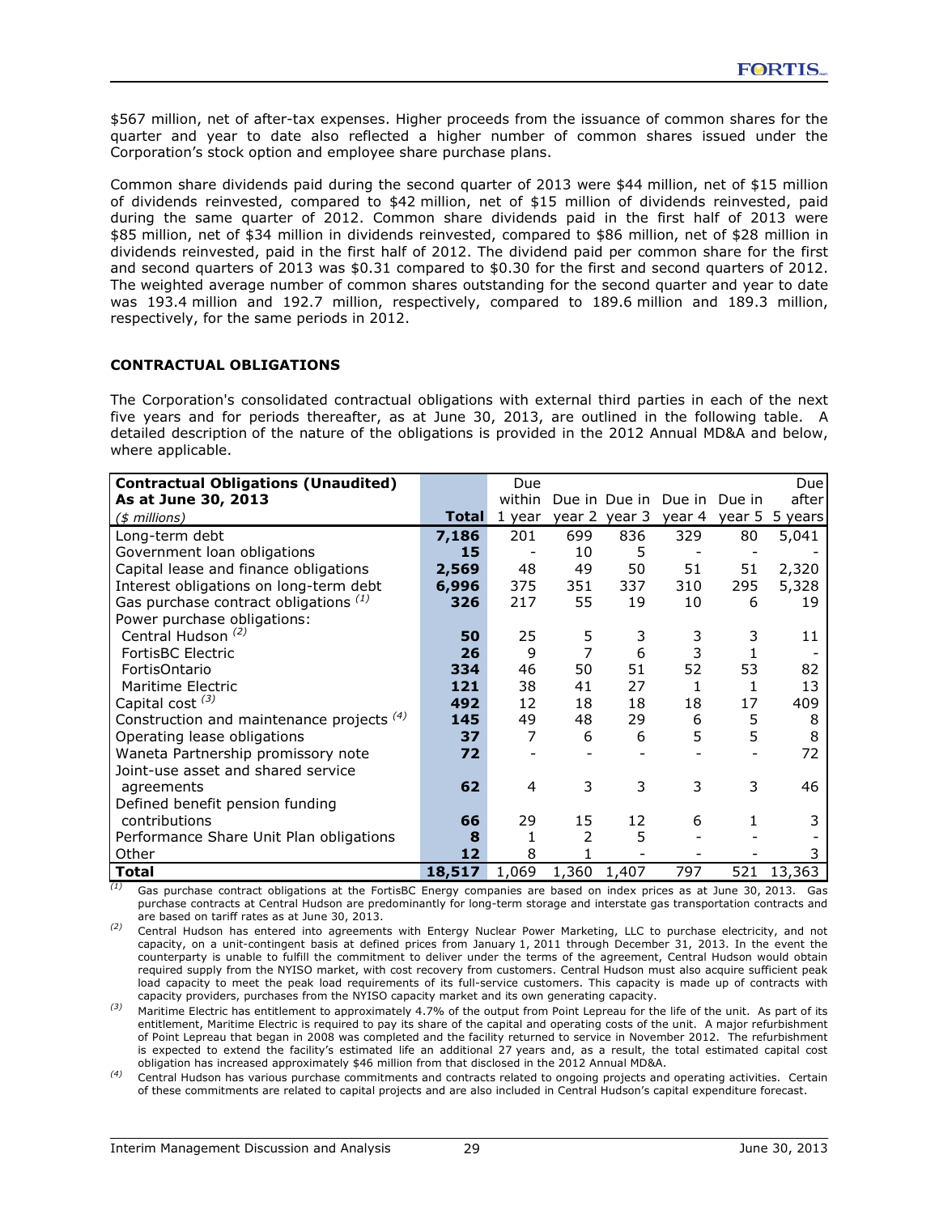$567 million, net of after-tax expenses. Higher proceeds from the issuance of common shares for the quarter and year to date also reflected a higher number of common shares issued under the Corporation's stock option and employee share purchase plans.

Common share dividends paid during the second quarter of 2013 were $44 million, net of $15 million of dividends reinvested, compared to $42 million, net of $15 million of dividends reinvested, paid during the same quarter of 2012. Common share dividends paid in the first half of 2013 were $85 million, net of $34 million in dividends reinvested, compared to $86 million, net of $28 million in dividends reinvested, paid in the first half of 2012. The dividend paid per common share for the first and second quarters of 2013 was $0.31 compared to $0.30 for the first and second quarters of 2012. The weighted average number of common shares outstanding for the second quarter and year to date was 193.4 million and 192.7 million, respectively, compared to 189.6 million and 189.3 million, respectively, for the same periods in 2012.

**CONTRACTUAL OBLIGATIONS**

The Corporation's consolidated contractual obligations with external third parties in each of the next five years and for periods thereafter, as at June 30, 2013, are outlined in the following table. A detailed description of the nature of the obligations is provided in the 2012 Annual MD&A and below, where applicable.

| **Contractual Obligations (Unaudited)** **As at June 30, 2013** *($ millions)* | **Total** | Due within 1 year | Due in year 2 | Due in year 3 | Due in year 4 | Due in year 5 | Due after 5 years |
|---|---|---|---|---|---|---|---|
| Long-term debt | **7,186** | 201 | 699 | 836 | 329 | 80 | 5,041 |
| Government loan obligations | **15** | - | 10 | 5 | - | - | - |
| Capital lease and finance obligations | **2,569** | 48 | 49 | 50 | 51 | 51 | 2,320 |
| Interest obligations on long-term debt | **6,996** | 375 | 351 | 337 | 310 | 295 | 5,328 |
| Gas purchase contract obligations (1) | **326** | 217 | 55 | 19 | 10 | 6 | 19 |
| Power purchase obligations: | | | | | | | |
| Central Hudson (2) | **50** | 25 | 5 | 3 | 3 | 3 | 11 |
| FortisBC Electric | **26** | 9 | 7 | 6 | 3 | 1 | - |
| FortisOntario | **334** | 46 | 50 | 51 | 52 | 53 | 82 |
| Maritime Electric | **121** | 38 | 41 | 27 | 1 | 1 | 13 |
| Capital cost (3) | **492** | 12 | 18 | 18 | 18 | 17 | 409 |
| Construction and maintenance projects (4) | **145** | 49 | 48 | 29 | 6 | 5 | 8 |
| Operating lease obligations | **37** | 7 | 6 | 6 | 5 | 5 | 8 |
| Waneta Partnership promissory note | **72** | - | - | - | - | - | 72 |
| Joint-use asset and shared service agreements | **62** | 4 | 3 | 3 | 3 | 3 | 46 |
| Defined benefit pension funding contributions | **66** | 29 | 15 | 12 | 6 | 1 | 3 |
| Performance Share Unit Plan obligations | **8** | 1 | 2 | 5 | - | - | - |
| Other | **12** | 8 | 1 | - | - | - | 3 |
| **Total** | **18,517** | 1,069 | 1,360 | 1,407 | 797 | 521 | 13,363 |

(1) Gas purchase contract obligations at the FortisBC Energy companies are based on index prices as at June 30, 2013. Gas purchase contracts at Central Hudson are predominantly for long-term storage and interstate gas transportation contracts and are based on tariff rates as at June 30, 2013.

(2) Central Hudson has entered into agreements with Entergy Nuclear Power Marketing, LLC to purchase electricity, and not capacity, on a unit-contingent basis at defined prices from January 1, 2011 through December 31, 2013. In the event the counterparty is unable to fulfill the commitment to deliver under the terms of the agreement, Central Hudson would obtain required supply from the NYISO market, with cost recovery from customers. Central Hudson must also acquire sufficient peak load capacity to meet the peak load requirements of its full-service customers. This capacity is made up of contracts with capacity providers, purchases from the NYISO capacity market and its own generating capacity.

(3) Maritime Electric has entitlement to approximately 4.7% of the output from Point Lepreau for the life of the unit. As part of its entitlement, Maritime Electric is required to pay its share of the capital and operating costs of the unit. A major refurbishment of Point Lepreau that began in 2008 was completed and the facility returned to service in November 2012. The refurbishment is expected to extend the facility's estimated life an additional 27 years and, as a result, the total estimated capital cost obligation has increased approximately $46 million from that disclosed in the 2012 Annual MD&A.

(4) Central Hudson has various purchase commitments and contracts related to ongoing projects and operating activities. Certain of these commitments are related to capital projects and are also included in Central Hudson's capital expenditure forecast.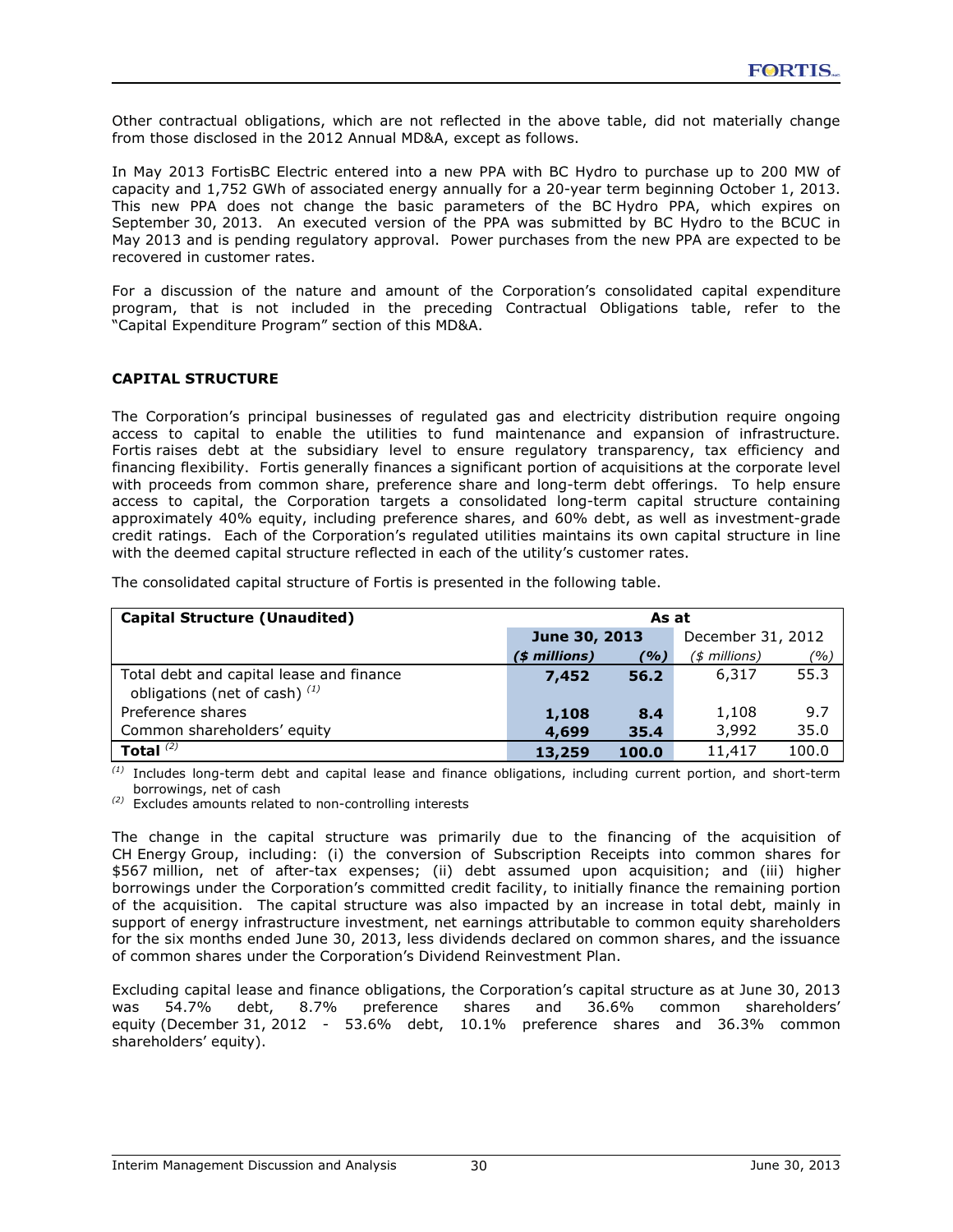Other contractual obligations, which are not reflected in the above table, did not materially change from those disclosed in the 2012 Annual MD&A, except as follows.

In May 2013 FortisBC Electric entered into a new PPA with BC Hydro to purchase up to 200 MW of capacity and 1,752 GWh of associated energy annually for a 20-year term beginning October 1, 2013. This new PPA does not change the basic parameters of the BC Hydro PPA, which expires on September 30, 2013. An executed version of the PPA was submitted by BC Hydro to the BCUC in May 2013 and is pending regulatory approval. Power purchases from the new PPA are expected to be recovered in customer rates.

For a discussion of the nature and amount of the Corporation's consolidated capital expenditure program, that is not included in the preceding Contractual Obligations table, refer to the "Capital Expenditure Program" section of this MD&A.

## CAPITAL STRUCTURE

The Corporation's principal businesses of regulated gas and electricity distribution require ongoing access to capital to enable the utilities to fund maintenance and expansion of infrastructure. Fortis raises debt at the subsidiary level to ensure regulatory transparency, tax efficiency and financing flexibility. Fortis generally finances a significant portion of acquisitions at the corporate level with proceeds from common share, preference share and long-term debt offerings. To help ensure access to capital, the Corporation targets a consolidated long-term capital structure containing approximately 40% equity, including preference shares, and 60% debt, as well as investment-grade credit ratings. Each of the Corporation's regulated utilities maintains its own capital structure in line with the deemed capital structure reflected in each of the utility's customer rates.

The consolidated capital structure of Fortis is presented in the following table.

| **Capital Structure (Unaudited)** | **As at** | | | |
|---|---|---|---|---|
| | **June 30, 2013** | | December 31, 2012 | |
| | ***($ millions)*** | ***(%)*** | *($ millions)* | *(%)* |
| Total debt and capital lease and finance obligations (net of cash) [(1)] | **7,452** | **56.2** | 6,317 | 55.3 |
| Preference shares | **1,108** | **8.4** | 1,108 | 9.7 |
| Common shareholders' equity | **4,699** | **35.4** | 3,992 | 35.0 |
| **Total** [(2)] | **13,259** | **100.0** | 11,417 | 100.0 |

(1) Includes long-term debt and capital lease and finance obligations, including current portion, and short-term borrowings, net of cash

(2) Excludes amounts related to non-controlling interests

The change in the capital structure was primarily due to the financing of the acquisition of CH Energy Group, including: (i) the conversion of Subscription Receipts into common shares for \$567 million, net of after-tax expenses; (ii) debt assumed upon acquisition; and (iii) higher borrowings under the Corporation's committed credit facility, to initially finance the remaining portion of the acquisition. The capital structure was also impacted by an increase in total debt, mainly in support of energy infrastructure investment, net earnings attributable to common equity shareholders for the six months ended June 30, 2013, less dividends declared on common shares, and the issuance of common shares under the Corporation's Dividend Reinvestment Plan.

Excluding capital lease and finance obligations, the Corporation's capital structure as at June 30, 2013 was 54.7% debt, 8.7% preference shares and 36.6% common shareholders' equity (December 31, 2012 - 53.6% debt, 10.1% preference shares and 36.3% common shareholders' equity).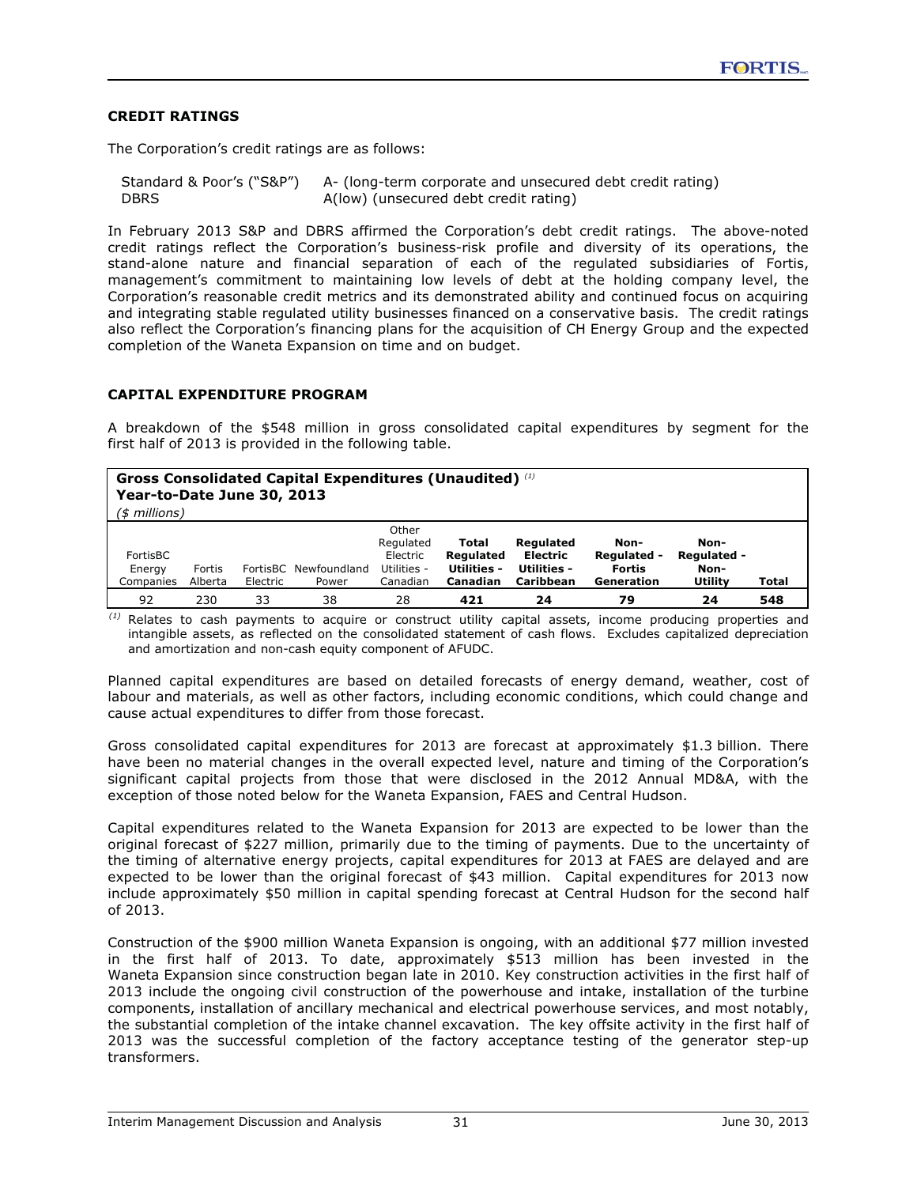## CREDIT RATINGS

The Corporation's credit ratings are as follows:

| | |
|---|---|
| Standard & Poor's ("S&P") | A- (long-term corporate and unsecured debt credit rating) |
| DBRS | A(low) (unsecured debt credit rating) |

In February 2013 S&P and DBRS affirmed the Corporation's debt credit ratings. The above-noted credit ratings reflect the Corporation's business-risk profile and diversity of its operations, the stand-alone nature and financial separation of each of the regulated subsidiaries of Fortis, management's commitment to maintaining low levels of debt at the holding company level, the Corporation's reasonable credit metrics and its demonstrated ability and continued focus on acquiring and integrating stable regulated utility businesses financed on a conservative basis. The credit ratings also reflect the Corporation's financing plans for the acquisition of CH Energy Group and the expected completion of the Waneta Expansion on time and on budget.

## CAPITAL EXPENDITURE PROGRAM

A breakdown of the $548 million in gross consolidated capital expenditures by segment for the first half of 2013 is provided in the following table.

**Gross Consolidated Capital Expenditures (Unaudited)** [(1)]
**Year-to-Date June 30, 2013**
*($ millions)*

| FortisBC Energy Companies | Fortis Alberta | FortisBC Electric | Newfoundland Power | Other Regulated Electric Utilities - Canadian | **Total Regulated Utilities - Canadian** | **Regulated Electric Utilities - Caribbean** | **Non-Regulated - Fortis Generation** | **Non-Regulated - Non-Utility** | **Total** |
|---|---|---|---|---|---|---|---|---|---|
| 92 | 230 | 33 | 38 | 28 | **421** | **24** | **79** | **24** | **548** |

[(1)] Relates to cash payments to acquire or construct utility capital assets, income producing properties and intangible assets, as reflected on the consolidated statement of cash flows. Excludes capitalized depreciation and amortization and non-cash equity component of AFUDC.

Planned capital expenditures are based on detailed forecasts of energy demand, weather, cost of labour and materials, as well as other factors, including economic conditions, which could change and cause actual expenditures to differ from those forecast.

Gross consolidated capital expenditures for 2013 are forecast at approximately $1.3 billion. There have been no material changes in the overall expected level, nature and timing of the Corporation's significant capital projects from those that were disclosed in the 2012 Annual MD&A, with the exception of those noted below for the Waneta Expansion, FAES and Central Hudson.

Capital expenditures related to the Waneta Expansion for 2013 are expected to be lower than the original forecast of $227 million, primarily due to the timing of payments. Due to the uncertainty of the timing of alternative energy projects, capital expenditures for 2013 at FAES are delayed and are expected to be lower than the original forecast of $43 million. Capital expenditures for 2013 now include approximately $50 million in capital spending forecast at Central Hudson for the second half of 2013.

Construction of the $900 million Waneta Expansion is ongoing, with an additional $77 million invested in the first half of 2013. To date, approximately $513 million has been invested in the Waneta Expansion since construction began late in 2010. Key construction activities in the first half of 2013 include the ongoing civil construction of the powerhouse and intake, installation of the turbine components, installation of ancillary mechanical and electrical powerhouse services, and most notably, the substantial completion of the intake channel excavation. The key offsite activity in the first half of 2013 was the successful completion of the factory acceptance testing of the generator step-up transformers.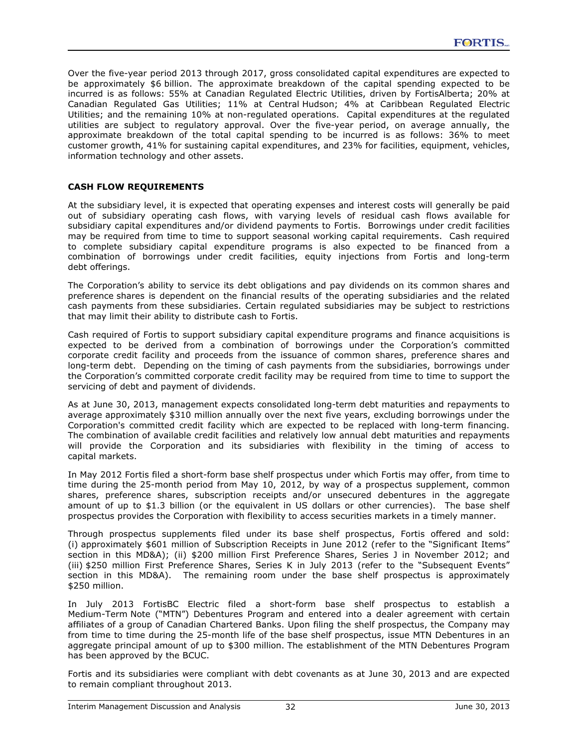Over the five-year period 2013 through 2017, gross consolidated capital expenditures are expected to be approximately $6 billion. The approximate breakdown of the capital spending expected to be incurred is as follows: 55% at Canadian Regulated Electric Utilities, driven by FortisAlberta; 20% at Canadian Regulated Gas Utilities; 11% at Central Hudson; 4% at Caribbean Regulated Electric Utilities; and the remaining 10% at non-regulated operations. Capital expenditures at the regulated utilities are subject to regulatory approval. Over the five-year period, on average annually, the approximate breakdown of the total capital spending to be incurred is as follows: 36% to meet customer growth, 41% for sustaining capital expenditures, and 23% for facilities, equipment, vehicles, information technology and other assets.

## CASH FLOW REQUIREMENTS

At the subsidiary level, it is expected that operating expenses and interest costs will generally be paid out of subsidiary operating cash flows, with varying levels of residual cash flows available for subsidiary capital expenditures and/or dividend payments to Fortis. Borrowings under credit facilities may be required from time to time to support seasonal working capital requirements. Cash required to complete subsidiary capital expenditure programs is also expected to be financed from a combination of borrowings under credit facilities, equity injections from Fortis and long-term debt offerings.

The Corporation's ability to service its debt obligations and pay dividends on its common shares and preference shares is dependent on the financial results of the operating subsidiaries and the related cash payments from these subsidiaries. Certain regulated subsidiaries may be subject to restrictions that may limit their ability to distribute cash to Fortis.

Cash required of Fortis to support subsidiary capital expenditure programs and finance acquisitions is expected to be derived from a combination of borrowings under the Corporation's committed corporate credit facility and proceeds from the issuance of common shares, preference shares and long-term debt. Depending on the timing of cash payments from the subsidiaries, borrowings under the Corporation's committed corporate credit facility may be required from time to time to support the servicing of debt and payment of dividends.

As at June 30, 2013, management expects consolidated long-term debt maturities and repayments to average approximately $310 million annually over the next five years, excluding borrowings under the Corporation's committed credit facility which are expected to be replaced with long-term financing. The combination of available credit facilities and relatively low annual debt maturities and repayments will provide the Corporation and its subsidiaries with flexibility in the timing of access to capital markets.

In May 2012 Fortis filed a short-form base shelf prospectus under which Fortis may offer, from time to time during the 25-month period from May 10, 2012, by way of a prospectus supplement, common shares, preference shares, subscription receipts and/or unsecured debentures in the aggregate amount of up to $1.3 billion (or the equivalent in US dollars or other currencies). The base shelf prospectus provides the Corporation with flexibility to access securities markets in a timely manner.

Through prospectus supplements filed under its base shelf prospectus, Fortis offered and sold: (i) approximately $601 million of Subscription Receipts in June 2012 (refer to the "Significant Items" section in this MD&A); (ii) $200 million First Preference Shares, Series J in November 2012; and (iii) $250 million First Preference Shares, Series K in July 2013 (refer to the "Subsequent Events" section in this MD&A). The remaining room under the base shelf prospectus is approximately $250 million.

In July 2013 FortisBC Electric filed a short-form base shelf prospectus to establish a Medium-Term Note ("MTN") Debentures Program and entered into a dealer agreement with certain affiliates of a group of Canadian Chartered Banks. Upon filing the shelf prospectus, the Company may from time to time during the 25-month life of the base shelf prospectus, issue MTN Debentures in an aggregate principal amount of up to $300 million. The establishment of the MTN Debentures Program has been approved by the BCUC.

Fortis and its subsidiaries were compliant with debt covenants as at June 30, 2013 and are expected to remain compliant throughout 2013.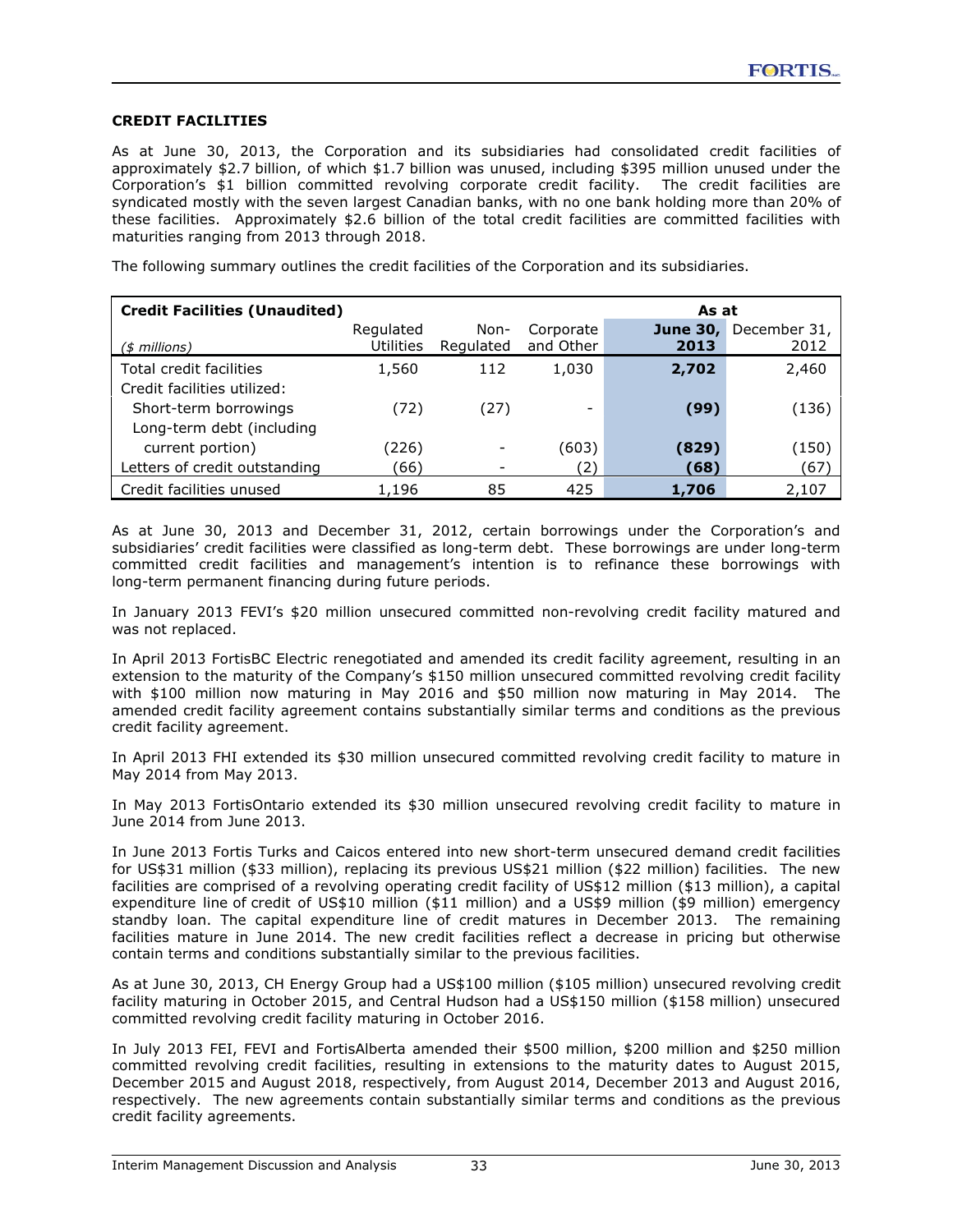## CREDIT FACILITIES

As at June 30, 2013, the Corporation and its subsidiaries had consolidated credit facilities of approximately $2.7 billion, of which $1.7 billion was unused, including $395 million unused under the Corporation's $1 billion committed revolving corporate credit facility. The credit facilities are syndicated mostly with the seven largest Canadian banks, with no one bank holding more than 20% of these facilities. Approximately $2.6 billion of the total credit facilities are committed facilities with maturities ranging from 2013 through 2018.

The following summary outlines the credit facilities of the Corporation and its subsidiaries.

| **Credit Facilities (Unaudited)** | | | | **As at** | |
|---|---|---|---|---|---|
| *($ millions)* | Regulated Utilities | Non-Regulated | Corporate and Other | **June 30, 2013** | December 31, 2012 |
| Total credit facilities | 1,560 | 112 | 1,030 | **2,702** | 2,460 |
| Credit facilities utilized: | | | | | |
| Short-term borrowings | (72) | (27) | - | **(99)** | (136) |
| Long-term debt (including current portion) | (226) | - | (603) | **(829)** | (150) |
| Letters of credit outstanding | (66) | - | (2) | **(68)** | (67) |
| Credit facilities unused | 1,196 | 85 | 425 | **1,706** | 2,107 |

As at June 30, 2013 and December 31, 2012, certain borrowings under the Corporation's and subsidiaries' credit facilities were classified as long-term debt. These borrowings are under long-term committed credit facilities and management's intention is to refinance these borrowings with long-term permanent financing during future periods.

In January 2013 FEVI's $20 million unsecured committed non-revolving credit facility matured and was not replaced.

In April 2013 FortisBC Electric renegotiated and amended its credit facility agreement, resulting in an extension to the maturity of the Company's $150 million unsecured committed revolving credit facility with $100 million now maturing in May 2016 and $50 million now maturing in May 2014. The amended credit facility agreement contains substantially similar terms and conditions as the previous credit facility agreement.

In April 2013 FHI extended its $30 million unsecured committed revolving credit facility to mature in May 2014 from May 2013.

In May 2013 FortisOntario extended its $30 million unsecured revolving credit facility to mature in June 2014 from June 2013.

In June 2013 Fortis Turks and Caicos entered into new short-term unsecured demand credit facilities for US$31 million ($33 million), replacing its previous US$21 million ($22 million) facilities. The new facilities are comprised of a revolving operating credit facility of US$12 million ($13 million), a capital expenditure line of credit of US$10 million ($11 million) and a US$9 million ($9 million) emergency standby loan. The capital expenditure line of credit matures in December 2013. The remaining facilities mature in June 2014. The new credit facilities reflect a decrease in pricing but otherwise contain terms and conditions substantially similar to the previous facilities.

As at June 30, 2013, CH Energy Group had a US$100 million ($105 million) unsecured revolving credit facility maturing in October 2015, and Central Hudson had a US$150 million ($158 million) unsecured committed revolving credit facility maturing in October 2016.

In July 2013 FEI, FEVI and FortisAlberta amended their $500 million, $200 million and $250 million committed revolving credit facilities, resulting in extensions to the maturity dates to August 2015, December 2015 and August 2018, respectively, from August 2014, December 2013 and August 2016, respectively. The new agreements contain substantially similar terms and conditions as the previous credit facility agreements.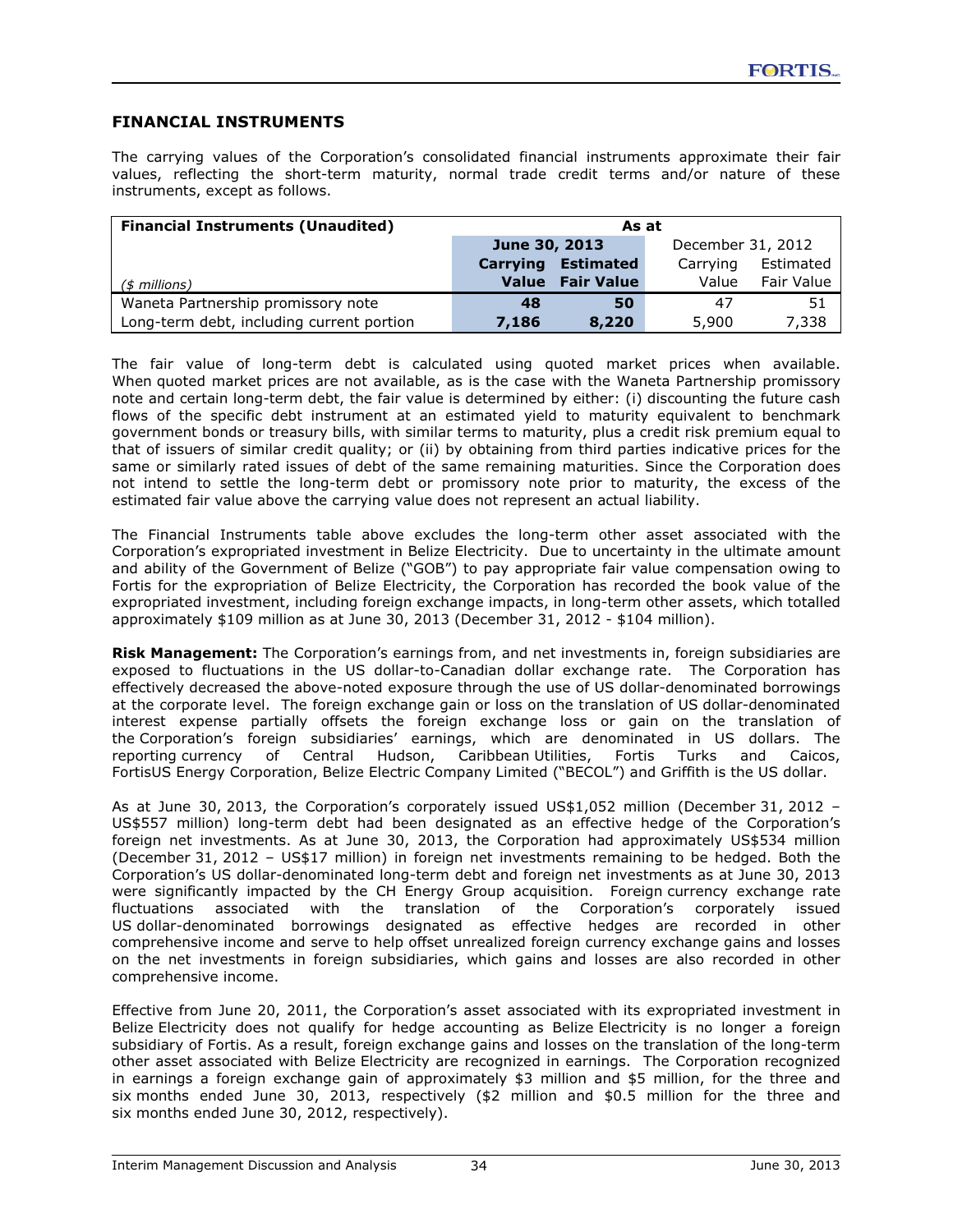## FINANCIAL INSTRUMENTS

The carrying values of the Corporation's consolidated financial instruments approximate their fair values, reflecting the short-term maturity, normal trade credit terms and/or nature of these instruments, except as follows.

| Financial Instruments (Unaudited) | As at | | | |
|---|---|---|---|---|
| | **June 30, 2013** | | December 31, 2012 | |
| *($ millions)* | **Carrying Value** | **Estimated Fair Value** | Carrying Value | Estimated Fair Value |
| Waneta Partnership promissory note | **48** | **50** | 47 | 51 |
| Long-term debt, including current portion | **7,186** | **8,220** | 5,900 | 7,338 |

The fair value of long-term debt is calculated using quoted market prices when available. When quoted market prices are not available, as is the case with the Waneta Partnership promissory note and certain long-term debt, the fair value is determined by either: (i) discounting the future cash flows of the specific debt instrument at an estimated yield to maturity equivalent to benchmark government bonds or treasury bills, with similar terms to maturity, plus a credit risk premium equal to that of issuers of similar credit quality; or (ii) by obtaining from third parties indicative prices for the same or similarly rated issues of debt of the same remaining maturities. Since the Corporation does not intend to settle the long-term debt or promissory note prior to maturity, the excess of the estimated fair value above the carrying value does not represent an actual liability.

The Financial Instruments table above excludes the long-term other asset associated with the Corporation's expropriated investment in Belize Electricity. Due to uncertainty in the ultimate amount and ability of the Government of Belize ("GOB") to pay appropriate fair value compensation owing to Fortis for the expropriation of Belize Electricity, the Corporation has recorded the book value of the expropriated investment, including foreign exchange impacts, in long-term other assets, which totalled approximately $109 million as at June 30, 2013 (December 31, 2012 - $104 million).

**Risk Management:** The Corporation's earnings from, and net investments in, foreign subsidiaries are exposed to fluctuations in the US dollar-to-Canadian dollar exchange rate. The Corporation has effectively decreased the above-noted exposure through the use of US dollar-denominated borrowings at the corporate level. The foreign exchange gain or loss on the translation of US dollar-denominated interest expense partially offsets the foreign exchange loss or gain on the translation of the Corporation's foreign subsidiaries' earnings, which are denominated in US dollars. The reporting currency of Central Hudson, Caribbean Utilities, Fortis Turks and Caicos, FortisUS Energy Corporation, Belize Electric Company Limited ("BECOL") and Griffith is the US dollar.

As at June 30, 2013, the Corporation's corporately issued US$1,052 million (December 31, 2012 – US$557 million) long-term debt had been designated as an effective hedge of the Corporation's foreign net investments. As at June 30, 2013, the Corporation had approximately US$534 million (December 31, 2012 – US$17 million) in foreign net investments remaining to be hedged. Both the Corporation's US dollar-denominated long-term debt and foreign net investments as at June 30, 2013 were significantly impacted by the CH Energy Group acquisition. Foreign currency exchange rate fluctuations associated with the translation of the Corporation's corporately issued US dollar-denominated borrowings designated as effective hedges are recorded in other comprehensive income and serve to help offset unrealized foreign currency exchange gains and losses on the net investments in foreign subsidiaries, which gains and losses are also recorded in other comprehensive income.

Effective from June 20, 2011, the Corporation's asset associated with its expropriated investment in Belize Electricity does not qualify for hedge accounting as Belize Electricity is no longer a foreign subsidiary of Fortis. As a result, foreign exchange gains and losses on the translation of the long-term other asset associated with Belize Electricity are recognized in earnings. The Corporation recognized in earnings a foreign exchange gain of approximately $3 million and $5 million, for the three and six months ended June 30, 2013, respectively ($2 million and $0.5 million for the three and six months ended June 30, 2012, respectively).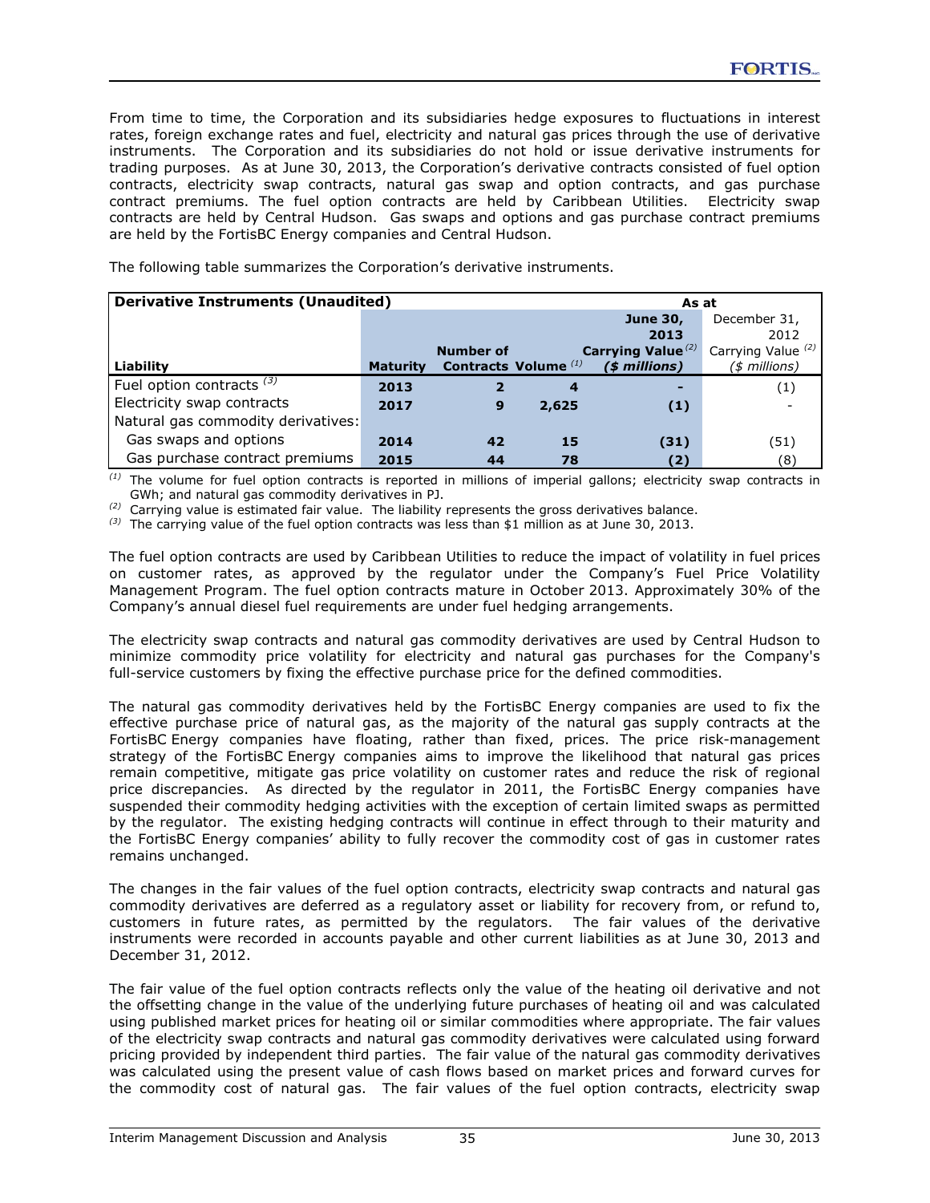From time to time, the Corporation and its subsidiaries hedge exposures to fluctuations in interest rates, foreign exchange rates and fuel, electricity and natural gas prices through the use of derivative instruments. The Corporation and its subsidiaries do not hold or issue derivative instruments for trading purposes. As at June 30, 2013, the Corporation's derivative contracts consisted of fuel option contracts, electricity swap contracts, natural gas swap and option contracts, and gas purchase contract premiums. The fuel option contracts are held by Caribbean Utilities. Electricity swap contracts are held by Central Hudson. Gas swaps and options and gas purchase contract premiums are held by the FortisBC Energy companies and Central Hudson.

The following table summarizes the Corporation's derivative instruments.

| **Derivative Instruments (Unaudited)** | | | | As at | |
|---|---|---|---|---|---|
| | | | | **June 30, 2013** | December 31, 2012 |
| **Liability** | **Maturity** | **Number of Contracts** | **Volume** [(1)] | **Carrying Value** [(2)] ***($ millions)*** | Carrying Value [(2)] *($ millions)* |
| Fuel option contracts [(3)] | **2013** | **2** | **4** | **-** | (1) |
| Electricity swap contracts | **2017** | **9** | **2,625** | **(1)** | - |
| Natural gas commodity derivatives: | | | | | |
| Gas swaps and options | **2014** | **42** | **15** | **(31)** | (51) |
| Gas purchase contract premiums | **2015** | **44** | **78** | **(2)** | (8) |

[(1)] The volume for fuel option contracts is reported in millions of imperial gallons; electricity swap contracts in GWh; and natural gas commodity derivatives in PJ.
[(2)] Carrying value is estimated fair value. The liability represents the gross derivatives balance.
[(3)] The carrying value of the fuel option contracts was less than $1 million as at June 30, 2013.

The fuel option contracts are used by Caribbean Utilities to reduce the impact of volatility in fuel prices on customer rates, as approved by the regulator under the Company's Fuel Price Volatility Management Program. The fuel option contracts mature in October 2013. Approximately 30% of the Company's annual diesel fuel requirements are under fuel hedging arrangements.

The electricity swap contracts and natural gas commodity derivatives are used by Central Hudson to minimize commodity price volatility for electricity and natural gas purchases for the Company's full-service customers by fixing the effective purchase price for the defined commodities.

The natural gas commodity derivatives held by the FortisBC Energy companies are used to fix the effective purchase price of natural gas, as the majority of the natural gas supply contracts at the FortisBC Energy companies have floating, rather than fixed, prices. The price risk-management strategy of the FortisBC Energy companies aims to improve the likelihood that natural gas prices remain competitive, mitigate gas price volatility on customer rates and reduce the risk of regional price discrepancies. As directed by the regulator in 2011, the FortisBC Energy companies have suspended their commodity hedging activities with the exception of certain limited swaps as permitted by the regulator. The existing hedging contracts will continue in effect through to their maturity and the FortisBC Energy companies' ability to fully recover the commodity cost of gas in customer rates remains unchanged.

The changes in the fair values of the fuel option contracts, electricity swap contracts and natural gas commodity derivatives are deferred as a regulatory asset or liability for recovery from, or refund to, customers in future rates, as permitted by the regulators. The fair values of the derivative instruments were recorded in accounts payable and other current liabilities as at June 30, 2013 and December 31, 2012.

The fair value of the fuel option contracts reflects only the value of the heating oil derivative and not the offsetting change in the value of the underlying future purchases of heating oil and was calculated using published market prices for heating oil or similar commodities where appropriate. The fair values of the electricity swap contracts and natural gas commodity derivatives were calculated using forward pricing provided by independent third parties. The fair value of the natural gas commodity derivatives was calculated using the present value of cash flows based on market prices and forward curves for the commodity cost of natural gas. The fair values of the fuel option contracts, electricity swap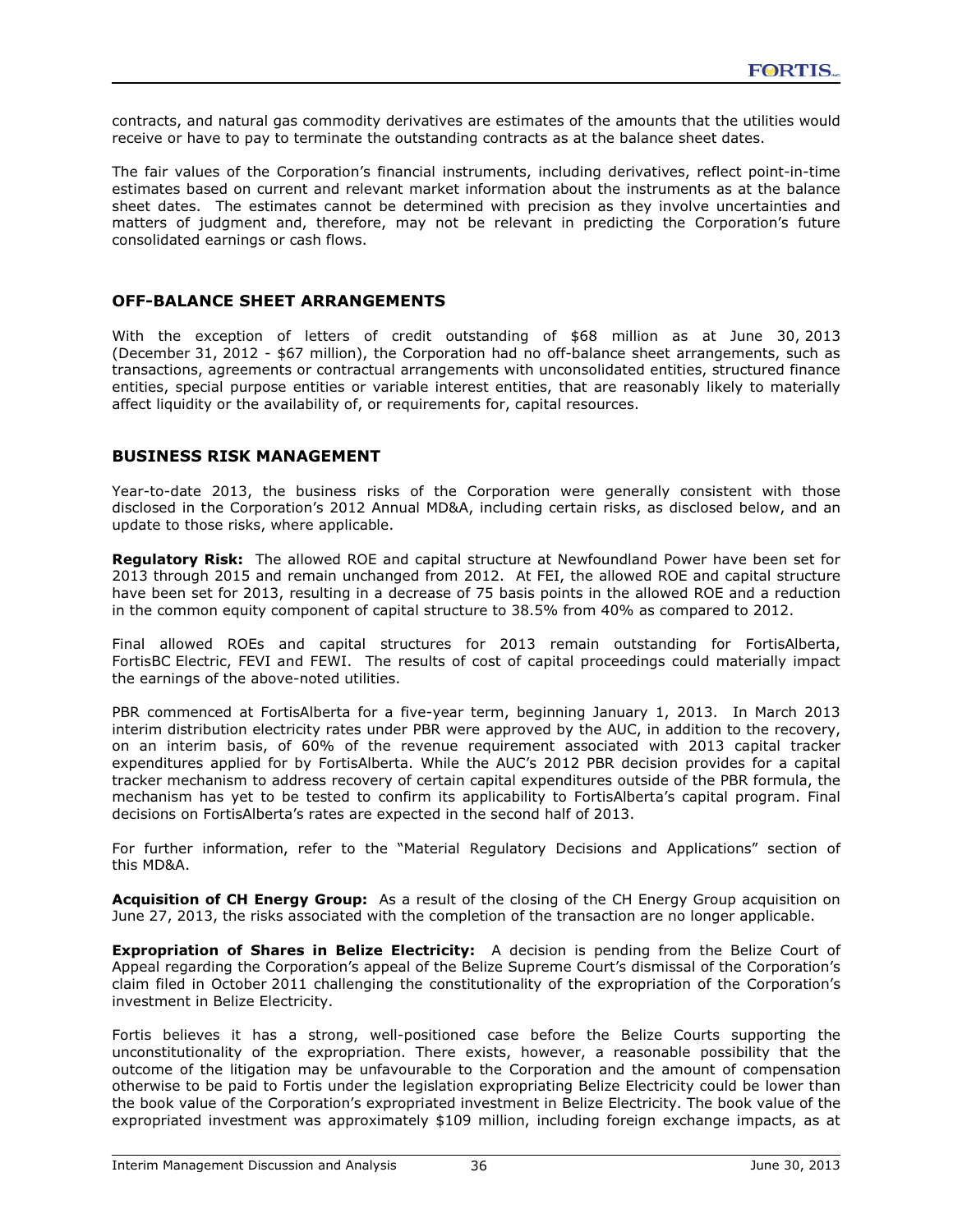contracts, and natural gas commodity derivatives are estimates of the amounts that the utilities would receive or have to pay to terminate the outstanding contracts as at the balance sheet dates.

The fair values of the Corporation's financial instruments, including derivatives, reflect point-in-time estimates based on current and relevant market information about the instruments as at the balance sheet dates. The estimates cannot be determined with precision as they involve uncertainties and matters of judgment and, therefore, may not be relevant in predicting the Corporation's future consolidated earnings or cash flows.

## OFF-BALANCE SHEET ARRANGEMENTS

With the exception of letters of credit outstanding of $68 million as at June 30, 2013 (December 31, 2012 - $67 million), the Corporation had no off-balance sheet arrangements, such as transactions, agreements or contractual arrangements with unconsolidated entities, structured finance entities, special purpose entities or variable interest entities, that are reasonably likely to materially affect liquidity or the availability of, or requirements for, capital resources.

## BUSINESS RISK MANAGEMENT

Year-to-date 2013, the business risks of the Corporation were generally consistent with those disclosed in the Corporation's 2012 Annual MD&A, including certain risks, as disclosed below, and an update to those risks, where applicable.

**Regulatory Risk:** The allowed ROE and capital structure at Newfoundland Power have been set for 2013 through 2015 and remain unchanged from 2012. At FEI, the allowed ROE and capital structure have been set for 2013, resulting in a decrease of 75 basis points in the allowed ROE and a reduction in the common equity component of capital structure to 38.5% from 40% as compared to 2012.

Final allowed ROEs and capital structures for 2013 remain outstanding for FortisAlberta, FortisBC Electric, FEVI and FEWI. The results of cost of capital proceedings could materially impact the earnings of the above-noted utilities.

PBR commenced at FortisAlberta for a five-year term, beginning January 1, 2013. In March 2013 interim distribution electricity rates under PBR were approved by the AUC, in addition to the recovery, on an interim basis, of 60% of the revenue requirement associated with 2013 capital tracker expenditures applied for by FortisAlberta. While the AUC's 2012 PBR decision provides for a capital tracker mechanism to address recovery of certain capital expenditures outside of the PBR formula, the mechanism has yet to be tested to confirm its applicability to FortisAlberta's capital program. Final decisions on FortisAlberta's rates are expected in the second half of 2013.

For further information, refer to the "Material Regulatory Decisions and Applications" section of this MD&A.

**Acquisition of CH Energy Group:** As a result of the closing of the CH Energy Group acquisition on June 27, 2013, the risks associated with the completion of the transaction are no longer applicable.

**Expropriation of Shares in Belize Electricity:** A decision is pending from the Belize Court of Appeal regarding the Corporation's appeal of the Belize Supreme Court's dismissal of the Corporation's claim filed in October 2011 challenging the constitutionality of the expropriation of the Corporation's investment in Belize Electricity.

Fortis believes it has a strong, well-positioned case before the Belize Courts supporting the unconstitutionality of the expropriation. There exists, however, a reasonable possibility that the outcome of the litigation may be unfavourable to the Corporation and the amount of compensation otherwise to be paid to Fortis under the legislation expropriating Belize Electricity could be lower than the book value of the Corporation's expropriated investment in Belize Electricity. The book value of the expropriated investment was approximately $109 million, including foreign exchange impacts, as at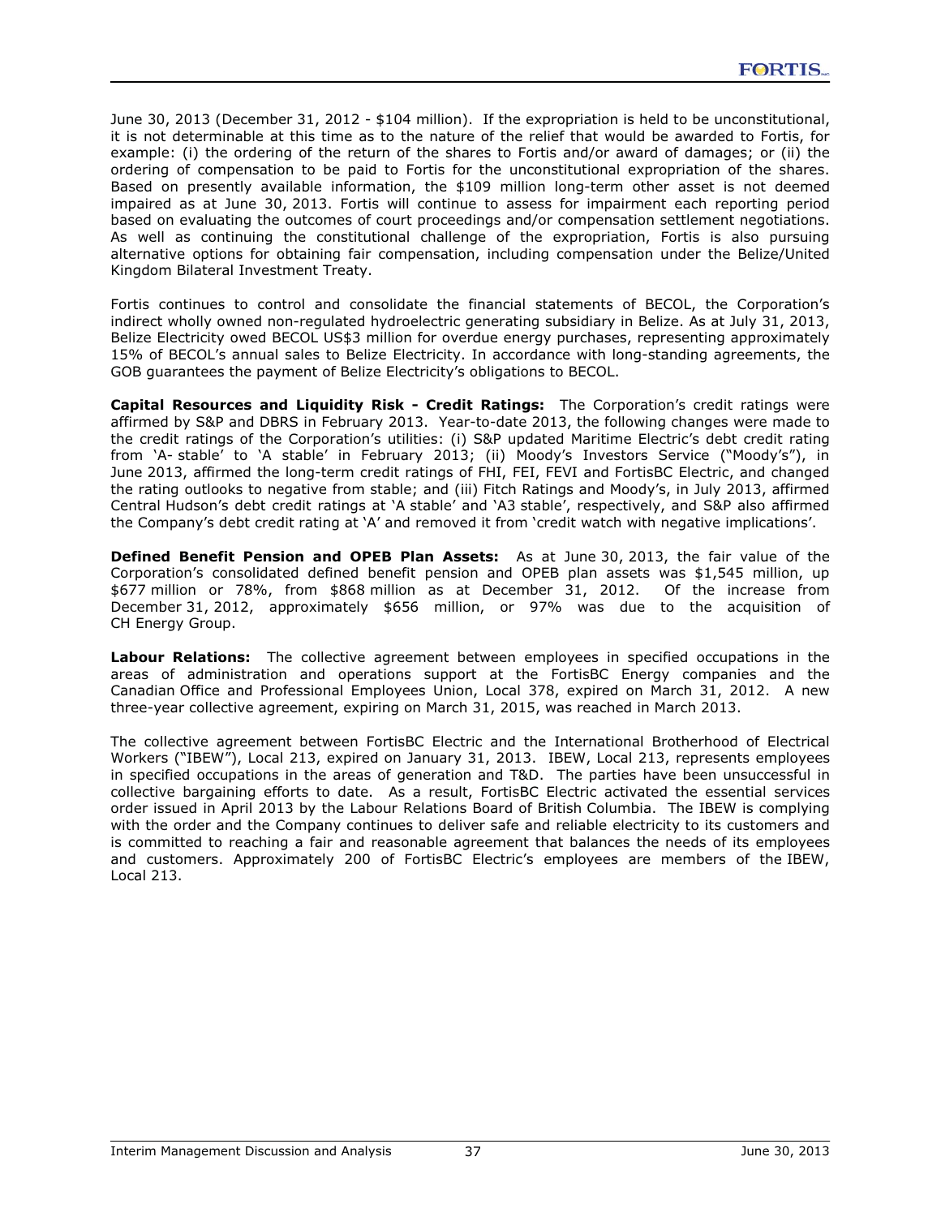June 30, 2013 (December 31, 2012 - $104 million). If the expropriation is held to be unconstitutional, it is not determinable at this time as to the nature of the relief that would be awarded to Fortis, for example: (i) the ordering of the return of the shares to Fortis and/or award of damages; or (ii) the ordering of compensation to be paid to Fortis for the unconstitutional expropriation of the shares. Based on presently available information, the $109 million long-term other asset is not deemed impaired as at June 30, 2013. Fortis will continue to assess for impairment each reporting period based on evaluating the outcomes of court proceedings and/or compensation settlement negotiations. As well as continuing the constitutional challenge of the expropriation, Fortis is also pursuing alternative options for obtaining fair compensation, including compensation under the Belize/United Kingdom Bilateral Investment Treaty.

Fortis continues to control and consolidate the financial statements of BECOL, the Corporation's indirect wholly owned non-regulated hydroelectric generating subsidiary in Belize. As at July 31, 2013, Belize Electricity owed BECOL US$3 million for overdue energy purchases, representing approximately 15% of BECOL's annual sales to Belize Electricity. In accordance with long-standing agreements, the GOB guarantees the payment of Belize Electricity's obligations to BECOL.

**Capital Resources and Liquidity Risk - Credit Ratings:** The Corporation's credit ratings were affirmed by S&P and DBRS in February 2013. Year-to-date 2013, the following changes were made to the credit ratings of the Corporation's utilities: (i) S&P updated Maritime Electric's debt credit rating from 'A- stable' to 'A stable' in February 2013; (ii) Moody's Investors Service ("Moody's"), in June 2013, affirmed the long-term credit ratings of FHI, FEI, FEVI and FortisBC Electric, and changed the rating outlooks to negative from stable; and (iii) Fitch Ratings and Moody's, in July 2013, affirmed Central Hudson's debt credit ratings at 'A stable' and 'A3 stable', respectively, and S&P also affirmed the Company's debt credit rating at 'A' and removed it from 'credit watch with negative implications'.

**Defined Benefit Pension and OPEB Plan Assets:** As at June 30, 2013, the fair value of the Corporation's consolidated defined benefit pension and OPEB plan assets was $1,545 million, up $677 million or 78%, from $868 million as at December 31, 2012. Of the increase from December 31, 2012, approximately $656 million, or 97% was due to the acquisition of CH Energy Group.

**Labour Relations:** The collective agreement between employees in specified occupations in the areas of administration and operations support at the FortisBC Energy companies and the Canadian Office and Professional Employees Union, Local 378, expired on March 31, 2012. A new three-year collective agreement, expiring on March 31, 2015, was reached in March 2013.

The collective agreement between FortisBC Electric and the International Brotherhood of Electrical Workers ("IBEW"), Local 213, expired on January 31, 2013. IBEW, Local 213, represents employees in specified occupations in the areas of generation and T&D. The parties have been unsuccessful in collective bargaining efforts to date. As a result, FortisBC Electric activated the essential services order issued in April 2013 by the Labour Relations Board of British Columbia. The IBEW is complying with the order and the Company continues to deliver safe and reliable electricity to its customers and is committed to reaching a fair and reasonable agreement that balances the needs of its employees and customers. Approximately 200 of FortisBC Electric's employees are members of the IBEW, Local 213.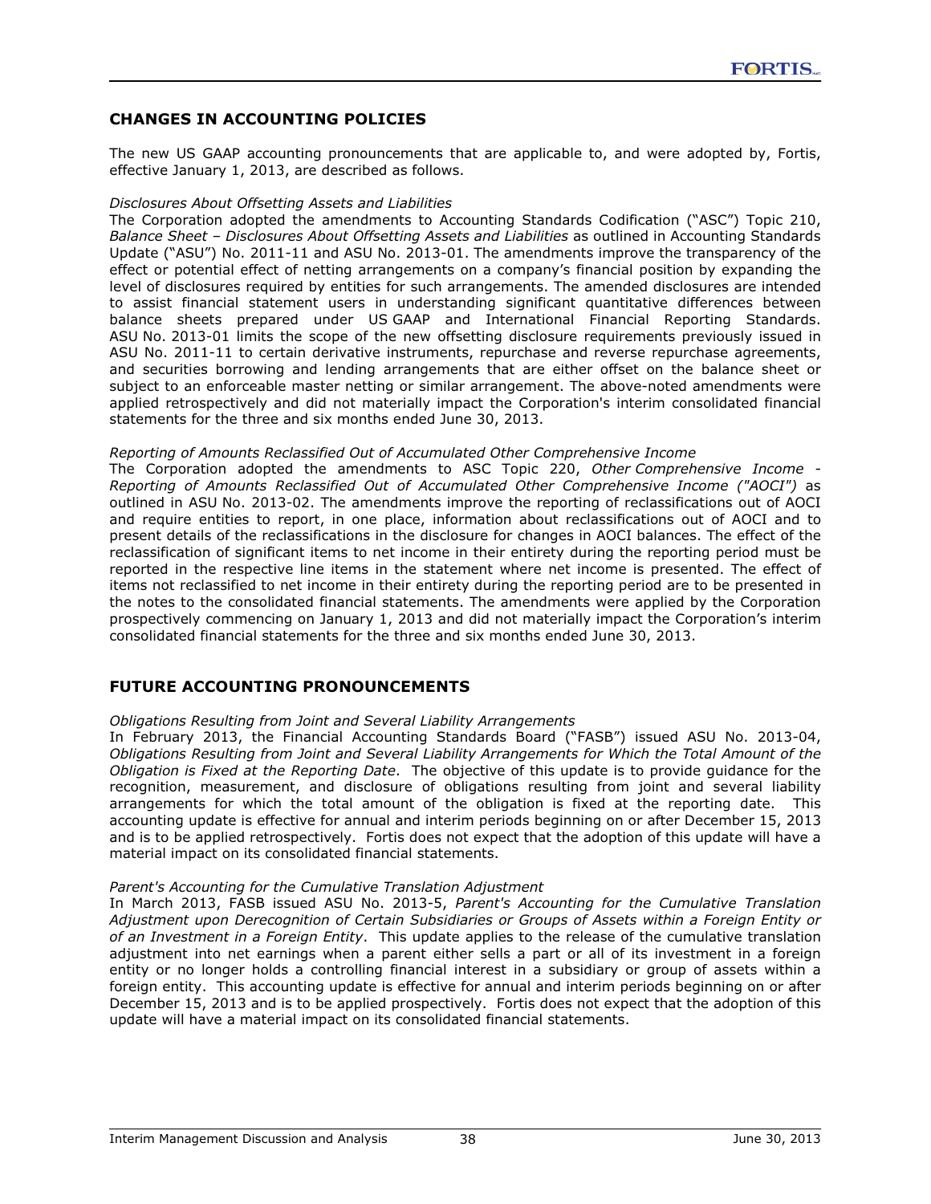## CHANGES IN ACCOUNTING POLICIES

The new US GAAP accounting pronouncements that are applicable to, and were adopted by, Fortis, effective January 1, 2013, are described as follows.

*Disclosures About Offsetting Assets and Liabilities*
The Corporation adopted the amendments to Accounting Standards Codification ("ASC") Topic 210, *Balance Sheet – Disclosures About Offsetting Assets and Liabilities* as outlined in Accounting Standards Update ("ASU") No. 2011-11 and ASU No. 2013-01. The amendments improve the transparency of the effect or potential effect of netting arrangements on a company's financial position by expanding the level of disclosures required by entities for such arrangements. The amended disclosures are intended to assist financial statement users in understanding significant quantitative differences between balance sheets prepared under US GAAP and International Financial Reporting Standards. ASU No. 2013-01 limits the scope of the new offsetting disclosure requirements previously issued in ASU No. 2011-11 to certain derivative instruments, repurchase and reverse repurchase agreements, and securities borrowing and lending arrangements that are either offset on the balance sheet or subject to an enforceable master netting or similar arrangement. The above-noted amendments were applied retrospectively and did not materially impact the Corporation's interim consolidated financial statements for the three and six months ended June 30, 2013.

*Reporting of Amounts Reclassified Out of Accumulated Other Comprehensive Income*
The Corporation adopted the amendments to ASC Topic 220, *Other Comprehensive Income - Reporting of Amounts Reclassified Out of Accumulated Other Comprehensive Income ("AOCI")* as outlined in ASU No. 2013-02. The amendments improve the reporting of reclassifications out of AOCI and require entities to report, in one place, information about reclassifications out of AOCI and to present details of the reclassifications in the disclosure for changes in AOCI balances. The effect of the reclassification of significant items to net income in their entirety during the reporting period must be reported in the respective line items in the statement where net income is presented. The effect of items not reclassified to net income in their entirety during the reporting period are to be presented in the notes to the consolidated financial statements. The amendments were applied by the Corporation prospectively commencing on January 1, 2013 and did not materially impact the Corporation's interim consolidated financial statements for the three and six months ended June 30, 2013.

## FUTURE ACCOUNTING PRONOUNCEMENTS

*Obligations Resulting from Joint and Several Liability Arrangements*
In February 2013, the Financial Accounting Standards Board ("FASB") issued ASU No. 2013-04, *Obligations Resulting from Joint and Several Liability Arrangements for Which the Total Amount of the Obligation is Fixed at the Reporting Date*. The objective of this update is to provide guidance for the recognition, measurement, and disclosure of obligations resulting from joint and several liability arrangements for which the total amount of the obligation is fixed at the reporting date. This accounting update is effective for annual and interim periods beginning on or after December 15, 2013 and is to be applied retrospectively. Fortis does not expect that the adoption of this update will have a material impact on its consolidated financial statements.

*Parent's Accounting for the Cumulative Translation Adjustment*
In March 2013, FASB issued ASU No. 2013-5, *Parent's Accounting for the Cumulative Translation Adjustment upon Derecognition of Certain Subsidiaries or Groups of Assets within a Foreign Entity or of an Investment in a Foreign Entity*. This update applies to the release of the cumulative translation adjustment into net earnings when a parent either sells a part or all of its investment in a foreign entity or no longer holds a controlling financial interest in a subsidiary or group of assets within a foreign entity. This accounting update is effective for annual and interim periods beginning on or after December 15, 2013 and is to be applied prospectively. Fortis does not expect that the adoption of this update will have a material impact on its consolidated financial statements.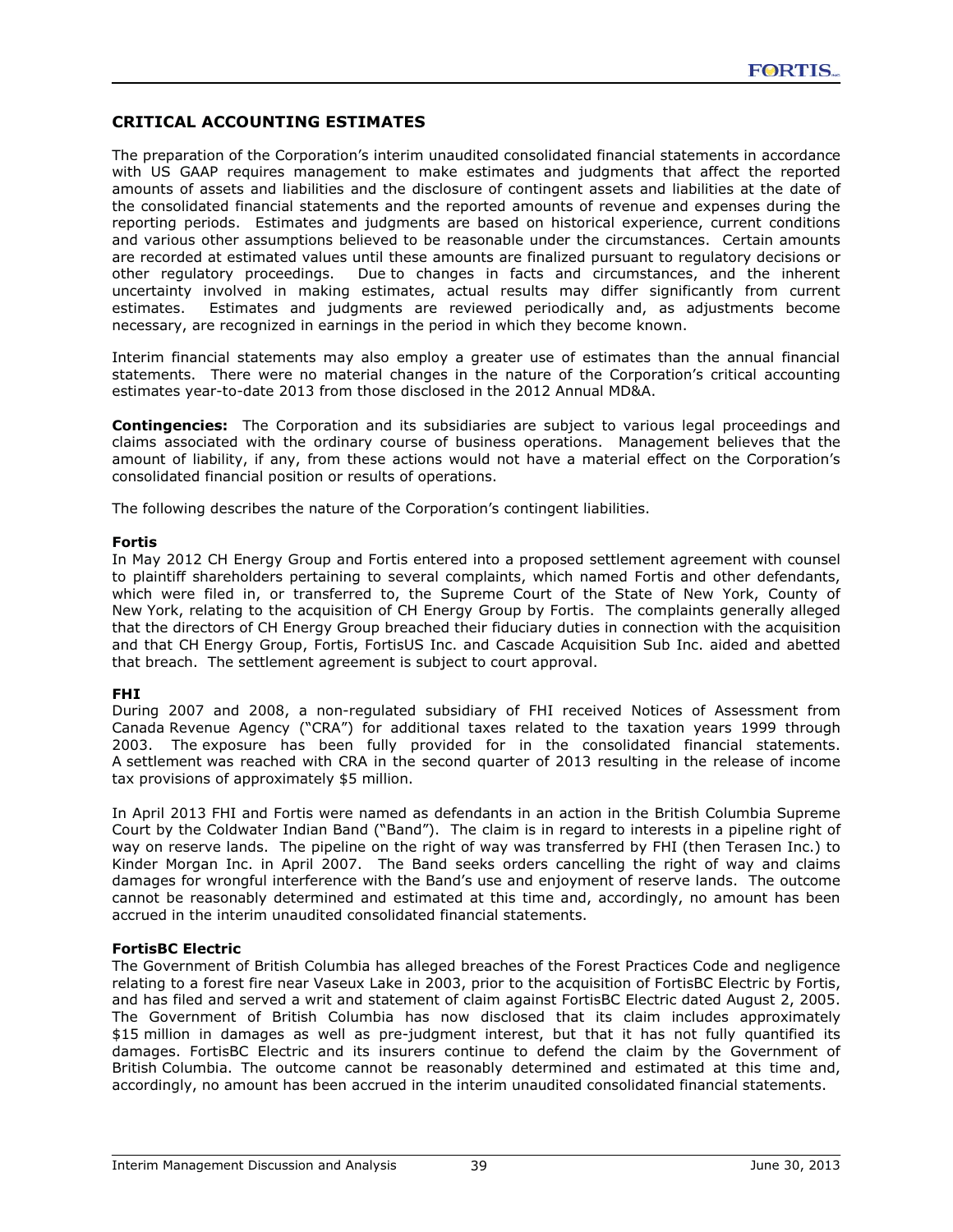## CRITICAL ACCOUNTING ESTIMATES

The preparation of the Corporation's interim unaudited consolidated financial statements in accordance with US GAAP requires management to make estimates and judgments that affect the reported amounts of assets and liabilities and the disclosure of contingent assets and liabilities at the date of the consolidated financial statements and the reported amounts of revenue and expenses during the reporting periods. Estimates and judgments are based on historical experience, current conditions and various other assumptions believed to be reasonable under the circumstances. Certain amounts are recorded at estimated values until these amounts are finalized pursuant to regulatory decisions or other regulatory proceedings. Due to changes in facts and circumstances, and the inherent uncertainty involved in making estimates, actual results may differ significantly from current estimates. Estimates and judgments are reviewed periodically and, as adjustments become necessary, are recognized in earnings in the period in which they become known.

Interim financial statements may also employ a greater use of estimates than the annual financial statements. There were no material changes in the nature of the Corporation's critical accounting estimates year-to-date 2013 from those disclosed in the 2012 Annual MD&A.

**Contingencies:** The Corporation and its subsidiaries are subject to various legal proceedings and claims associated with the ordinary course of business operations. Management believes that the amount of liability, if any, from these actions would not have a material effect on the Corporation's consolidated financial position or results of operations.

The following describes the nature of the Corporation's contingent liabilities.

**Fortis**

In May 2012 CH Energy Group and Fortis entered into a proposed settlement agreement with counsel to plaintiff shareholders pertaining to several complaints, which named Fortis and other defendants, which were filed in, or transferred to, the Supreme Court of the State of New York, County of New York, relating to the acquisition of CH Energy Group by Fortis. The complaints generally alleged that the directors of CH Energy Group breached their fiduciary duties in connection with the acquisition and that CH Energy Group, Fortis, FortisUS Inc. and Cascade Acquisition Sub Inc. aided and abetted that breach. The settlement agreement is subject to court approval.

**FHI**

During 2007 and 2008, a non-regulated subsidiary of FHI received Notices of Assessment from Canada Revenue Agency ("CRA") for additional taxes related to the taxation years 1999 through 2003. The exposure has been fully provided for in the consolidated financial statements. A settlement was reached with CRA in the second quarter of 2013 resulting in the release of income tax provisions of approximately $5 million.

In April 2013 FHI and Fortis were named as defendants in an action in the British Columbia Supreme Court by the Coldwater Indian Band ("Band"). The claim is in regard to interests in a pipeline right of way on reserve lands. The pipeline on the right of way was transferred by FHI (then Terasen Inc.) to Kinder Morgan Inc. in April 2007. The Band seeks orders cancelling the right of way and claims damages for wrongful interference with the Band's use and enjoyment of reserve lands. The outcome cannot be reasonably determined and estimated at this time and, accordingly, no amount has been accrued in the interim unaudited consolidated financial statements.

**FortisBC Electric**

The Government of British Columbia has alleged breaches of the Forest Practices Code and negligence relating to a forest fire near Vaseux Lake in 2003, prior to the acquisition of FortisBC Electric by Fortis, and has filed and served a writ and statement of claim against FortisBC Electric dated August 2, 2005. The Government of British Columbia has now disclosed that its claim includes approximately $15 million in damages as well as pre-judgment interest, but that it has not fully quantified its damages. FortisBC Electric and its insurers continue to defend the claim by the Government of British Columbia. The outcome cannot be reasonably determined and estimated at this time and, accordingly, no amount has been accrued in the interim unaudited consolidated financial statements.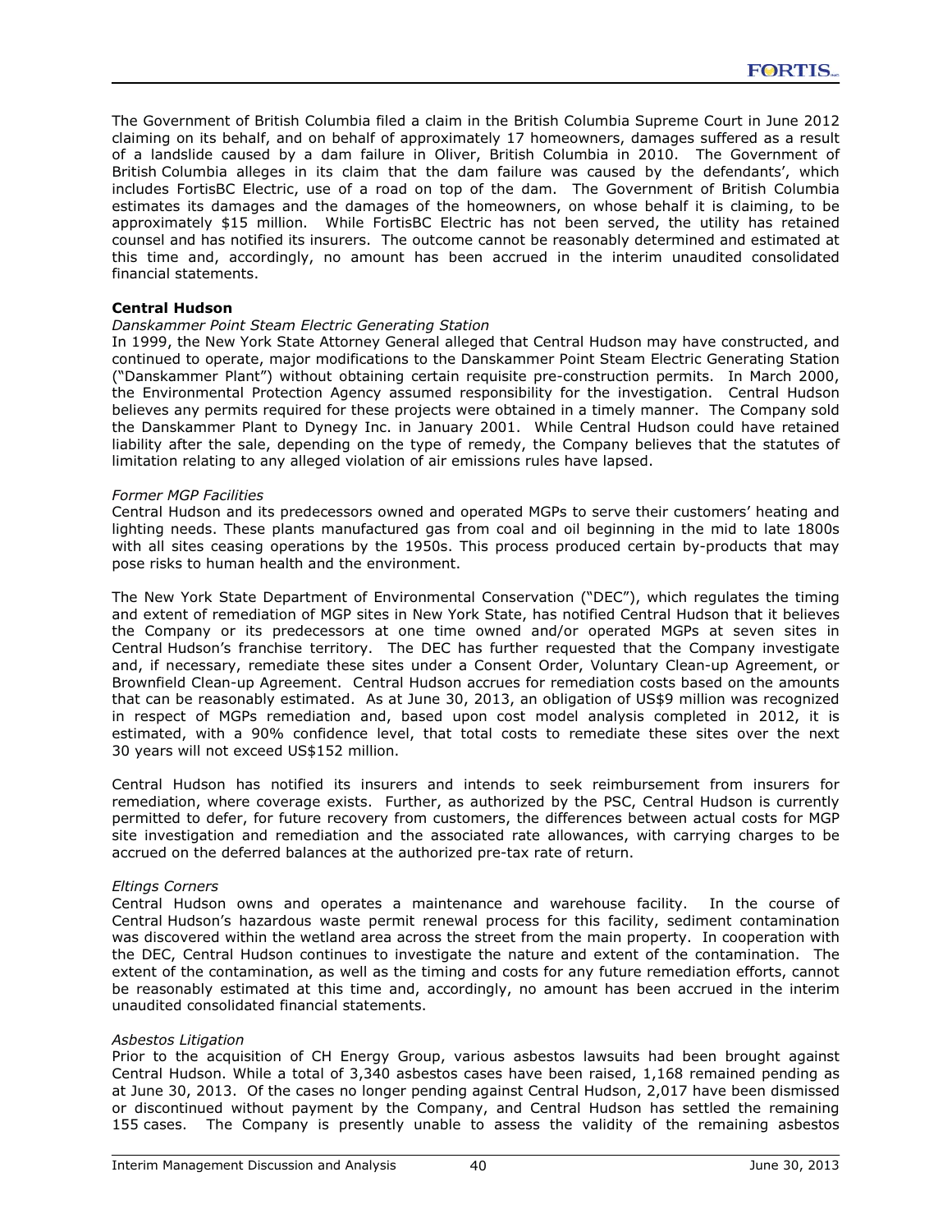The Government of British Columbia filed a claim in the British Columbia Supreme Court in June 2012 claiming on its behalf, and on behalf of approximately 17 homeowners, damages suffered as a result of a landslide caused by a dam failure in Oliver, British Columbia in 2010. The Government of British Columbia alleges in its claim that the dam failure was caused by the defendants', which includes FortisBC Electric, use of a road on top of the dam. The Government of British Columbia estimates its damages and the damages of the homeowners, on whose behalf it is claiming, to be approximately $15 million. While FortisBC Electric has not been served, the utility has retained counsel and has notified its insurers. The outcome cannot be reasonably determined and estimated at this time and, accordingly, no amount has been accrued in the interim unaudited consolidated financial statements.

**Central Hudson**

*Danskammer Point Steam Electric Generating Station*

In 1999, the New York State Attorney General alleged that Central Hudson may have constructed, and continued to operate, major modifications to the Danskammer Point Steam Electric Generating Station ("Danskammer Plant") without obtaining certain requisite pre-construction permits. In March 2000, the Environmental Protection Agency assumed responsibility for the investigation. Central Hudson believes any permits required for these projects were obtained in a timely manner. The Company sold the Danskammer Plant to Dynegy Inc. in January 2001. While Central Hudson could have retained liability after the sale, depending on the type of remedy, the Company believes that the statutes of limitation relating to any alleged violation of air emissions rules have lapsed.

*Former MGP Facilities*

Central Hudson and its predecessors owned and operated MGPs to serve their customers' heating and lighting needs. These plants manufactured gas from coal and oil beginning in the mid to late 1800s with all sites ceasing operations by the 1950s. This process produced certain by-products that may pose risks to human health and the environment.

The New York State Department of Environmental Conservation ("DEC"), which regulates the timing and extent of remediation of MGP sites in New York State, has notified Central Hudson that it believes the Company or its predecessors at one time owned and/or operated MGPs at seven sites in Central Hudson's franchise territory. The DEC has further requested that the Company investigate and, if necessary, remediate these sites under a Consent Order, Voluntary Clean-up Agreement, or Brownfield Clean-up Agreement. Central Hudson accrues for remediation costs based on the amounts that can be reasonably estimated. As at June 30, 2013, an obligation of US$9 million was recognized in respect of MGPs remediation and, based upon cost model analysis completed in 2012, it is estimated, with a 90% confidence level, that total costs to remediate these sites over the next 30 years will not exceed US$152 million.

Central Hudson has notified its insurers and intends to seek reimbursement from insurers for remediation, where coverage exists. Further, as authorized by the PSC, Central Hudson is currently permitted to defer, for future recovery from customers, the differences between actual costs for MGP site investigation and remediation and the associated rate allowances, with carrying charges to be accrued on the deferred balances at the authorized pre-tax rate of return.

*Eltings Corners*

Central Hudson owns and operates a maintenance and warehouse facility. In the course of Central Hudson's hazardous waste permit renewal process for this facility, sediment contamination was discovered within the wetland area across the street from the main property. In cooperation with the DEC, Central Hudson continues to investigate the nature and extent of the contamination. The extent of the contamination, as well as the timing and costs for any future remediation efforts, cannot be reasonably estimated at this time and, accordingly, no amount has been accrued in the interim unaudited consolidated financial statements.

*Asbestos Litigation*

Prior to the acquisition of CH Energy Group, various asbestos lawsuits had been brought against Central Hudson. While a total of 3,340 asbestos cases have been raised, 1,168 remained pending as at June 30, 2013. Of the cases no longer pending against Central Hudson, 2,017 have been dismissed or discontinued without payment by the Company, and Central Hudson has settled the remaining 155 cases. The Company is presently unable to assess the validity of the remaining asbestos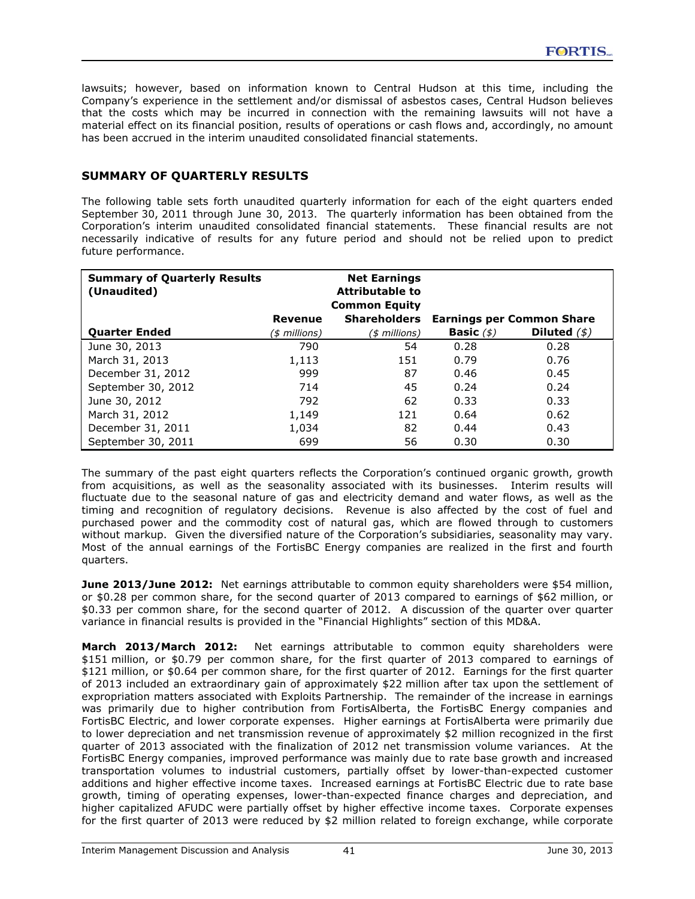lawsuits; however, based on information known to Central Hudson at this time, including the Company's experience in the settlement and/or dismissal of asbestos cases, Central Hudson believes that the costs which may be incurred in connection with the remaining lawsuits will not have a material effect on its financial position, results of operations or cash flows and, accordingly, no amount has been accrued in the interim unaudited consolidated financial statements.

## SUMMARY OF QUARTERLY RESULTS

The following table sets forth unaudited quarterly information for each of the eight quarters ended September 30, 2011 through June 30, 2013. The quarterly information has been obtained from the Corporation's interim unaudited consolidated financial statements. These financial results are not necessarily indicative of results for any future period and should not be relied upon to predict future performance.

| **Summary of Quarterly Results (Unaudited)** | | **Net Earnings Attributable to Common Equity** | | |
|---|---|---|---|---|
| | **Revenue** | **Shareholders** | **Earnings per Common Share** | |
| **Quarter Ended** | *($ millions)* | *($ millions)* | **Basic** *($)* | **Diluted** *($)* |
| June 30, 2013 | 790 | 54 | 0.28 | 0.28 |
| March 31, 2013 | 1,113 | 151 | 0.79 | 0.76 |
| December 31, 2012 | 999 | 87 | 0.46 | 0.45 |
| September 30, 2012 | 714 | 45 | 0.24 | 0.24 |
| June 30, 2012 | 792 | 62 | 0.33 | 0.33 |
| March 31, 2012 | 1,149 | 121 | 0.64 | 0.62 |
| December 31, 2011 | 1,034 | 82 | 0.44 | 0.43 |
| September 30, 2011 | 699 | 56 | 0.30 | 0.30 |

The summary of the past eight quarters reflects the Corporation's continued organic growth, growth from acquisitions, as well as the seasonality associated with its businesses. Interim results will fluctuate due to the seasonal nature of gas and electricity demand and water flows, as well as the timing and recognition of regulatory decisions. Revenue is also affected by the cost of fuel and purchased power and the commodity cost of natural gas, which are flowed through to customers without markup. Given the diversified nature of the Corporation's subsidiaries, seasonality may vary. Most of the annual earnings of the FortisBC Energy companies are realized in the first and fourth quarters.

**June 2013/June 2012:** Net earnings attributable to common equity shareholders were $54 million, or $0.28 per common share, for the second quarter of 2013 compared to earnings of $62 million, or $0.33 per common share, for the second quarter of 2012. A discussion of the quarter over quarter variance in financial results is provided in the "Financial Highlights" section of this MD&A.

**March 2013/March 2012:** Net earnings attributable to common equity shareholders were $151 million, or $0.79 per common share, for the first quarter of 2013 compared to earnings of $121 million, or $0.64 per common share, for the first quarter of 2012. Earnings for the first quarter of 2013 included an extraordinary gain of approximately $22 million after tax upon the settlement of expropriation matters associated with Exploits Partnership. The remainder of the increase in earnings was primarily due to higher contribution from FortisAlberta, the FortisBC Energy companies and FortisBC Electric, and lower corporate expenses. Higher earnings at FortisAlberta were primarily due to lower depreciation and net transmission revenue of approximately $2 million recognized in the first quarter of 2013 associated with the finalization of 2012 net transmission volume variances. At the FortisBC Energy companies, improved performance was mainly due to rate base growth and increased transportation volumes to industrial customers, partially offset by lower-than-expected customer additions and higher effective income taxes. Increased earnings at FortisBC Electric due to rate base growth, timing of operating expenses, lower-than-expected finance charges and depreciation, and higher capitalized AFUDC were partially offset by higher effective income taxes. Corporate expenses for the first quarter of 2013 were reduced by $2 million related to foreign exchange, while corporate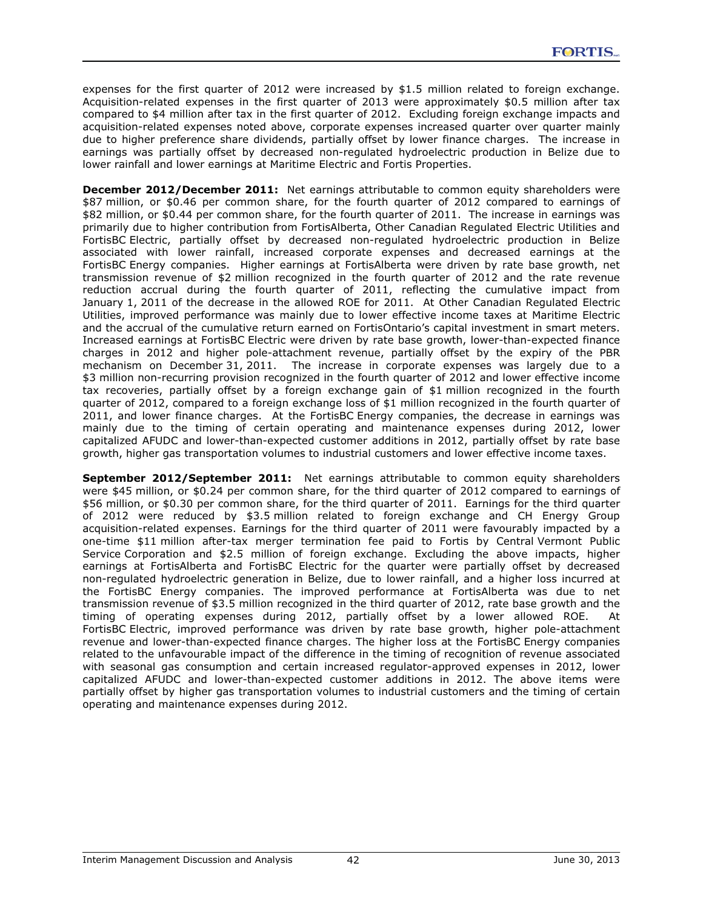expenses for the first quarter of 2012 were increased by $1.5 million related to foreign exchange. Acquisition-related expenses in the first quarter of 2013 were approximately $0.5 million after tax compared to $4 million after tax in the first quarter of 2012. Excluding foreign exchange impacts and acquisition-related expenses noted above, corporate expenses increased quarter over quarter mainly due to higher preference share dividends, partially offset by lower finance charges. The increase in earnings was partially offset by decreased non-regulated hydroelectric production in Belize due to lower rainfall and lower earnings at Maritime Electric and Fortis Properties.

**December 2012/December 2011:** Net earnings attributable to common equity shareholders were $87 million, or $0.46 per common share, for the fourth quarter of 2012 compared to earnings of $82 million, or $0.44 per common share, for the fourth quarter of 2011. The increase in earnings was primarily due to higher contribution from FortisAlberta, Other Canadian Regulated Electric Utilities and FortisBC Electric, partially offset by decreased non-regulated hydroelectric production in Belize associated with lower rainfall, increased corporate expenses and decreased earnings at the FortisBC Energy companies. Higher earnings at FortisAlberta were driven by rate base growth, net transmission revenue of $2 million recognized in the fourth quarter of 2012 and the rate revenue reduction accrual during the fourth quarter of 2011, reflecting the cumulative impact from January 1, 2011 of the decrease in the allowed ROE for 2011. At Other Canadian Regulated Electric Utilities, improved performance was mainly due to lower effective income taxes at Maritime Electric and the accrual of the cumulative return earned on FortisOntario's capital investment in smart meters. Increased earnings at FortisBC Electric were driven by rate base growth, lower-than-expected finance charges in 2012 and higher pole-attachment revenue, partially offset by the expiry of the PBR mechanism on December 31, 2011. The increase in corporate expenses was largely due to a $3 million non-recurring provision recognized in the fourth quarter of 2012 and lower effective income tax recoveries, partially offset by a foreign exchange gain of $1 million recognized in the fourth quarter of 2012, compared to a foreign exchange loss of $1 million recognized in the fourth quarter of 2011, and lower finance charges. At the FortisBC Energy companies, the decrease in earnings was mainly due to the timing of certain operating and maintenance expenses during 2012, lower capitalized AFUDC and lower-than-expected customer additions in 2012, partially offset by rate base growth, higher gas transportation volumes to industrial customers and lower effective income taxes.

**September 2012/September 2011:** Net earnings attributable to common equity shareholders were $45 million, or $0.24 per common share, for the third quarter of 2012 compared to earnings of $56 million, or $0.30 per common share, for the third quarter of 2011. Earnings for the third quarter of 2012 were reduced by $3.5 million related to foreign exchange and CH Energy Group acquisition-related expenses. Earnings for the third quarter of 2011 were favourably impacted by a one-time $11 million after-tax merger termination fee paid to Fortis by Central Vermont Public Service Corporation and $2.5 million of foreign exchange. Excluding the above impacts, higher earnings at FortisAlberta and FortisBC Electric for the quarter were partially offset by decreased non-regulated hydroelectric generation in Belize, due to lower rainfall, and a higher loss incurred at the FortisBC Energy companies. The improved performance at FortisAlberta was due to net transmission revenue of $3.5 million recognized in the third quarter of 2012, rate base growth and the timing of operating expenses during 2012, partially offset by a lower allowed ROE. At FortisBC Electric, improved performance was driven by rate base growth, higher pole-attachment revenue and lower-than-expected finance charges. The higher loss at the FortisBC Energy companies related to the unfavourable impact of the difference in the timing of recognition of revenue associated with seasonal gas consumption and certain increased regulator-approved expenses in 2012, lower capitalized AFUDC and lower-than-expected customer additions in 2012. The above items were partially offset by higher gas transportation volumes to industrial customers and the timing of certain operating and maintenance expenses during 2012.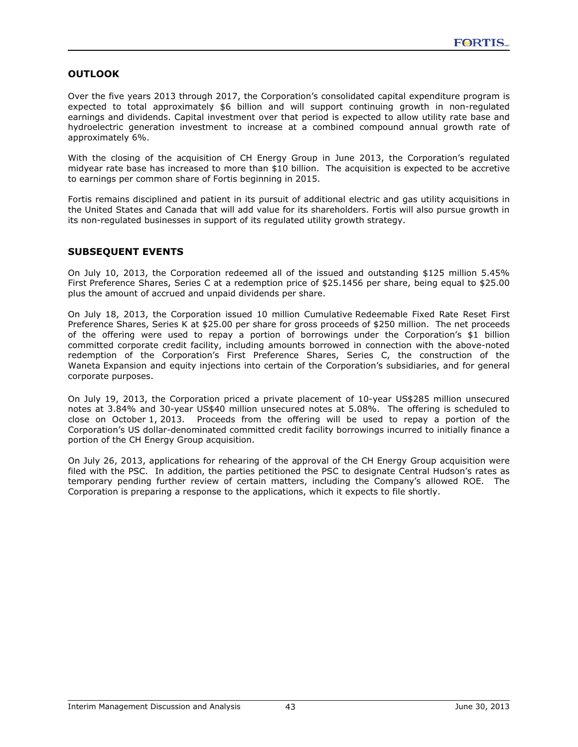## OUTLOOK

Over the five years 2013 through 2017, the Corporation's consolidated capital expenditure program is expected to total approximately $6 billion and will support continuing growth in non-regulated earnings and dividends. Capital investment over that period is expected to allow utility rate base and hydroelectric generation investment to increase at a combined compound annual growth rate of approximately 6%.

With the closing of the acquisition of CH Energy Group in June 2013, the Corporation's regulated midyear rate base has increased to more than $10 billion. The acquisition is expected to be accretive to earnings per common share of Fortis beginning in 2015.

Fortis remains disciplined and patient in its pursuit of additional electric and gas utility acquisitions in the United States and Canada that will add value for its shareholders. Fortis will also pursue growth in its non-regulated businesses in support of its regulated utility growth strategy.

## SUBSEQUENT EVENTS

On July 10, 2013, the Corporation redeemed all of the issued and outstanding $125 million 5.45% First Preference Shares, Series C at a redemption price of $25.1456 per share, being equal to $25.00 plus the amount of accrued and unpaid dividends per share.

On July 18, 2013, the Corporation issued 10 million Cumulative Redeemable Fixed Rate Reset First Preference Shares, Series K at $25.00 per share for gross proceeds of $250 million. The net proceeds of the offering were used to repay a portion of borrowings under the Corporation's $1 billion committed corporate credit facility, including amounts borrowed in connection with the above-noted redemption of the Corporation's First Preference Shares, Series C, the construction of the Waneta Expansion and equity injections into certain of the Corporation's subsidiaries, and for general corporate purposes.

On July 19, 2013, the Corporation priced a private placement of 10-year US$285 million unsecured notes at 3.84% and 30-year US$40 million unsecured notes at 5.08%. The offering is scheduled to close on October 1, 2013. Proceeds from the offering will be used to repay a portion of the Corporation's US dollar-denominated committed credit facility borrowings incurred to initially finance a portion of the CH Energy Group acquisition.

On July 26, 2013, applications for rehearing of the approval of the CH Energy Group acquisition were filed with the PSC. In addition, the parties petitioned the PSC to designate Central Hudson's rates as temporary pending further review of certain matters, including the Company's allowed ROE. The Corporation is preparing a response to the applications, which it expects to file shortly.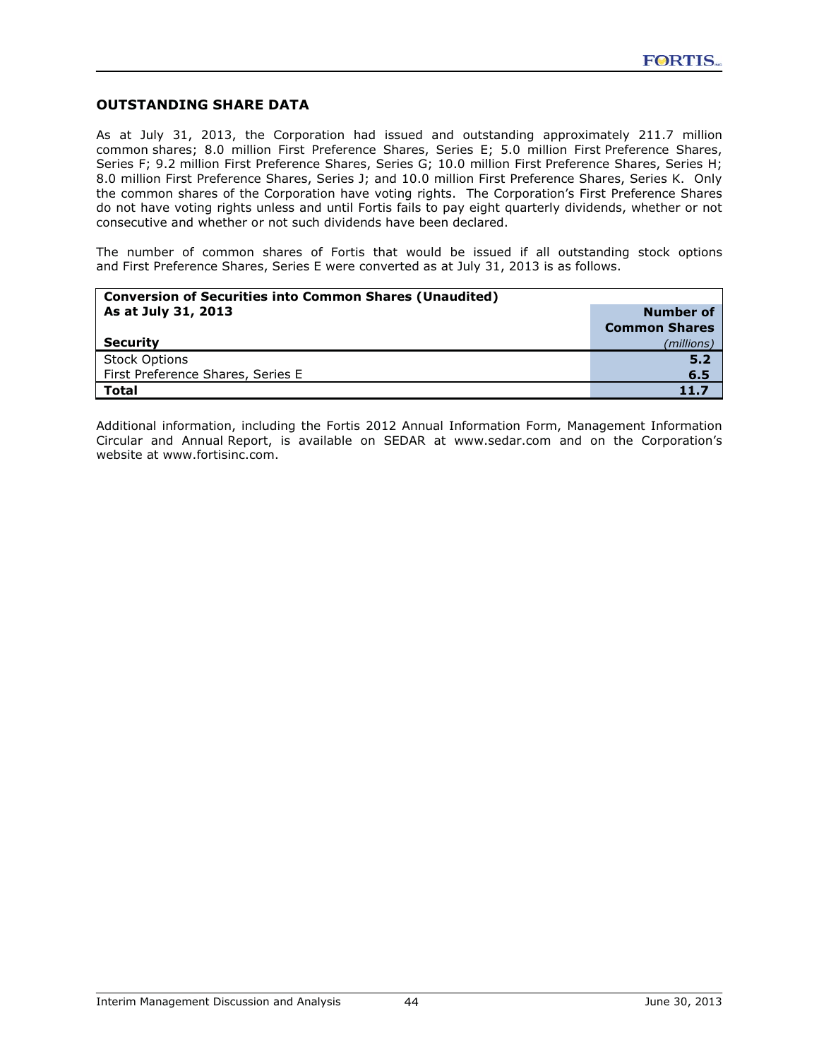## OUTSTANDING SHARE DATA

As at July 31, 2013, the Corporation had issued and outstanding approximately 211.7 million common shares; 8.0 million First Preference Shares, Series E; 5.0 million First Preference Shares, Series F; 9.2 million First Preference Shares, Series G; 10.0 million First Preference Shares, Series H; 8.0 million First Preference Shares, Series J; and 10.0 million First Preference Shares, Series K. Only the common shares of the Corporation have voting rights. The Corporation's First Preference Shares do not have voting rights unless and until Fortis fails to pay eight quarterly dividends, whether or not consecutive and whether or not such dividends have been declared.

The number of common shares of Fortis that would be issued if all outstanding stock options and First Preference Shares, Series E were converted as at July 31, 2013 is as follows.

| **Conversion of Securities into Common Shares (Unaudited)**<br>**As at July 31, 2013**<br>**Security** | **Number of Common Shares**<br>*(millions)* |
|---|---|
| Stock Options | **5.2** |
| First Preference Shares, Series E | **6.5** |
| **Total** | **11.7** |

Additional information, including the Fortis 2012 Annual Information Form, Management Information Circular and Annual Report, is available on SEDAR at www.sedar.com and on the Corporation's website at www.fortisinc.com.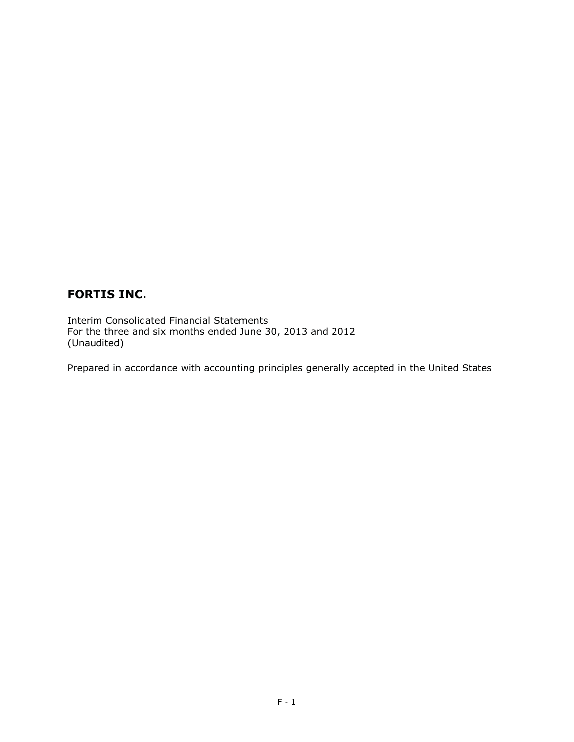# FORTIS INC.

Interim Consolidated Financial Statements
For the three and six months ended June 30, 2013 and 2012
(Unaudited)

Prepared in accordance with accounting principles generally accepted in the United States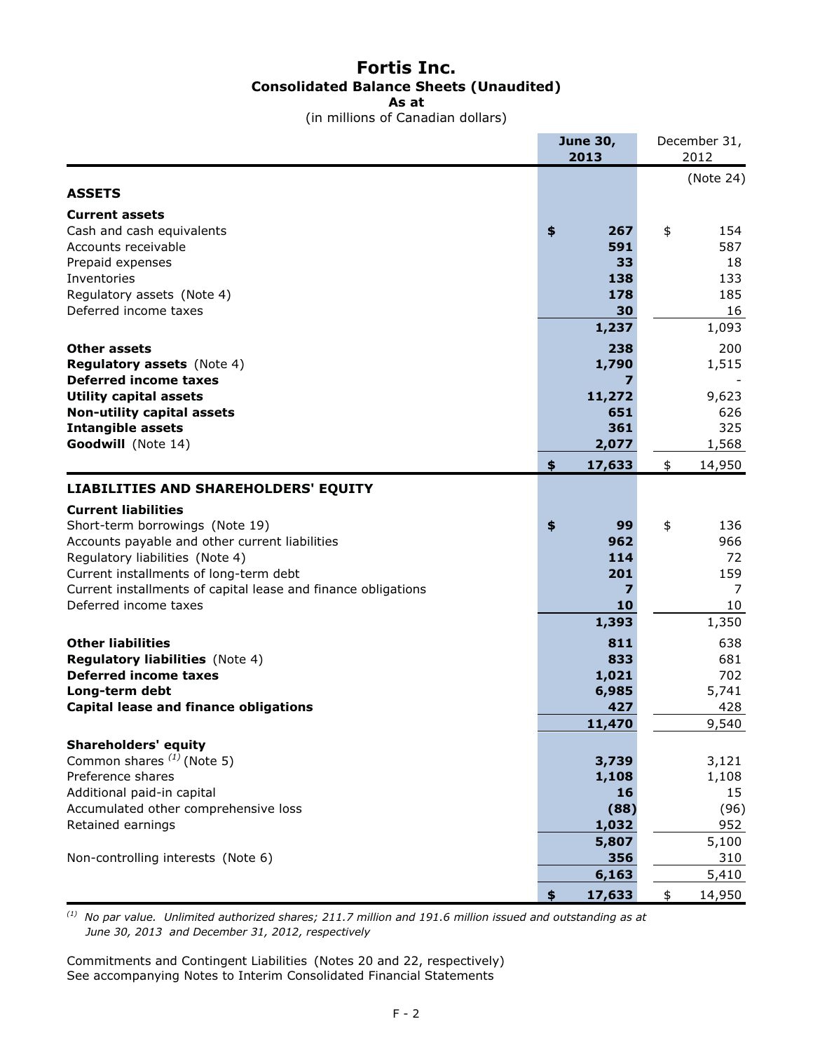# Fortis Inc.

## Consolidated Balance Sheets (Unaudited)

**As at**

(in millions of Canadian dollars)

| | **June 30, 2013** | December 31, 2012 |
|---|---|---|
| | | (Note 24) |
| **ASSETS** | | |
| **Current assets** | | |
| Cash and cash equivalents | **$ 267** | $ 154 |
| Accounts receivable | **591** | 587 |
| Prepaid expenses | **33** | 18 |
| Inventories | **138** | 133 |
| Regulatory assets (Note 4) | **178** | 185 |
| Deferred income taxes | **30** | 16 |
| | **1,237** | 1,093 |
| **Other assets** | **238** | 200 |
| **Regulatory assets** (Note 4) | **1,790** | 1,515 |
| **Deferred income taxes** | **7** | - |
| **Utility capital assets** | **11,272** | 9,623 |
| **Non-utility capital assets** | **651** | 626 |
| **Intangible assets** | **361** | 325 |
| **Goodwill** (Note 14) | **2,077** | 1,568 |
| | **$ 17,633** | $ 14,950 |
| **LIABILITIES AND SHAREHOLDERS' EQUITY** | | |
| **Current liabilities** | | |
| Short-term borrowings (Note 19) | **$ 99** | $ 136 |
| Accounts payable and other current liabilities | **962** | 966 |
| Regulatory liabilities (Note 4) | **114** | 72 |
| Current installments of long-term debt | **201** | 159 |
| Current installments of capital lease and finance obligations | **7** | 7 |
| Deferred income taxes | **10** | 10 |
| | **1,393** | 1,350 |
| **Other liabilities** | **811** | 638 |
| **Regulatory liabilities** (Note 4) | **833** | 681 |
| **Deferred income taxes** | **1,021** | 702 |
| **Long-term debt** | **6,985** | 5,741 |
| **Capital lease and finance obligations** | **427** | 428 |
| | **11,470** | 9,540 |
| **Shareholders' equity** | | |
| Common shares [(1)] (Note 5) | **3,739** | 3,121 |
| Preference shares | **1,108** | 1,108 |
| Additional paid-in capital | **16** | 15 |
| Accumulated other comprehensive loss | **(88)** | (96) |
| Retained earnings | **1,032** | 952 |
| | **5,807** | 5,100 |
| Non-controlling interests (Note 6) | **356** | 310 |
| | **6,163** | 5,410 |
| | **$ 17,633** | $ 14,950 |

*(1) No par value. Unlimited authorized shares; 211.7 million and 191.6 million issued and outstanding as at June 30, 2013 and December 31, 2012, respectively*

Commitments and Contingent Liabilities (Notes 20 and 22, respectively)
See accompanying Notes to Interim Consolidated Financial Statements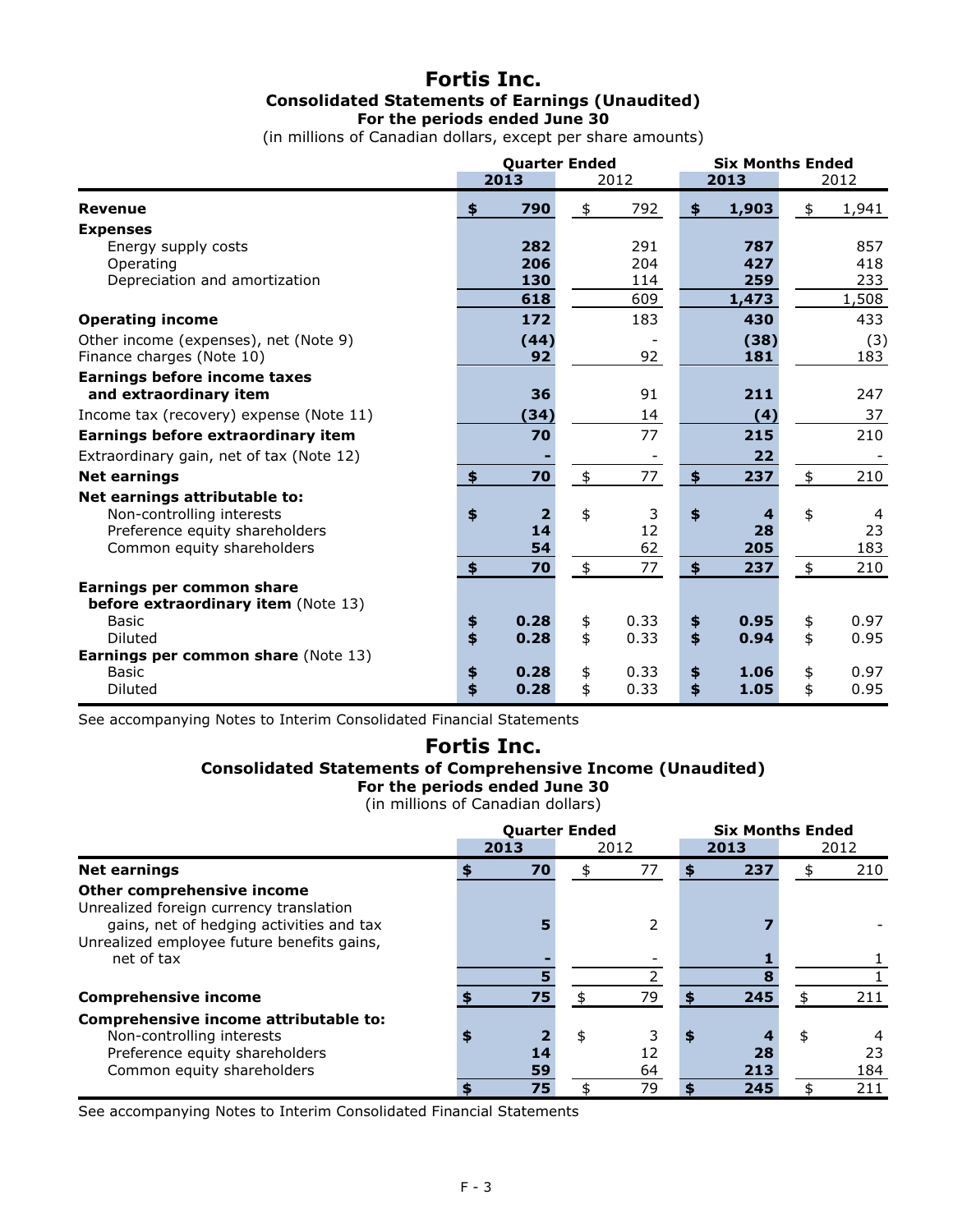# Fortis Inc.

## Consolidated Statements of Earnings (Unaudited)

### For the periods ended June 30

(in millions of Canadian dollars, except per share amounts)

| | Quarter Ended | | Six Months Ended | |
|---|---|---|---|---|
| | **2013** | 2012 | **2013** | 2012 |
| **Revenue** | **$ 790** | $ 792 | **$ 1,903** | $ 1,941 |
| **Expenses** | | | | |
| Energy supply costs | **282** | 291 | **787** | 857 |
| Operating | **206** | 204 | **427** | 418 |
| Depreciation and amortization | **130** | 114 | **259** | 233 |
| | **618** | 609 | **1,473** | 1,508 |
| **Operating income** | **172** | 183 | **430** | 433 |
| Other income (expenses), net (Note 9) | **(44)** | - | **(38)** | (3) |
| Finance charges (Note 10) | **92** | 92 | **181** | 183 |
| **Earnings before income taxes and extraordinary item** | **36** | 91 | **211** | 247 |
| Income tax (recovery) expense (Note 11) | **(34)** | 14 | **(4)** | 37 |
| **Earnings before extraordinary item** | **70** | 77 | **215** | 210 |
| Extraordinary gain, net of tax (Note 12) | **-** | - | **22** | - |
| **Net earnings** | **$ 70** | $ 77 | **$ 237** | $ 210 |
| **Net earnings attributable to:** | | | | |
| Non-controlling interests | **$ 2** | $ 3 | **$ 4** | $ 4 |
| Preference equity shareholders | **14** | 12 | **28** | 23 |
| Common equity shareholders | **54** | 62 | **205** | 183 |
| | **$ 70** | $ 77 | **$ 237** | $ 210 |
| **Earnings per common share before extraordinary item** (Note 13) | | | | |
| Basic | **$ 0.28** | $ 0.33 | **$ 0.95** | $ 0.97 |
| Diluted | **$ 0.28** | $ 0.33 | **$ 0.94** | $ 0.95 |
| **Earnings per common share** (Note 13) | | | | |
| Basic | **$ 0.28** | $ 0.33 | **$ 1.06** | $ 0.97 |
| Diluted | **$ 0.28** | $ 0.33 | **$ 1.05** | $ 0.95 |

See accompanying Notes to Interim Consolidated Financial Statements

# Fortis Inc.

## Consolidated Statements of Comprehensive Income (Unaudited)

### For the periods ended June 30

(in millions of Canadian dollars)

| | Quarter Ended | | Six Months Ended | |
|---|---|---|---|---|
| | **2013** | 2012 | **2013** | 2012 |
| **Net earnings** | **$ 70** | $ 77 | **$ 237** | $ 210 |
| **Other comprehensive income** | | | | |
| Unrealized foreign currency translation gains, net of hedging activities and tax | **5** | 2 | **7** | - |
| Unrealized employee future benefits gains, net of tax | **-** | - | **1** | 1 |
| | **5** | 2 | **8** | 1 |
| **Comprehensive income** | **$ 75** | $ 79 | **$ 245** | $ 211 |
| **Comprehensive income attributable to:** | | | | |
| Non-controlling interests | **$ 2** | $ 3 | **$ 4** | $ 4 |
| Preference equity shareholders | **14** | 12 | **28** | 23 |
| Common equity shareholders | **59** | 64 | **213** | 184 |
| | **$ 75** | $ 79 | **$ 245** | $ 211 |

See accompanying Notes to Interim Consolidated Financial Statements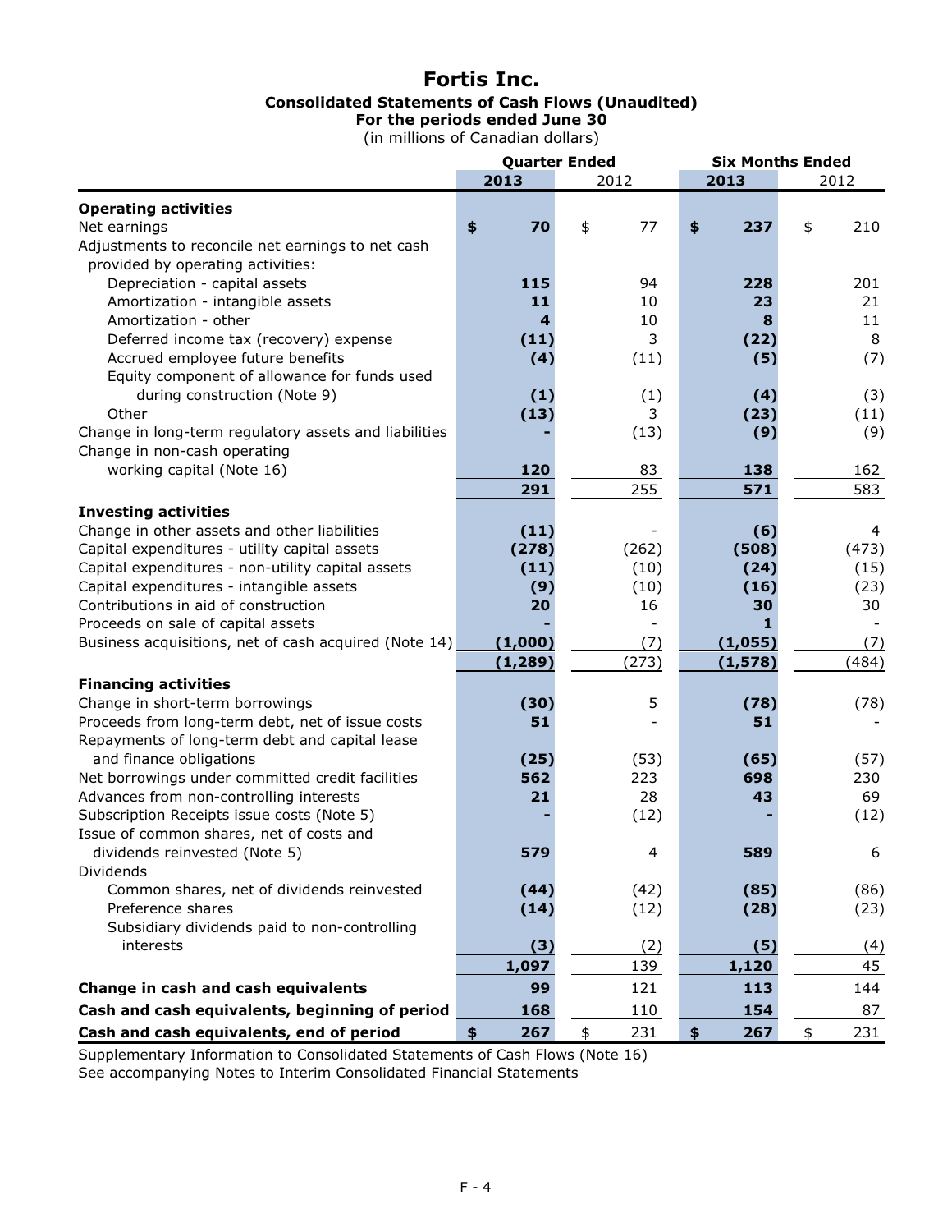# Fortis Inc.

**Consolidated Statements of Cash Flows (Unaudited)**
**For the periods ended June 30**
(in millions of Canadian dollars)

| | Quarter Ended | | Six Months Ended | |
|---|---|---|---|---|
| | **2013** | 2012 | **2013** | 2012 |
| **Operating activities** | | | | |
| Net earnings | **$ 70** | $ 77 | **$ 237** | $ 210 |
| Adjustments to reconcile net earnings to net cash provided by operating activities: | | | | |
| Depreciation - capital assets | **115** | 94 | **228** | 201 |
| Amortization - intangible assets | **11** | 10 | **23** | 21 |
| Amortization - other | **4** | 10 | **8** | 11 |
| Deferred income tax (recovery) expense | **(11)** | 3 | **(22)** | 8 |
| Accrued employee future benefits | **(4)** | (11) | **(5)** | (7) |
| Equity component of allowance for funds used during construction (Note 9) | **(1)** | (1) | **(4)** | (3) |
| Other | **(13)** | 3 | **(23)** | (11) |
| Change in long-term regulatory assets and liabilities | **-** | (13) | **(9)** | (9) |
| Change in non-cash operating working capital (Note 16) | **120** | 83 | **138** | 162 |
| | **291** | 255 | **571** | 583 |
| **Investing activities** | | | | |
| Change in other assets and other liabilities | **(11)** | - | **(6)** | 4 |
| Capital expenditures - utility capital assets | **(278)** | (262) | **(508)** | (473) |
| Capital expenditures - non-utility capital assets | **(11)** | (10) | **(24)** | (15) |
| Capital expenditures - intangible assets | **(9)** | (10) | **(16)** | (23) |
| Contributions in aid of construction | **20** | 16 | **30** | 30 |
| Proceeds on sale of capital assets | **-** | - | **1** | - |
| Business acquisitions, net of cash acquired (Note 14) | **(1,000)** | (7) | **(1,055)** | (7) |
| | **(1,289)** | (273) | **(1,578)** | (484) |
| **Financing activities** | | | | |
| Change in short-term borrowings | **(30)** | 5 | **(78)** | (78) |
| Proceeds from long-term debt, net of issue costs | **51** | - | **51** | - |
| Repayments of long-term debt and capital lease and finance obligations | **(25)** | (53) | **(65)** | (57) |
| Net borrowings under committed credit facilities | **562** | 223 | **698** | 230 |
| Advances from non-controlling interests | **21** | 28 | **43** | 69 |
| Subscription Receipts issue costs (Note 5) | **-** | (12) | **-** | (12) |
| Issue of common shares, net of costs and dividends reinvested (Note 5) | **579** | 4 | **589** | 6 |
| Dividends | | | | |
| Common shares, net of dividends reinvested | **(44)** | (42) | **(85)** | (86) |
| Preference shares | **(14)** | (12) | **(28)** | (23) |
| Subsidiary dividends paid to non-controlling interests | **(3)** | (2) | **(5)** | (4) |
| | **1,097** | 139 | **1,120** | 45 |
| **Change in cash and cash equivalents** | **99** | 121 | **113** | 144 |
| **Cash and cash equivalents, beginning of period** | **168** | 110 | **154** | 87 |
| **Cash and cash equivalents, end of period** | **$ 267** | $ 231 | **$ 267** | $ 231 |

Supplementary Information to Consolidated Statements of Cash Flows (Note 16)
See accompanying Notes to Interim Consolidated Financial Statements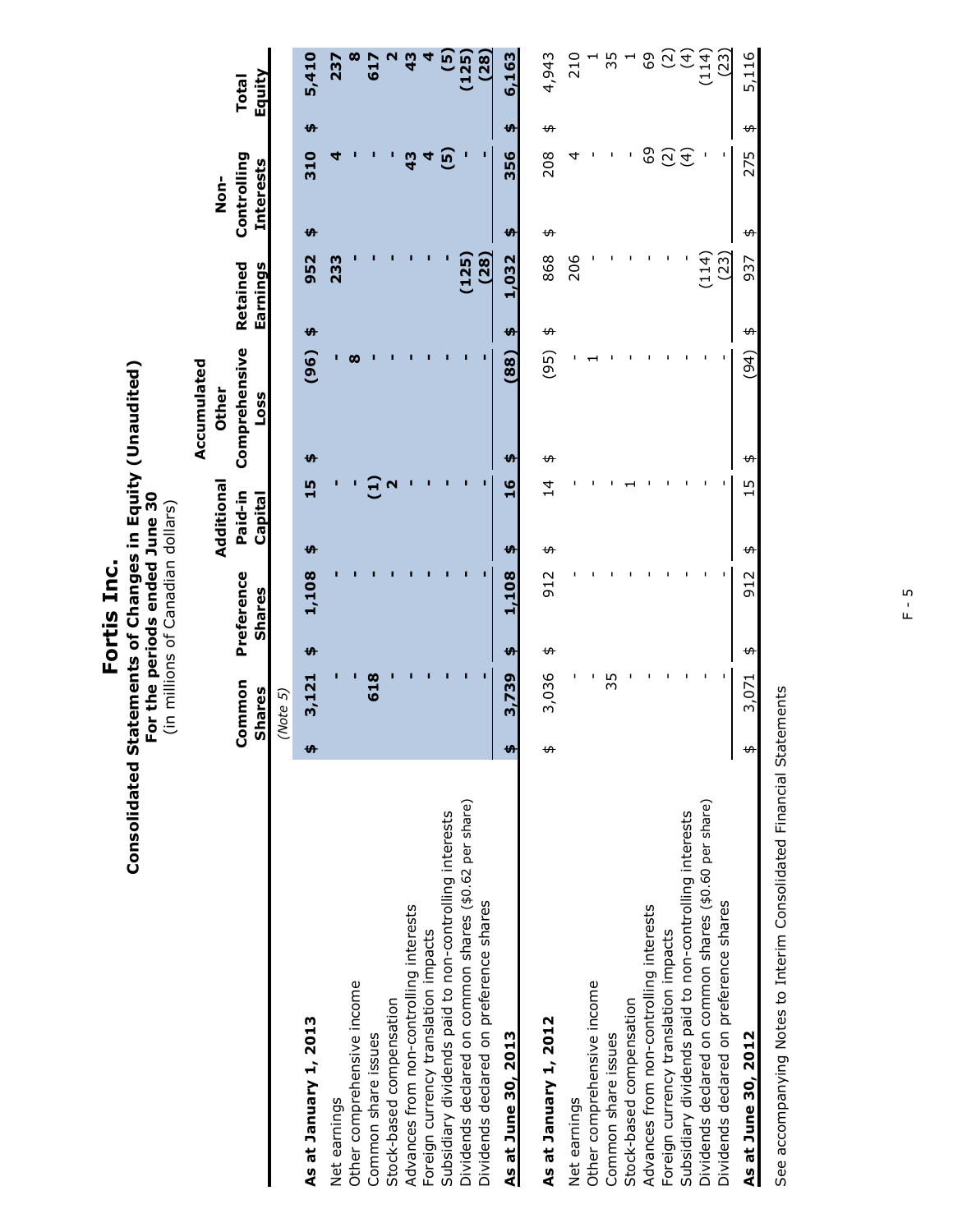# Fortis Inc.

## Consolidated Statements of Changes in Equity (Unaudited)

**For the periods ended June 30**

(in millions of Canadian dollars)

| | Common Shares | Preference Shares | Additional Paid-in Capital | Accumulated Other Comprehensive Loss | Retained Earnings | Non-Controlling Interests | Total Equity |
|---|---|---|---|---|---|---|---|
| | *(Note 5)* | | | | | | |
| **As at January 1, 2013** | **$ 3,121** | **$ 1,108** | **$ 15** | **$ (96)** | **$ 952** | **$ 310** | **$ 5,410** |
| Net earnings | **-** | **-** | **-** | **-** | **233** | **4** | **237** |
| Other comprehensive income | **-** | **-** | **-** | **8** | **-** | **-** | **8** |
| Common share issues | **618** | **-** | **(1)** | **-** | **-** | **-** | **617** |
| Stock-based compensation | **-** | **-** | **2** | **-** | **-** | **-** | **2** |
| Advances from non-controlling interests | **-** | **-** | **-** | **-** | **-** | **43** | **43** |
| Foreign currency translation impacts | **-** | **-** | **-** | **-** | **-** | **4** | **4** |
| Subsidiary dividends paid to non-controlling interests | **-** | **-** | **-** | **-** | **-** | **(5)** | **(5)** |
| Dividends declared on common shares ($0.62 per share) | **-** | **-** | **-** | **-** | **(125)** | **-** | **(125)** |
| Dividends declared on preference shares | **-** | **-** | **-** | **-** | **(28)** | **-** | **(28)** |
| **As at June 30, 2013** | **$ 3,739** | **$ 1,108** | **$ 16** | **$ (88)** | **$ 1,032** | **$ 356** | **$ 6,163** |
| | | | | | | | |
| **As at January 1, 2012** | $ 3,036 | $ 912 | $ 14 | $ (95) | $ 868 | $ 208 | $ 4,943 |
| Net earnings | - | - | - | - | 206 | 4 | 210 |
| Other comprehensive income | - | - | - | 1 | - | - | 1 |
| Common share issues | 35 | - | - | - | - | - | 35 |
| Stock-based compensation | - | - | 1 | - | - | - | 1 |
| Advances from non-controlling interests | - | - | - | - | - | 69 | 69 |
| Foreign currency translation impacts | - | - | - | - | - | (2) | (2) |
| Subsidiary dividends paid to non-controlling interests | - | - | - | - | - | (4) | (4) |
| Dividends declared on common shares ($0.60 per share) | - | - | - | - | (114) | - | (114) |
| Dividends declared on preference shares | - | - | - | - | (23) | - | (23) |
| **As at June 30, 2012** | $ 3,071 | $ 912 | $ 15 | $ (94) | $ 937 | $ 275 | $ 5,116 |

See accompanying Notes to Interim Consolidated Financial Statements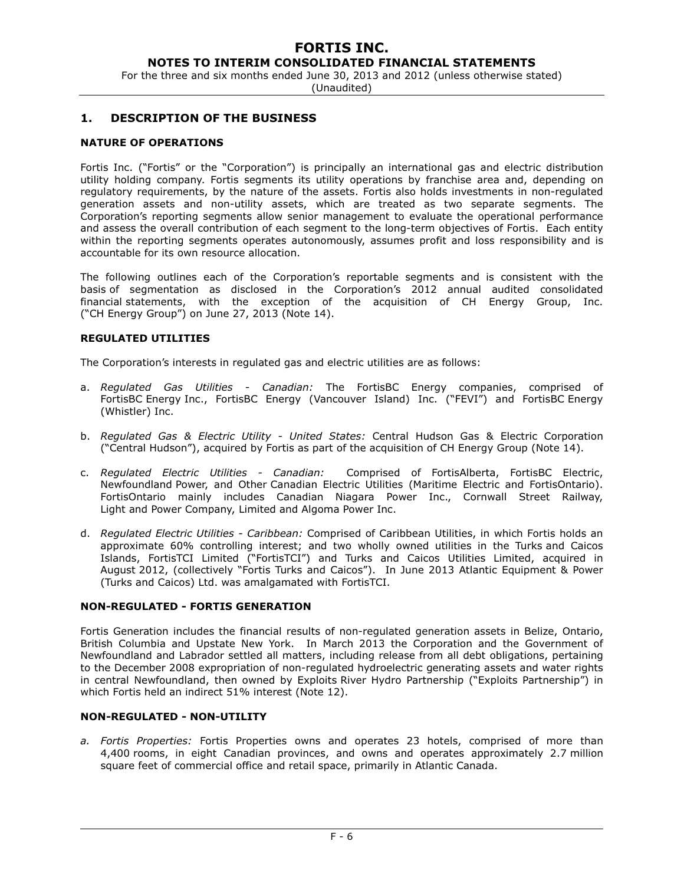## 1. DESCRIPTION OF THE BUSINESS

### NATURE OF OPERATIONS

Fortis Inc. ("Fortis" or the "Corporation") is principally an international gas and electric distribution utility holding company. Fortis segments its utility operations by franchise area and, depending on regulatory requirements, by the nature of the assets. Fortis also holds investments in non-regulated generation assets and non-utility assets, which are treated as two separate segments. The Corporation's reporting segments allow senior management to evaluate the operational performance and assess the overall contribution of each segment to the long-term objectives of Fortis. Each entity within the reporting segments operates autonomously, assumes profit and loss responsibility and is accountable for its own resource allocation.

The following outlines each of the Corporation's reportable segments and is consistent with the basis of segmentation as disclosed in the Corporation's 2012 annual audited consolidated financial statements, with the exception of the acquisition of CH Energy Group, Inc. ("CH Energy Group") on June 27, 2013 (Note 14).

### REGULATED UTILITIES

The Corporation's interests in regulated gas and electric utilities are as follows:

a. *Regulated Gas Utilities - Canadian:* The FortisBC Energy companies, comprised of FortisBC Energy Inc., FortisBC Energy (Vancouver Island) Inc. ("FEVI") and FortisBC Energy (Whistler) Inc.

b. *Regulated Gas & Electric Utility - United States:* Central Hudson Gas & Electric Corporation ("Central Hudson"), acquired by Fortis as part of the acquisition of CH Energy Group (Note 14).

c. *Regulated Electric Utilities - Canadian:* Comprised of FortisAlberta, FortisBC Electric, Newfoundland Power, and Other Canadian Electric Utilities (Maritime Electric and FortisOntario). FortisOntario mainly includes Canadian Niagara Power Inc., Cornwall Street Railway, Light and Power Company, Limited and Algoma Power Inc.

d. *Regulated Electric Utilities - Caribbean:* Comprised of Caribbean Utilities, in which Fortis holds an approximate 60% controlling interest; and two wholly owned utilities in the Turks and Caicos Islands, FortisTCI Limited ("FortisTCI") and Turks and Caicos Utilities Limited, acquired in August 2012, (collectively "Fortis Turks and Caicos"). In June 2013 Atlantic Equipment & Power (Turks and Caicos) Ltd. was amalgamated with FortisTCI.

### NON-REGULATED - FORTIS GENERATION

Fortis Generation includes the financial results of non-regulated generation assets in Belize, Ontario, British Columbia and Upstate New York. In March 2013 the Corporation and the Government of Newfoundland and Labrador settled all matters, including release from all debt obligations, pertaining to the December 2008 expropriation of non-regulated hydroelectric generating assets and water rights in central Newfoundland, then owned by Exploits River Hydro Partnership ("Exploits Partnership") in which Fortis held an indirect 51% interest (Note 12).

### NON-REGULATED - NON-UTILITY

*a. Fortis Properties:* Fortis Properties owns and operates 23 hotels, comprised of more than 4,400 rooms, in eight Canadian provinces, and owns and operates approximately 2.7 million square feet of commercial office and retail space, primarily in Atlantic Canada.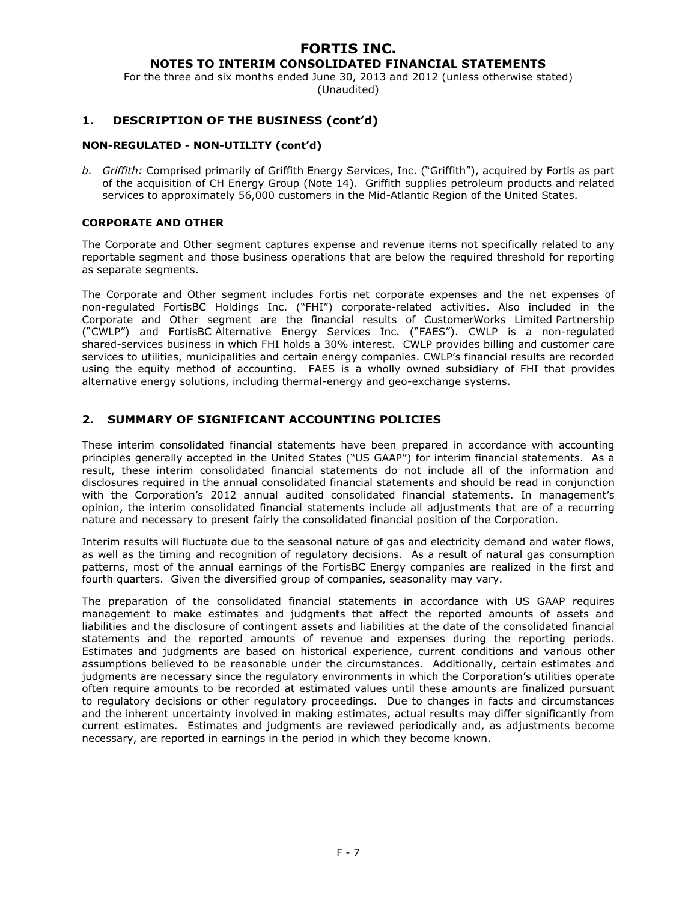## 1. DESCRIPTION OF THE BUSINESS (cont'd)

### NON-REGULATED - NON-UTILITY (cont'd)

*b. Griffith:* Comprised primarily of Griffith Energy Services, Inc. ("Griffith"), acquired by Fortis as part of the acquisition of CH Energy Group (Note 14). Griffith supplies petroleum products and related services to approximately 56,000 customers in the Mid-Atlantic Region of the United States.

### CORPORATE AND OTHER

The Corporate and Other segment captures expense and revenue items not specifically related to any reportable segment and those business operations that are below the required threshold for reporting as separate segments.

The Corporate and Other segment includes Fortis net corporate expenses and the net expenses of non-regulated FortisBC Holdings Inc. ("FHI") corporate-related activities. Also included in the Corporate and Other segment are the financial results of CustomerWorks Limited Partnership ("CWLP") and FortisBC Alternative Energy Services Inc. ("FAES"). CWLP is a non-regulated shared-services business in which FHI holds a 30% interest. CWLP provides billing and customer care services to utilities, municipalities and certain energy companies. CWLP's financial results are recorded using the equity method of accounting. FAES is a wholly owned subsidiary of FHI that provides alternative energy solutions, including thermal-energy and geo-exchange systems.

## 2. SUMMARY OF SIGNIFICANT ACCOUNTING POLICIES

These interim consolidated financial statements have been prepared in accordance with accounting principles generally accepted in the United States ("US GAAP") for interim financial statements. As a result, these interim consolidated financial statements do not include all of the information and disclosures required in the annual consolidated financial statements and should be read in conjunction with the Corporation's 2012 annual audited consolidated financial statements. In management's opinion, the interim consolidated financial statements include all adjustments that are of a recurring nature and necessary to present fairly the consolidated financial position of the Corporation.

Interim results will fluctuate due to the seasonal nature of gas and electricity demand and water flows, as well as the timing and recognition of regulatory decisions. As a result of natural gas consumption patterns, most of the annual earnings of the FortisBC Energy companies are realized in the first and fourth quarters. Given the diversified group of companies, seasonality may vary.

The preparation of the consolidated financial statements in accordance with US GAAP requires management to make estimates and judgments that affect the reported amounts of assets and liabilities and the disclosure of contingent assets and liabilities at the date of the consolidated financial statements and the reported amounts of revenue and expenses during the reporting periods. Estimates and judgments are based on historical experience, current conditions and various other assumptions believed to be reasonable under the circumstances. Additionally, certain estimates and judgments are necessary since the regulatory environments in which the Corporation's utilities operate often require amounts to be recorded at estimated values until these amounts are finalized pursuant to regulatory decisions or other regulatory proceedings. Due to changes in facts and circumstances and the inherent uncertainty involved in making estimates, actual results may differ significantly from current estimates. Estimates and judgments are reviewed periodically and, as adjustments become necessary, are reported in earnings in the period in which they become known.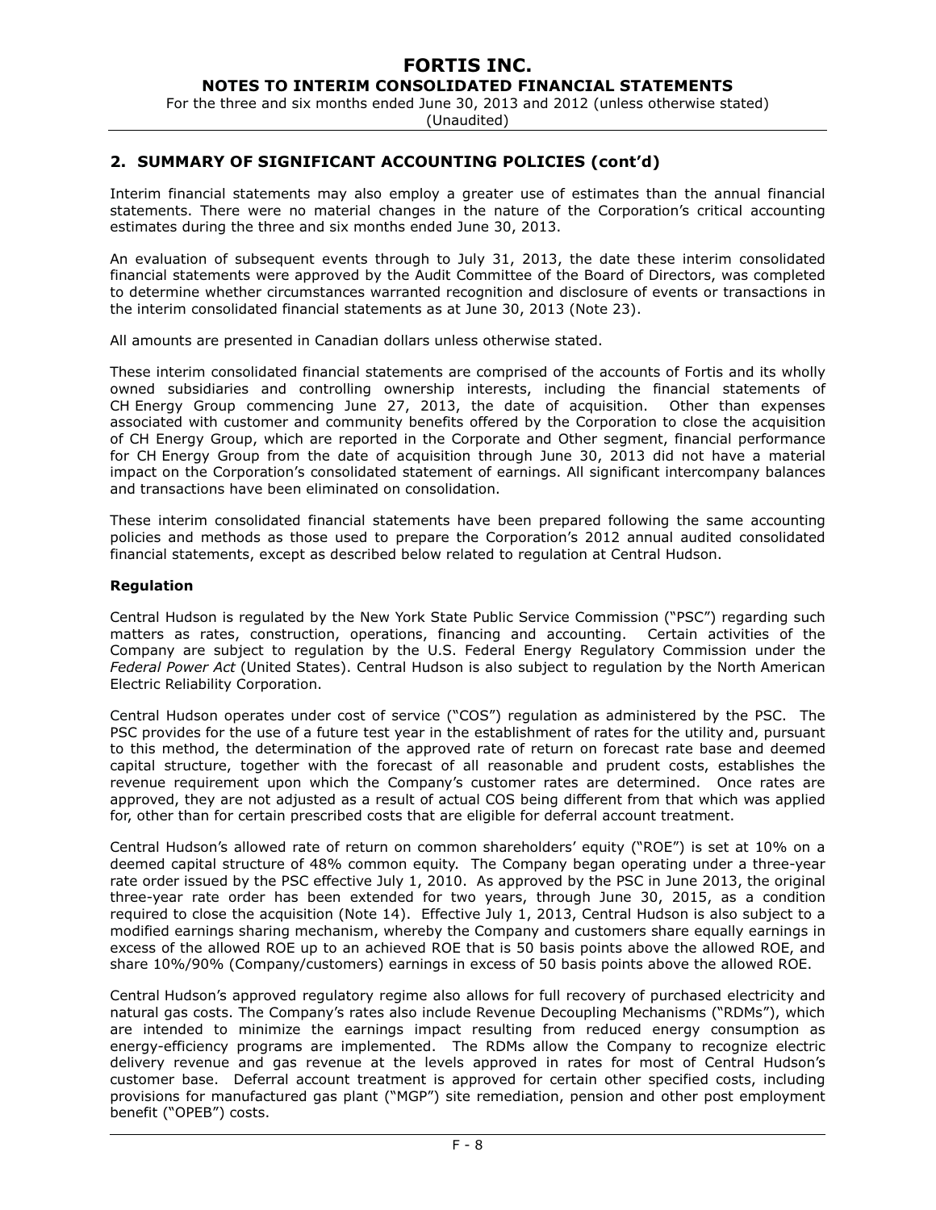## 2. SUMMARY OF SIGNIFICANT ACCOUNTING POLICIES (cont'd)

Interim financial statements may also employ a greater use of estimates than the annual financial statements. There were no material changes in the nature of the Corporation's critical accounting estimates during the three and six months ended June 30, 2013.

An evaluation of subsequent events through to July 31, 2013, the date these interim consolidated financial statements were approved by the Audit Committee of the Board of Directors, was completed to determine whether circumstances warranted recognition and disclosure of events or transactions in the interim consolidated financial statements as at June 30, 2013 (Note 23).

All amounts are presented in Canadian dollars unless otherwise stated.

These interim consolidated financial statements are comprised of the accounts of Fortis and its wholly owned subsidiaries and controlling ownership interests, including the financial statements of CH Energy Group commencing June 27, 2013, the date of acquisition. Other than expenses associated with customer and community benefits offered by the Corporation to close the acquisition of CH Energy Group, which are reported in the Corporate and Other segment, financial performance for CH Energy Group from the date of acquisition through June 30, 2013 did not have a material impact on the Corporation's consolidated statement of earnings. All significant intercompany balances and transactions have been eliminated on consolidation.

These interim consolidated financial statements have been prepared following the same accounting policies and methods as those used to prepare the Corporation's 2012 annual audited consolidated financial statements, except as described below related to regulation at Central Hudson.

### Regulation

Central Hudson is regulated by the New York State Public Service Commission ("PSC") regarding such matters as rates, construction, operations, financing and accounting. Certain activities of the Company are subject to regulation by the U.S. Federal Energy Regulatory Commission under the *Federal Power Act* (United States). Central Hudson is also subject to regulation by the North American Electric Reliability Corporation.

Central Hudson operates under cost of service ("COS") regulation as administered by the PSC. The PSC provides for the use of a future test year in the establishment of rates for the utility and, pursuant to this method, the determination of the approved rate of return on forecast rate base and deemed capital structure, together with the forecast of all reasonable and prudent costs, establishes the revenue requirement upon which the Company's customer rates are determined. Once rates are approved, they are not adjusted as a result of actual COS being different from that which was applied for, other than for certain prescribed costs that are eligible for deferral account treatment.

Central Hudson's allowed rate of return on common shareholders' equity ("ROE") is set at 10% on a deemed capital structure of 48% common equity. The Company began operating under a three-year rate order issued by the PSC effective July 1, 2010. As approved by the PSC in June 2013, the original three-year rate order has been extended for two years, through June 30, 2015, as a condition required to close the acquisition (Note 14). Effective July 1, 2013, Central Hudson is also subject to a modified earnings sharing mechanism, whereby the Company and customers share equally earnings in excess of the allowed ROE up to an achieved ROE that is 50 basis points above the allowed ROE, and share 10%/90% (Company/customers) earnings in excess of 50 basis points above the allowed ROE.

Central Hudson's approved regulatory regime also allows for full recovery of purchased electricity and natural gas costs. The Company's rates also include Revenue Decoupling Mechanisms ("RDMs"), which are intended to minimize the earnings impact resulting from reduced energy consumption as energy-efficiency programs are implemented. The RDMs allow the Company to recognize electric delivery revenue and gas revenue at the levels approved in rates for most of Central Hudson's customer base. Deferral account treatment is approved for certain other specified costs, including provisions for manufactured gas plant ("MGP") site remediation, pension and other post employment benefit ("OPEB") costs.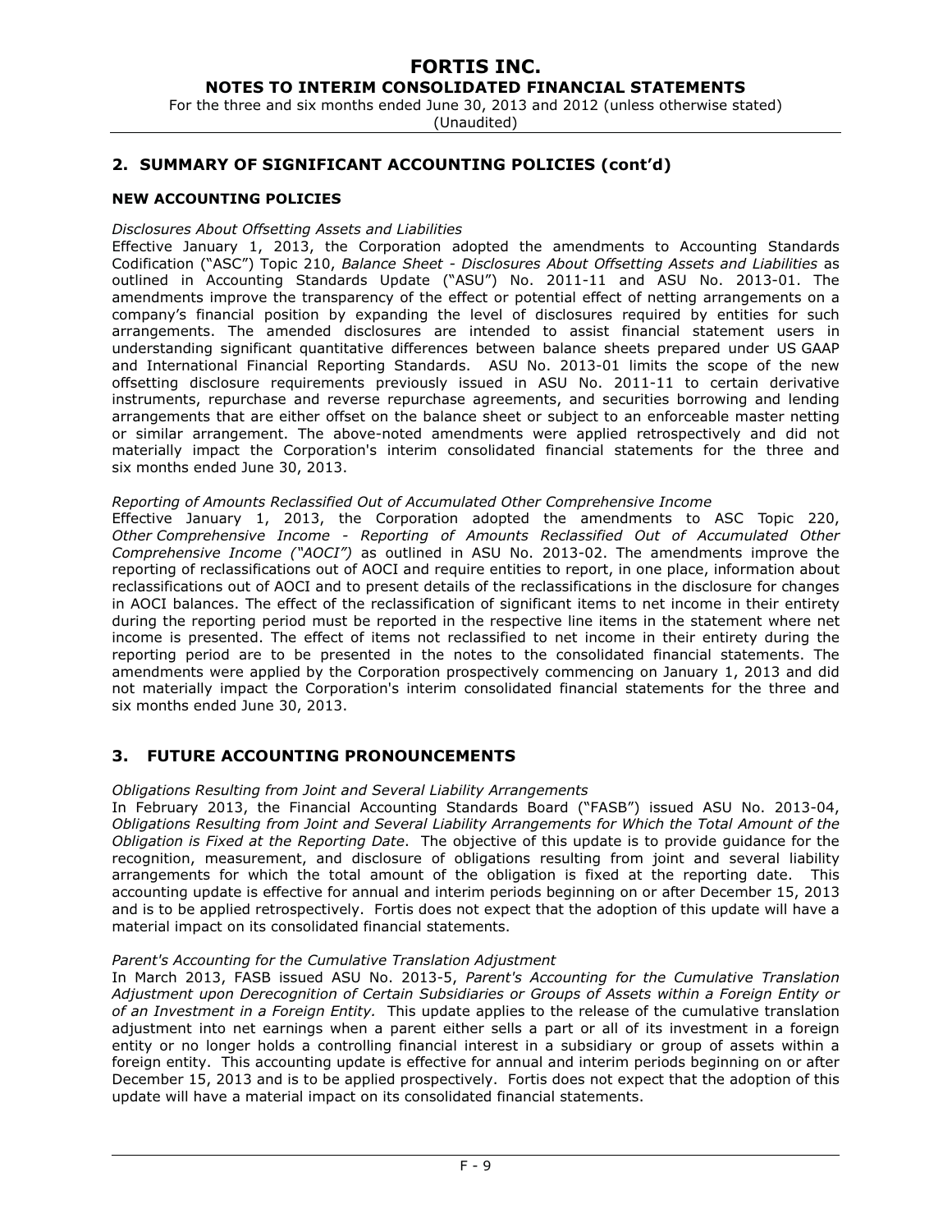## 2. SUMMARY OF SIGNIFICANT ACCOUNTING POLICIES (cont'd)

### NEW ACCOUNTING POLICIES

*Disclosures About Offsetting Assets and Liabilities*

Effective January 1, 2013, the Corporation adopted the amendments to Accounting Standards Codification ("ASC") Topic 210, *Balance Sheet - Disclosures About Offsetting Assets and Liabilities* as outlined in Accounting Standards Update ("ASU") No. 2011-11 and ASU No. 2013-01. The amendments improve the transparency of the effect or potential effect of netting arrangements on a company's financial position by expanding the level of disclosures required by entities for such arrangements. The amended disclosures are intended to assist financial statement users in understanding significant quantitative differences between balance sheets prepared under US GAAP and International Financial Reporting Standards. ASU No. 2013-01 limits the scope of the new offsetting disclosure requirements previously issued in ASU No. 2011-11 to certain derivative instruments, repurchase and reverse repurchase agreements, and securities borrowing and lending arrangements that are either offset on the balance sheet or subject to an enforceable master netting or similar arrangement. The above-noted amendments were applied retrospectively and did not materially impact the Corporation's interim consolidated financial statements for the three and six months ended June 30, 2013.

*Reporting of Amounts Reclassified Out of Accumulated Other Comprehensive Income*

Effective January 1, 2013, the Corporation adopted the amendments to ASC Topic 220, *Other Comprehensive Income - Reporting of Amounts Reclassified Out of Accumulated Other Comprehensive Income ("AOCI")* as outlined in ASU No. 2013-02. The amendments improve the reporting of reclassifications out of AOCI and require entities to report, in one place, information about reclassifications out of AOCI and to present details of the reclassifications in the disclosure for changes in AOCI balances. The effect of the reclassification of significant items to net income in their entirety during the reporting period must be reported in the respective line items in the statement where net income is presented. The effect of items not reclassified to net income in their entirety during the reporting period are to be presented in the notes to the consolidated financial statements. The amendments were applied by the Corporation prospectively commencing on January 1, 2013 and did not materially impact the Corporation's interim consolidated financial statements for the three and six months ended June 30, 2013.

## 3. FUTURE ACCOUNTING PRONOUNCEMENTS

*Obligations Resulting from Joint and Several Liability Arrangements*

In February 2013, the Financial Accounting Standards Board ("FASB") issued ASU No. 2013-04, *Obligations Resulting from Joint and Several Liability Arrangements for Which the Total Amount of the Obligation is Fixed at the Reporting Date*. The objective of this update is to provide guidance for the recognition, measurement, and disclosure of obligations resulting from joint and several liability arrangements for which the total amount of the obligation is fixed at the reporting date. This accounting update is effective for annual and interim periods beginning on or after December 15, 2013 and is to be applied retrospectively. Fortis does not expect that the adoption of this update will have a material impact on its consolidated financial statements.

*Parent's Accounting for the Cumulative Translation Adjustment*

In March 2013, FASB issued ASU No. 2013-5, *Parent's Accounting for the Cumulative Translation Adjustment upon Derecognition of Certain Subsidiaries or Groups of Assets within a Foreign Entity or of an Investment in a Foreign Entity.* This update applies to the release of the cumulative translation adjustment into net earnings when a parent either sells a part or all of its investment in a foreign entity or no longer holds a controlling financial interest in a subsidiary or group of assets within a foreign entity. This accounting update is effective for annual and interim periods beginning on or after December 15, 2013 and is to be applied prospectively. Fortis does not expect that the adoption of this update will have a material impact on its consolidated financial statements.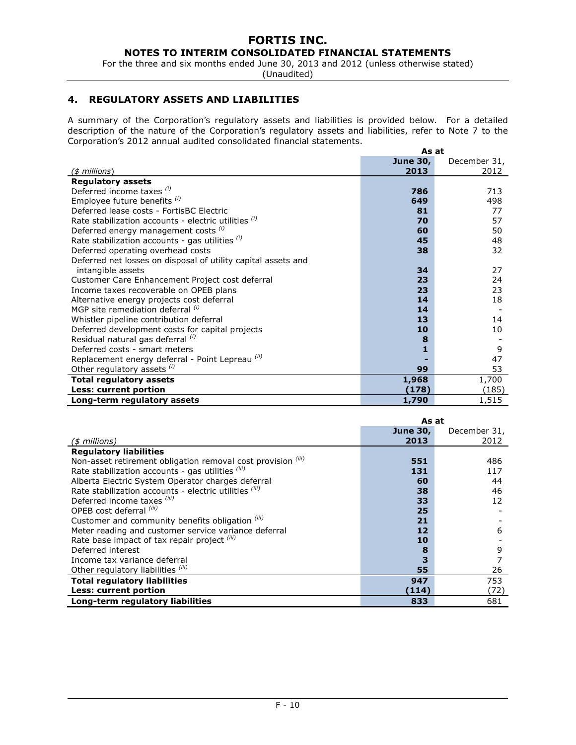## 4. REGULATORY ASSETS AND LIABILITIES

A summary of the Corporation's regulatory assets and liabilities is provided below. For a detailed description of the nature of the Corporation's regulatory assets and liabilities, refer to Note 7 to the Corporation's 2012 annual audited consolidated financial statements.

| | As at | |
|---|---|---|
| *($ millions)* | **June 30, 2013** | December 31, 2012 |
| **Regulatory assets** | | |
| Deferred income taxes *(i)* | **786** | 713 |
| Employee future benefits *(i)* | **649** | 498 |
| Deferred lease costs - FortisBC Electric | **81** | 77 |
| Rate stabilization accounts - electric utilities *(i)* | **70** | 57 |
| Deferred energy management costs *(i)* | **60** | 50 |
| Rate stabilization accounts - gas utilities *(i)* | **45** | 48 |
| Deferred operating overhead costs | **38** | 32 |
| Deferred net losses on disposal of utility capital assets and intangible assets | **34** | 27 |
| Customer Care Enhancement Project cost deferral | **23** | 24 |
| Income taxes recoverable on OPEB plans | **23** | 23 |
| Alternative energy projects cost deferral | **14** | 18 |
| MGP site remediation deferral *(i)* | **14** | - |
| Whistler pipeline contribution deferral | **13** | 14 |
| Deferred development costs for capital projects | **10** | 10 |
| Residual natural gas deferral *(i)* | **8** | - |
| Deferred costs - smart meters | **1** | 9 |
| Replacement energy deferral - Point Lepreau *(ii)* | **-** | 47 |
| Other regulatory assets *(i)* | **99** | 53 |
| **Total regulatory assets** | **1,968** | 1,700 |
| **Less: current portion** | **(178)** | (185) |
| **Long-term regulatory assets** | **1,790** | 1,515 |

| | As at | |
|---|---|---|
| *($ millions)* | **June 30, 2013** | December 31, 2012 |
| **Regulatory liabilities** | | |
| Non-asset retirement obligation removal cost provision *(iii)* | **551** | 486 |
| Rate stabilization accounts - gas utilities *(iii)* | **131** | 117 |
| Alberta Electric System Operator charges deferral | **60** | 44 |
| Rate stabilization accounts - electric utilities *(iii)* | **38** | 46 |
| Deferred income taxes *(iii)* | **33** | 12 |
| OPEB cost deferral *(iii)* | **25** | - |
| Customer and community benefits obligation *(iii)* | **21** | - |
| Meter reading and customer service variance deferral | **12** | 6 |
| Rate base impact of tax repair project *(iii)* | **10** | - |
| Deferred interest | **8** | 9 |
| Income tax variance deferral | **3** | 7 |
| Other regulatory liabilities *(iii)* | **55** | 26 |
| **Total regulatory liabilities** | **947** | 753 |
| **Less: current portion** | **(114)** | (72) |
| **Long-term regulatory liabilities** | **833** | 681 |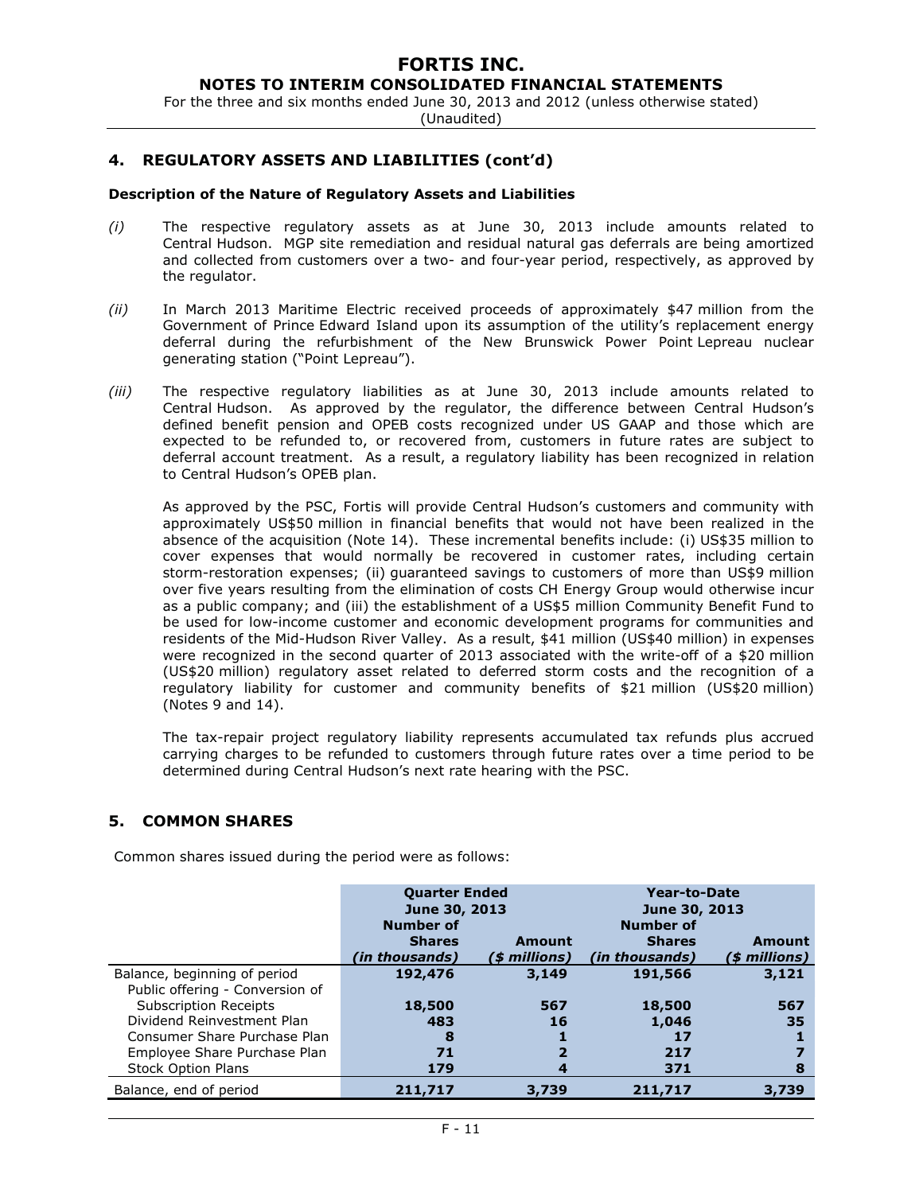## 4. REGULATORY ASSETS AND LIABILITIES (cont'd)

**Description of the Nature of Regulatory Assets and Liabilities**

*(i)* The respective regulatory assets as at June 30, 2013 include amounts related to Central Hudson. MGP site remediation and residual natural gas deferrals are being amortized and collected from customers over a two- and four-year period, respectively, as approved by the regulator.

*(ii)* In March 2013 Maritime Electric received proceeds of approximately $47 million from the Government of Prince Edward Island upon its assumption of the utility's replacement energy deferral during the refurbishment of the New Brunswick Power Point Lepreau nuclear generating station ("Point Lepreau").

*(iii)* The respective regulatory liabilities as at June 30, 2013 include amounts related to Central Hudson. As approved by the regulator, the difference between Central Hudson's defined benefit pension and OPEB costs recognized under US GAAP and those which are expected to be refunded to, or recovered from, customers in future rates are subject to deferral account treatment. As a result, a regulatory liability has been recognized in relation to Central Hudson's OPEB plan.

As approved by the PSC, Fortis will provide Central Hudson's customers and community with approximately US$50 million in financial benefits that would not have been realized in the absence of the acquisition (Note 14). These incremental benefits include: (i) US$35 million to cover expenses that would normally be recovered in customer rates, including certain storm-restoration expenses; (ii) guaranteed savings to customers of more than US$9 million over five years resulting from the elimination of costs CH Energy Group would otherwise incur as a public company; and (iii) the establishment of a US$5 million Community Benefit Fund to be used for low-income customer and economic development programs for communities and residents of the Mid-Hudson River Valley. As a result, $41 million (US$40 million) in expenses were recognized in the second quarter of 2013 associated with the write-off of a $20 million (US$20 million) regulatory asset related to deferred storm costs and the recognition of a regulatory liability for customer and community benefits of $21 million (US$20 million) (Notes 9 and 14).

The tax-repair project regulatory liability represents accumulated tax refunds plus accrued carrying charges to be refunded to customers through future rates over a time period to be determined during Central Hudson's next rate hearing with the PSC.

## 5. COMMON SHARES

Common shares issued during the period were as follows:

| | Quarter Ended June 30, 2013 | | Year-to-Date June 30, 2013 | |
|---|---|---|---|---|
| | Number of Shares *(in thousands)* | Amount *($ millions)* | Number of Shares *(in thousands)* | Amount *($ millions)* |
| Balance, beginning of period | **192,476** | **3,149** | **191,566** | **3,121** |
| Public offering - Conversion of Subscription Receipts | **18,500** | **567** | **18,500** | **567** |
| Dividend Reinvestment Plan | **483** | **16** | **1,046** | **35** |
| Consumer Share Purchase Plan | **8** | **1** | **17** | **1** |
| Employee Share Purchase Plan | **71** | **2** | **217** | **7** |
| Stock Option Plans | **179** | **4** | **371** | **8** |
| Balance, end of period | **211,717** | **3,739** | **211,717** | **3,739** |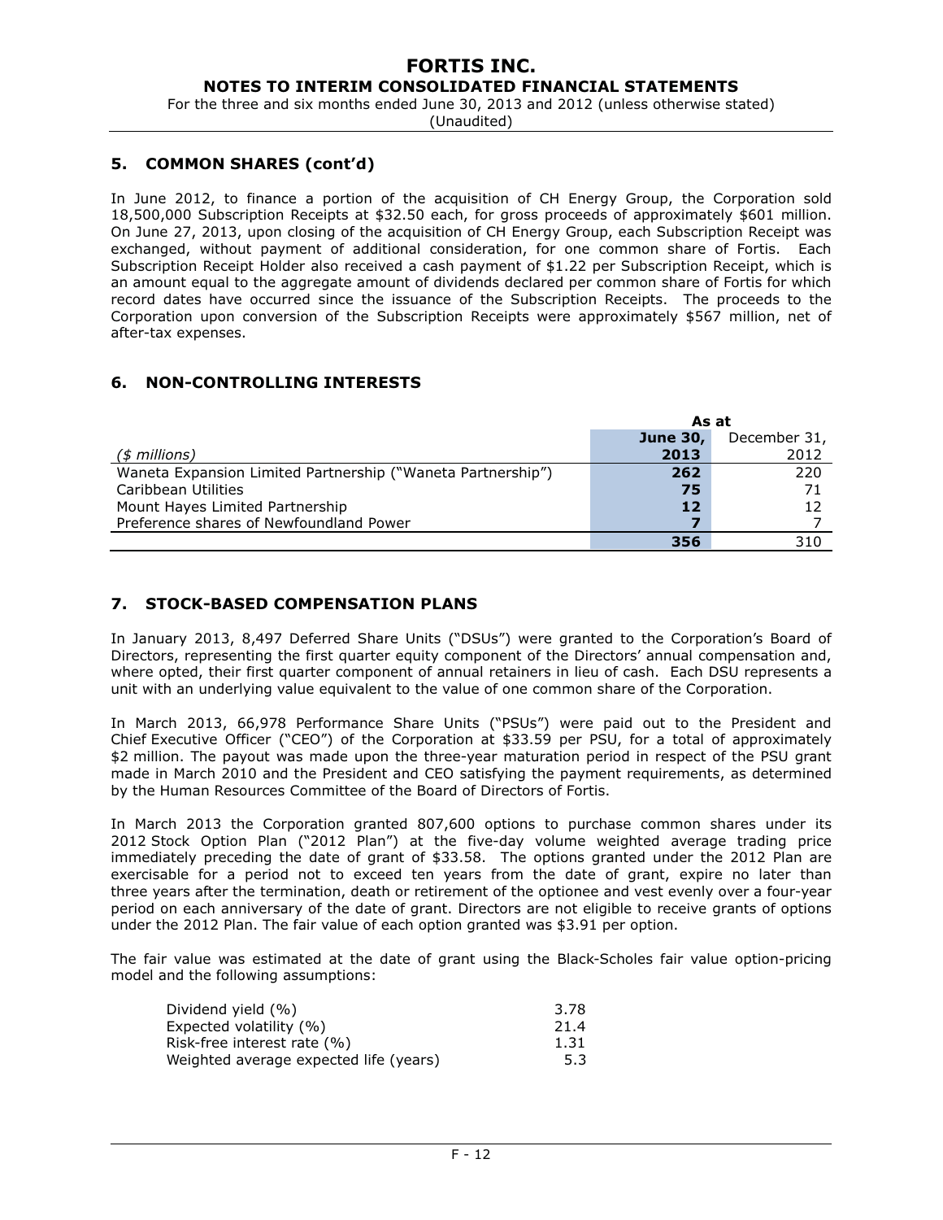## 5. COMMON SHARES (cont'd)

In June 2012, to finance a portion of the acquisition of CH Energy Group, the Corporation sold 18,500,000 Subscription Receipts at $32.50 each, for gross proceeds of approximately $601 million. On June 27, 2013, upon closing of the acquisition of CH Energy Group, each Subscription Receipt was exchanged, without payment of additional consideration, for one common share of Fortis. Each Subscription Receipt Holder also received a cash payment of $1.22 per Subscription Receipt, which is an amount equal to the aggregate amount of dividends declared per common share of Fortis for which record dates have occurred since the issuance of the Subscription Receipts. The proceeds to the Corporation upon conversion of the Subscription Receipts were approximately $567 million, net of after-tax expenses.

## 6. NON-CONTROLLING INTERESTS

| | As at | |
|---|---|---|
| *($ millions)* | **June 30, 2013** | December 31, 2012 |
| Waneta Expansion Limited Partnership ("Waneta Partnership") | **262** | 220 |
| Caribbean Utilities | **75** | 71 |
| Mount Hayes Limited Partnership | **12** | 12 |
| Preference shares of Newfoundland Power | **7** | 7 |
| | **356** | 310 |

## 7. STOCK-BASED COMPENSATION PLANS

In January 2013, 8,497 Deferred Share Units ("DSUs") were granted to the Corporation's Board of Directors, representing the first quarter equity component of the Directors' annual compensation and, where opted, their first quarter component of annual retainers in lieu of cash. Each DSU represents a unit with an underlying value equivalent to the value of one common share of the Corporation.

In March 2013, 66,978 Performance Share Units ("PSUs") were paid out to the President and Chief Executive Officer ("CEO") of the Corporation at $33.59 per PSU, for a total of approximately $2 million. The payout was made upon the three-year maturation period in respect of the PSU grant made in March 2010 and the President and CEO satisfying the payment requirements, as determined by the Human Resources Committee of the Board of Directors of Fortis.

In March 2013 the Corporation granted 807,600 options to purchase common shares under its 2012 Stock Option Plan ("2012 Plan") at the five-day volume weighted average trading price immediately preceding the date of grant of $33.58. The options granted under the 2012 Plan are exercisable for a period not to exceed ten years from the date of grant, expire no later than three years after the termination, death or retirement of the optionee and vest evenly over a four-year period on each anniversary of the date of grant. Directors are not eligible to receive grants of options under the 2012 Plan. The fair value of each option granted was $3.91 per option.

The fair value was estimated at the date of grant using the Black-Scholes fair value option-pricing model and the following assumptions:

| | |
|---|---|
| Dividend yield (%) | 3.78 |
| Expected volatility (%) | 21.4 |
| Risk-free interest rate (%) | 1.31 |
| Weighted average expected life (years) | 5.3 |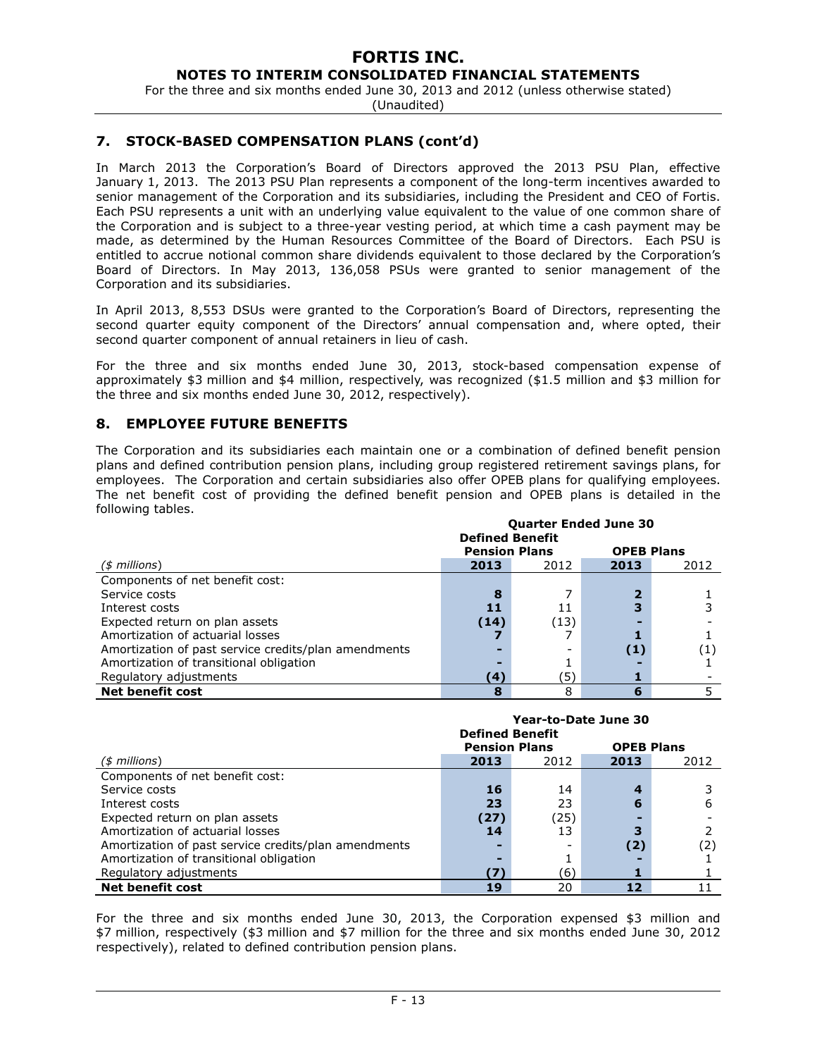## 7. STOCK-BASED COMPENSATION PLANS (cont'd)

In March 2013 the Corporation's Board of Directors approved the 2013 PSU Plan, effective January 1, 2013. The 2013 PSU Plan represents a component of the long-term incentives awarded to senior management of the Corporation and its subsidiaries, including the President and CEO of Fortis. Each PSU represents a unit with an underlying value equivalent to the value of one common share of the Corporation and is subject to a three-year vesting period, at which time a cash payment may be made, as determined by the Human Resources Committee of the Board of Directors. Each PSU is entitled to accrue notional common share dividends equivalent to those declared by the Corporation's Board of Directors. In May 2013, 136,058 PSUs were granted to senior management of the Corporation and its subsidiaries.

In April 2013, 8,553 DSUs were granted to the Corporation's Board of Directors, representing the second quarter equity component of the Directors' annual compensation and, where opted, their second quarter component of annual retainers in lieu of cash.

For the three and six months ended June 30, 2013, stock-based compensation expense of approximately $3 million and $4 million, respectively, was recognized ($1.5 million and $3 million for the three and six months ended June 30, 2012, respectively).

## 8. EMPLOYEE FUTURE BENEFITS

The Corporation and its subsidiaries each maintain one or a combination of defined benefit pension plans and defined contribution pension plans, including group registered retirement savings plans, for employees. The Corporation and certain subsidiaries also offer OPEB plans for qualifying employees. The net benefit cost of providing the defined benefit pension and OPEB plans is detailed in the following tables.

| | Quarter Ended June 30 | | | |
|---|---|---|---|---|
| | Defined Benefit Pension Plans | | OPEB Plans | |
| *($ millions)* | **2013** | 2012 | **2013** | 2012 |
| Components of net benefit cost: | | | | |
| Service costs | **8** | 7 | **2** | 1 |
| Interest costs | **11** | 11 | **3** | 3 |
| Expected return on plan assets | **(14)** | (13) | **-** | - |
| Amortization of actuarial losses | **7** | 7 | **1** | 1 |
| Amortization of past service credits/plan amendments | **-** | - | **(1)** | (1) |
| Amortization of transitional obligation | **-** | 1 | **-** | 1 |
| Regulatory adjustments | **(4)** | (5) | **1** | - |
| **Net benefit cost** | **8** | 8 | **6** | 5 |

| | Year-to-Date June 30 | | | |
|---|---|---|---|---|
| | Defined Benefit Pension Plans | | OPEB Plans | |
| *($ millions)* | **2013** | 2012 | **2013** | 2012 |
| Components of net benefit cost: | | | | |
| Service costs | **16** | 14 | **4** | 3 |
| Interest costs | **23** | 23 | **6** | 6 |
| Expected return on plan assets | **(27)** | (25) | **-** | - |
| Amortization of actuarial losses | **14** | 13 | **3** | 2 |
| Amortization of past service credits/plan amendments | **-** | - | **(2)** | (2) |
| Amortization of transitional obligation | **-** | 1 | **-** | 1 |
| Regulatory adjustments | **(7)** | (6) | **1** | 1 |
| **Net benefit cost** | **19** | 20 | **12** | 11 |

For the three and six months ended June 30, 2013, the Corporation expensed $3 million and $7 million, respectively ($3 million and $7 million for the three and six months ended June 30, 2012 respectively), related to defined contribution pension plans.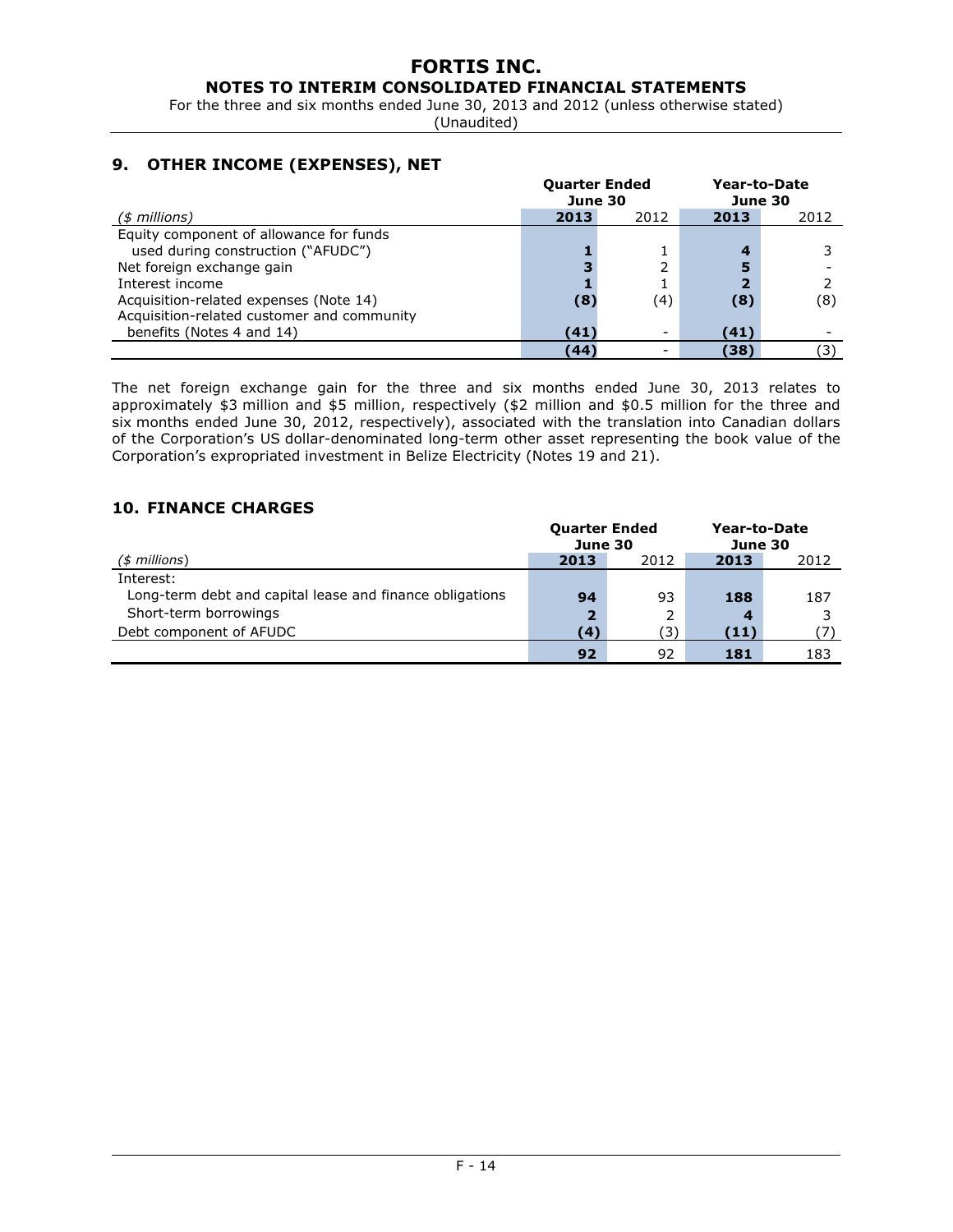# FORTIS INC.

## NOTES TO INTERIM CONSOLIDATED FINANCIAL STATEMENTS

For the three and six months ended June 30, 2013 and 2012 (unless otherwise stated)
(Unaudited)

## 9. OTHER INCOME (EXPENSES), NET

| | Quarter Ended June 30 | | Year-to-Date June 30 | |
|---|---|---|---|---|
| *($ millions)* | **2013** | 2012 | **2013** | 2012 |
| Equity component of allowance for funds used during construction ("AFUDC") | **1** | 1 | **4** | 3 |
| Net foreign exchange gain | **3** | 2 | **5** | - |
| Interest income | **1** | 1 | **2** | 2 |
| Acquisition-related expenses (Note 14) | **(8)** | (4) | **(8)** | (8) |
| Acquisition-related customer and community benefits (Notes 4 and 14) | **(41)** | - | **(41)** | - |
| | **(44)** | - | **(38)** | (3) |

The net foreign exchange gain for the three and six months ended June 30, 2013 relates to approximately $3 million and $5 million, respectively ($2 million and $0.5 million for the three and six months ended June 30, 2012, respectively), associated with the translation into Canadian dollars of the Corporation's US dollar-denominated long-term other asset representing the book value of the Corporation's expropriated investment in Belize Electricity (Notes 19 and 21).

## 10. FINANCE CHARGES

| | Quarter Ended June 30 | | Year-to-Date June 30 | |
|---|---|---|---|---|
| *($ millions)* | **2013** | 2012 | **2013** | 2012 |
| Interest: | | | | |
| Long-term debt and capital lease and finance obligations | **94** | 93 | **188** | 187 |
| Short-term borrowings | **2** | 2 | **4** | 3 |
| Debt component of AFUDC | **(4)** | (3) | **(11)** | (7) |
| | **92** | 92 | **181** | 183 |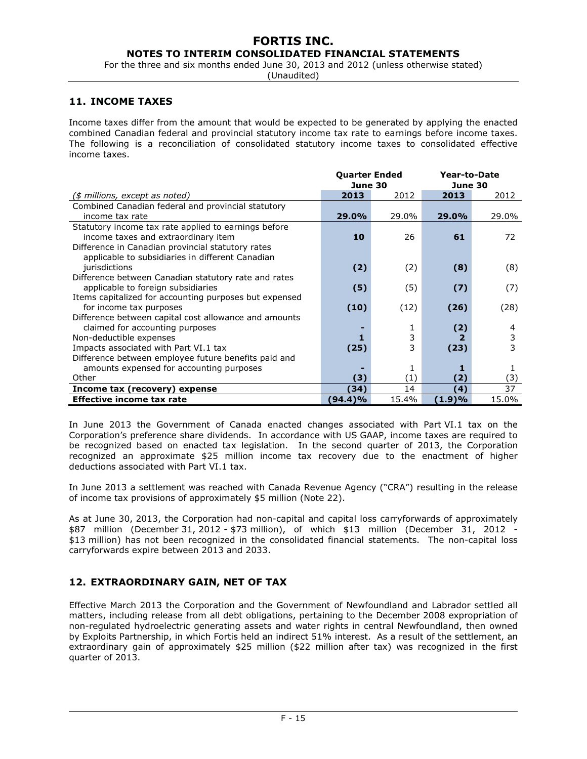## 11. INCOME TAXES

Income taxes differ from the amount that would be expected to be generated by applying the enacted combined Canadian federal and provincial statutory income tax rate to earnings before income taxes. The following is a reconciliation of consolidated statutory income taxes to consolidated effective income taxes.

| | Quarter Ended June 30 | | Year-to-Date June 30 | |
|---|---|---|---|---|
| *($ millions, except as noted)* | **2013** | 2012 | **2013** | 2012 |
| Combined Canadian federal and provincial statutory income tax rate | **29.0%** | 29.0% | **29.0%** | 29.0% |
| Statutory income tax rate applied to earnings before income taxes and extraordinary item | **10** | 26 | **61** | 72 |
| Difference in Canadian provincial statutory rates applicable to subsidiaries in different Canadian jurisdictions | **(2)** | (2) | **(8)** | (8) |
| Difference between Canadian statutory rate and rates applicable to foreign subsidiaries | **(5)** | (5) | **(7)** | (7) |
| Items capitalized for accounting purposes but expensed for income tax purposes | **(10)** | (12) | **(26)** | (28) |
| Difference between capital cost allowance and amounts claimed for accounting purposes | **-** | 1 | **(2)** | 4 |
| Non-deductible expenses | **1** | 3 | **2** | 3 |
| Impacts associated with Part VI.1 tax | **(25)** | 3 | **(23)** | 3 |
| Difference between employee future benefits paid and amounts expensed for accounting purposes | **-** | 1 | **1** | 1 |
| Other | **(3)** | (1) | **(2)** | (3) |
| **Income tax (recovery) expense** | **(34)** | 14 | **(4)** | 37 |
| **Effective income tax rate** | **(94.4)%** | 15.4% | **(1.9)%** | 15.0% |

In June 2013 the Government of Canada enacted changes associated with Part VI.1 tax on the Corporation's preference share dividends. In accordance with US GAAP, income taxes are required to be recognized based on enacted tax legislation. In the second quarter of 2013, the Corporation recognized an approximate $25 million income tax recovery due to the enactment of higher deductions associated with Part VI.1 tax.

In June 2013 a settlement was reached with Canada Revenue Agency ("CRA") resulting in the release of income tax provisions of approximately $5 million (Note 22).

As at June 30, 2013, the Corporation had non-capital and capital loss carryforwards of approximately $87 million (December 31, 2012 - $73 million), of which $13 million (December 31, 2012 - $13 million) has not been recognized in the consolidated financial statements. The non-capital loss carryforwards expire between 2013 and 2033.

## 12. EXTRAORDINARY GAIN, NET OF TAX

Effective March 2013 the Corporation and the Government of Newfoundland and Labrador settled all matters, including release from all debt obligations, pertaining to the December 2008 expropriation of non-regulated hydroelectric generating assets and water rights in central Newfoundland, then owned by Exploits Partnership, in which Fortis held an indirect 51% interest. As a result of the settlement, an extraordinary gain of approximately $25 million ($22 million after tax) was recognized in the first quarter of 2013.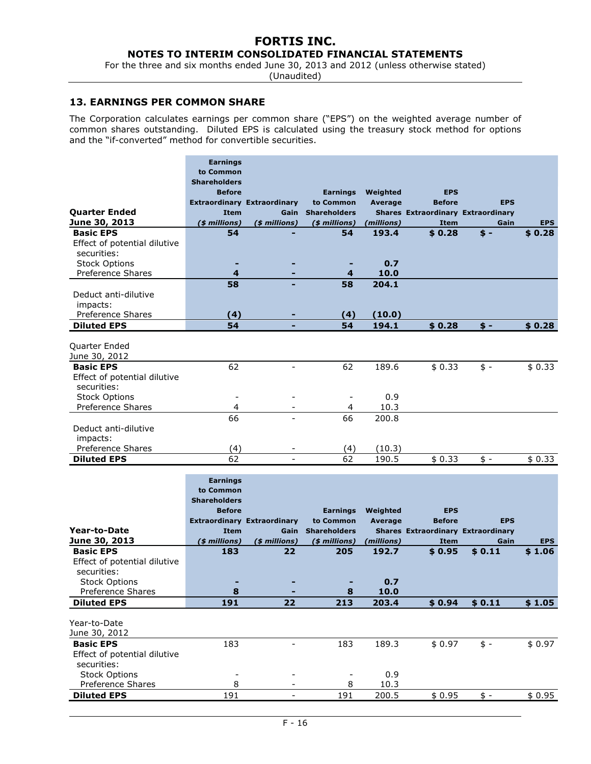## 13. EARNINGS PER COMMON SHARE

The Corporation calculates earnings per common share ("EPS") on the weighted average number of common shares outstanding. Diluted EPS is calculated using the treasury stock method for options and the "if-converted" method for convertible securities.

| Quarter Ended June 30, 2013 | Earnings to Common Shareholders Before Extraordinary Item ($ millions) | Extraordinary Gain ($ millions) | Earnings to Common Shareholders ($ millions) | Weighted Average Shares (millions) | EPS Before Extraordinary Item | EPS Extraordinary Gain | EPS |
|---|---|---|---|---|---|---|---|
| **Basic EPS** | **54** | **-** | **54** | **193.4** | **$ 0.28** | **$ -** | **$ 0.28** |
| Effect of potential dilutive securities: | | | | | | | |
| Stock Options | **-** | **-** | **-** | **0.7** | | | |
| Preference Shares | **4** | **-** | **4** | **10.0** | | | |
| | **58** | **-** | **58** | **204.1** | | | |
| Deduct anti-dilutive impacts: | | | | | | | |
| Preference Shares | **(4)** | **-** | **(4)** | **(10.0)** | | | |
| **Diluted EPS** | **54** | **-** | **54** | **194.1** | **$ 0.28** | **$ -** | **$ 0.28** |
| **Quarter Ended June 30, 2012** | | | | | | | |
| **Basic EPS** | 62 | - | 62 | 189.6 | $ 0.33 | $ - | $ 0.33 |
| Effect of potential dilutive securities: | | | | | | | |
| Stock Options | - | - | - | 0.9 | | | |
| Preference Shares | 4 | - | 4 | 10.3 | | | |
| | 66 | - | 66 | 200.8 | | | |
| Deduct anti-dilutive impacts: | | | | | | | |
| Preference Shares | (4) | - | (4) | (10.3) | | | |
| **Diluted EPS** | 62 | - | 62 | 190.5 | $ 0.33 | $ - | $ 0.33 |

| Year-to-Date June 30, 2013 | Earnings to Common Shareholders Before Extraordinary Item ($ millions) | Extraordinary Gain ($ millions) | Earnings to Common Shareholders ($ millions) | Weighted Average Shares (millions) | EPS Before Extraordinary Item | EPS Extraordinary Gain | EPS |
|---|---|---|---|---|---|---|---|
| **Basic EPS** | **183** | **22** | **205** | **192.7** | **$ 0.95** | **$ 0.11** | **$ 1.06** |
| Effect of potential dilutive securities: | | | | | | | |
| Stock Options | **-** | **-** | **-** | **0.7** | | | |
| Preference Shares | **8** | **-** | **8** | **10.0** | | | |
| **Diluted EPS** | **191** | **22** | **213** | **203.4** | **$ 0.94** | **$ 0.11** | **$ 1.05** |
| **Year-to-Date June 30, 2012** | | | | | | | |
| **Basic EPS** | 183 | - | 183 | 189.3 | $ 0.97 | $ - | $ 0.97 |
| Effect of potential dilutive securities: | | | | | | | |
| Stock Options | - | - | - | 0.9 | | | |
| Preference Shares | 8 | - | 8 | 10.3 | | | |
| **Diluted EPS** | 191 | - | 191 | 200.5 | $ 0.95 | $ - | $ 0.95 |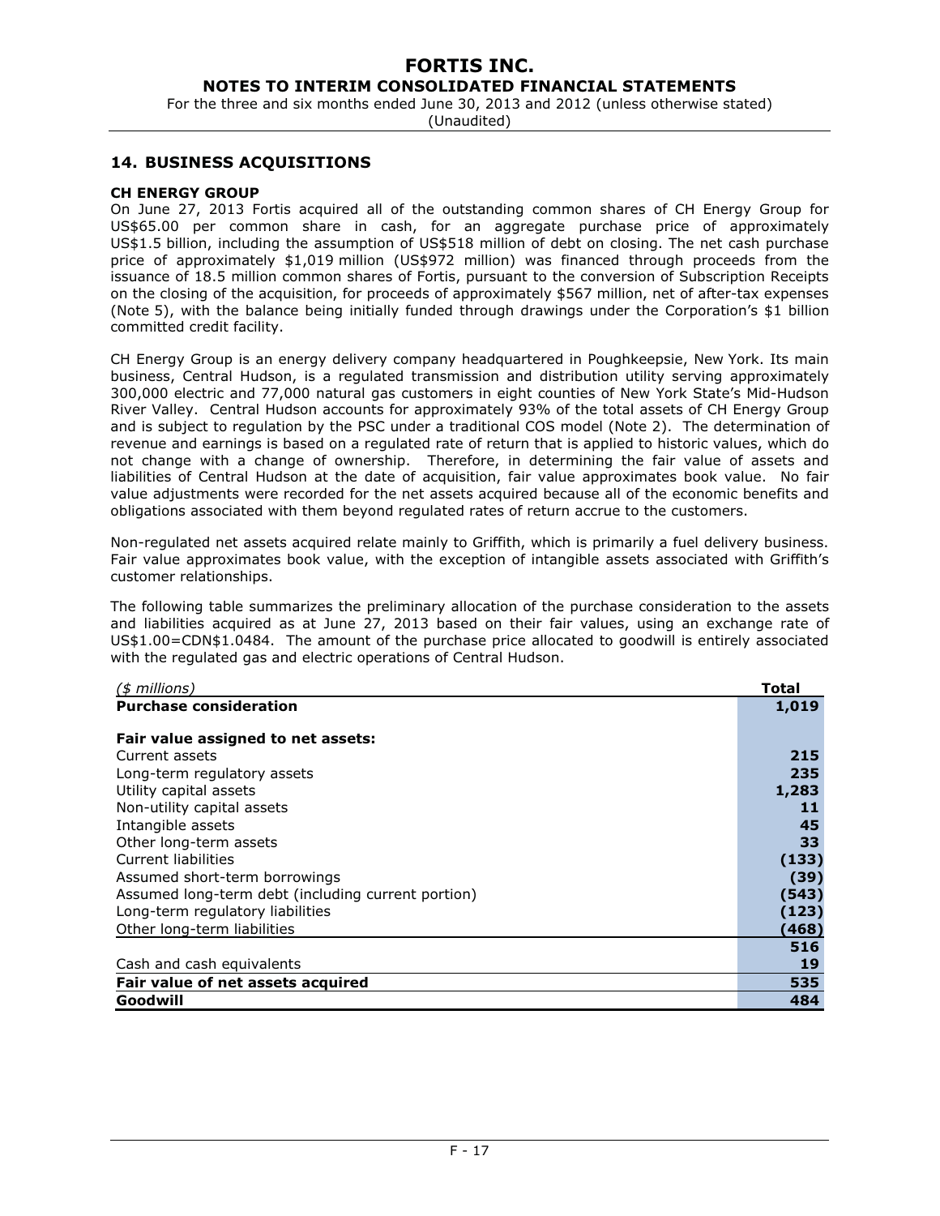## 14. BUSINESS ACQUISITIONS

### CH ENERGY GROUP

On June 27, 2013 Fortis acquired all of the outstanding common shares of CH Energy Group for US$65.00 per common share in cash, for an aggregate purchase price of approximately US$1.5 billion, including the assumption of US$518 million of debt on closing. The net cash purchase price of approximately $1,019 million (US$972 million) was financed through proceeds from the issuance of 18.5 million common shares of Fortis, pursuant to the conversion of Subscription Receipts on the closing of the acquisition, for proceeds of approximately $567 million, net of after-tax expenses (Note 5), with the balance being initially funded through drawings under the Corporation's $1 billion committed credit facility.

CH Energy Group is an energy delivery company headquartered in Poughkeepsie, New York. Its main business, Central Hudson, is a regulated transmission and distribution utility serving approximately 300,000 electric and 77,000 natural gas customers in eight counties of New York State's Mid-Hudson River Valley. Central Hudson accounts for approximately 93% of the total assets of CH Energy Group and is subject to regulation by the PSC under a traditional COS model (Note 2). The determination of revenue and earnings is based on a regulated rate of return that is applied to historic values, which do not change with a change of ownership. Therefore, in determining the fair value of assets and liabilities of Central Hudson at the date of acquisition, fair value approximates book value. No fair value adjustments were recorded for the net assets acquired because all of the economic benefits and obligations associated with them beyond regulated rates of return accrue to the customers.

Non-regulated net assets acquired relate mainly to Griffith, which is primarily a fuel delivery business. Fair value approximates book value, with the exception of intangible assets associated with Griffith's customer relationships.

The following table summarizes the preliminary allocation of the purchase consideration to the assets and liabilities acquired as at June 27, 2013 based on their fair values, using an exchange rate of US$1.00=CDN$1.0484. The amount of the purchase price allocated to goodwill is entirely associated with the regulated gas and electric operations of Central Hudson.

| *($ millions)* | **Total** |
|---|---|
| **Purchase consideration** | **1,019** |
| | |
| **Fair value assigned to net assets:** | |
| Current assets | **215** |
| Long-term regulatory assets | **235** |
| Utility capital assets | **1,283** |
| Non-utility capital assets | **11** |
| Intangible assets | **45** |
| Other long-term assets | **33** |
| Current liabilities | **(133)** |
| Assumed short-term borrowings | **(39)** |
| Assumed long-term debt (including current portion) | **(543)** |
| Long-term regulatory liabilities | **(123)** |
| Other long-term liabilities | **(468)** |
| | **516** |
| Cash and cash equivalents | **19** |
| **Fair value of net assets acquired** | **535** |
| **Goodwill** | **484** |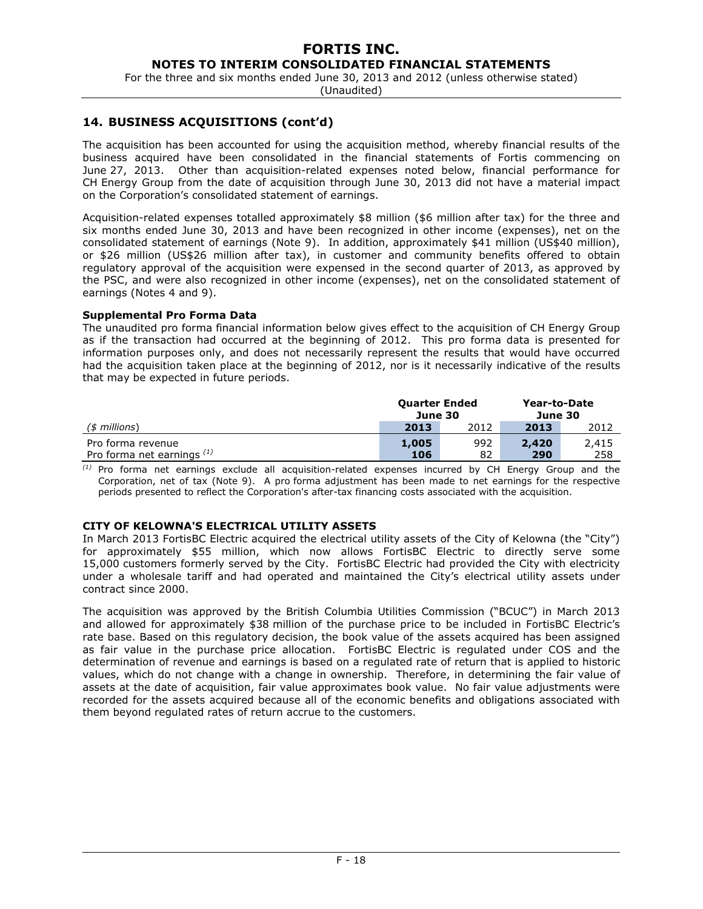## 14. BUSINESS ACQUISITIONS (cont'd)

The acquisition has been accounted for using the acquisition method, whereby financial results of the business acquired have been consolidated in the financial statements of Fortis commencing on June 27, 2013. Other than acquisition-related expenses noted below, financial performance for CH Energy Group from the date of acquisition through June 30, 2013 did not have a material impact on the Corporation's consolidated statement of earnings.

Acquisition-related expenses totalled approximately $8 million ($6 million after tax) for the three and six months ended June 30, 2013 and have been recognized in other income (expenses), net on the consolidated statement of earnings (Note 9). In addition, approximately $41 million (US$40 million), or $26 million (US$26 million after tax), in customer and community benefits offered to obtain regulatory approval of the acquisition were expensed in the second quarter of 2013, as approved by the PSC, and were also recognized in other income (expenses), net on the consolidated statement of earnings (Notes 4 and 9).

**Supplemental Pro Forma Data**

The unaudited pro forma financial information below gives effect to the acquisition of CH Energy Group as if the transaction had occurred at the beginning of 2012. This pro forma data is presented for information purposes only, and does not necessarily represent the results that would have occurred had the acquisition taken place at the beginning of 2012, nor is it necessarily indicative of the results that may be expected in future periods.

| | **Quarter Ended June 30** | | **Year-to-Date June 30** | |
|---|---|---|---|---|
| *($ millions)* | **2013** | 2012 | **2013** | 2012 |
| Pro forma revenue | **1,005** | 992 | **2,420** | 2,415 |
| Pro forma net earnings [(1)] | **106** | 82 | **290** | 258 |

[(1)] Pro forma net earnings exclude all acquisition-related expenses incurred by CH Energy Group and the Corporation, net of tax (Note 9). A pro forma adjustment has been made to net earnings for the respective periods presented to reflect the Corporation's after-tax financing costs associated with the acquisition.

**CITY OF KELOWNA'S ELECTRICAL UTILITY ASSETS**

In March 2013 FortisBC Electric acquired the electrical utility assets of the City of Kelowna (the "City") for approximately $55 million, which now allows FortisBC Electric to directly serve some 15,000 customers formerly served by the City. FortisBC Electric had provided the City with electricity under a wholesale tariff and had operated and maintained the City's electrical utility assets under contract since 2000.

The acquisition was approved by the British Columbia Utilities Commission ("BCUC") in March 2013 and allowed for approximately $38 million of the purchase price to be included in FortisBC Electric's rate base. Based on this regulatory decision, the book value of the assets acquired has been assigned as fair value in the purchase price allocation. FortisBC Electric is regulated under COS and the determination of revenue and earnings is based on a regulated rate of return that is applied to historic values, which do not change with a change in ownership. Therefore, in determining the fair value of assets at the date of acquisition, fair value approximates book value. No fair value adjustments were recorded for the assets acquired because all of the economic benefits and obligations associated with them beyond regulated rates of return accrue to the customers.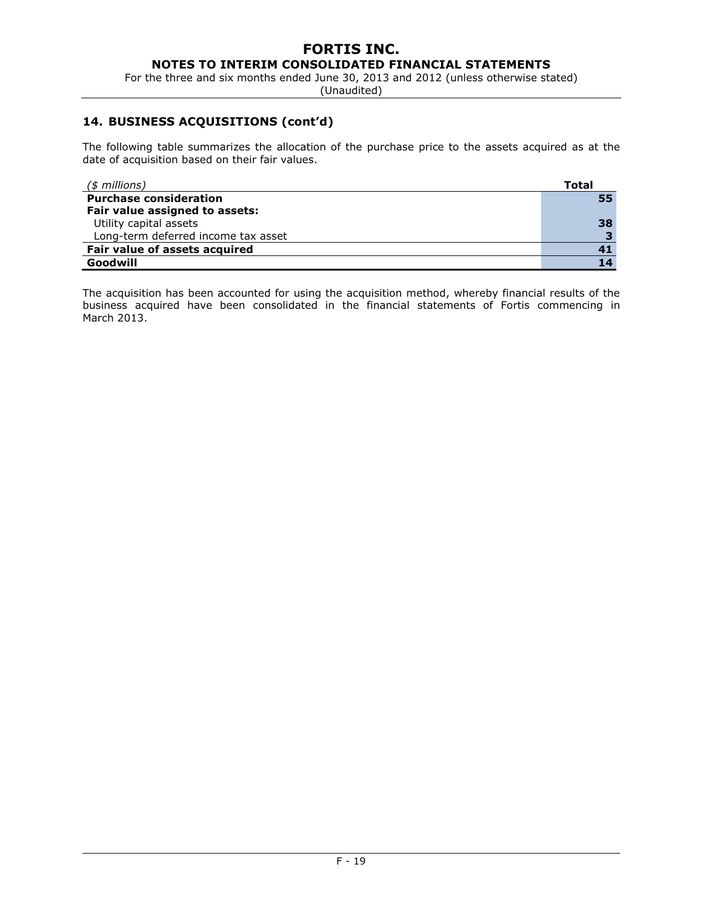## 14. BUSINESS ACQUISITIONS (cont'd)

The following table summarizes the allocation of the purchase price to the assets acquired as at the date of acquisition based on their fair values.

| *($ millions)* | **Total** |
| --- | --- |
| **Purchase consideration** | **55** |
| **Fair value assigned to assets:** | |
| Utility capital assets | **38** |
| Long-term deferred income tax asset | **3** |
| **Fair value of assets acquired** | **41** |
| **Goodwill** | **14** |

The acquisition has been accounted for using the acquisition method, whereby financial results of the business acquired have been consolidated in the financial statements of Fortis commencing in March 2013.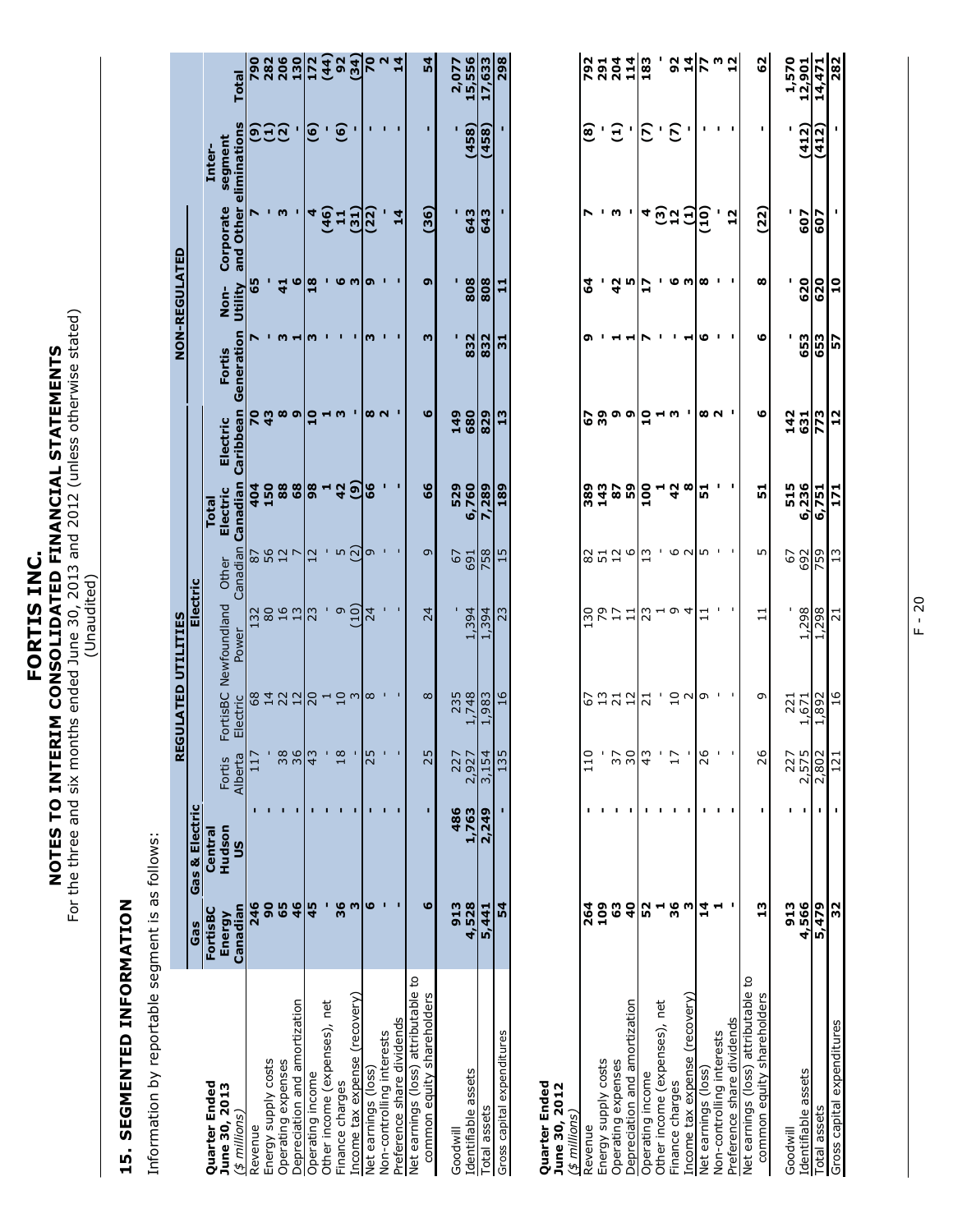## 15. SEGMENTED INFORMATION

Information by reportable segment is as follows:

| Quarter Ended June 30, 2013 ($ millions) | REGULATED UTILITIES | | | | | | | | NON-REGULATED | | | | |
|---|---|---|---|---|---|---|---|---|---|---|---|---|---|
| | Gas | Gas & Electric | Electric | | | | | | | | | | |
| | FortisBC Energy Canadian | Central Hudson US | Fortis Alberta | FortisBC Electric | Newfoundland Power | Other Canadian | Total Electric Canadian | Electric Caribbean | Fortis Generation | Non-Utility | Corporate and Other | Inter-segment eliminations | Total |
| Revenue | 246 | - | 117 | 68 | 132 | 87 | 404 | 70 | 7 | 65 | 7 | (9) | 790 |
| Energy supply costs | 90 | - | - | 14 | 80 | 56 | 150 | 43 | - | - | - | (1) | 282 |
| Operating expenses | 65 | - | 38 | 22 | 16 | 12 | 88 | 8 | 3 | 41 | 3 | (2) | 206 |
| Depreciation and amortization | 46 | - | 36 | 12 | 13 | 7 | 68 | 9 | 1 | 6 | - | - | 130 |
| Operating income | 45 | - | 43 | 20 | 23 | 12 | 98 | 10 | 3 | 18 | 4 | (6) | 172 |
| Other income (expenses), net | - | - | - | 1 | - | - | 1 | 1 | - | - | (46) | - | (44) |
| Finance charges | 36 | - | 18 | 10 | 9 | 5 | 42 | 3 | - | 6 | 11 | (6) | 92 |
| Income tax expense (recovery) | 3 | - | - | 3 | (10) | (2) | (9) | - | - | 3 | (31) | - | (34) |
| Net earnings (loss) | 6 | - | 25 | 8 | 24 | 9 | 66 | 8 | 3 | 9 | (22) | - | 70 |
| Non-controlling interests | - | - | - | - | - | - | - | 2 | - | - | - | - | 2 |
| Preference share dividends | - | - | - | - | - | - | - | - | - | - | 14 | - | 14 |
| Net earnings (loss) attributable to common equity shareholders | 6 | - | 25 | 8 | 24 | 9 | 66 | 6 | 3 | 9 | (36) | - | 54 |
| Goodwill | 913 | 486 | 227 | 235 | - | 67 | 529 | 149 | - | - | - | - | 2,077 |
| Identifiable assets | 4,528 | 1,763 | 2,927 | 1,748 | 1,394 | 691 | 6,760 | 680 | 832 | 808 | 643 | (458) | 15,556 |
| Total assets | 5,441 | 2,249 | 3,154 | 1,983 | 1,394 | 758 | 7,289 | 829 | 832 | 808 | 643 | (458) | 17,633 |
| Gross capital expenditures | 54 | - | 135 | 16 | 23 | 15 | 189 | 13 | 31 | 11 | - | - | 298 |

| Quarter Ended June 30, 2012 ($ millions) | FortisBC Energy Canadian | Central Hudson US | Fortis Alberta | FortisBC Electric | Newfoundland Power | Other Canadian | Total Electric Canadian | Electric Caribbean | Fortis Generation | Non-Utility | Corporate and Other | Inter-segment eliminations | Total |
|---|---|---|---|---|---|---|---|---|---|---|---|---|---|
| Revenue | 264 | - | 110 | 67 | 130 | 82 | 389 | 67 | 9 | 64 | 7 | (8) | 792 |
| Energy supply costs | 109 | - | - | 13 | 79 | 51 | 143 | 39 | - | - | - | - | 291 |
| Operating expenses | 63 | - | 37 | 21 | 17 | 12 | 87 | 9 | 1 | 42 | 3 | (1) | 204 |
| Depreciation and amortization | 40 | - | 30 | 12 | 11 | 6 | 59 | 9 | 1 | 5 | - | - | 114 |
| Operating income | 52 | - | 43 | 21 | 23 | 13 | 100 | 10 | 7 | 17 | 4 | (7) | 183 |
| Other income (expenses), net | 1 | - | - | - | 1 | - | 1 | 1 | - | - | (3) | - | - |
| Finance charges | 36 | - | 17 | 10 | 9 | 6 | 42 | 3 | - | 6 | 12 | (7) | 92 |
| Income tax expense (recovery) | 3 | - | - | 2 | 4 | 2 | 8 | - | 1 | 3 | (1) | - | 14 |
| Net earnings (loss) | 14 | - | 26 | 9 | 11 | 5 | 51 | 8 | 6 | 8 | (10) | - | 77 |
| Non-controlling interests | 1 | - | - | - | - | - | - | 2 | - | - | - | - | 3 |
| Preference share dividends | - | - | - | - | - | - | - | - | - | - | 12 | - | 12 |
| Net earnings (loss) attributable to common equity shareholders | 13 | - | 26 | 9 | 11 | 5 | 51 | 6 | 6 | 8 | (22) | - | 62 |
| Goodwill | 913 | - | 227 | 221 | - | 67 | 515 | 142 | - | - | - | - | 1,570 |
| Identifiable assets | 4,566 | - | 2,575 | 1,671 | 1,298 | 692 | 6,236 | 631 | 653 | 620 | 607 | (412) | 12,901 |
| Total assets | 5,479 | - | 2,802 | 1,892 | 1,298 | 759 | 6,751 | 773 | 653 | 620 | 607 | (412) | 14,471 |
| Gross capital expenditures | 32 | - | 121 | 16 | 21 | 13 | 171 | 12 | 57 | 10 | - | - | 282 |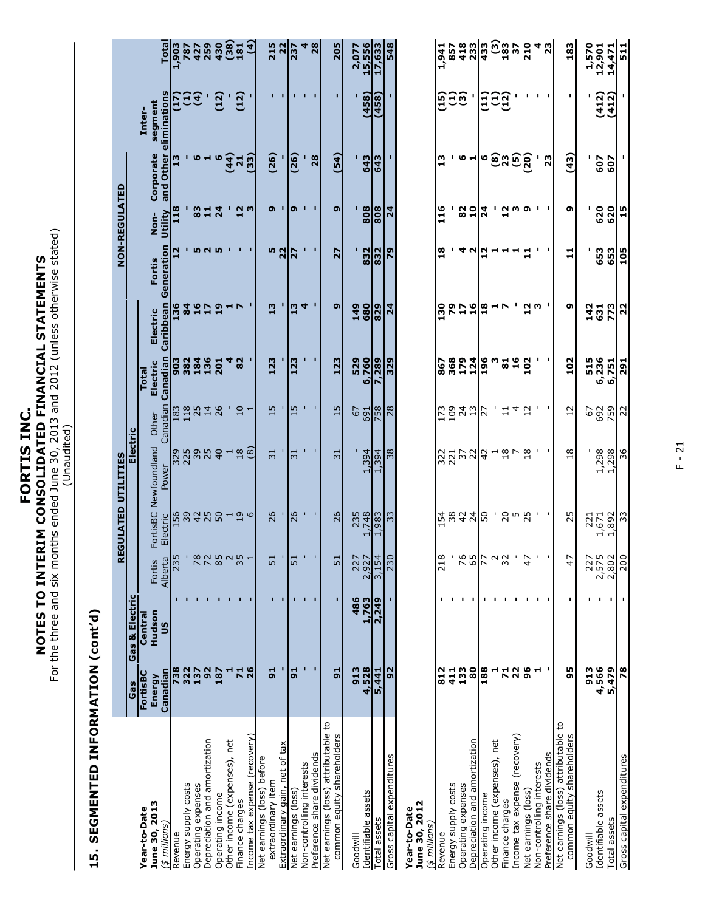# FORTIS INC.

## NOTES TO INTERIM CONSOLIDATED FINANCIAL STATEMENTS

For the three and six months ended June 30, 2013 and 2012 (unless otherwise stated)
(Unaudited)

## 15. SEGMENTED INFORMATION (cont'd)

| | REGULATED UTILITIES | | | | | | | | NON-REGULATED | | | | |
|---|---|---|---|---|---|---|---|---|---|---|---|---|---|
| | Gas | Gas & Electric | Electric | | | | | | | | | | |
| **Year-to-Date June 30, 2013** *($ millions)* | FortisBC Energy Canadian | Central Hudson US | Fortis Alberta | FortisBC Electric | Newfoundland Power | Other Canadian | Total Electric Canadian | Electric Caribbean | Fortis Generation | Non-Utility | Corporate and Other | Inter-segment eliminations | Total |
| Revenue | 738 | - | 235 | 156 | 329 | 183 | 903 | 136 | 12 | 118 | 13 | (17) | 1,903 |
| Energy supply costs | 322 | - | - | 39 | 225 | 118 | 382 | 84 | - | - | - | (1) | 787 |
| Operating expenses | 137 | - | 78 | 42 | 39 | 25 | 184 | 16 | 5 | 83 | 6 | (4) | 427 |
| Depreciation and amortization | 92 | - | 72 | 25 | 25 | 14 | 136 | 17 | 2 | 11 | 1 | - | 259 |
| Operating income | 187 | - | 85 | 50 | 40 | 26 | 201 | 19 | 5 | 24 | 6 | (12) | 430 |
| Other income (expenses), net | 1 | - | 2 | 1 | 1 | - | 4 | 1 | - | - | (44) | - | (38) |
| Finance charges | 71 | - | 35 | 19 | 18 | 10 | 82 | 7 | - | 12 | 21 | (12) | 181 |
| Income tax expense (recovery) | 26 | - | 1 | 6 | (8) | 1 | - | - | - | 3 | (33) | - | (4) |
| Net earnings (loss) before extraordinary item | 91 | - | 51 | 26 | 31 | 15 | 123 | 13 | 5 | 9 | (26) | - | 215 |
| Extraordinary gain, net of tax | - | - | - | - | - | - | - | - | 22 | - | - | - | 22 |
| Net earnings (loss) | 91 | - | 51 | 26 | 31 | 15 | 123 | 13 | 27 | 9 | (26) | - | 237 |
| Non-controlling interests | - | - | - | - | - | - | - | 4 | - | - | - | - | 4 |
| Preference share dividends | - | - | - | - | - | - | - | - | - | - | 28 | - | 28 |
| Net earnings (loss) attributable to common equity shareholders | 91 | - | 51 | 26 | 31 | 15 | 123 | 9 | 27 | 9 | (54) | - | 205 |
| Goodwill | 913 | 486 | 227 | 235 | - | 67 | 529 | 149 | - | - | - | - | 2,077 |
| Identifiable assets | 4,528 | 1,763 | 2,927 | 1,748 | 1,394 | 691 | 6,760 | 680 | 832 | 808 | 643 | (458) | 15,556 |
| Total assets | 5,441 | 2,249 | 3,154 | 1,983 | 1,394 | 758 | 7,289 | 829 | 832 | 808 | 643 | (458) | 17,633 |
| Gross capital expenditures | 92 | - | 230 | 33 | 38 | 28 | 329 | 24 | 79 | 24 | - | - | 548 |

| **Year-to-Date June 30, 2012** *($ millions)* | FortisBC Energy Canadian | Central Hudson US | Fortis Alberta | FortisBC Electric | Newfoundland Power | Other Canadian | Total Electric Canadian | Electric Caribbean | Fortis Generation | Non-Utility | Corporate and Other | Inter-segment eliminations | Total |
|---|---|---|---|---|---|---|---|---|---|---|---|---|---|
| Revenue | 812 | - | 218 | 154 | 322 | 173 | 867 | 130 | 18 | 116 | 13 | (15) | 1,941 |
| Energy supply costs | 411 | - | - | 38 | 221 | 109 | 368 | 79 | - | - | - | (1) | 857 |
| Operating expenses | 133 | - | 76 | 42 | 37 | 24 | 179 | 17 | 4 | 82 | 6 | (3) | 418 |
| Depreciation and amortization | 80 | - | 65 | 24 | 22 | 13 | 124 | 16 | 2 | 10 | 1 | - | 233 |
| Operating income | 188 | - | 77 | 50 | 42 | 27 | 196 | 18 | 12 | 24 | 6 | (11) | 433 |
| Other income (expenses), net | 1 | - | 2 | - | 1 | - | 3 | 1 | 1 | - | (8) | (1) | (3) |
| Finance charges | 71 | - | 32 | 20 | 18 | 11 | 81 | 7 | 1 | 12 | 23 | (12) | 183 |
| Income tax expense (recovery) | 22 | - | - | 5 | 7 | 4 | 16 | - | 1 | 3 | (5) | - | 37 |
| Net earnings (loss) | 96 | - | 47 | 25 | 18 | 12 | 102 | 12 | 11 | 9 | (20) | - | 210 |
| Non-controlling interests | 1 | - | - | - | - | - | - | 3 | - | - | - | - | 4 |
| Preference share dividends | - | - | - | - | - | - | - | - | - | - | 23 | - | 23 |
| Net earnings (loss) attributable to common equity shareholders | 95 | - | 47 | 25 | 18 | 12 | 102 | 9 | 11 | 9 | (43) | - | 183 |
| Goodwill | 913 | - | 227 | 221 | - | 67 | 515 | 142 | - | - | - | - | 1,570 |
| Identifiable assets | 4,566 | - | 2,575 | 1,671 | 1,298 | 692 | 6,236 | 631 | 653 | 620 | 607 | (412) | 12,901 |
| Total assets | 5,479 | - | 2,802 | 1,892 | 1,298 | 759 | 6,751 | 773 | 653 | 620 | 607 | (412) | 14,471 |
| Gross capital expenditures | 78 | - | 200 | 33 | 36 | 22 | 291 | 22 | 105 | 15 | - | - | 511 |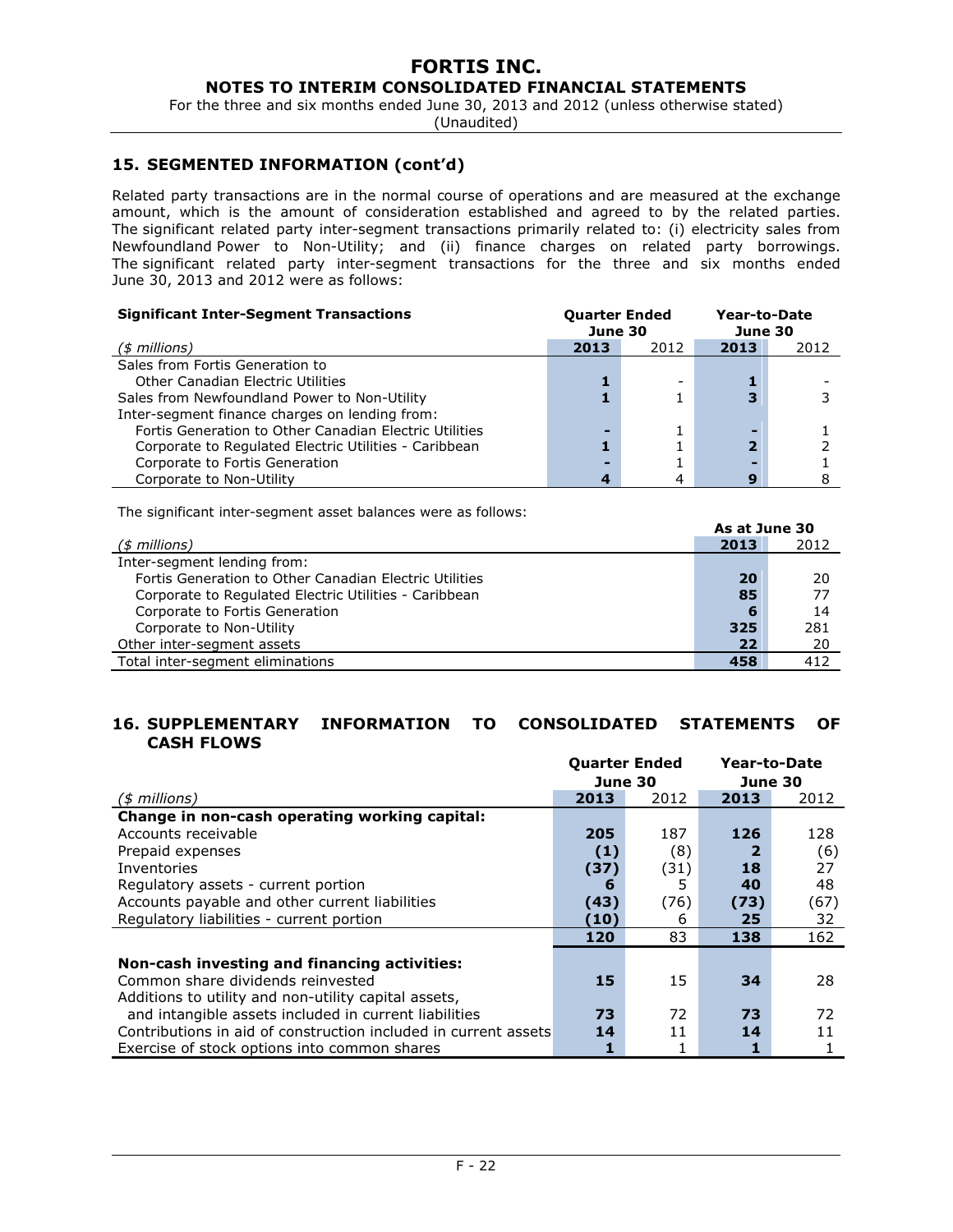## 15. SEGMENTED INFORMATION (cont'd)

Related party transactions are in the normal course of operations and are measured at the exchange amount, which is the amount of consideration established and agreed to by the related parties. The significant related party inter-segment transactions primarily related to: (i) electricity sales from Newfoundland Power to Non-Utility; and (ii) finance charges on related party borrowings. The significant related party inter-segment transactions for the three and six months ended June 30, 2013 and 2012 were as follows:

| **Significant Inter-Segment Transactions** | **Quarter Ended June 30** | | **Year-to-Date June 30** | |
|---|---|---|---|---|
| *($ millions)* | **2013** | 2012 | **2013** | 2012 |
| Sales from Fortis Generation to Other Canadian Electric Utilities | **1** | - | **1** | - |
| Sales from Newfoundland Power to Non-Utility | **1** | 1 | **3** | 3 |
| Inter-segment finance charges on lending from: | | | | |
| Fortis Generation to Other Canadian Electric Utilities | **-** | 1 | **-** | 1 |
| Corporate to Regulated Electric Utilities - Caribbean | **1** | 1 | **2** | 2 |
| Corporate to Fortis Generation | **-** | 1 | **-** | 1 |
| Corporate to Non-Utility | **4** | 4 | **9** | 8 |

The significant inter-segment asset balances were as follows:

| | **As at June 30** | |
|---|---|---|
| *($ millions)* | **2013** | 2012 |
| Inter-segment lending from: | | |
| Fortis Generation to Other Canadian Electric Utilities | **20** | 20 |
| Corporate to Regulated Electric Utilities - Caribbean | **85** | 77 |
| Corporate to Fortis Generation | **6** | 14 |
| Corporate to Non-Utility | **325** | 281 |
| Other inter-segment assets | **22** | 20 |
| Total inter-segment eliminations | **458** | 412 |

## 16. SUPPLEMENTARY INFORMATION TO CONSOLIDATED STATEMENTS OF CASH FLOWS

| | **Quarter Ended June 30** | | **Year-to-Date June 30** | |
|---|---|---|---|---|
| *($ millions)* | **2013** | 2012 | **2013** | 2012 |
| **Change in non-cash operating working capital:** | | | | |
| Accounts receivable | **205** | 187 | **126** | 128 |
| Prepaid expenses | **(1)** | (8) | **2** | (6) |
| Inventories | **(37)** | (31) | **18** | 27 |
| Regulatory assets - current portion | **6** | 5 | **40** | 48 |
| Accounts payable and other current liabilities | **(43)** | (76) | **(73)** | (67) |
| Regulatory liabilities - current portion | **(10)** | 6 | **25** | 32 |
| | **120** | 83 | **138** | 162 |
| **Non-cash investing and financing activities:** | | | | |
| Common share dividends reinvested | **15** | 15 | **34** | 28 |
| Additions to utility and non-utility capital assets, and intangible assets included in current liabilities | **73** | 72 | **73** | 72 |
| Contributions in aid of construction included in current assets | **14** | 11 | **14** | 11 |
| Exercise of stock options into common shares | **1** | 1 | **1** | 1 |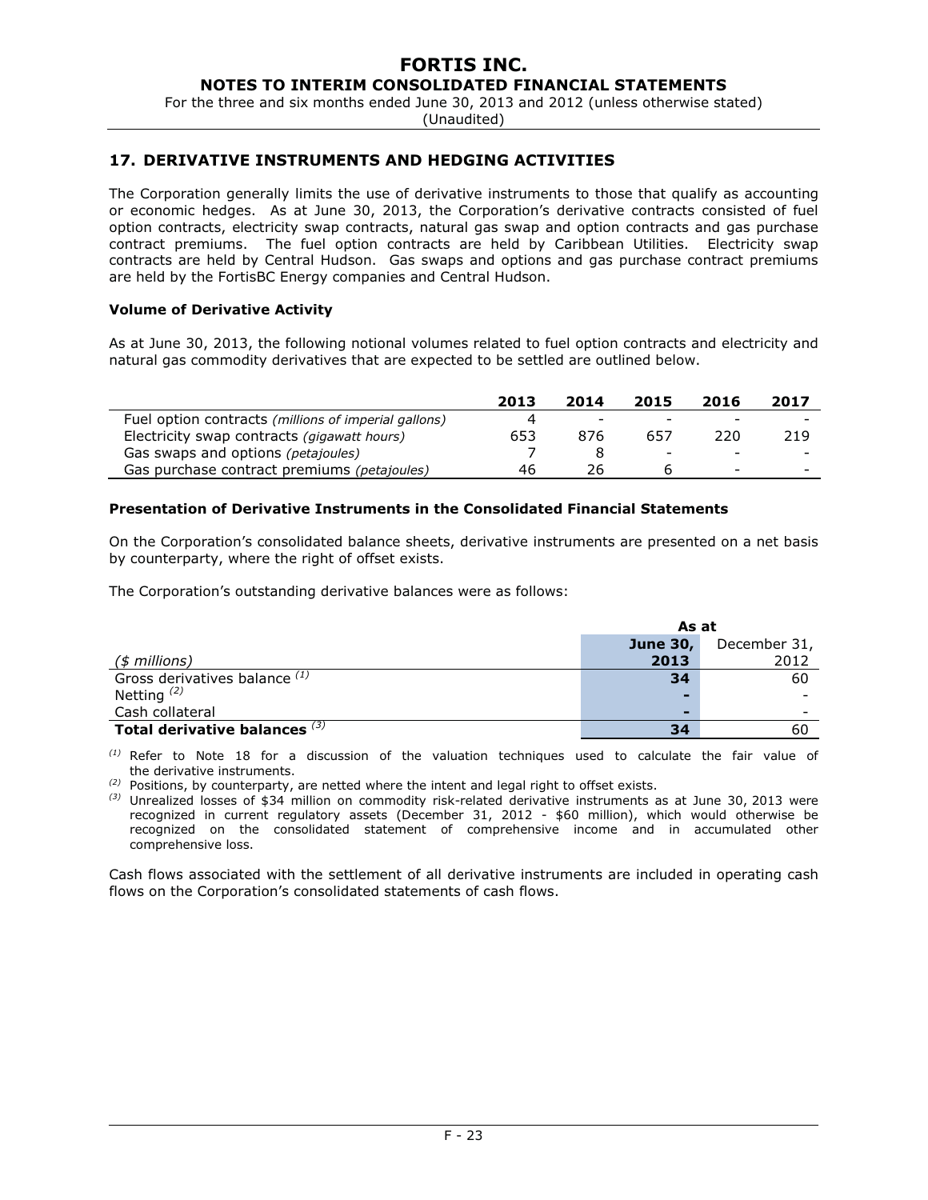## 17. DERIVATIVE INSTRUMENTS AND HEDGING ACTIVITIES

The Corporation generally limits the use of derivative instruments to those that qualify as accounting or economic hedges. As at June 30, 2013, the Corporation's derivative contracts consisted of fuel option contracts, electricity swap contracts, natural gas swap and option contracts and gas purchase contract premiums. The fuel option contracts are held by Caribbean Utilities. Electricity swap contracts are held by Central Hudson. Gas swaps and options and gas purchase contract premiums are held by the FortisBC Energy companies and Central Hudson.

### Volume of Derivative Activity

As at June 30, 2013, the following notional volumes related to fuel option contracts and electricity and natural gas commodity derivatives that are expected to be settled are outlined below.

| | 2013 | 2014 | 2015 | 2016 | 2017 |
|---|---|---|---|---|---|
| Fuel option contracts *(millions of imperial gallons)* | 4 | - | - | - | - |
| Electricity swap contracts *(gigawatt hours)* | 653 | 876 | 657 | 220 | 219 |
| Gas swaps and options *(petajoules)* | 7 | 8 | - | - | - |
| Gas purchase contract premiums *(petajoules)* | 46 | 26 | 6 | - | - |

### Presentation of Derivative Instruments in the Consolidated Financial Statements

On the Corporation's consolidated balance sheets, derivative instruments are presented on a net basis by counterparty, where the right of offset exists.

The Corporation's outstanding derivative balances were as follows:

| | As at | |
|---|---|---|
| *($ millions)* | **June 30, 2013** | December 31, 2012 |
| Gross derivatives balance [(1)] | **34** | 60 |
| Netting [(2)] | **-** | - |
| Cash collateral | **-** | - |
| **Total derivative balances** [(3)] | **34** | 60 |

[(1)] Refer to Note 18 for a discussion of the valuation techniques used to calculate the fair value of the derivative instruments.

[(2)] Positions, by counterparty, are netted where the intent and legal right to offset exists.

[(3)] Unrealized losses of $34 million on commodity risk-related derivative instruments as at June 30, 2013 were recognized in current regulatory assets (December 31, 2012 - $60 million), which would otherwise be recognized on the consolidated statement of comprehensive income and in accumulated other comprehensive loss.

Cash flows associated with the settlement of all derivative instruments are included in operating cash flows on the Corporation's consolidated statements of cash flows.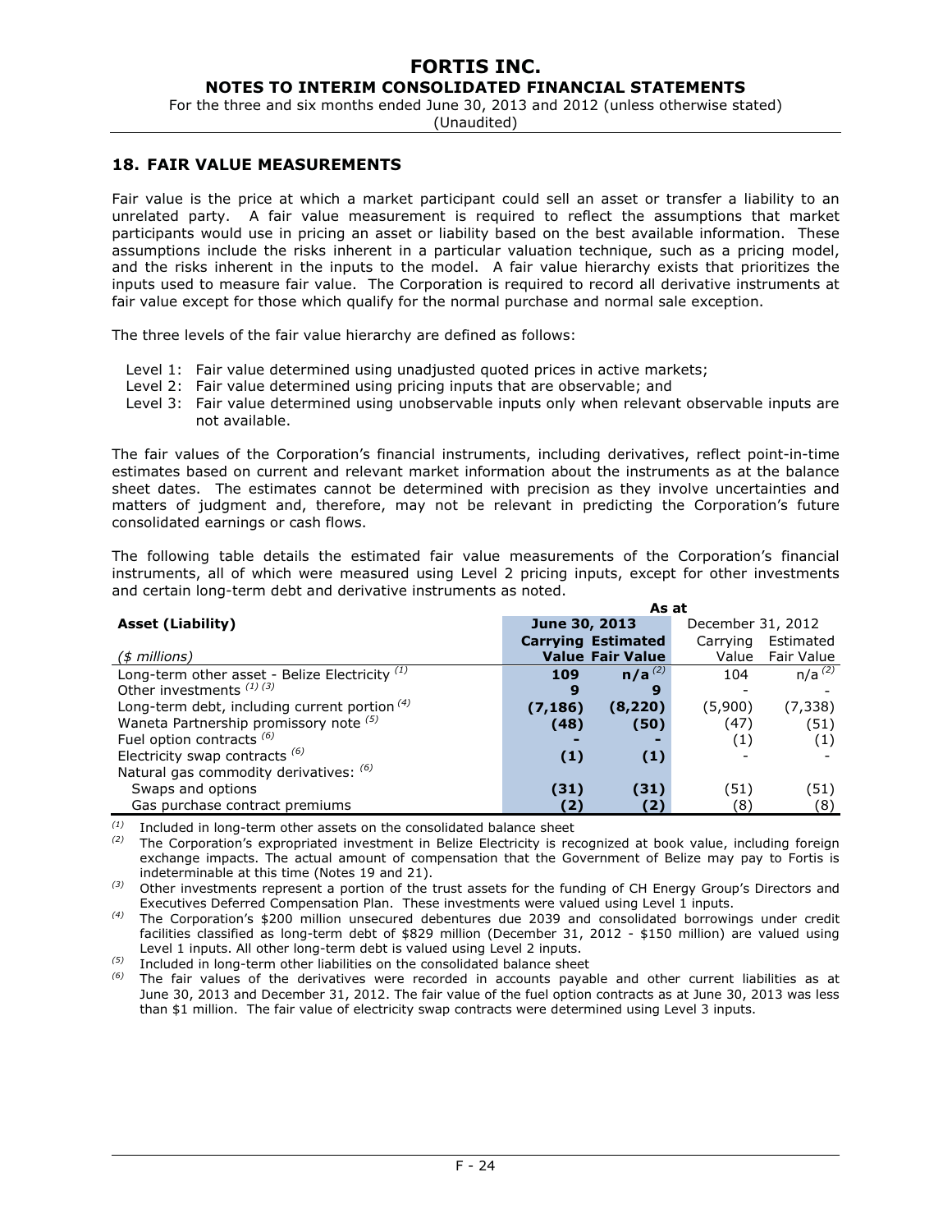## 18. FAIR VALUE MEASUREMENTS

Fair value is the price at which a market participant could sell an asset or transfer a liability to an unrelated party. A fair value measurement is required to reflect the assumptions that market participants would use in pricing an asset or liability based on the best available information. These assumptions include the risks inherent in a particular valuation technique, such as a pricing model, and the risks inherent in the inputs to the model. A fair value hierarchy exists that prioritizes the inputs used to measure fair value. The Corporation is required to record all derivative instruments at fair value except for those which qualify for the normal purchase and normal sale exception.

The three levels of the fair value hierarchy are defined as follows:

- Level 1: Fair value determined using unadjusted quoted prices in active markets;
- Level 2: Fair value determined using pricing inputs that are observable; and
- Level 3: Fair value determined using unobservable inputs only when relevant observable inputs are not available.

The fair values of the Corporation's financial instruments, including derivatives, reflect point-in-time estimates based on current and relevant market information about the instruments as at the balance sheet dates. The estimates cannot be determined with precision as they involve uncertainties and matters of judgment and, therefore, may not be relevant in predicting the Corporation's future consolidated earnings or cash flows.

The following table details the estimated fair value measurements of the Corporation's financial instruments, all of which were measured using Level 2 pricing inputs, except for other investments and certain long-term debt and derivative instruments as noted.

| | As at | | | |
|---|---|---|---|---|
| **Asset (Liability)** | **June 30, 2013** | | December 31, 2012 | |
| | **Carrying Value** | **Estimated Fair Value** | Carrying Value | Estimated Fair Value |
| *($ millions)* | | | | |
| Long-term other asset - Belize Electricity [(1)] | **109** | **n/a [(2)]** | 104 | n/a [(2)] |
| Other investments [(1) (3)] | **9** | **9** | - | - |
| Long-term debt, including current portion [(4)] | **(7,186)** | **(8,220)** | (5,900) | (7,338) |
| Waneta Partnership promissory note [(5)] | **(48)** | **(50)** | (47) | (51) |
| Fuel option contracts [(6)] | **-** | **-** | (1) | (1) |
| Electricity swap contracts [(6)] | **(1)** | **(1)** | - | - |
| Natural gas commodity derivatives: [(6)] | | | | |
| Swaps and options | **(31)** | **(31)** | (51) | (51) |
| Gas purchase contract premiums | **(2)** | **(2)** | (8) | (8) |

(1) Included in long-term other assets on the consolidated balance sheet

(2) The Corporation's expropriated investment in Belize Electricity is recognized at book value, including foreign exchange impacts. The actual amount of compensation that the Government of Belize may pay to Fortis is indeterminable at this time (Notes 19 and 21).

(3) Other investments represent a portion of the trust assets for the funding of CH Energy Group's Directors and Executives Deferred Compensation Plan. These investments were valued using Level 1 inputs.

(4) The Corporation's $200 million unsecured debentures due 2039 and consolidated borrowings under credit facilities classified as long-term debt of $829 million (December 31, 2012 - $150 million) are valued using Level 1 inputs. All other long-term debt is valued using Level 2 inputs.

(5) Included in long-term other liabilities on the consolidated balance sheet

(6) The fair values of the derivatives were recorded in accounts payable and other current liabilities as at June 30, 2013 and December 31, 2012. The fair value of the fuel option contracts as at June 30, 2013 was less than $1 million. The fair value of electricity swap contracts were determined using Level 3 inputs.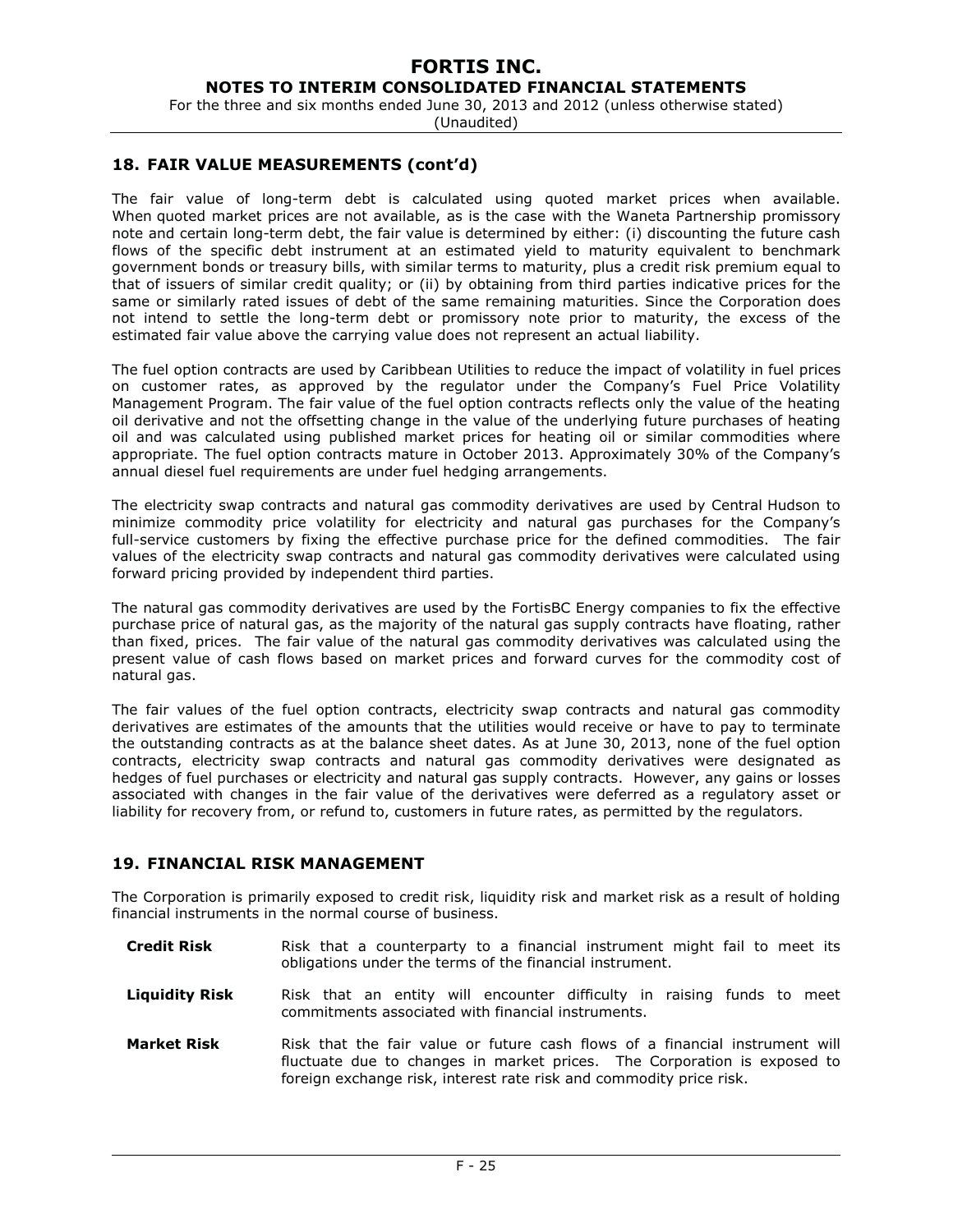## 18. FAIR VALUE MEASUREMENTS (cont'd)

The fair value of long-term debt is calculated using quoted market prices when available. When quoted market prices are not available, as is the case with the Waneta Partnership promissory note and certain long-term debt, the fair value is determined by either: (i) discounting the future cash flows of the specific debt instrument at an estimated yield to maturity equivalent to benchmark government bonds or treasury bills, with similar terms to maturity, plus a credit risk premium equal to that of issuers of similar credit quality; or (ii) by obtaining from third parties indicative prices for the same or similarly rated issues of debt of the same remaining maturities. Since the Corporation does not intend to settle the long-term debt or promissory note prior to maturity, the excess of the estimated fair value above the carrying value does not represent an actual liability.

The fuel option contracts are used by Caribbean Utilities to reduce the impact of volatility in fuel prices on customer rates, as approved by the regulator under the Company's Fuel Price Volatility Management Program. The fair value of the fuel option contracts reflects only the value of the heating oil derivative and not the offsetting change in the value of the underlying future purchases of heating oil and was calculated using published market prices for heating oil or similar commodities where appropriate. The fuel option contracts mature in October 2013. Approximately 30% of the Company's annual diesel fuel requirements are under fuel hedging arrangements.

The electricity swap contracts and natural gas commodity derivatives are used by Central Hudson to minimize commodity price volatility for electricity and natural gas purchases for the Company's full-service customers by fixing the effective purchase price for the defined commodities. The fair values of the electricity swap contracts and natural gas commodity derivatives were calculated using forward pricing provided by independent third parties.

The natural gas commodity derivatives are used by the FortisBC Energy companies to fix the effective purchase price of natural gas, as the majority of the natural gas supply contracts have floating, rather than fixed, prices. The fair value of the natural gas commodity derivatives was calculated using the present value of cash flows based on market prices and forward curves for the commodity cost of natural gas.

The fair values of the fuel option contracts, electricity swap contracts and natural gas commodity derivatives are estimates of the amounts that the utilities would receive or have to pay to terminate the outstanding contracts as at the balance sheet dates. As at June 30, 2013, none of the fuel option contracts, electricity swap contracts and natural gas commodity derivatives were designated as hedges of fuel purchases or electricity and natural gas supply contracts. However, any gains or losses associated with changes in the fair value of the derivatives were deferred as a regulatory asset or liability for recovery from, or refund to, customers in future rates, as permitted by the regulators.

## 19. FINANCIAL RISK MANAGEMENT

The Corporation is primarily exposed to credit risk, liquidity risk and market risk as a result of holding financial instruments in the normal course of business.

**Credit Risk** Risk that a counterparty to a financial instrument might fail to meet its obligations under the terms of the financial instrument.

**Liquidity Risk** Risk that an entity will encounter difficulty in raising funds to meet commitments associated with financial instruments.

**Market Risk** Risk that the fair value or future cash flows of a financial instrument will fluctuate due to changes in market prices. The Corporation is exposed to foreign exchange risk, interest rate risk and commodity price risk.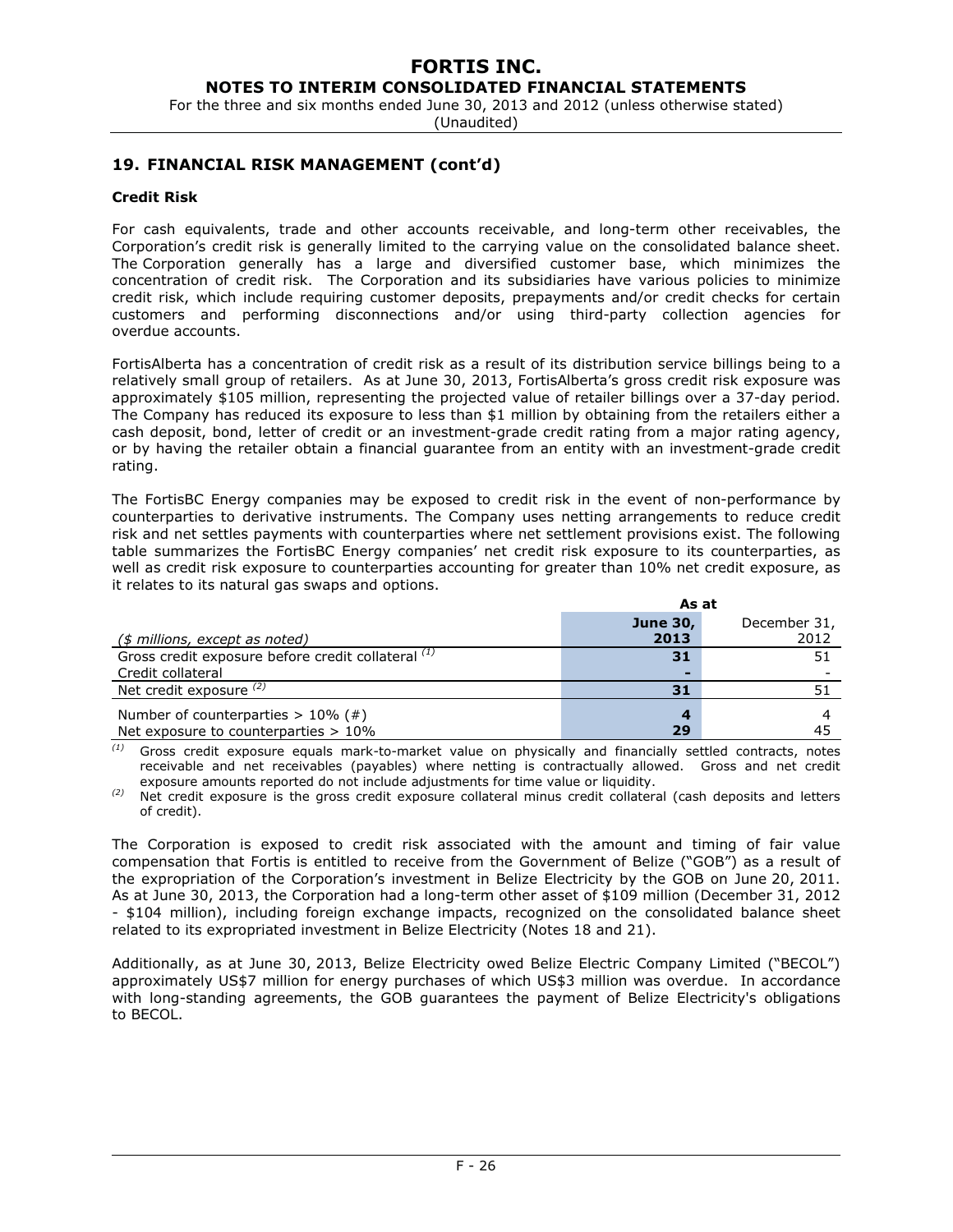## 19. FINANCIAL RISK MANAGEMENT (cont'd)

### Credit Risk

For cash equivalents, trade and other accounts receivable, and long-term other receivables, the Corporation's credit risk is generally limited to the carrying value on the consolidated balance sheet. The Corporation generally has a large and diversified customer base, which minimizes the concentration of credit risk. The Corporation and its subsidiaries have various policies to minimize credit risk, which include requiring customer deposits, prepayments and/or credit checks for certain customers and performing disconnections and/or using third-party collection agencies for overdue accounts.

FortisAlberta has a concentration of credit risk as a result of its distribution service billings being to a relatively small group of retailers. As at June 30, 2013, FortisAlberta's gross credit risk exposure was approximately $105 million, representing the projected value of retailer billings over a 37-day period. The Company has reduced its exposure to less than $1 million by obtaining from the retailers either a cash deposit, bond, letter of credit or an investment-grade credit rating from a major rating agency, or by having the retailer obtain a financial guarantee from an entity with an investment-grade credit rating.

The FortisBC Energy companies may be exposed to credit risk in the event of non-performance by counterparties to derivative instruments. The Company uses netting arrangements to reduce credit risk and net settles payments with counterparties where net settlement provisions exist. The following table summarizes the FortisBC Energy companies' net credit risk exposure to its counterparties, as well as credit risk exposure to counterparties accounting for greater than 10% net credit exposure, as it relates to its natural gas swaps and options.

| | As at | |
|---|---|---|
| *($ millions, except as noted)* | **June 30, 2013** | December 31, 2012 |
| Gross credit exposure before credit collateral [(1)] | **31** | 51 |
| Credit collateral | **-** | - |
| Net credit exposure [(2)] | **31** | 51 |
| Number of counterparties > 10% (#) | **4** | 4 |
| Net exposure to counterparties > 10% | **29** | 45 |

[(1)] Gross credit exposure equals mark-to-market value on physically and financially settled contracts, notes receivable and net receivables (payables) where netting is contractually allowed. Gross and net credit exposure amounts reported do not include adjustments for time value or liquidity.

[(2)] Net credit exposure is the gross credit exposure collateral minus credit collateral (cash deposits and letters of credit).

The Corporation is exposed to credit risk associated with the amount and timing of fair value compensation that Fortis is entitled to receive from the Government of Belize ("GOB") as a result of the expropriation of the Corporation's investment in Belize Electricity by the GOB on June 20, 2011. As at June 30, 2013, the Corporation had a long-term other asset of $109 million (December 31, 2012 - $104 million), including foreign exchange impacts, recognized on the consolidated balance sheet related to its expropriated investment in Belize Electricity (Notes 18 and 21).

Additionally, as at June 30, 2013, Belize Electricity owed Belize Electric Company Limited ("BECOL") approximately US$7 million for energy purchases of which US$3 million was overdue. In accordance with long-standing agreements, the GOB guarantees the payment of Belize Electricity's obligations to BECOL.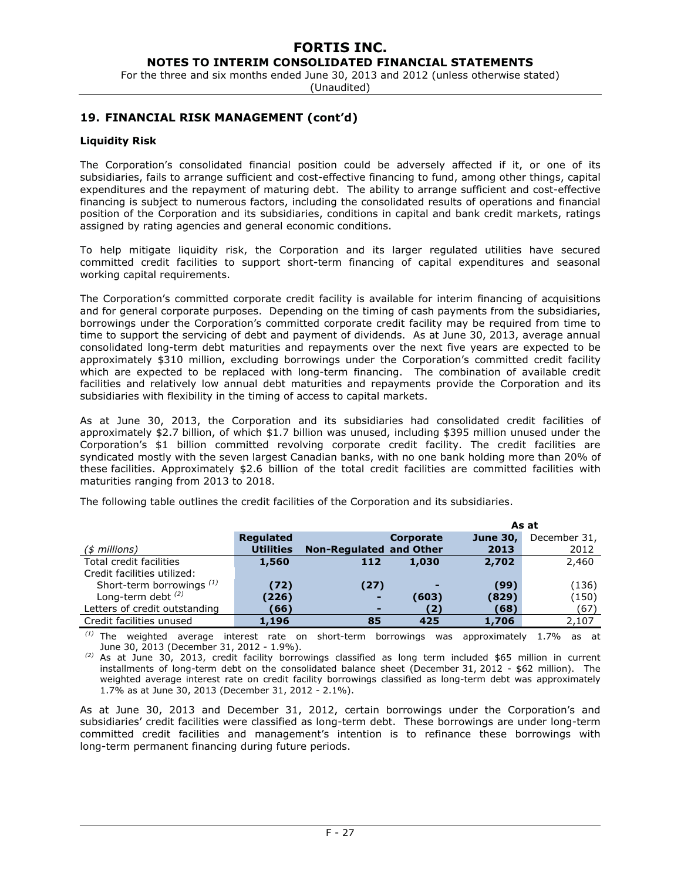## 19. FINANCIAL RISK MANAGEMENT (cont'd)

### Liquidity Risk

The Corporation's consolidated financial position could be adversely affected if it, or one of its subsidiaries, fails to arrange sufficient and cost-effective financing to fund, among other things, capital expenditures and the repayment of maturing debt. The ability to arrange sufficient and cost-effective financing is subject to numerous factors, including the consolidated results of operations and financial position of the Corporation and its subsidiaries, conditions in capital and bank credit markets, ratings assigned by rating agencies and general economic conditions.

To help mitigate liquidity risk, the Corporation and its larger regulated utilities have secured committed credit facilities to support short-term financing of capital expenditures and seasonal working capital requirements.

The Corporation's committed corporate credit facility is available for interim financing of acquisitions and for general corporate purposes. Depending on the timing of cash payments from the subsidiaries, borrowings under the Corporation's committed corporate credit facility may be required from time to time to support the servicing of debt and payment of dividends. As at June 30, 2013, average annual consolidated long-term debt maturities and repayments over the next five years are expected to be approximately $310 million, excluding borrowings under the Corporation's committed credit facility which are expected to be replaced with long-term financing. The combination of available credit facilities and relatively low annual debt maturities and repayments provide the Corporation and its subsidiaries with flexibility in the timing of access to capital markets.

As at June 30, 2013, the Corporation and its subsidiaries had consolidated credit facilities of approximately $2.7 billion, of which $1.7 billion was unused, including $395 million unused under the Corporation's $1 billion committed revolving corporate credit facility. The credit facilities are syndicated mostly with the seven largest Canadian banks, with no one bank holding more than 20% of these facilities. Approximately $2.6 billion of the total credit facilities are committed facilities with maturities ranging from 2013 to 2018.

The following table outlines the credit facilities of the Corporation and its subsidiaries.

| *($ millions)* | **Regulated Utilities** | **Non-Regulated** | **Corporate and Other** | **As at June 30, 2013** | **As at December 31, 2012** |
|---|---|---|---|---|---|
| Total credit facilities | **1,560** | **112** | **1,030** | **2,702** | 2,460 |
| Credit facilities utilized: | | | | | |
| Short-term borrowings [1] | **(72)** | **(27)** | **-** | **(99)** | (136) |
| Long-term debt [2] | **(226)** | **-** | **(603)** | **(829)** | (150) |
| Letters of credit outstanding | **(66)** | **-** | **(2)** | **(68)** | (67) |
| Credit facilities unused | **1,196** | **85** | **425** | **1,706** | 2,107 |

[1] The weighted average interest rate on short-term borrowings was approximately 1.7% as at June 30, 2013 (December 31, 2012 - 1.9%).

[2] As at June 30, 2013, credit facility borrowings classified as long term included $65 million in current installments of long-term debt on the consolidated balance sheet (December 31, 2012 - $62 million). The weighted average interest rate on credit facility borrowings classified as long-term debt was approximately 1.7% as at June 30, 2013 (December 31, 2012 - 2.1%).

As at June 30, 2013 and December 31, 2012, certain borrowings under the Corporation's and subsidiaries' credit facilities were classified as long-term debt. These borrowings are under long-term committed credit facilities and management's intention is to refinance these borrowings with long-term permanent financing during future periods.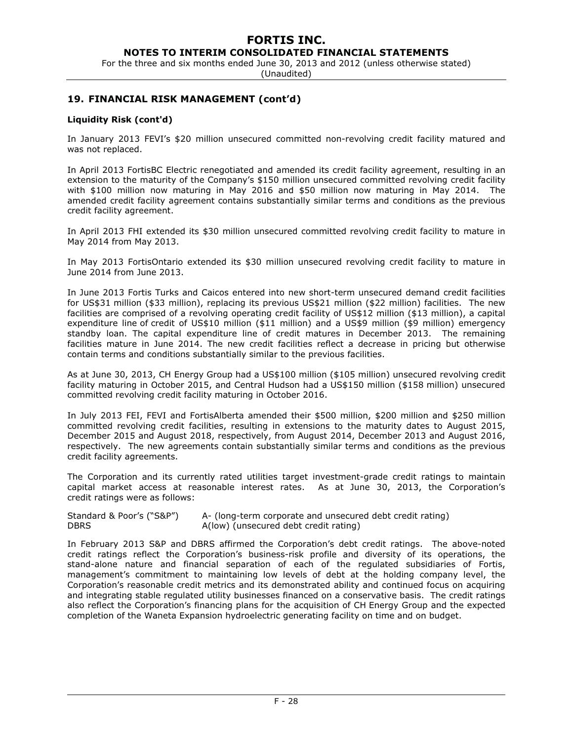## 19. FINANCIAL RISK MANAGEMENT (cont'd)

**Liquidity Risk (cont'd)**

In January 2013 FEVI's $20 million unsecured committed non-revolving credit facility matured and was not replaced.

In April 2013 FortisBC Electric renegotiated and amended its credit facility agreement, resulting in an extension to the maturity of the Company's $150 million unsecured committed revolving credit facility with $100 million now maturing in May 2016 and $50 million now maturing in May 2014. The amended credit facility agreement contains substantially similar terms and conditions as the previous credit facility agreement.

In April 2013 FHI extended its $30 million unsecured committed revolving credit facility to mature in May 2014 from May 2013.

In May 2013 FortisOntario extended its $30 million unsecured revolving credit facility to mature in June 2014 from June 2013.

In June 2013 Fortis Turks and Caicos entered into new short-term unsecured demand credit facilities for US$31 million ($33 million), replacing its previous US$21 million ($22 million) facilities. The new facilities are comprised of a revolving operating credit facility of US$12 million ($13 million), a capital expenditure line of credit of US$10 million ($11 million) and a US$9 million ($9 million) emergency standby loan. The capital expenditure line of credit matures in December 2013. The remaining facilities mature in June 2014. The new credit facilities reflect a decrease in pricing but otherwise contain terms and conditions substantially similar to the previous facilities.

As at June 30, 2013, CH Energy Group had a US$100 million ($105 million) unsecured revolving credit facility maturing in October 2015, and Central Hudson had a US$150 million ($158 million) unsecured committed revolving credit facility maturing in October 2016.

In July 2013 FEI, FEVI and FortisAlberta amended their $500 million, $200 million and $250 million committed revolving credit facilities, resulting in extensions to the maturity dates to August 2015, December 2015 and August 2018, respectively, from August 2014, December 2013 and August 2016, respectively. The new agreements contain substantially similar terms and conditions as the previous credit facility agreements.

The Corporation and its currently rated utilities target investment-grade credit ratings to maintain capital market access at reasonable interest rates. As at June 30, 2013, the Corporation's credit ratings were as follows:

| | |
|---|---|
| Standard & Poor's ("S&P") | A- (long-term corporate and unsecured debt credit rating) |
| DBRS | A(low) (unsecured debt credit rating) |

In February 2013 S&P and DBRS affirmed the Corporation's debt credit ratings. The above-noted credit ratings reflect the Corporation's business-risk profile and diversity of its operations, the stand-alone nature and financial separation of each of the regulated subsidiaries of Fortis, management's commitment to maintaining low levels of debt at the holding company level, the Corporation's reasonable credit metrics and its demonstrated ability and continued focus on acquiring and integrating stable regulated utility businesses financed on a conservative basis. The credit ratings also reflect the Corporation's financing plans for the acquisition of CH Energy Group and the expected completion of the Waneta Expansion hydroelectric generating facility on time and on budget.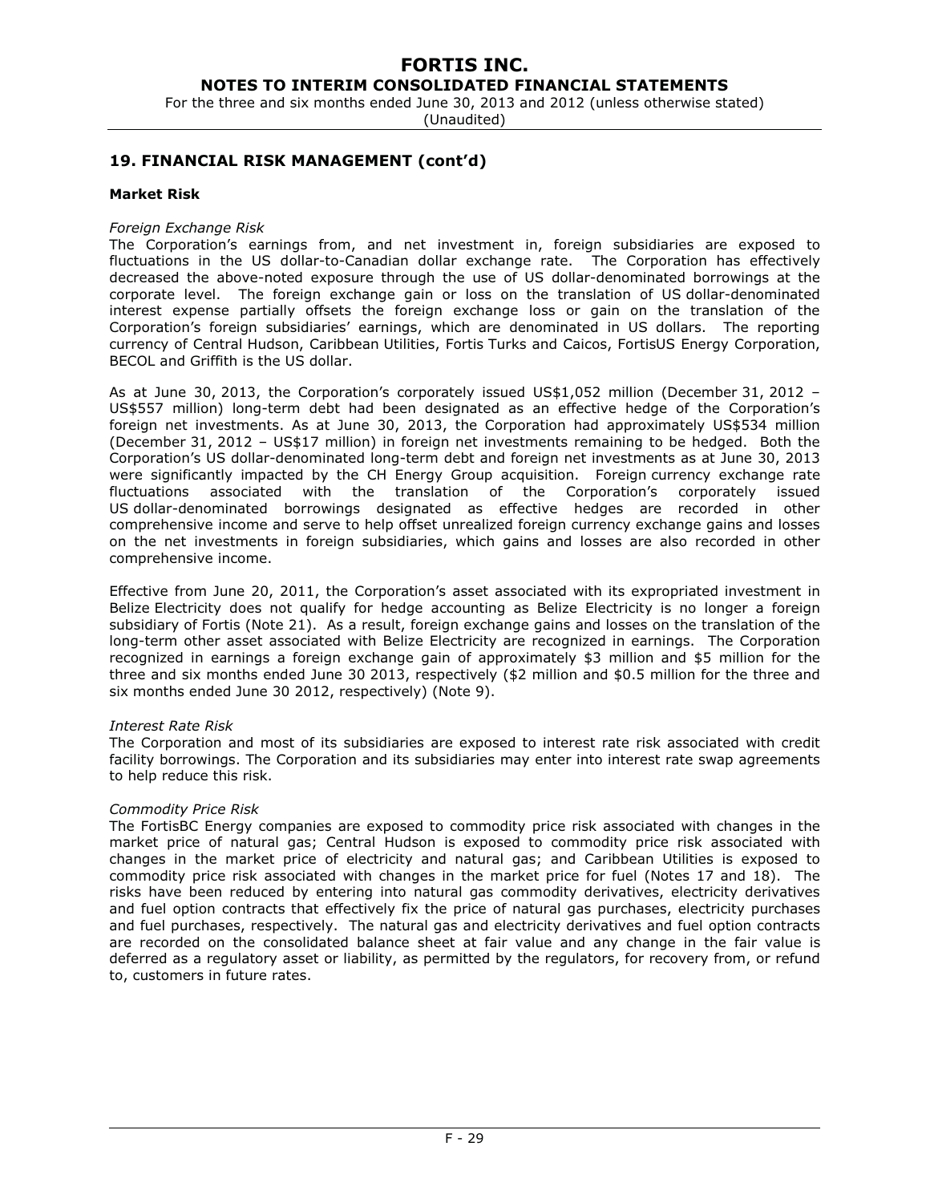## 19. FINANCIAL RISK MANAGEMENT (cont'd)

### Market Risk

*Foreign Exchange Risk*

The Corporation's earnings from, and net investment in, foreign subsidiaries are exposed to fluctuations in the US dollar-to-Canadian dollar exchange rate. The Corporation has effectively decreased the above-noted exposure through the use of US dollar-denominated borrowings at the corporate level. The foreign exchange gain or loss on the translation of US dollar-denominated interest expense partially offsets the foreign exchange loss or gain on the translation of the Corporation's foreign subsidiaries' earnings, which are denominated in US dollars. The reporting currency of Central Hudson, Caribbean Utilities, Fortis Turks and Caicos, FortisUS Energy Corporation, BECOL and Griffith is the US dollar.

As at June 30, 2013, the Corporation's corporately issued US$1,052 million (December 31, 2012 – US$557 million) long-term debt had been designated as an effective hedge of the Corporation's foreign net investments. As at June 30, 2013, the Corporation had approximately US$534 million (December 31, 2012 – US$17 million) in foreign net investments remaining to be hedged. Both the Corporation's US dollar-denominated long-term debt and foreign net investments as at June 30, 2013 were significantly impacted by the CH Energy Group acquisition. Foreign currency exchange rate fluctuations associated with the translation of the Corporation's corporately issued US dollar-denominated borrowings designated as effective hedges are recorded in other comprehensive income and serve to help offset unrealized foreign currency exchange gains and losses on the net investments in foreign subsidiaries, which gains and losses are also recorded in other comprehensive income.

Effective from June 20, 2011, the Corporation's asset associated with its expropriated investment in Belize Electricity does not qualify for hedge accounting as Belize Electricity is no longer a foreign subsidiary of Fortis (Note 21). As a result, foreign exchange gains and losses on the translation of the long-term other asset associated with Belize Electricity are recognized in earnings. The Corporation recognized in earnings a foreign exchange gain of approximately $3 million and $5 million for the three and six months ended June 30 2013, respectively ($2 million and $0.5 million for the three and six months ended June 30 2012, respectively) (Note 9).

*Interest Rate Risk*

The Corporation and most of its subsidiaries are exposed to interest rate risk associated with credit facility borrowings. The Corporation and its subsidiaries may enter into interest rate swap agreements to help reduce this risk.

*Commodity Price Risk*

The FortisBC Energy companies are exposed to commodity price risk associated with changes in the market price of natural gas; Central Hudson is exposed to commodity price risk associated with changes in the market price of electricity and natural gas; and Caribbean Utilities is exposed to commodity price risk associated with changes in the market price for fuel (Notes 17 and 18). The risks have been reduced by entering into natural gas commodity derivatives, electricity derivatives and fuel option contracts that effectively fix the price of natural gas purchases, electricity purchases and fuel purchases, respectively. The natural gas and electricity derivatives and fuel option contracts are recorded on the consolidated balance sheet at fair value and any change in the fair value is deferred as a regulatory asset or liability, as permitted by the regulators, for recovery from, or refund to, customers in future rates.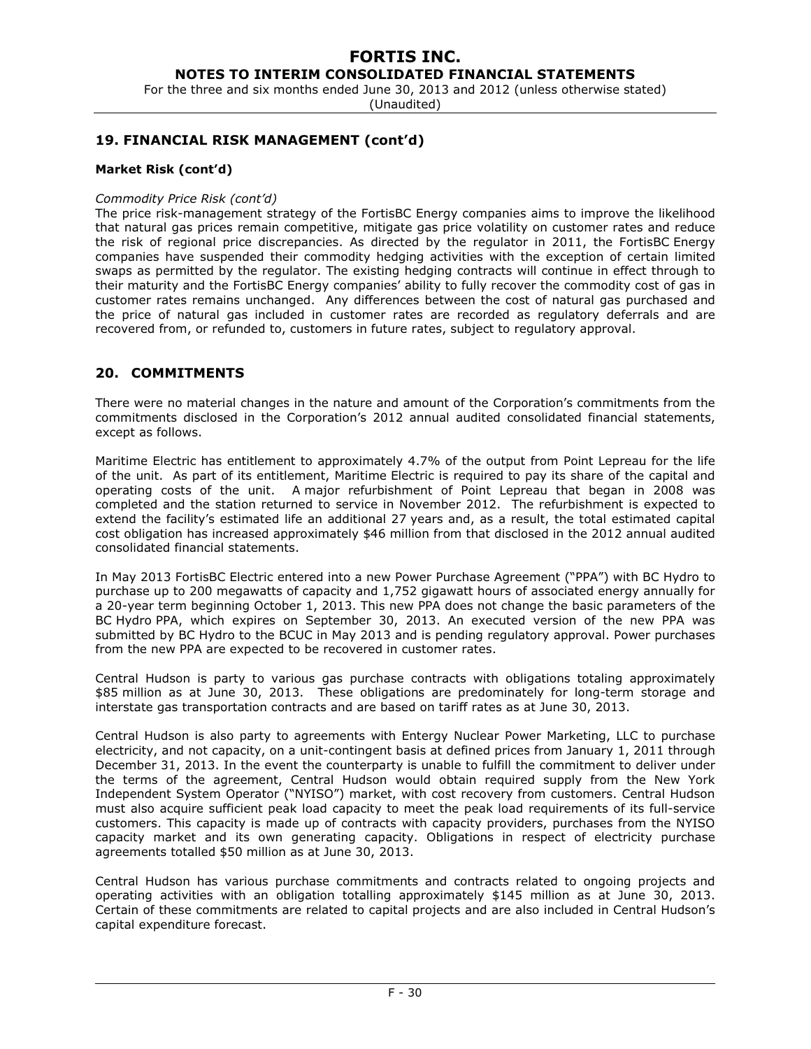## 19. FINANCIAL RISK MANAGEMENT (cont'd)

**Market Risk (cont'd)**

*Commodity Price Risk (cont'd)*

The price risk-management strategy of the FortisBC Energy companies aims to improve the likelihood that natural gas prices remain competitive, mitigate gas price volatility on customer rates and reduce the risk of regional price discrepancies. As directed by the regulator in 2011, the FortisBC Energy companies have suspended their commodity hedging activities with the exception of certain limited swaps as permitted by the regulator. The existing hedging contracts will continue in effect through to their maturity and the FortisBC Energy companies' ability to fully recover the commodity cost of gas in customer rates remains unchanged. Any differences between the cost of natural gas purchased and the price of natural gas included in customer rates are recorded as regulatory deferrals and are recovered from, or refunded to, customers in future rates, subject to regulatory approval.

## 20. COMMITMENTS

There were no material changes in the nature and amount of the Corporation's commitments from the commitments disclosed in the Corporation's 2012 annual audited consolidated financial statements, except as follows.

Maritime Electric has entitlement to approximately 4.7% of the output from Point Lepreau for the life of the unit. As part of its entitlement, Maritime Electric is required to pay its share of the capital and operating costs of the unit. A major refurbishment of Point Lepreau that began in 2008 was completed and the station returned to service in November 2012. The refurbishment is expected to extend the facility's estimated life an additional 27 years and, as a result, the total estimated capital cost obligation has increased approximately $46 million from that disclosed in the 2012 annual audited consolidated financial statements.

In May 2013 FortisBC Electric entered into a new Power Purchase Agreement ("PPA") with BC Hydro to purchase up to 200 megawatts of capacity and 1,752 gigawatt hours of associated energy annually for a 20-year term beginning October 1, 2013. This new PPA does not change the basic parameters of the BC Hydro PPA, which expires on September 30, 2013. An executed version of the new PPA was submitted by BC Hydro to the BCUC in May 2013 and is pending regulatory approval. Power purchases from the new PPA are expected to be recovered in customer rates.

Central Hudson is party to various gas purchase contracts with obligations totaling approximately $85 million as at June 30, 2013. These obligations are predominately for long-term storage and interstate gas transportation contracts and are based on tariff rates as at June 30, 2013.

Central Hudson is also party to agreements with Entergy Nuclear Power Marketing, LLC to purchase electricity, and not capacity, on a unit-contingent basis at defined prices from January 1, 2011 through December 31, 2013. In the event the counterparty is unable to fulfill the commitment to deliver under the terms of the agreement, Central Hudson would obtain required supply from the New York Independent System Operator ("NYISO") market, with cost recovery from customers. Central Hudson must also acquire sufficient peak load capacity to meet the peak load requirements of its full-service customers. This capacity is made up of contracts with capacity providers, purchases from the NYISO capacity market and its own generating capacity. Obligations in respect of electricity purchase agreements totalled $50 million as at June 30, 2013.

Central Hudson has various purchase commitments and contracts related to ongoing projects and operating activities with an obligation totalling approximately $145 million as at June 30, 2013. Certain of these commitments are related to capital projects and are also included in Central Hudson's capital expenditure forecast.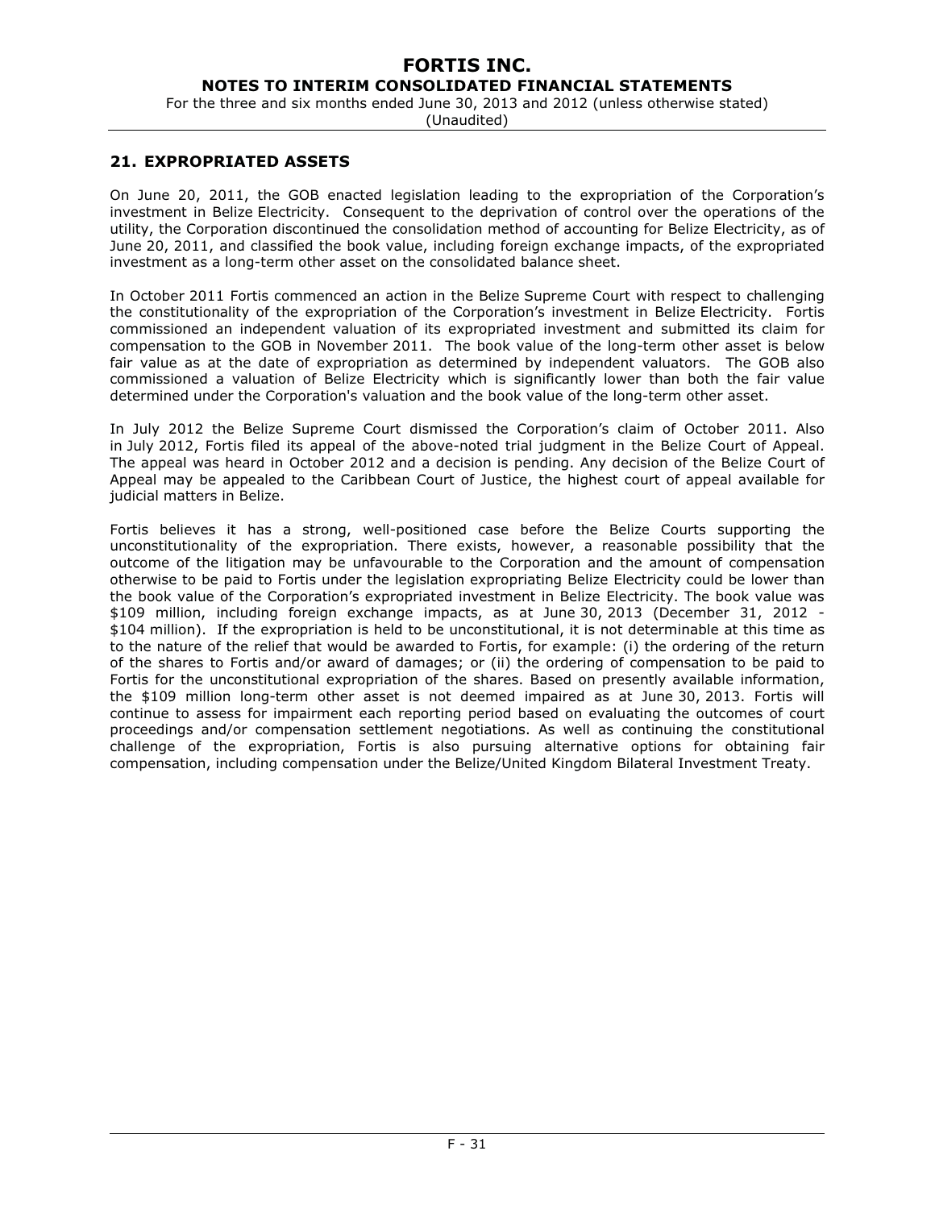## 21. EXPROPRIATED ASSETS

On June 20, 2011, the GOB enacted legislation leading to the expropriation of the Corporation's investment in Belize Electricity. Consequent to the deprivation of control over the operations of the utility, the Corporation discontinued the consolidation method of accounting for Belize Electricity, as of June 20, 2011, and classified the book value, including foreign exchange impacts, of the expropriated investment as a long-term other asset on the consolidated balance sheet.

In October 2011 Fortis commenced an action in the Belize Supreme Court with respect to challenging the constitutionality of the expropriation of the Corporation's investment in Belize Electricity. Fortis commissioned an independent valuation of its expropriated investment and submitted its claim for compensation to the GOB in November 2011. The book value of the long-term other asset is below fair value as at the date of expropriation as determined by independent valuators. The GOB also commissioned a valuation of Belize Electricity which is significantly lower than both the fair value determined under the Corporation's valuation and the book value of the long-term other asset.

In July 2012 the Belize Supreme Court dismissed the Corporation's claim of October 2011. Also in July 2012, Fortis filed its appeal of the above-noted trial judgment in the Belize Court of Appeal. The appeal was heard in October 2012 and a decision is pending. Any decision of the Belize Court of Appeal may be appealed to the Caribbean Court of Justice, the highest court of appeal available for judicial matters in Belize.

Fortis believes it has a strong, well-positioned case before the Belize Courts supporting the unconstitutionality of the expropriation. There exists, however, a reasonable possibility that the outcome of the litigation may be unfavourable to the Corporation and the amount of compensation otherwise to be paid to Fortis under the legislation expropriating Belize Electricity could be lower than the book value of the Corporation's expropriated investment in Belize Electricity. The book value was $109 million, including foreign exchange impacts, as at June 30, 2013 (December 31, 2012 - $104 million). If the expropriation is held to be unconstitutional, it is not determinable at this time as to the nature of the relief that would be awarded to Fortis, for example: (i) the ordering of the return of the shares to Fortis and/or award of damages; or (ii) the ordering of compensation to be paid to Fortis for the unconstitutional expropriation of the shares. Based on presently available information, the $109 million long-term other asset is not deemed impaired as at June 30, 2013. Fortis will continue to assess for impairment each reporting period based on evaluating the outcomes of court proceedings and/or compensation settlement negotiations. As well as continuing the constitutional challenge of the expropriation, Fortis is also pursuing alternative options for obtaining fair compensation, including compensation under the Belize/United Kingdom Bilateral Investment Treaty.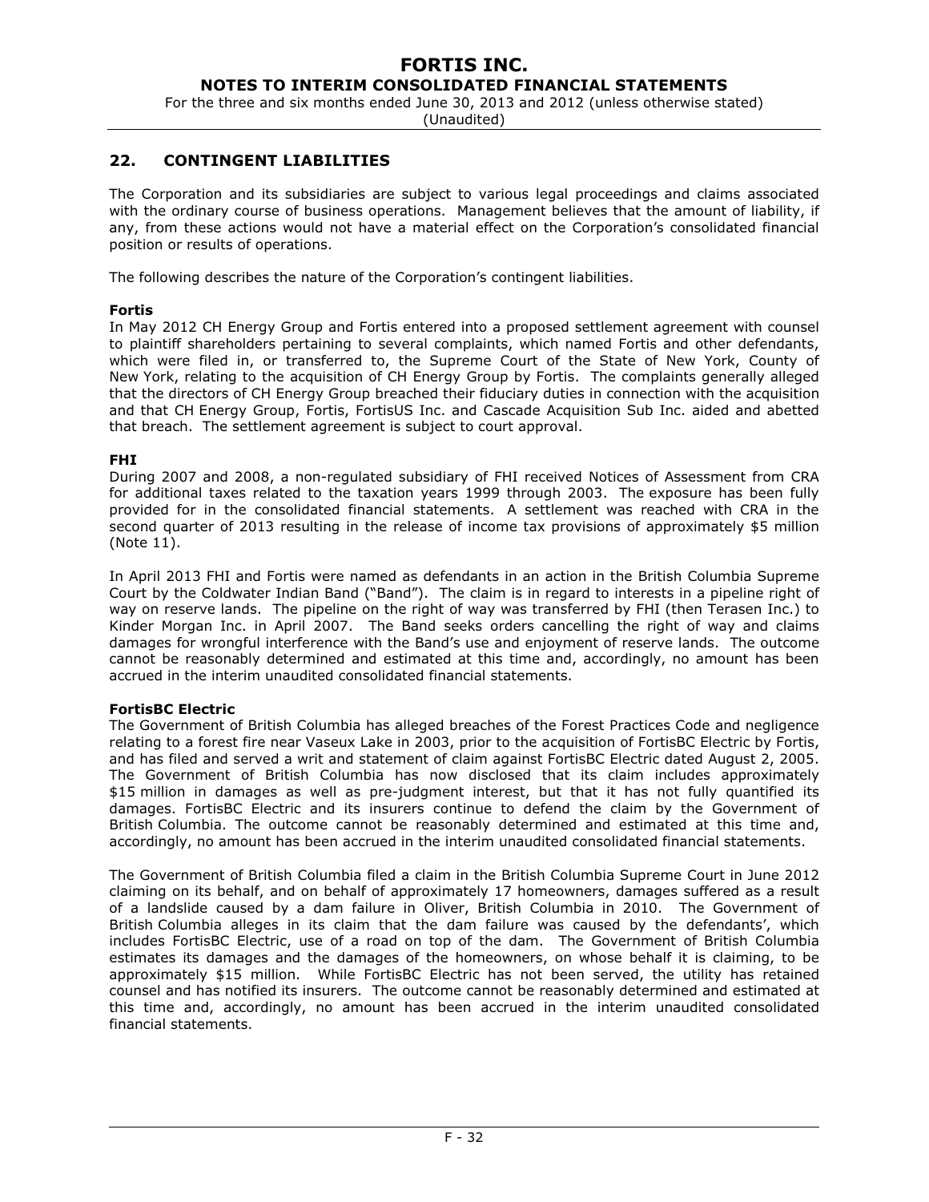## 22. CONTINGENT LIABILITIES

The Corporation and its subsidiaries are subject to various legal proceedings and claims associated with the ordinary course of business operations. Management believes that the amount of liability, if any, from these actions would not have a material effect on the Corporation's consolidated financial position or results of operations.

The following describes the nature of the Corporation's contingent liabilities.

**Fortis**

In May 2012 CH Energy Group and Fortis entered into a proposed settlement agreement with counsel to plaintiff shareholders pertaining to several complaints, which named Fortis and other defendants, which were filed in, or transferred to, the Supreme Court of the State of New York, County of New York, relating to the acquisition of CH Energy Group by Fortis. The complaints generally alleged that the directors of CH Energy Group breached their fiduciary duties in connection with the acquisition and that CH Energy Group, Fortis, FortisUS Inc. and Cascade Acquisition Sub Inc. aided and abetted that breach. The settlement agreement is subject to court approval.

**FHI**

During 2007 and 2008, a non-regulated subsidiary of FHI received Notices of Assessment from CRA for additional taxes related to the taxation years 1999 through 2003. The exposure has been fully provided for in the consolidated financial statements. A settlement was reached with CRA in the second quarter of 2013 resulting in the release of income tax provisions of approximately $5 million (Note 11).

In April 2013 FHI and Fortis were named as defendants in an action in the British Columbia Supreme Court by the Coldwater Indian Band ("Band"). The claim is in regard to interests in a pipeline right of way on reserve lands. The pipeline on the right of way was transferred by FHI (then Terasen Inc.) to Kinder Morgan Inc. in April 2007. The Band seeks orders cancelling the right of way and claims damages for wrongful interference with the Band's use and enjoyment of reserve lands. The outcome cannot be reasonably determined and estimated at this time and, accordingly, no amount has been accrued in the interim unaudited consolidated financial statements.

**FortisBC Electric**

The Government of British Columbia has alleged breaches of the Forest Practices Code and negligence relating to a forest fire near Vaseux Lake in 2003, prior to the acquisition of FortisBC Electric by Fortis, and has filed and served a writ and statement of claim against FortisBC Electric dated August 2, 2005. The Government of British Columbia has now disclosed that its claim includes approximately $15 million in damages as well as pre-judgment interest, but that it has not fully quantified its damages. FortisBC Electric and its insurers continue to defend the claim by the Government of British Columbia. The outcome cannot be reasonably determined and estimated at this time and, accordingly, no amount has been accrued in the interim unaudited consolidated financial statements.

The Government of British Columbia filed a claim in the British Columbia Supreme Court in June 2012 claiming on its behalf, and on behalf of approximately 17 homeowners, damages suffered as a result of a landslide caused by a dam failure in Oliver, British Columbia in 2010. The Government of British Columbia alleges in its claim that the dam failure was caused by the defendants', which includes FortisBC Electric, use of a road on top of the dam. The Government of British Columbia estimates its damages and the damages of the homeowners, on whose behalf it is claiming, to be approximately $15 million. While FortisBC Electric has not been served, the utility has retained counsel and has notified its insurers. The outcome cannot be reasonably determined and estimated at this time and, accordingly, no amount has been accrued in the interim unaudited consolidated financial statements.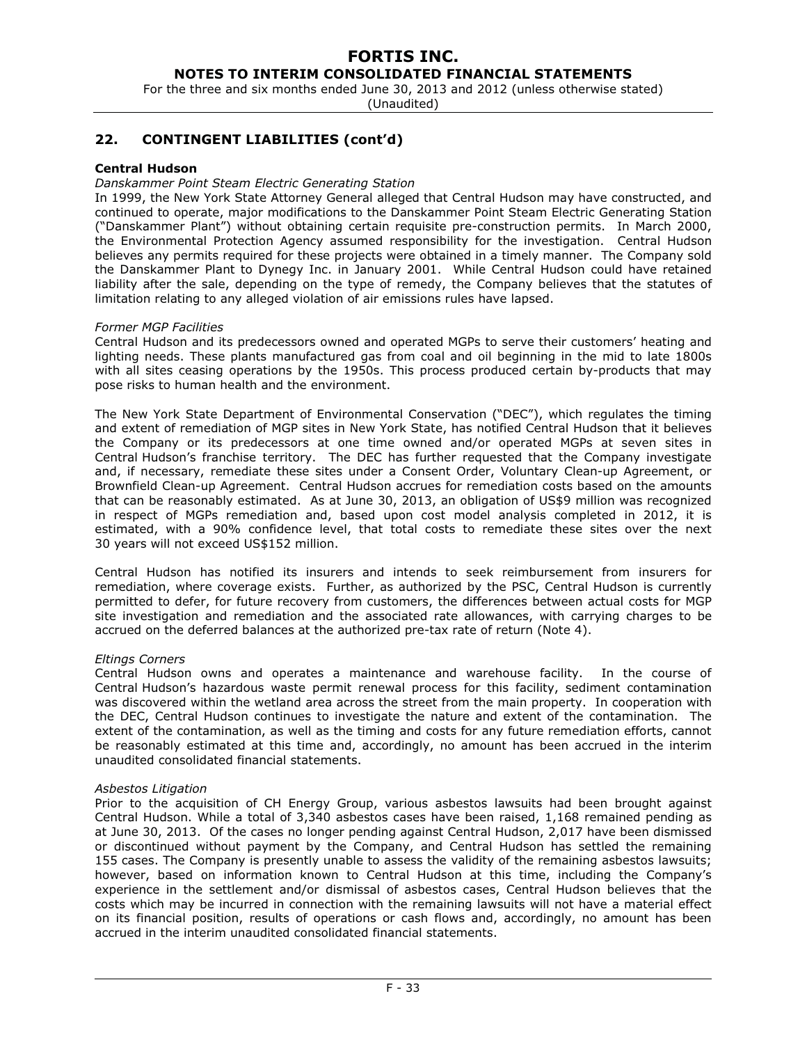## 22. CONTINGENT LIABILITIES (cont'd)

**Central Hudson**

*Danskammer Point Steam Electric Generating Station*

In 1999, the New York State Attorney General alleged that Central Hudson may have constructed, and continued to operate, major modifications to the Danskammer Point Steam Electric Generating Station ("Danskammer Plant") without obtaining certain requisite pre-construction permits. In March 2000, the Environmental Protection Agency assumed responsibility for the investigation. Central Hudson believes any permits required for these projects were obtained in a timely manner. The Company sold the Danskammer Plant to Dynegy Inc. in January 2001. While Central Hudson could have retained liability after the sale, depending on the type of remedy, the Company believes that the statutes of limitation relating to any alleged violation of air emissions rules have lapsed.

*Former MGP Facilities*

Central Hudson and its predecessors owned and operated MGPs to serve their customers' heating and lighting needs. These plants manufactured gas from coal and oil beginning in the mid to late 1800s with all sites ceasing operations by the 1950s. This process produced certain by-products that may pose risks to human health and the environment.

The New York State Department of Environmental Conservation ("DEC"), which regulates the timing and extent of remediation of MGP sites in New York State, has notified Central Hudson that it believes the Company or its predecessors at one time owned and/or operated MGPs at seven sites in Central Hudson's franchise territory. The DEC has further requested that the Company investigate and, if necessary, remediate these sites under a Consent Order, Voluntary Clean-up Agreement, or Brownfield Clean-up Agreement. Central Hudson accrues for remediation costs based on the amounts that can be reasonably estimated. As at June 30, 2013, an obligation of US$9 million was recognized in respect of MGPs remediation and, based upon cost model analysis completed in 2012, it is estimated, with a 90% confidence level, that total costs to remediate these sites over the next 30 years will not exceed US$152 million.

Central Hudson has notified its insurers and intends to seek reimbursement from insurers for remediation, where coverage exists. Further, as authorized by the PSC, Central Hudson is currently permitted to defer, for future recovery from customers, the differences between actual costs for MGP site investigation and remediation and the associated rate allowances, with carrying charges to be accrued on the deferred balances at the authorized pre-tax rate of return (Note 4).

*Eltings Corners*

Central Hudson owns and operates a maintenance and warehouse facility. In the course of Central Hudson's hazardous waste permit renewal process for this facility, sediment contamination was discovered within the wetland area across the street from the main property. In cooperation with the DEC, Central Hudson continues to investigate the nature and extent of the contamination. The extent of the contamination, as well as the timing and costs for any future remediation efforts, cannot be reasonably estimated at this time and, accordingly, no amount has been accrued in the interim unaudited consolidated financial statements.

*Asbestos Litigation*

Prior to the acquisition of CH Energy Group, various asbestos lawsuits had been brought against Central Hudson. While a total of 3,340 asbestos cases have been raised, 1,168 remained pending as at June 30, 2013. Of the cases no longer pending against Central Hudson, 2,017 have been dismissed or discontinued without payment by the Company, and Central Hudson has settled the remaining 155 cases. The Company is presently unable to assess the validity of the remaining asbestos lawsuits; however, based on information known to Central Hudson at this time, including the Company's experience in the settlement and/or dismissal of asbestos cases, Central Hudson believes that the costs which may be incurred in connection with the remaining lawsuits will not have a material effect on its financial position, results of operations or cash flows and, accordingly, no amount has been accrued in the interim unaudited consolidated financial statements.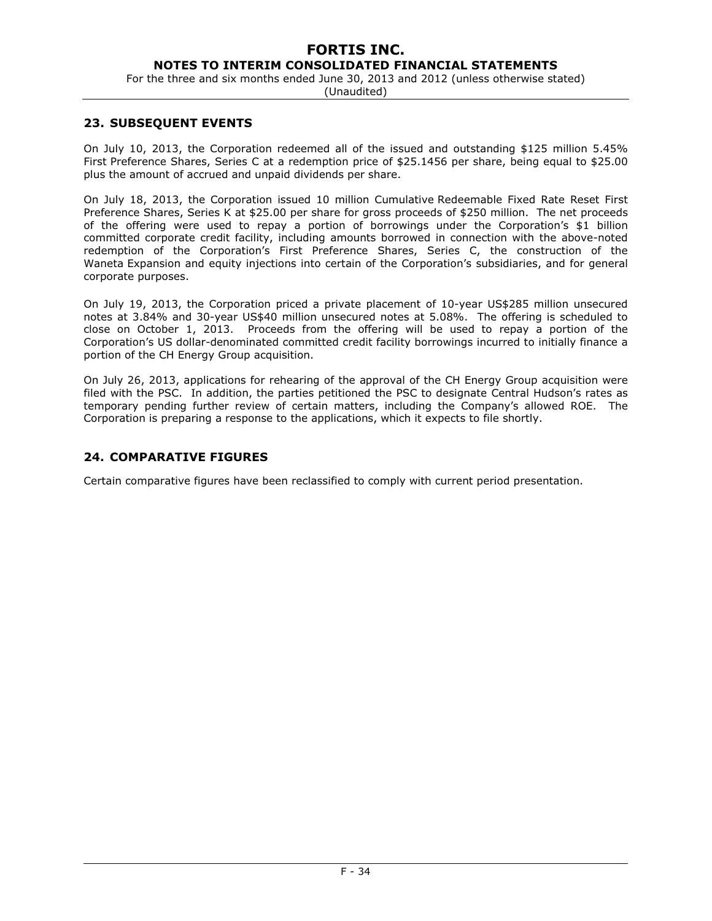## 23. SUBSEQUENT EVENTS

On July 10, 2013, the Corporation redeemed all of the issued and outstanding $125 million 5.45% First Preference Shares, Series C at a redemption price of $25.1456 per share, being equal to $25.00 plus the amount of accrued and unpaid dividends per share.

On July 18, 2013, the Corporation issued 10 million Cumulative Redeemable Fixed Rate Reset First Preference Shares, Series K at $25.00 per share for gross proceeds of $250 million. The net proceeds of the offering were used to repay a portion of borrowings under the Corporation's $1 billion committed corporate credit facility, including amounts borrowed in connection with the above-noted redemption of the Corporation's First Preference Shares, Series C, the construction of the Waneta Expansion and equity injections into certain of the Corporation's subsidiaries, and for general corporate purposes.

On July 19, 2013, the Corporation priced a private placement of 10-year US$285 million unsecured notes at 3.84% and 30-year US$40 million unsecured notes at 5.08%. The offering is scheduled to close on October 1, 2013. Proceeds from the offering will be used to repay a portion of the Corporation's US dollar-denominated committed credit facility borrowings incurred to initially finance a portion of the CH Energy Group acquisition.

On July 26, 2013, applications for rehearing of the approval of the CH Energy Group acquisition were filed with the PSC. In addition, the parties petitioned the PSC to designate Central Hudson's rates as temporary pending further review of certain matters, including the Company's allowed ROE. The Corporation is preparing a response to the applications, which it expects to file shortly.

## 24. COMPARATIVE FIGURES

Certain comparative figures have been reclassified to comply with current period presentation.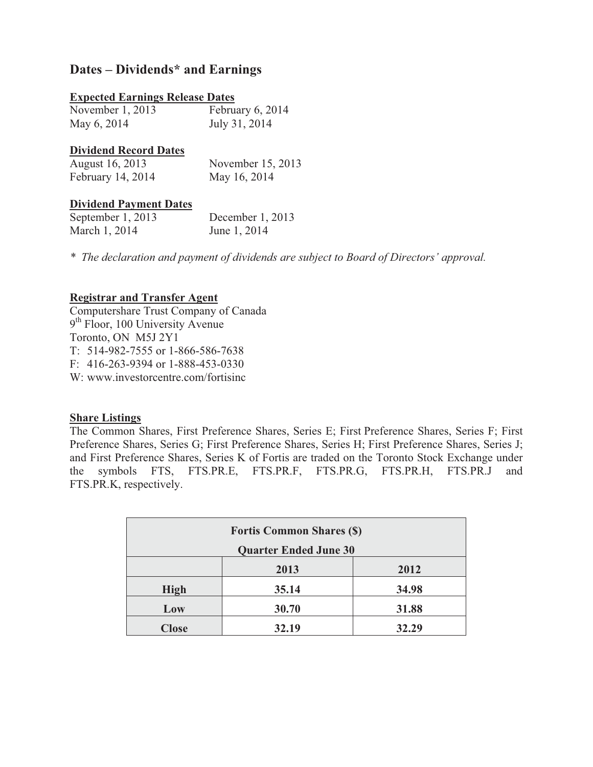## Dates – Dividends* and Earnings

**Expected Earnings Release Dates**

November 1, 2013 February 6, 2014
May 6, 2014 July 31, 2014

**Dividend Record Dates**

August 16, 2013 November 15, 2013
February 14, 2014 May 16, 2014

**Dividend Payment Dates**

September 1, 2013 December 1, 2013
March 1, 2014 June 1, 2014

* *The declaration and payment of dividends are subject to Board of Directors' approval.*

**Registrar and Transfer Agent**

Computershare Trust Company of Canada
9th Floor, 100 University Avenue
Toronto, ON M5J 2Y1
T: 514-982-7555 or 1-866-586-7638
F: 416-263-9394 or 1-888-453-0330
W: www.investorcentre.com/fortisinc

**Share Listings**

The Common Shares, First Preference Shares, Series E; First Preference Shares, Series F; First Preference Shares, Series G; First Preference Shares, Series H; First Preference Shares, Series J; and First Preference Shares, Series K of Fortis are traded on the Toronto Stock Exchange under the symbols FTS, FTS.PR.E, FTS.PR.F, FTS.PR.G, FTS.PR.H, FTS.PR.J and FTS.PR.K, respectively.

| Fortis Common Shares ($) Quarter Ended June 30 | | |
|---|---|---|
| | 2013 | 2012 |
| High | 35.14 | 34.98 |
| Low | 30.70 | 31.88 |
| Close | 32.19 | 32.29 |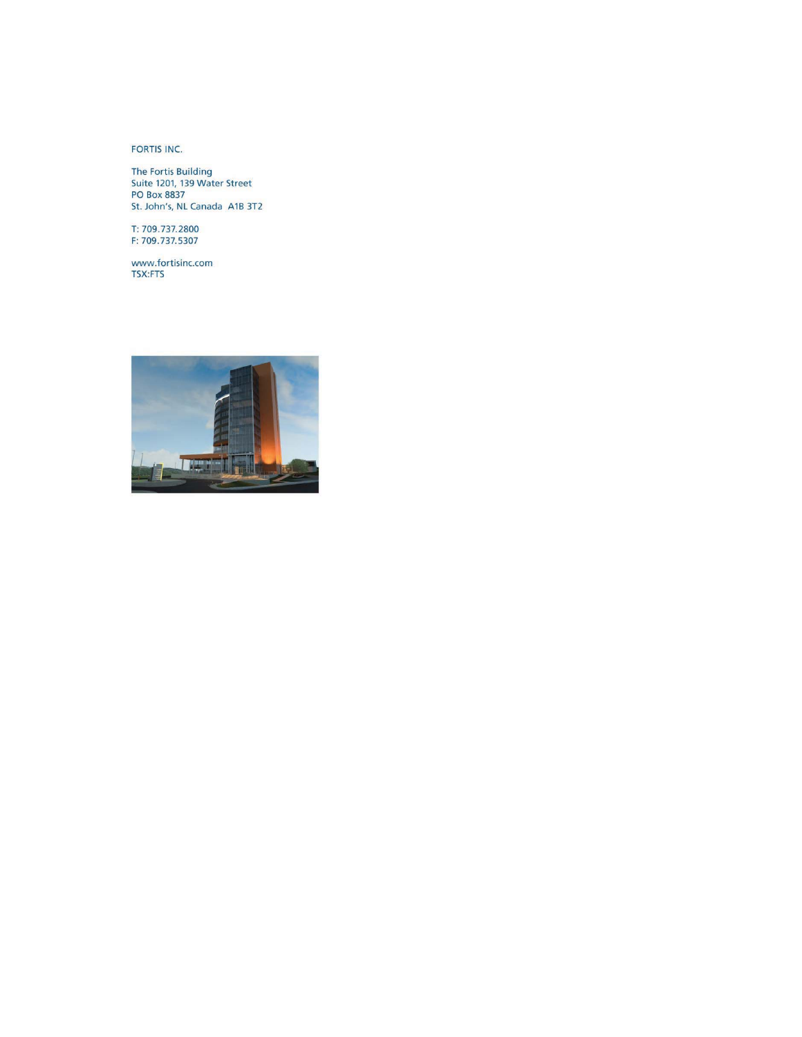FORTIS INC.

The Fortis Building
Suite 1201, 139 Water Street
PO Box 8837
St. John's, NL Canada A1B 3T2

T: 709.737.2800
F: 709.737.5307

www.fortisinc.com
TSX:FTS